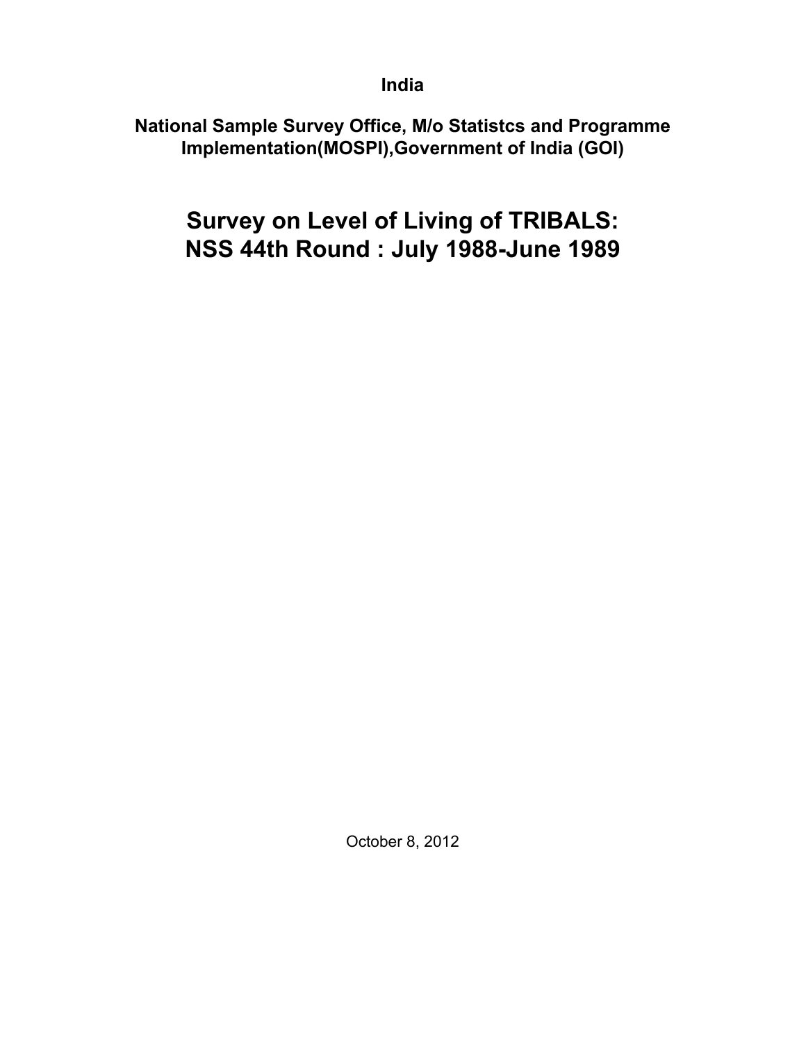**India**

**National Sample Survey Office, M/o Statistcs and Programme Implementation(MOSPI),Government of India (GOI)**

# Survey on Level of Living of TRIBALS: NSS 44th Round : July 1988-June 1989

October 8, 2012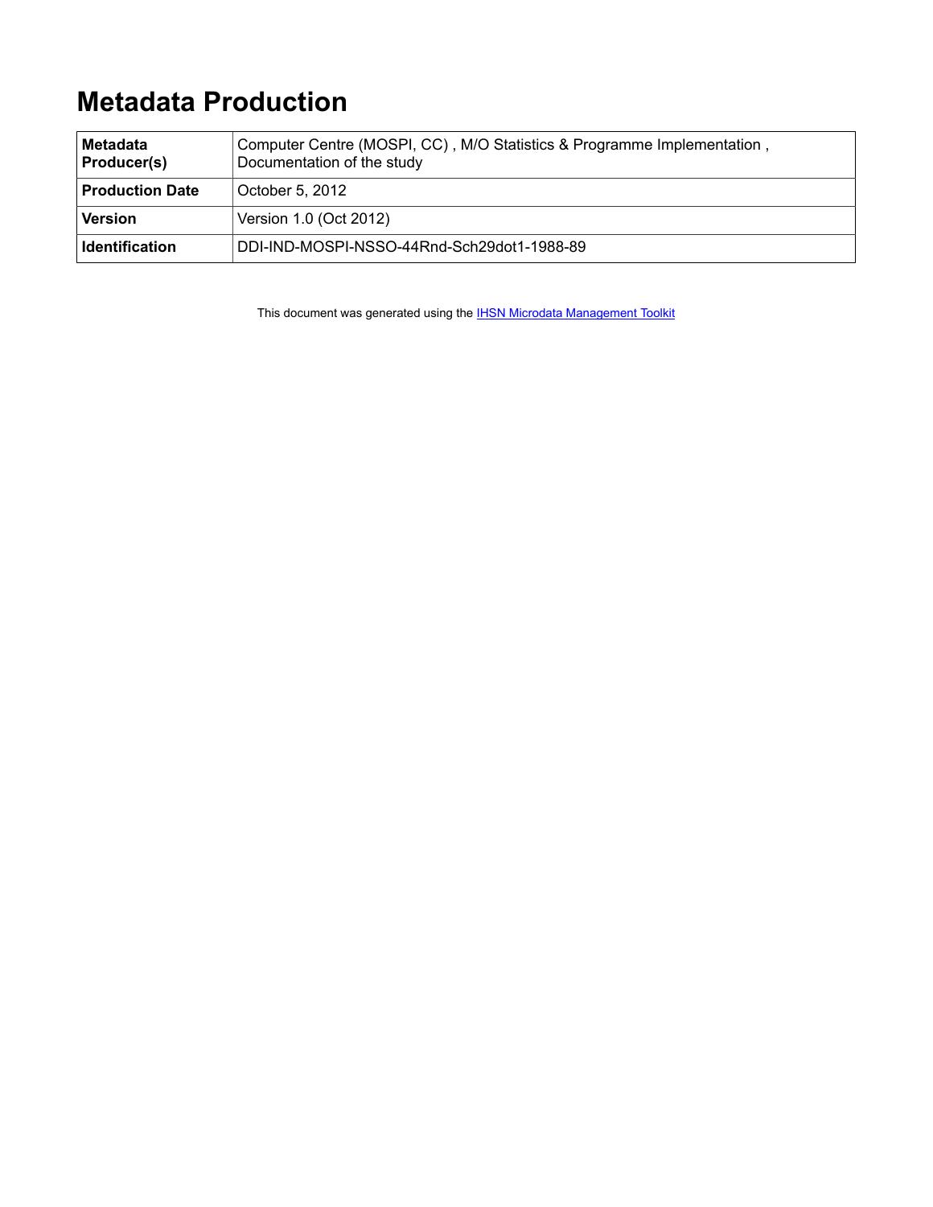# Metadata Production

| | |
|---|---|
| **Metadata Producer(s)** | Computer Centre (MOSPI, CC) , M/O Statistics & Programme Implementation , Documentation of the study |
| **Production Date** | October 5, 2012 |
| **Version** | Version 1.0 (Oct 2012) |
| **Identification** | DDI-IND-MOSPI-NSSO-44Rnd-Sch29dot1-1988-89 |

This document was generated using the [IHSN Microdata Management Toolkit]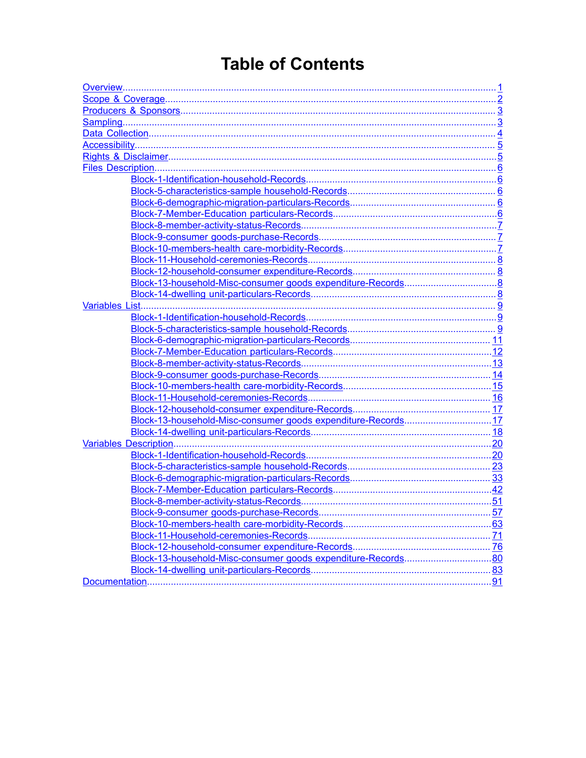# Table of Contents

- Overview ..... 1
- Scope & Coverage ..... 2
- Producers & Sponsors ..... 3
- Sampling ..... 3
- Data Collection ..... 4
- Accessibility ..... 5
- Rights & Disclaimer ..... 5
- Files Description ..... 6
  - Block-1-Identification-household-Records ..... 6
  - Block-5-characteristics-sample household-Records ..... 6
  - Block-6-demographic-migration-particulars-Records ..... 6
  - Block-7-Member-Education particulars-Records ..... 6
  - Block-8-member-activity-status-Records ..... 7
  - Block-9-consumer goods-purchase-Records ..... 7
  - Block-10-members-health care-morbidity-Records ..... 7
  - Block-11-Household-ceremonies-Records ..... 8
  - Block-12-household-consumer expenditure-Records ..... 8
  - Block-13-household-Misc-consumer goods expenditure-Records ..... 8
  - Block-14-dwelling unit-particulars-Records ..... 8
- Variables List ..... 9
  - Block-1-Identification-household-Records ..... 9
  - Block-5-characteristics-sample household-Records ..... 9
  - Block-6-demographic-migration-particulars-Records ..... 11
  - Block-7-Member-Education particulars-Records ..... 12
  - Block-8-member-activity-status-Records ..... 13
  - Block-9-consumer goods-purchase-Records ..... 14
  - Block-10-members-health care-morbidity-Records ..... 15
  - Block-11-Household-ceremonies-Records ..... 16
  - Block-12-household-consumer expenditure-Records ..... 17
  - Block-13-household-Misc-consumer goods expenditure-Records ..... 17
  - Block-14-dwelling unit-particulars-Records ..... 18
- Variables Description ..... 20
  - Block-1-Identification-household-Records ..... 20
  - Block-5-characteristics-sample household-Records ..... 23
  - Block-6-demographic-migration-particulars-Records ..... 33
  - Block-7-Member-Education particulars-Records ..... 42
  - Block-8-member-activity-status-Records ..... 51
  - Block-9-consumer goods-purchase-Records ..... 57
  - Block-10-members-health care-morbidity-Records ..... 63
  - Block-11-Household-ceremonies-Records ..... 71
  - Block-12-household-consumer expenditure-Records ..... 76
  - Block-13-household-Misc-consumer goods expenditure-Records ..... 80
  - Block-14-dwelling unit-particulars-Records ..... 83
- Documentation ..... 91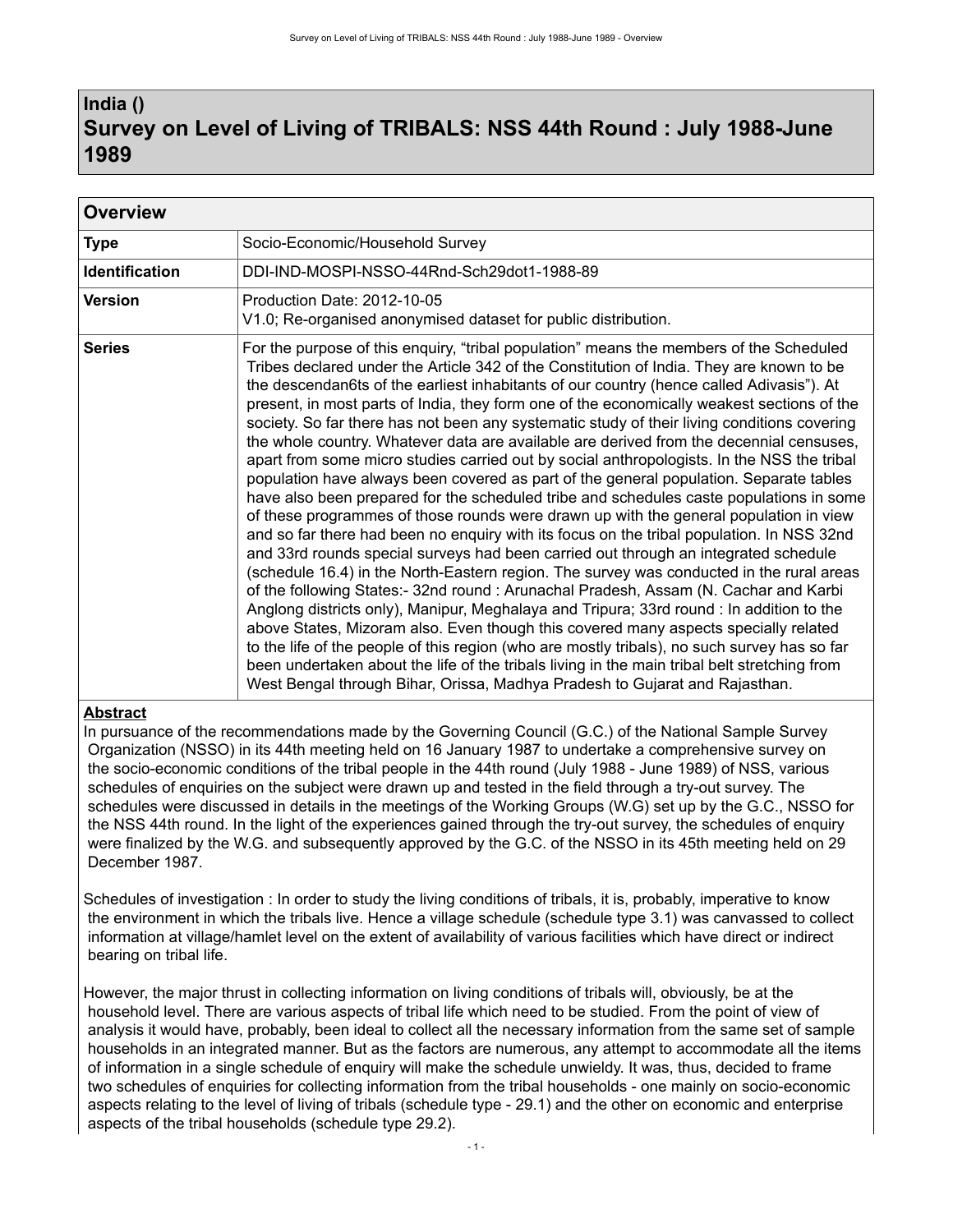# India ()

# Survey on Level of Living of TRIBALS: NSS 44th Round : July 1988-June 1989

## Overview

| | |
|---|---|
| **Type** | Socio-Economic/Household Survey |
| **Identification** | DDI-IND-MOSPI-NSSO-44Rnd-Sch29dot1-1988-89 |
| **Version** | Production Date: 2012-10-05<br>V1.0; Re-organised anonymised dataset for public distribution. |
| **Series** | For the purpose of this enquiry, “tribal population” means the members of the Scheduled Tribes declared under the Article 342 of the Constitution of India. They are known to be the descendan6ts of the earliest inhabitants of our country (hence called Adivasis”). At present, in most parts of India, they form one of the economically weakest sections of the society. So far there has not been any systematic study of their living conditions covering the whole country. Whatever data are available are derived from the decennial censuses, apart from some micro studies carried out by social anthropologists. In the NSS the tribal population have always been covered as part of the general population. Separate tables have also been prepared for the scheduled tribe and schedules caste populations in some of these programmes of those rounds were drawn up with the general population in view and so far there had been no enquiry with its focus on the tribal population. In NSS 32nd and 33rd rounds special surveys had been carried out through an integrated schedule (schedule 16.4) in the North-Eastern region. The survey was conducted in the rural areas of the following States:- 32nd round : Arunachal Pradesh, Assam (N. Cachar and Karbi Anglong districts only), Manipur, Meghalaya and Tripura; 33rd round : In addition to the above States, Mizoram also. Even though this covered many aspects specially related to the life of the people of this region (who are mostly tribals), no such survey has so far been undertaken about the life of the tribals living in the main tribal belt stretching from West Bengal through Bihar, Orissa, Madhya Pradesh to Gujarat and Rajasthan. |

**Abstract**

In pursuance of the recommendations made by the Governing Council (G.C.) of the National Sample Survey Organization (NSSO) in its 44th meeting held on 16 January 1987 to undertake a comprehensive survey on the socio-economic conditions of the tribal people in the 44th round (July 1988 - June 1989) of NSS, various schedules of enquiries on the subject were drawn up and tested in the field through a try-out survey. The schedules were discussed in details in the meetings of the Working Groups (W.G) set up by the G.C., NSSO for the NSS 44th round. In the light of the experiences gained through the try-out survey, the schedules of enquiry were finalized by the W.G. and subsequently approved by the G.C. of the NSSO in its 45th meeting held on 29 December 1987.

Schedules of investigation : In order to study the living conditions of tribals, it is, probably, imperative to know the environment in which the tribals live. Hence a village schedule (schedule type 3.1) was canvassed to collect information at village/hamlet level on the extent of availability of various facilities which have direct or indirect bearing on tribal life.

However, the major thrust in collecting information on living conditions of tribals will, obviously, be at the household level. There are various aspects of tribal life which need to be studied. From the point of view of analysis it would have, probably, been ideal to collect all the necessary information from the same set of sample households in an integrated manner. But as the factors are numerous, any attempt to accommodate all the items of information in a single schedule of enquiry will make the schedule unwieldy. It was, thus, decided to frame two schedules of enquiries for collecting information from the tribal households - one mainly on socio-economic aspects relating to the level of living of tribals (schedule type - 29.1) and the other on economic and enterprise aspects of the tribal households (schedule type 29.2).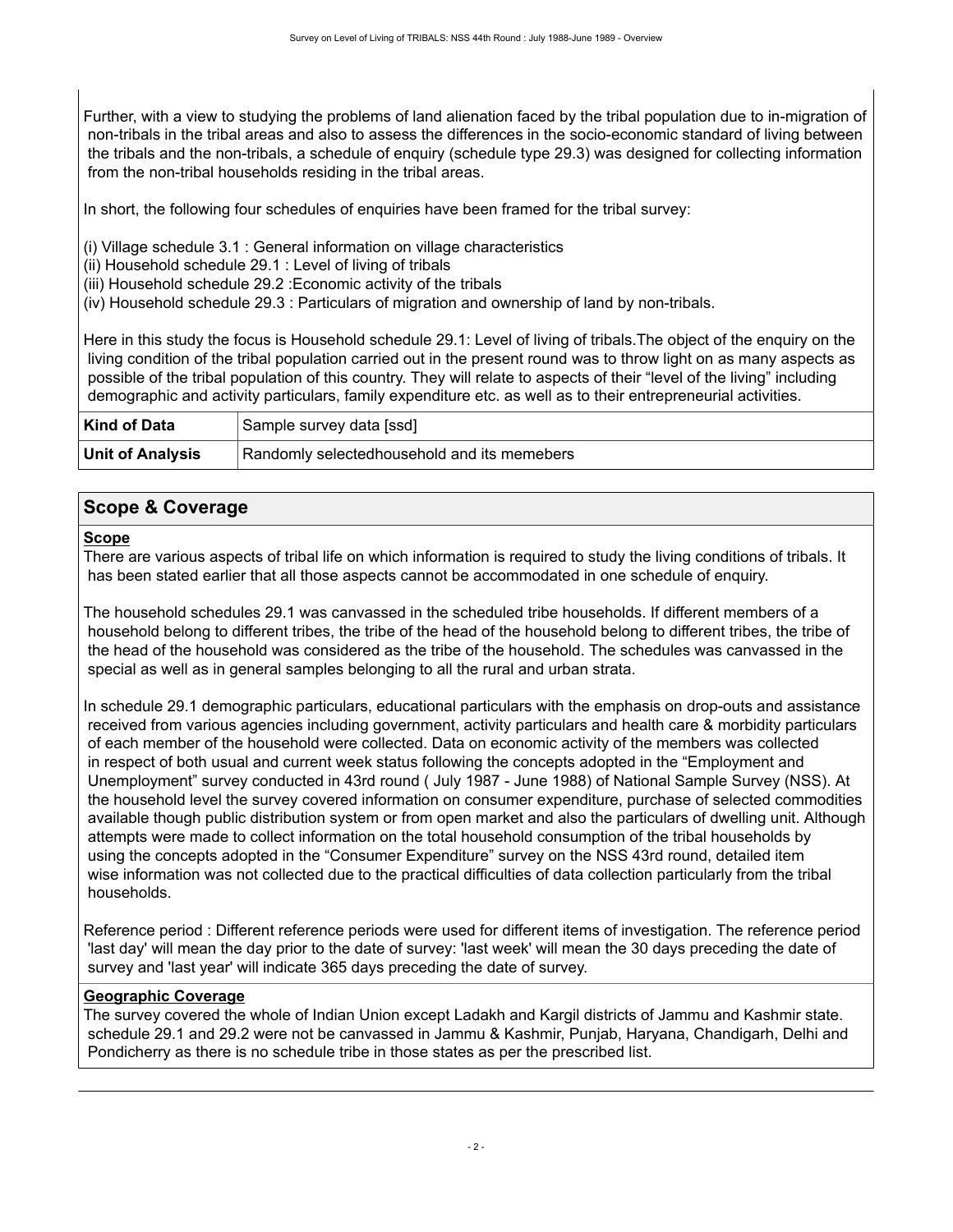Further, with a view to studying the problems of land alienation faced by the tribal population due to in-migration of non-tribals in the tribal areas and also to assess the differences in the socio-economic standard of living between the tribals and the non-tribals, a schedule of enquiry (schedule type 29.3) was designed for collecting information from the non-tribal households residing in the tribal areas.

In short, the following four schedules of enquiries have been framed for the tribal survey:

(i) Village schedule 3.1 : General information on village characteristics
(ii) Household schedule 29.1 : Level of living of tribals
(iii) Household schedule 29.2 :Economic activity of the tribals
(iv) Household schedule 29.3 : Particulars of migration and ownership of land by non-tribals.

Here in this study the focus is Household schedule 29.1: Level of living of tribals.The object of the enquiry on the living condition of the tribal population carried out in the present round was to throw light on as many aspects as possible of the tribal population of this country. They will relate to aspects of their "level of the living" including demographic and activity particulars, family expenditure etc. as well as to their entrepreneurial activities.

| | |
|---|---|
| **Kind of Data** | Sample survey data [ssd] |
| **Unit of Analysis** | Randomly selectedhousehold and its memebers |

## Scope & Coverage

**Scope**

There are various aspects of tribal life on which information is required to study the living conditions of tribals. It has been stated earlier that all those aspects cannot be accommodated in one schedule of enquiry.

The household schedules 29.1 was canvassed in the scheduled tribe households. If different members of a household belong to different tribes, the tribe of the head of the household belong to different tribes, the tribe of the head of the household was considered as the tribe of the household. The schedules was canvassed in the special as well as in general samples belonging to all the rural and urban strata.

In schedule 29.1 demographic particulars, educational particulars with the emphasis on drop-outs and assistance received from various agencies including government, activity particulars and health care & morbidity particulars of each member of the household were collected. Data on economic activity of the members was collected in respect of both usual and current week status following the concepts adopted in the "Employment and Unemployment" survey conducted in 43rd round ( July 1987 - June 1988) of National Sample Survey (NSS). At the household level the survey covered information on consumer expenditure, purchase of selected commodities available though public distribution system or from open market and also the particulars of dwelling unit. Although attempts were made to collect information on the total household consumption of the tribal households by using the concepts adopted in the "Consumer Expenditure" survey on the NSS 43rd round, detailed item wise information was not collected due to the practical difficulties of data collection particularly from the tribal households.

Reference period : Different reference periods were used for different items of investigation. The reference period 'last day' will mean the day prior to the date of survey: 'last week' will mean the 30 days preceding the date of survey and 'last year' will indicate 365 days preceding the date of survey.

**Geographic Coverage**

The survey covered the whole of Indian Union except Ladakh and Kargil districts of Jammu and Kashmir state. schedule 29.1 and 29.2 were not be canvassed in Jammu & Kashmir, Punjab, Haryana, Chandigarh, Delhi and Pondicherry as there is no schedule tribe in those states as per the prescribed list.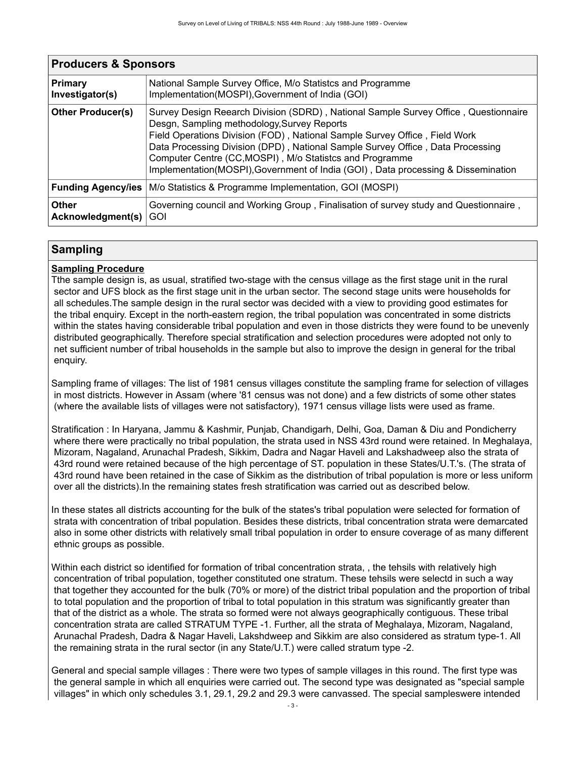## Producers & Sponsors

| | |
|---|---|
| **Primary Investigator(s)** | National Sample Survey Office, M/o Statistcs and Programme Implementation(MOSPI),Government of India (GOI) |
| **Other Producer(s)** | Survey Design Reearch Division (SDRD) , National Sample Survey Office , Questionnaire Desgn, Sampling methodology,Survey Reports<br>Field Operations Division (FOD) , National Sample Survey Office , Field Work<br>Data Processing Division (DPD) , National Sample Survey Office , Data Processing<br>Computer Centre (CC,MOSPI) , M/o Statistcs and Programme Implementation(MOSPI),Government of India (GOI) , Data processing & Dissemination |
| **Funding Agency/ies** | M/o Statistics & Programme Implementation, GOI (MOSPI) |
| **Other Acknowledgment(s)** | Governing council and Working Group , Finalisation of survey study and Questionnaire , GOI |

## Sampling

**Sampling Procedure**

Tthe sample design is, as usual, stratified two-stage with the census village as the first stage unit in the rural sector and UFS block as the first stage unit in the urban sector. The second stage units were households for all schedules.The sample design in the rural sector was decided with a view to providing good estimates for the tribal enquiry. Except in the north-eastern region, the tribal population was concentrated in some districts within the states having considerable tribal population and even in those districts they were found to be unevenly distributed geographically. Therefore special stratification and selection procedures were adopted not only to net sufficient number of tribal households in the sample but also to improve the design in general for the tribal enquiry.

Sampling frame of villages: The list of 1981 census villages constitute the sampling frame for selection of villages in most districts. However in Assam (where '81 census was not done) and a few districts of some other states (where the available lists of villages were not satisfactory), 1971 census village lists were used as frame.

Stratification : In Haryana, Jammu & Kashmir, Punjab, Chandigarh, Delhi, Goa, Daman & Diu and Pondicherry where there were practically no tribal population, the strata used in NSS 43rd round were retained. In Meghalaya, Mizoram, Nagaland, Arunachal Pradesh, Sikkim, Dadra and Nagar Haveli and Lakshadweep also the strata of 43rd round were retained because of the high percentage of ST. population in these States/U.T.'s. (The strata of 43rd round have been retained in the case of Sikkim as the distribution of tribal population is more or less uniform over all the districts).In the remaining states fresh stratification was carried out as described below.

In these states all districts accounting for the bulk of the states's tribal population were selected for formation of strata with concentration of tribal population. Besides these districts, tribal concentration strata were demarcated also in some other districts with relatively small tribal population in order to ensure coverage of as many different ethnic groups as possible.

Within each district so identified for formation of tribal concentration strata, , the tehsils with relatively high concentration of tribal population, together constituted one stratum. These tehsils were selectd in such a way that together they accounted for the bulk (70% or more) of the district tribal population and the proportion of tribal to total population and the proportion of tribal to total population in this stratum was significantly greater than that of the district as a whole. The strata so formed were not always geographically contiguous. These tribal concentration strata are called STRATUM TYPE -1. Further, all the strata of Meghalaya, Mizoram, Nagaland, Arunachal Pradesh, Dadra & Nagar Haveli, Lakshdweep and Sikkim are also considered as stratum type-1. All the remaining strata in the rural sector (in any State/U.T.) were called stratum type -2.

General and special sample villages : There were two types of sample villages in this round. The first type was the general sample in which all enquiries were carried out. The second type was designated as "special sample villages" in which only schedules 3.1, 29.1, 29.2 and 29.3 were canvassed. The special sampleswere intended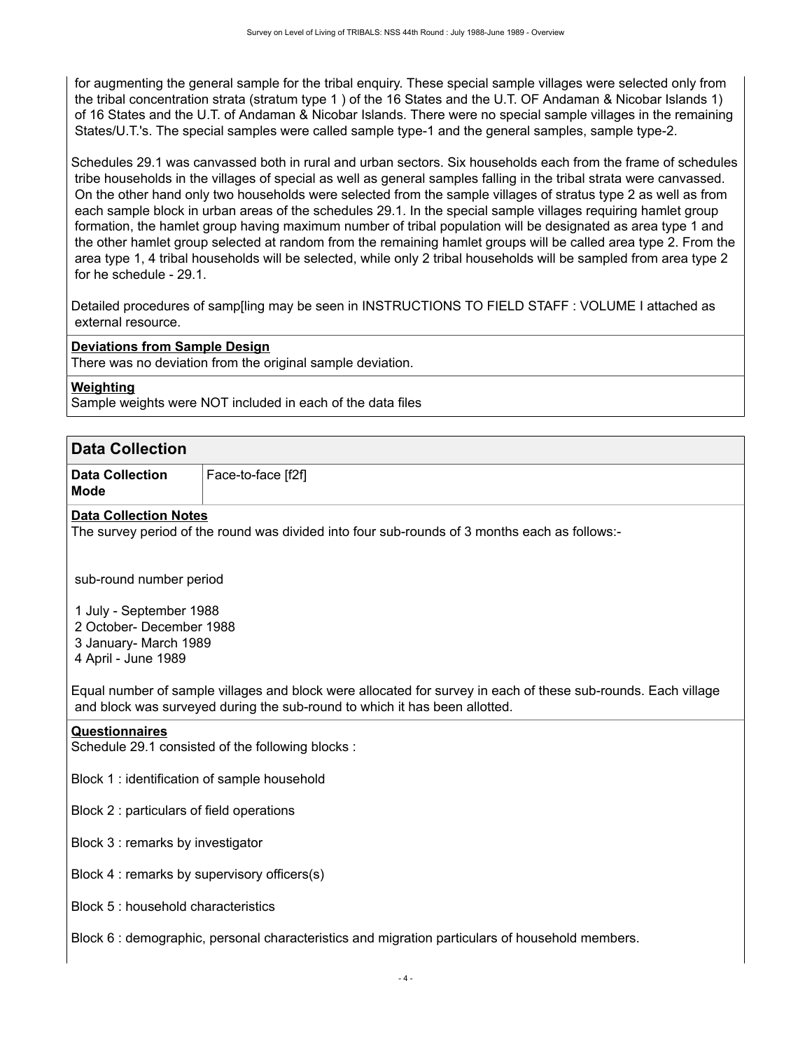for augmenting the general sample for the tribal enquiry. These special sample villages were selected only from the tribal concentration strata (stratum type 1 ) of the 16 States and the U.T. OF Andaman & Nicobar Islands 1) of 16 States and the U.T. of Andaman & Nicobar Islands. There were no special sample villages in the remaining States/U.T.'s. The special samples were called sample type-1 and the general samples, sample type-2.

Schedules 29.1 was canvassed both in rural and urban sectors. Six households each from the frame of schedules tribe households in the villages of special as well as general samples falling in the tribal strata were canvassed. On the other hand only two households were selected from the sample villages of stratus type 2 as well as from each sample block in urban areas of the schedules 29.1. In the special sample villages requiring hamlet group formation, the hamlet group having maximum number of tribal population will be designated as area type 1 and the other hamlet group selected at random from the remaining hamlet groups will be called area type 2. From the area type 1, 4 tribal households will be selected, while only 2 tribal households will be sampled from area type 2 for he schedule - 29.1.

Detailed procedures of samp[ling may be seen in INSTRUCTIONS TO FIELD STAFF : VOLUME I attached as external resource.

**Deviations from Sample Design**

There was no deviation from the original sample deviation.

**Weighting**

Sample weights were NOT included in each of the data files

## Data Collection

| | |
|---|---|
| **Data Collection Mode** | Face-to-face [f2f] |

**Data Collection Notes**

The survey period of the round was divided into four sub-rounds of 3 months each as follows:-

sub-round number period

1 July - September 1988
2 October- December 1988
3 January- March 1989
4 April - June 1989

Equal number of sample villages and block were allocated for survey in each of these sub-rounds. Each village and block was surveyed during the sub-round to which it has been allotted.

**Questionnaires**

Schedule 29.1 consisted of the following blocks :

Block 1 : identification of sample household

Block 2 : particulars of field operations

Block 3 : remarks by investigator

Block 4 : remarks by supervisory officers(s)

Block 5 : household characteristics

Block 6 : demographic, personal characteristics and migration particulars of household members.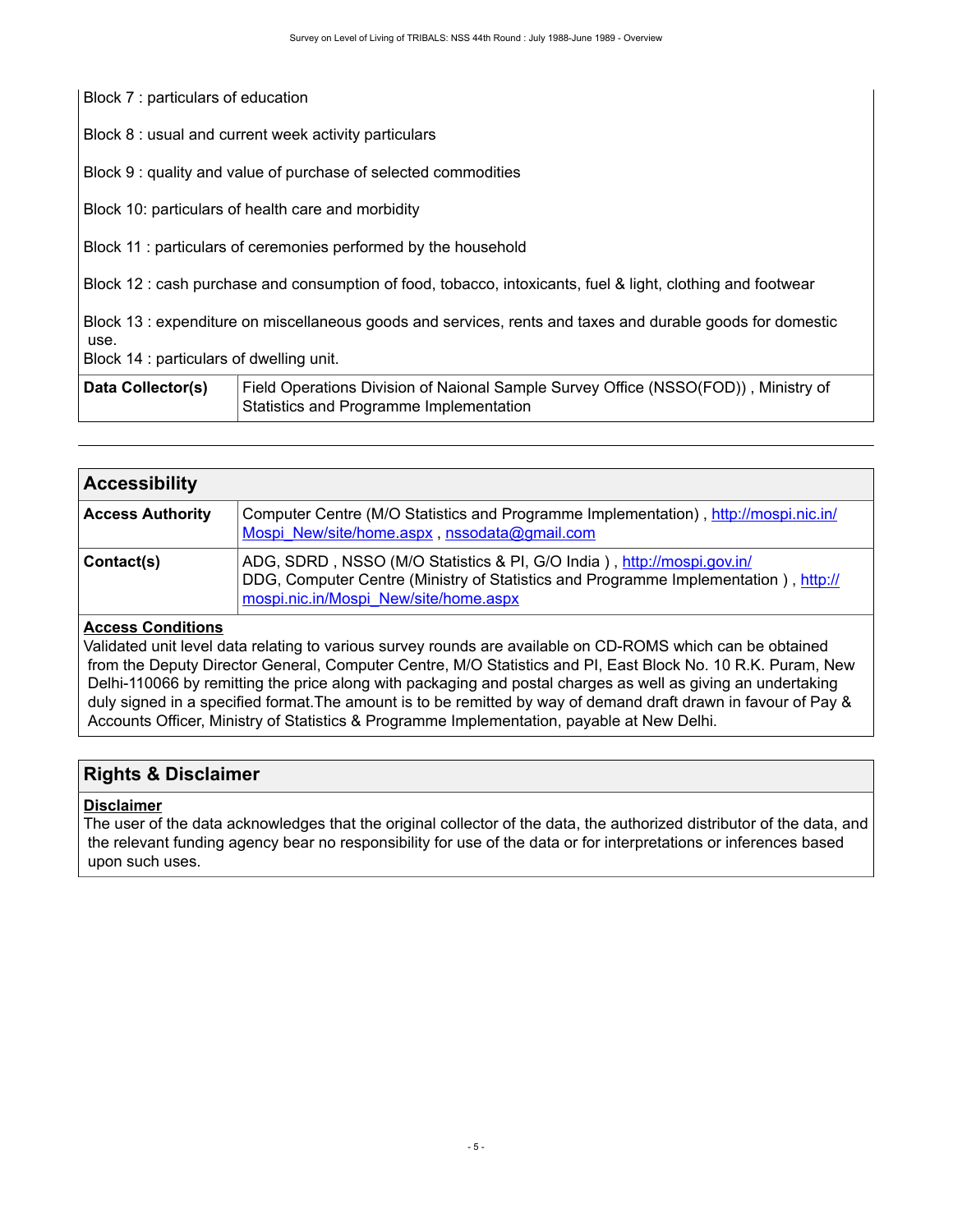Block 7 : particulars of education

Block 8 : usual and current week activity particulars

Block 9 : quality and value of purchase of selected commodities

Block 10: particulars of health care and morbidity

Block 11 : particulars of ceremonies performed by the household

Block 12 : cash purchase and consumption of food, tobacco, intoxicants, fuel & light, clothing and footwear

Block 13 : expenditure on miscellaneous goods and services, rents and taxes and durable goods for domestic use.
Block 14 : particulars of dwelling unit.

| | |
|---|---|
| **Data Collector(s)** | Field Operations Division of Naional Sample Survey Office (NSSO(FOD)) , Ministry of Statistics and Programme Implementation |

## Accessibility

| | |
|---|---|
| **Access Authority** | Computer Centre (M/O Statistics and Programme Implementation) , http://mospi.nic.in/Mospi_New/site/home.aspx , nssodata@gmail.com |
| **Contact(s)** | ADG, SDRD , NSSO (M/O Statistics & PI, G/O India ) , http://mospi.gov.in/<br>DDG, Computer Centre (Ministry of Statistics and Programme Implementation ) , http://mospi.nic.in/Mospi_New/site/home.aspx |

**Access Conditions**
Validated unit level data relating to various survey rounds are available on CD-ROMS which can be obtained from the Deputy Director General, Computer Centre, M/O Statistics and PI, East Block No. 10 R.K. Puram, New Delhi-110066 by remitting the price along with packaging and postal charges as well as giving an undertaking duly signed in a specified format.The amount is to be remitted by way of demand draft drawn in favour of Pay & Accounts Officer, Ministry of Statistics & Programme Implementation, payable at New Delhi.

## Rights & Disclaimer

**Disclaimer**
The user of the data acknowledges that the original collector of the data, the authorized distributor of the data, and the relevant funding agency bear no responsibility for use of the data or for interpretations or inferences based upon such uses.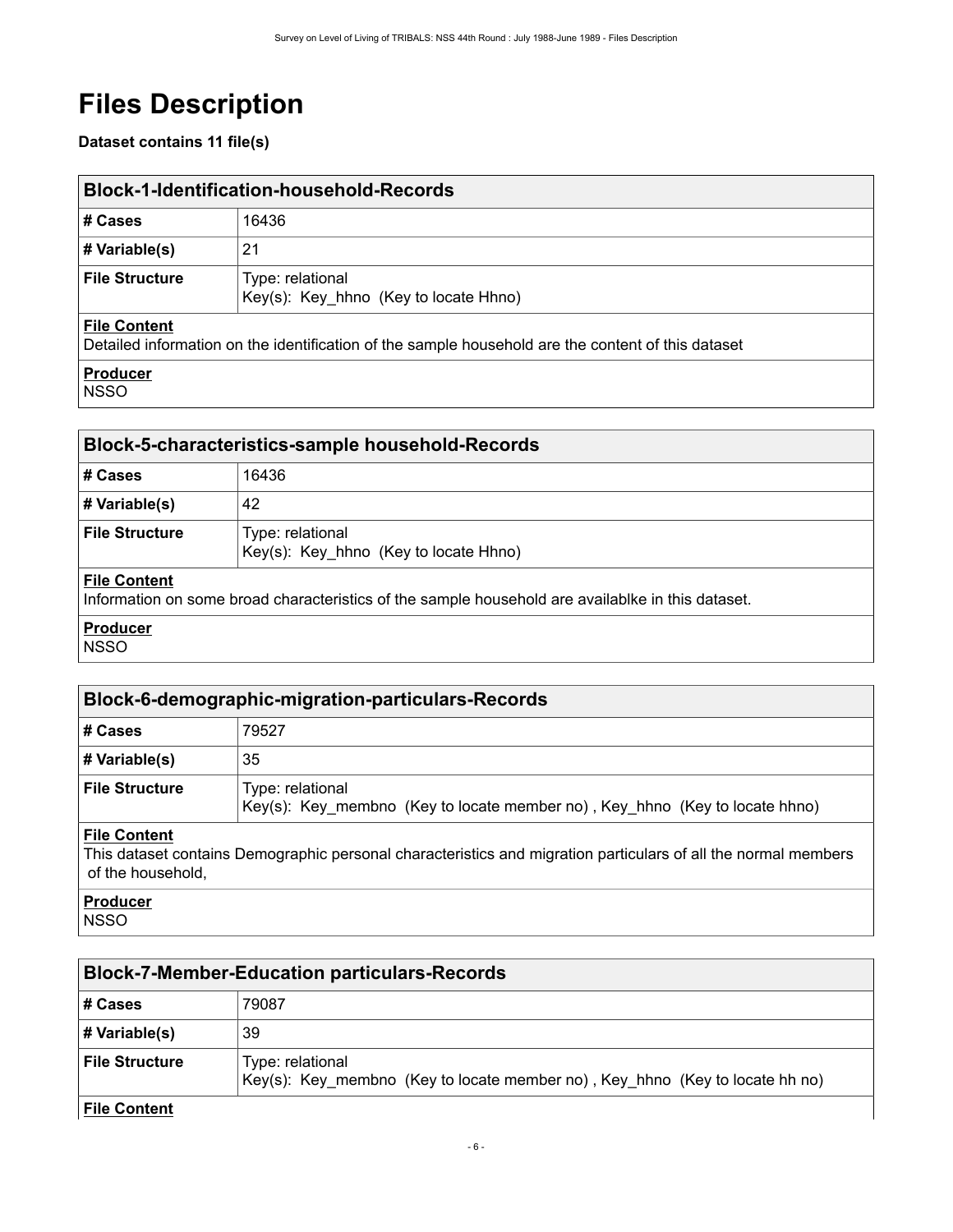# Files Description

**Dataset contains 11 file(s)**

## Block-1-Identification-household-Records

| | |
|---|---|
| **# Cases** | 16436 |
| **# Variable(s)** | 21 |
| **File Structure** | Type: relational<br>Key(s): Key_hhno (Key to locate Hhno) |

**File Content**

Detailed information on the identification of the sample household are the content of this dataset

**Producer**

NSSO

## Block-5-characteristics-sample household-Records

| | |
|---|---|
| **# Cases** | 16436 |
| **# Variable(s)** | 42 |
| **File Structure** | Type: relational<br>Key(s): Key_hhno (Key to locate Hhno) |

**File Content**

Information on some broad characteristics of the sample household are availablke in this dataset.

**Producer**

NSSO

## Block-6-demographic-migration-particulars-Records

| | |
|---|---|
| **# Cases** | 79527 |
| **# Variable(s)** | 35 |
| **File Structure** | Type: relational<br>Key(s): Key_membno (Key to locate member no) , Key_hhno (Key to locate hhno) |

**File Content**

This dataset contains Demographic personal characteristics and migration particulars of all the normal members of the household,

**Producer**

NSSO

## Block-7-Member-Education particulars-Records

| | |
|---|---|
| **# Cases** | 79087 |
| **# Variable(s)** | 39 |
| **File Structure** | Type: relational<br>Key(s): Key_membno (Key to locate member no) , Key_hhno (Key to locate hh no) |

**File Content**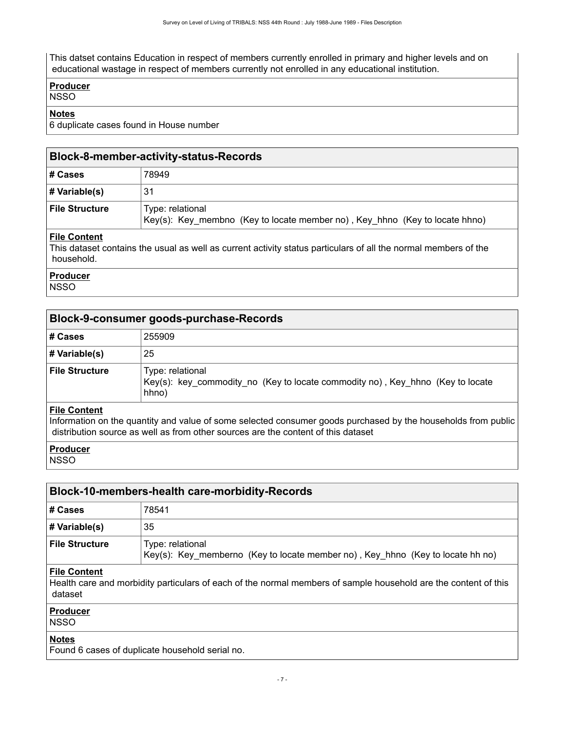This datset contains Education in respect of members currently enrolled in primary and higher levels and on educational wastage in respect of members currently not enrolled in any educational institution.

**Producer**

NSSO

**Notes**

6 duplicate cases found in House number

## Block-8-member-activity-status-Records

| | |
|---|---|
| **# Cases** | 78949 |
| **# Variable(s)** | 31 |
| **File Structure** | Type: relational<br>Key(s): Key_membno (Key to locate member no) , Key_hhno (Key to locate hhno) |

**File Content**

This dataset contains the usual as well as current activity status particulars of all the normal members of the household.

**Producer**

NSSO

## Block-9-consumer goods-purchase-Records

| | |
|---|---|
| **# Cases** | 255909 |
| **# Variable(s)** | 25 |
| **File Structure** | Type: relational<br>Key(s): key_commodity_no (Key to locate commodity no) , Key_hhno (Key to locate hhno) |

**File Content**

Information on the quantity and value of some selected consumer goods purchased by the households from public distribution source as well as from other sources are the content of this dataset

**Producer**

NSSO

## Block-10-members-health care-morbidity-Records

| | |
|---|---|
| **# Cases** | 78541 |
| **# Variable(s)** | 35 |
| **File Structure** | Type: relational<br>Key(s): Key_memberno (Key to locate member no) , Key_hhno (Key to locate hh no) |

**File Content**

Health care and morbidity particulars of each of the normal members of sample household are the content of this dataset

**Producer**

NSSO

**Notes**

Found 6 cases of duplicate household serial no.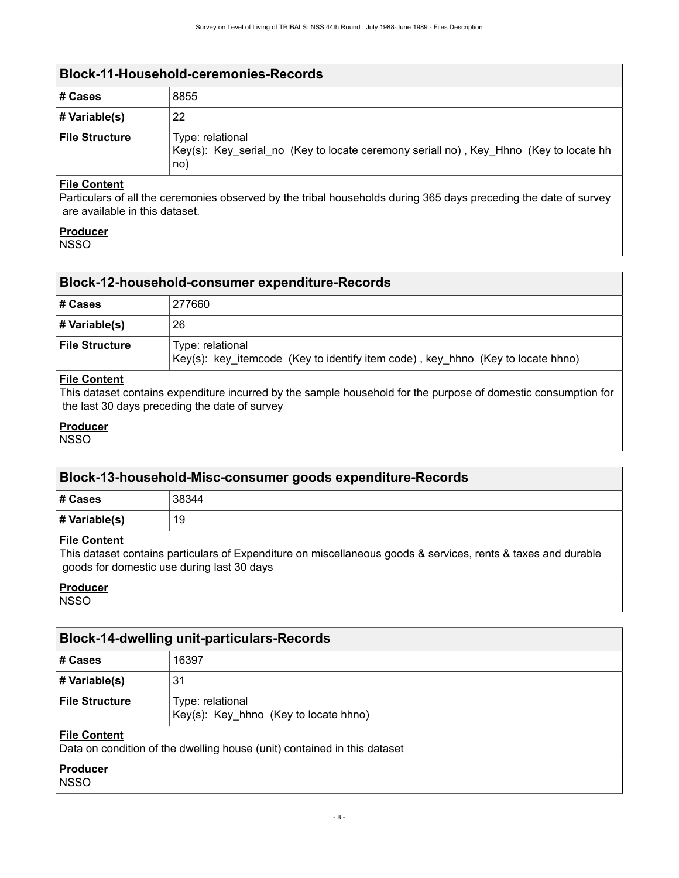## Block-11-Household-ceremonies-Records

| | |
|---|---|
| **# Cases** | 8855 |
| **# Variable(s)** | 22 |
| **File Structure** | Type: relational<br>Key(s): Key_serial_no (Key to locate ceremony seriall no) , Key_Hhno (Key to locate hh no) |

**File Content**

Particulars of all the ceremonies observed by the tribal households during 365 days preceding the date of survey are available in this dataset.

**Producer**

NSSO

## Block-12-household-consumer expenditure-Records

| | |
|---|---|
| **# Cases** | 277660 |
| **# Variable(s)** | 26 |
| **File Structure** | Type: relational<br>Key(s): key_itemcode (Key to identify item code) , key_hhno (Key to locate hhno) |

**File Content**

This dataset contains expenditure incurred by the sample household for the purpose of domestic consumption for the last 30 days preceding the date of survey

**Producer**

NSSO

## Block-13-household-Misc-consumer goods expenditure-Records

| | |
|---|---|
| **# Cases** | 38344 |
| **# Variable(s)** | 19 |

**File Content**

This dataset contains particulars of Expenditure on miscellaneous goods & services, rents & taxes and durable goods for domestic use during last 30 days

**Producer**

NSSO

## Block-14-dwelling unit-particulars-Records

| | |
|---|---|
| **# Cases** | 16397 |
| **# Variable(s)** | 31 |
| **File Structure** | Type: relational<br>Key(s): Key_hhno (Key to locate hhno) |

**File Content**

Data on condition of the dwelling house (unit) contained in this dataset

**Producer**

NSSO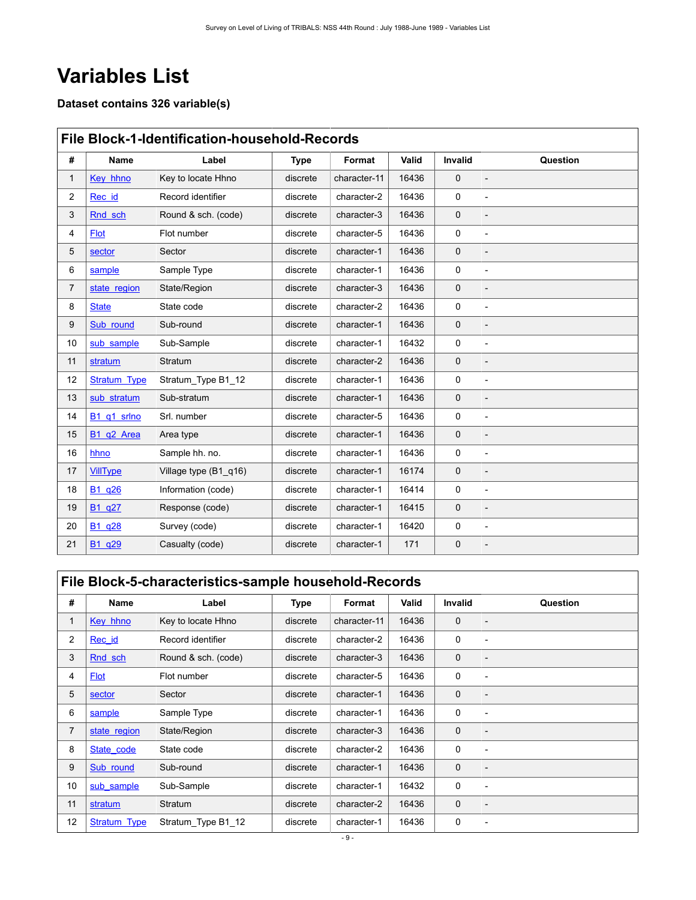# Variables List

### Dataset contains 326 variable(s)

## File Block-1-Identification-household-Records

| # | Name | Label | Type | Format | Valid | Invalid | Question |
|---|---|---|---|---|---|---|---|
| 1 | Key_hhno | Key to locate Hhno | discrete | character-11 | 16436 | 0 | - |
| 2 | Rec_id | Record identifier | discrete | character-2 | 16436 | 0 | - |
| 3 | Rnd_sch | Round & sch. (code) | discrete | character-3 | 16436 | 0 | - |
| 4 | Flot | Flot number | discrete | character-5 | 16436 | 0 | - |
| 5 | sector | Sector | discrete | character-1 | 16436 | 0 | - |
| 6 | sample | Sample Type | discrete | character-1 | 16436 | 0 | - |
| 7 | state_region | State/Region | discrete | character-3 | 16436 | 0 | - |
| 8 | State | State code | discrete | character-2 | 16436 | 0 | - |
| 9 | Sub_round | Sub-round | discrete | character-1 | 16436 | 0 | - |
| 10 | sub_sample | Sub-Sample | discrete | character-1 | 16432 | 0 | - |
| 11 | stratum | Stratum | discrete | character-2 | 16436 | 0 | - |
| 12 | Stratum_Type | Stratum_Type B1_12 | discrete | character-1 | 16436 | 0 | - |
| 13 | sub_stratum | Sub-stratum | discrete | character-1 | 16436 | 0 | - |
| 14 | B1_q1_srlno | Srl. number | discrete | character-5 | 16436 | 0 | - |
| 15 | B1_q2_Area | Area type | discrete | character-1 | 16436 | 0 | - |
| 16 | hhno | Sample hh. no. | discrete | character-1 | 16436 | 0 | - |
| 17 | VillType | Village type (B1_q16) | discrete | character-1 | 16174 | 0 | - |
| 18 | B1_q26 | Information (code) | discrete | character-1 | 16414 | 0 | - |
| 19 | B1_q27 | Response (code) | discrete | character-1 | 16415 | 0 | - |
| 20 | B1_q28 | Survey (code) | discrete | character-1 | 16420 | 0 | - |
| 21 | B1_q29 | Casualty (code) | discrete | character-1 | 171 | 0 | - |

## File Block-5-characteristics-sample household-Records

| # | Name | Label | Type | Format | Valid | Invalid | Question |
|---|---|---|---|---|---|---|---|
| 1 | Key_hhno | Key to locate Hhno | discrete | character-11 | 16436 | 0 | - |
| 2 | Rec_id | Record identifier | discrete | character-2 | 16436 | 0 | - |
| 3 | Rnd_sch | Round & sch. (code) | discrete | character-3 | 16436 | 0 | - |
| 4 | Flot | Flot number | discrete | character-5 | 16436 | 0 | - |
| 5 | sector | Sector | discrete | character-1 | 16436 | 0 | - |
| 6 | sample | Sample Type | discrete | character-1 | 16436 | 0 | - |
| 7 | state_region | State/Region | discrete | character-3 | 16436 | 0 | - |
| 8 | State_code | State code | discrete | character-2 | 16436 | 0 | - |
| 9 | Sub_round | Sub-round | discrete | character-1 | 16436 | 0 | - |
| 10 | sub_sample | Sub-Sample | discrete | character-1 | 16432 | 0 | - |
| 11 | stratum | Stratum | discrete | character-2 | 16436 | 0 | - |
| 12 | Stratum_Type | Stratum_Type B1_12 | discrete | character-1 | 16436 | 0 | - |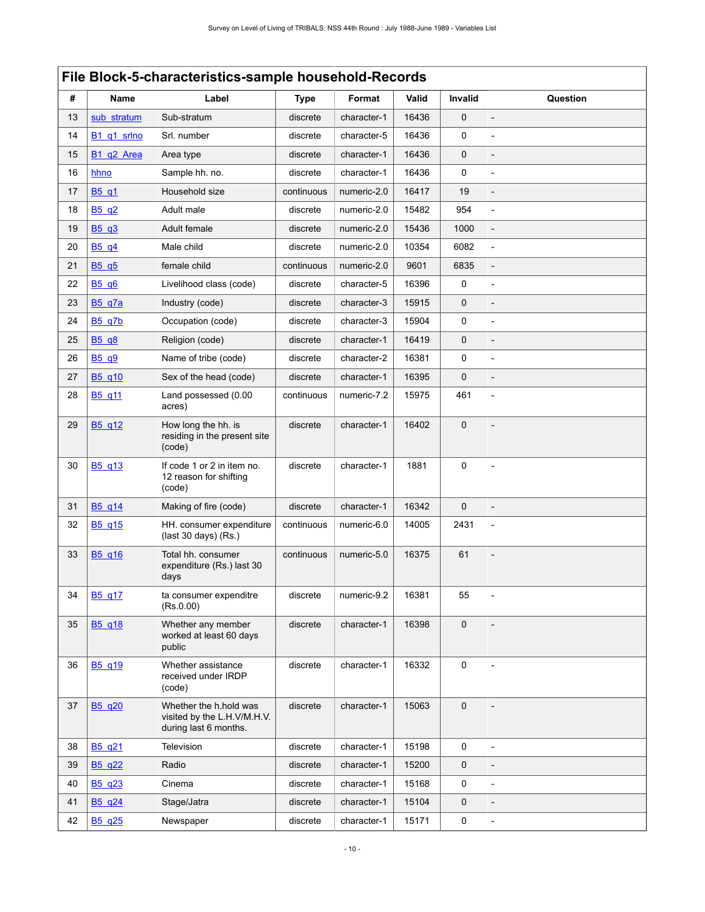## File Block-5-characteristics-sample household-Records

| # | Name | Label | Type | Format | Valid | Invalid | Question |
|---|---|---|---|---|---|---|---|
| 13 | sub_stratum | Sub-stratum | discrete | character-1 | 16436 | 0 | - |
| 14 | B1_q1_srlno | Srl. number | discrete | character-5 | 16436 | 0 | - |
| 15 | B1_q2_Area | Area type | discrete | character-1 | 16436 | 0 | - |
| 16 | hhno | Sample hh. no. | discrete | character-1 | 16436 | 0 | - |
| 17 | B5_q1 | Household size | continuous | numeric-2.0 | 16417 | 19 | - |
| 18 | B5_q2 | Adult male | discrete | numeric-2.0 | 15482 | 954 | - |
| 19 | B5_q3 | Adult female | discrete | numeric-2.0 | 15436 | 1000 | - |
| 20 | B5_q4 | Male child | discrete | numeric-2.0 | 10354 | 6082 | - |
| 21 | B5_q5 | female child | continuous | numeric-2.0 | 9601 | 6835 | - |
| 22 | B5_q6 | Livelihood class (code) | discrete | character-5 | 16396 | 0 | - |
| 23 | B5_q7a | Industry (code) | discrete | character-3 | 15915 | 0 | - |
| 24 | B5_q7b | Occupation (code) | discrete | character-3 | 15904 | 0 | - |
| 25 | B5_q8 | Religion (code) | discrete | character-1 | 16419 | 0 | - |
| 26 | B5_q9 | Name of tribe (code) | discrete | character-2 | 16381 | 0 | - |
| 27 | B5_q10 | Sex of the head (code) | discrete | character-1 | 16395 | 0 | - |
| 28 | B5_q11 | Land possessed (0.00 acres) | continuous | numeric-7.2 | 15975 | 461 | - |
| 29 | B5_q12 | How long the hh. is residing in the present site (code) | discrete | character-1 | 16402 | 0 | - |
| 30 | B5_q13 | If code 1 or 2 in item no. 12 reason for shifting (code) | discrete | character-1 | 1881 | 0 | - |
| 31 | B5_q14 | Making of fire (code) | discrete | character-1 | 16342 | 0 | - |
| 32 | B5_q15 | HH. consumer expenditure (last 30 days) (Rs.) | continuous | numeric-6.0 | 14005 | 2431 | - |
| 33 | B5_q16 | Total hh. consumer expenditure (Rs.) last 30 days | continuous | numeric-5.0 | 16375 | 61 | - |
| 34 | B5_q17 | ta consumer expenditre (Rs.0.00) | discrete | numeric-9.2 | 16381 | 55 | - |
| 35 | B5_q18 | Whether any member worked at least 60 days public | discrete | character-1 | 16398 | 0 | - |
| 36 | B5_q19 | Whether assistance received under IRDP (code) | discrete | character-1 | 16332 | 0 | - |
| 37 | B5_q20 | Whether the h.hold was visited by the L.H.V/M.H.V. during last 6 months. | discrete | character-1 | 15063 | 0 | - |
| 38 | B5_q21 | Television | discrete | character-1 | 15198 | 0 | - |
| 39 | B5_q22 | Radio | discrete | character-1 | 15200 | 0 | - |
| 40 | B5_q23 | Cinema | discrete | character-1 | 15168 | 0 | - |
| 41 | B5_q24 | Stage/Jatra | discrete | character-1 | 15104 | 0 | - |
| 42 | B5_q25 | Newspaper | discrete | character-1 | 15171 | 0 | - |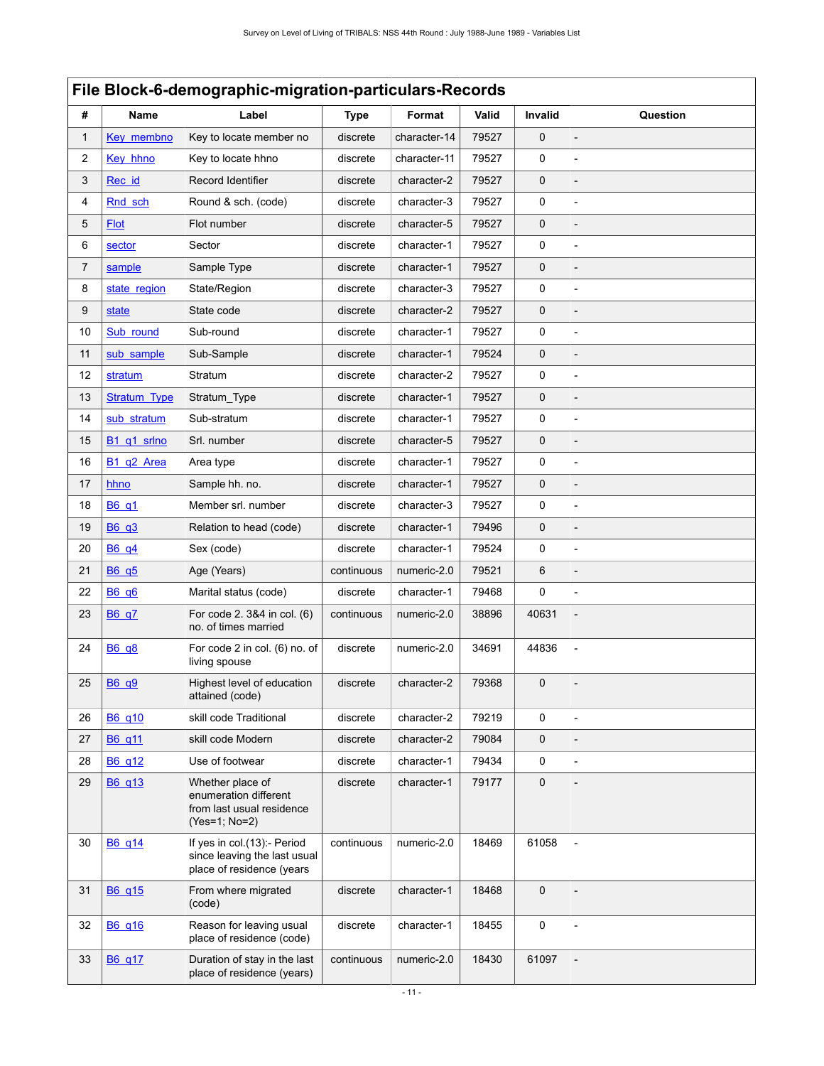## File Block-6-demographic-migration-particulars-Records

| # | Name | Label | Type | Format | Valid | Invalid | Question |
|---|---|---|---|---|---|---|---|
| 1 | Key_membno | Key to locate member no | discrete | character-14 | 79527 | 0 | - |
| 2 | Key_hhno | Key to locate hhno | discrete | character-11 | 79527 | 0 | - |
| 3 | Rec_id | Record Identifier | discrete | character-2 | 79527 | 0 | - |
| 4 | Rnd_sch | Round & sch. (code) | discrete | character-3 | 79527 | 0 | - |
| 5 | Flot | Flot number | discrete | character-5 | 79527 | 0 | - |
| 6 | sector | Sector | discrete | character-1 | 79527 | 0 | - |
| 7 | sample | Sample Type | discrete | character-1 | 79527 | 0 | - |
| 8 | state_region | State/Region | discrete | character-3 | 79527 | 0 | - |
| 9 | state | State code | discrete | character-2 | 79527 | 0 | - |
| 10 | Sub_round | Sub-round | discrete | character-1 | 79527 | 0 | - |
| 11 | sub_sample | Sub-Sample | discrete | character-1 | 79524 | 0 | - |
| 12 | stratum | Stratum | discrete | character-2 | 79527 | 0 | - |
| 13 | Stratum_Type | Stratum_Type | discrete | character-1 | 79527 | 0 | - |
| 14 | sub_stratum | Sub-stratum | discrete | character-1 | 79527 | 0 | - |
| 15 | B1_q1_srlno | Srl. number | discrete | character-5 | 79527 | 0 | - |
| 16 | B1_q2_Area | Area type | discrete | character-1 | 79527 | 0 | - |
| 17 | hhno | Sample hh. no. | discrete | character-1 | 79527 | 0 | - |
| 18 | B6_q1 | Member srl. number | discrete | character-3 | 79527 | 0 | - |
| 19 | B6_q3 | Relation to head (code) | discrete | character-1 | 79496 | 0 | - |
| 20 | B6_q4 | Sex (code) | discrete | character-1 | 79524 | 0 | - |
| 21 | B6_q5 | Age (Years) | continuous | numeric-2.0 | 79521 | 6 | - |
| 22 | B6_q6 | Marital status (code) | discrete | character-1 | 79468 | 0 | - |
| 23 | B6_q7 | For code 2. 3&4 in col. (6) no. of times married | continuous | numeric-2.0 | 38896 | 40631 | - |
| 24 | B6_q8 | For code 2 in col. (6) no. of living spouse | discrete | numeric-2.0 | 34691 | 44836 | - |
| 25 | B6_q9 | Highest level of education attained (code) | discrete | character-2 | 79368 | 0 | - |
| 26 | B6_q10 | skill code Traditional | discrete | character-2 | 79219 | 0 | - |
| 27 | B6_q11 | skill code Modern | discrete | character-2 | 79084 | 0 | - |
| 28 | B6_q12 | Use of footwear | discrete | character-1 | 79434 | 0 | - |
| 29 | B6_q13 | Whether place of enumeration different from last usual residence (Yes=1; No=2) | discrete | character-1 | 79177 | 0 | - |
| 30 | B6_q14 | If yes in col.(13):- Period since leaving the last usual place of residence (years | continuous | numeric-2.0 | 18469 | 61058 | - |
| 31 | B6_q15 | From where migrated (code) | discrete | character-1 | 18468 | 0 | - |
| 32 | B6_q16 | Reason for leaving usual place of residence (code) | discrete | character-1 | 18455 | 0 | - |
| 33 | B6_q17 | Duration of stay in the last place of residence (years) | continuous | numeric-2.0 | 18430 | 61097 | - |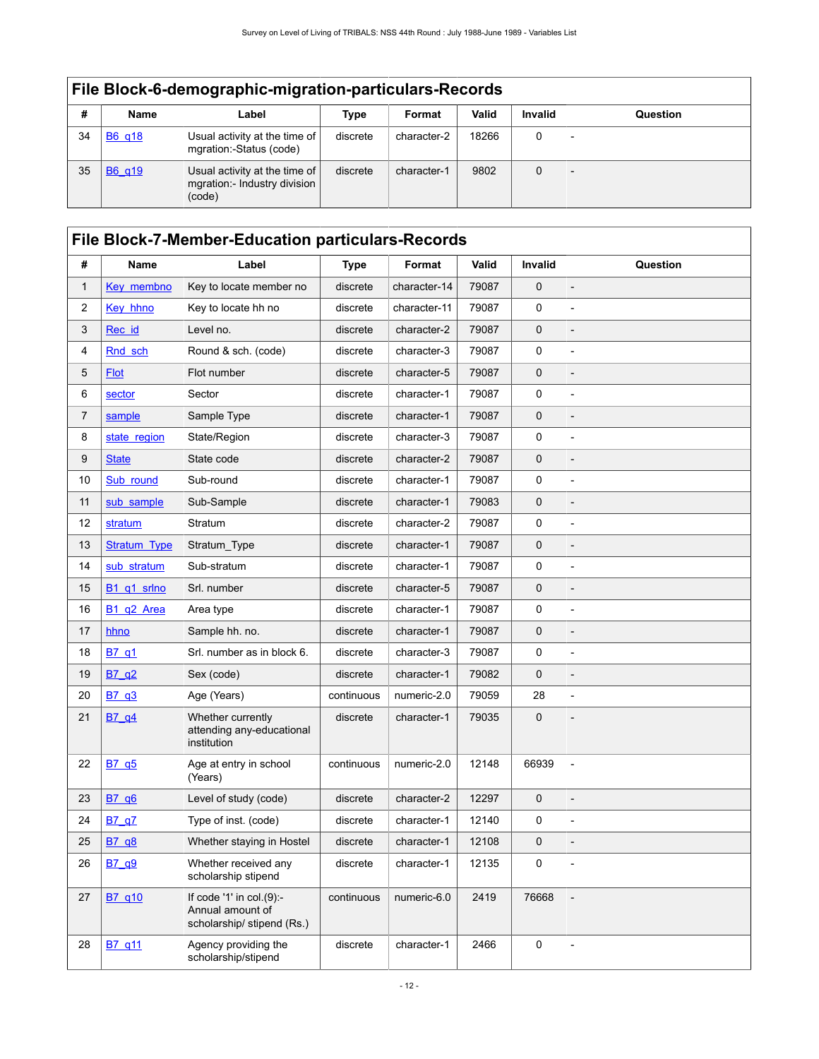## File Block-6-demographic-migration-particulars-Records

| # | Name | Label | Type | Format | Valid | Invalid | Question |
|---|---|---|---|---|---|---|---|
| 34 | B6_q18 | Usual activity at the time of mgration:-Status (code) | discrete | character-2 | 18266 | 0 | - |
| 35 | B6_q19 | Usual activity at the time of mgration:- Industry division (code) | discrete | character-1 | 9802 | 0 | - |

## File Block-7-Member-Education particulars-Records

| # | Name | Label | Type | Format | Valid | Invalid | Question |
|---|---|---|---|---|---|---|---|
| 1 | Key_membno | Key to locate member no | discrete | character-14 | 79087 | 0 | - |
| 2 | Key_hhno | Key to locate hh no | discrete | character-11 | 79087 | 0 | - |
| 3 | Rec_id | Level no. | discrete | character-2 | 79087 | 0 | - |
| 4 | Rnd_sch | Round & sch. (code) | discrete | character-3 | 79087 | 0 | - |
| 5 | Flot | Flot number | discrete | character-5 | 79087 | 0 | - |
| 6 | sector | Sector | discrete | character-1 | 79087 | 0 | - |
| 7 | sample | Sample Type | discrete | character-1 | 79087 | 0 | - |
| 8 | state_region | State/Region | discrete | character-3 | 79087 | 0 | - |
| 9 | State | State code | discrete | character-2 | 79087 | 0 | - |
| 10 | Sub_round | Sub-round | discrete | character-1 | 79087 | 0 | - |
| 11 | sub_sample | Sub-Sample | discrete | character-1 | 79083 | 0 | - |
| 12 | stratum | Stratum | discrete | character-2 | 79087 | 0 | - |
| 13 | Stratum_Type | Stratum_Type | discrete | character-1 | 79087 | 0 | - |
| 14 | sub_stratum | Sub-stratum | discrete | character-1 | 79087 | 0 | - |
| 15 | B1_q1_srlno | Srl. number | discrete | character-5 | 79087 | 0 | - |
| 16 | B1_q2_Area | Area type | discrete | character-1 | 79087 | 0 | - |
| 17 | hhno | Sample hh. no. | discrete | character-1 | 79087 | 0 | - |
| 18 | B7_q1 | Srl. number as in block 6. | discrete | character-3 | 79087 | 0 | - |
| 19 | B7_q2 | Sex (code) | discrete | character-1 | 79082 | 0 | - |
| 20 | B7_q3 | Age (Years) | continuous | numeric-2.0 | 79059 | 28 | - |
| 21 | B7_q4 | Whether currently attending any-educational institution | discrete | character-1 | 79035 | 0 | - |
| 22 | B7_q5 | Age at entry in school (Years) | continuous | numeric-2.0 | 12148 | 66939 | - |
| 23 | B7_q6 | Level of study (code) | discrete | character-2 | 12297 | 0 | - |
| 24 | B7_q7 | Type of inst. (code) | discrete | character-1 | 12140 | 0 | - |
| 25 | B7_q8 | Whether staying in Hostel | discrete | character-1 | 12108 | 0 | - |
| 26 | B7_q9 | Whether received any scholarship stipend | discrete | character-1 | 12135 | 0 | - |
| 27 | B7_q10 | If code '1' in col.(9):- Annual amount of scholarship/ stipend (Rs.) | continuous | numeric-6.0 | 2419 | 76668 | - |
| 28 | B7_q11 | Agency providing the scholarship/stipend | discrete | character-1 | 2466 | 0 | - |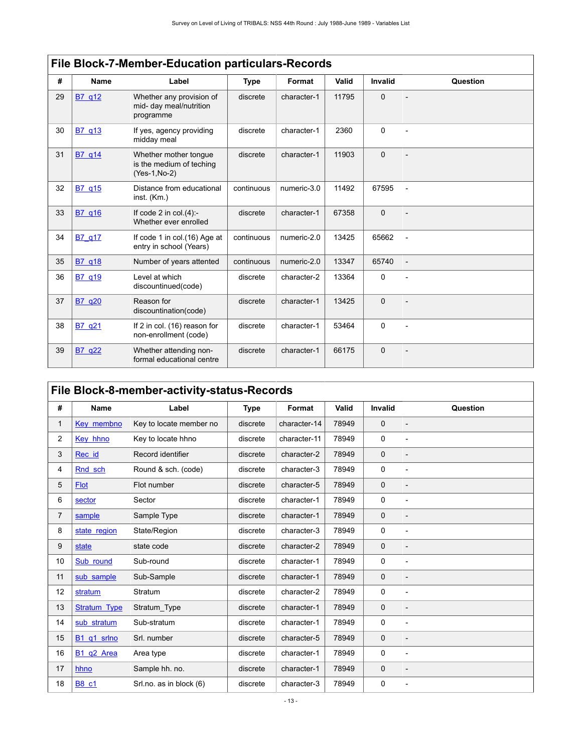## File Block-7-Member-Education particulars-Records

| # | Name | Label | Type | Format | Valid | Invalid | Question |
|---|---|---|---|---|---|---|---|
| 29 | B7_q12 | Whether any provision of mid- day meal/nutrition programme | discrete | character-1 | 11795 | 0 | - |
| 30 | B7_q13 | If yes, agency providing midday meal | discrete | character-1 | 2360 | 0 | - |
| 31 | B7_q14 | Whether mother tongue is the medium of teching (Yes-1,No-2) | discrete | character-1 | 11903 | 0 | - |
| 32 | B7_q15 | Distance from educational inst. (Km.) | continuous | numeric-3.0 | 11492 | 67595 | - |
| 33 | B7_q16 | If code 2 in col.(4):- Whether ever enrolled | discrete | character-1 | 67358 | 0 | - |
| 34 | B7_q17 | If code 1 in col.(16) Age at entry in school (Years) | continuous | numeric-2.0 | 13425 | 65662 | - |
| 35 | B7_q18 | Number of years attented | continuous | numeric-2.0 | 13347 | 65740 | - |
| 36 | B7_q19 | Level at which discountinued(code) | discrete | character-2 | 13364 | 0 | - |
| 37 | B7_q20 | Reason for discountination(code) | discrete | character-1 | 13425 | 0 | - |
| 38 | B7_q21 | If 2 in col. (16) reason for non-enrollment (code) | discrete | character-1 | 53464 | 0 | - |
| 39 | B7_q22 | Whether attending non-formal educational centre | discrete | character-1 | 66175 | 0 | - |

## File Block-8-member-activity-status-Records

| # | Name | Label | Type | Format | Valid | Invalid | Question |
|---|---|---|---|---|---|---|---|
| 1 | Key_membno | Key to locate member no | discrete | character-14 | 78949 | 0 | - |
| 2 | Key_hhno | Key to locate hhno | discrete | character-11 | 78949 | 0 | - |
| 3 | Rec_id | Record identifier | discrete | character-2 | 78949 | 0 | - |
| 4 | Rnd_sch | Round & sch. (code) | discrete | character-3 | 78949 | 0 | - |
| 5 | Flot | Flot number | discrete | character-5 | 78949 | 0 | - |
| 6 | sector | Sector | discrete | character-1 | 78949 | 0 | - |
| 7 | sample | Sample Type | discrete | character-1 | 78949 | 0 | - |
| 8 | state_region | State/Region | discrete | character-3 | 78949 | 0 | - |
| 9 | state | state code | discrete | character-2 | 78949 | 0 | - |
| 10 | Sub_round | Sub-round | discrete | character-1 | 78949 | 0 | - |
| 11 | sub_sample | Sub-Sample | discrete | character-1 | 78949 | 0 | - |
| 12 | stratum | Stratum | discrete | character-2 | 78949 | 0 | - |
| 13 | Stratum_Type | Stratum_Type | discrete | character-1 | 78949 | 0 | - |
| 14 | sub_stratum | Sub-stratum | discrete | character-1 | 78949 | 0 | - |
| 15 | B1_q1_srlno | Srl. number | discrete | character-5 | 78949 | 0 | - |
| 16 | B1_q2_Area | Area type | discrete | character-1 | 78949 | 0 | - |
| 17 | hhno | Sample hh. no. | discrete | character-1 | 78949 | 0 | - |
| 18 | B8_c1 | Srl.no. as in block (6) | discrete | character-3 | 78949 | 0 | - |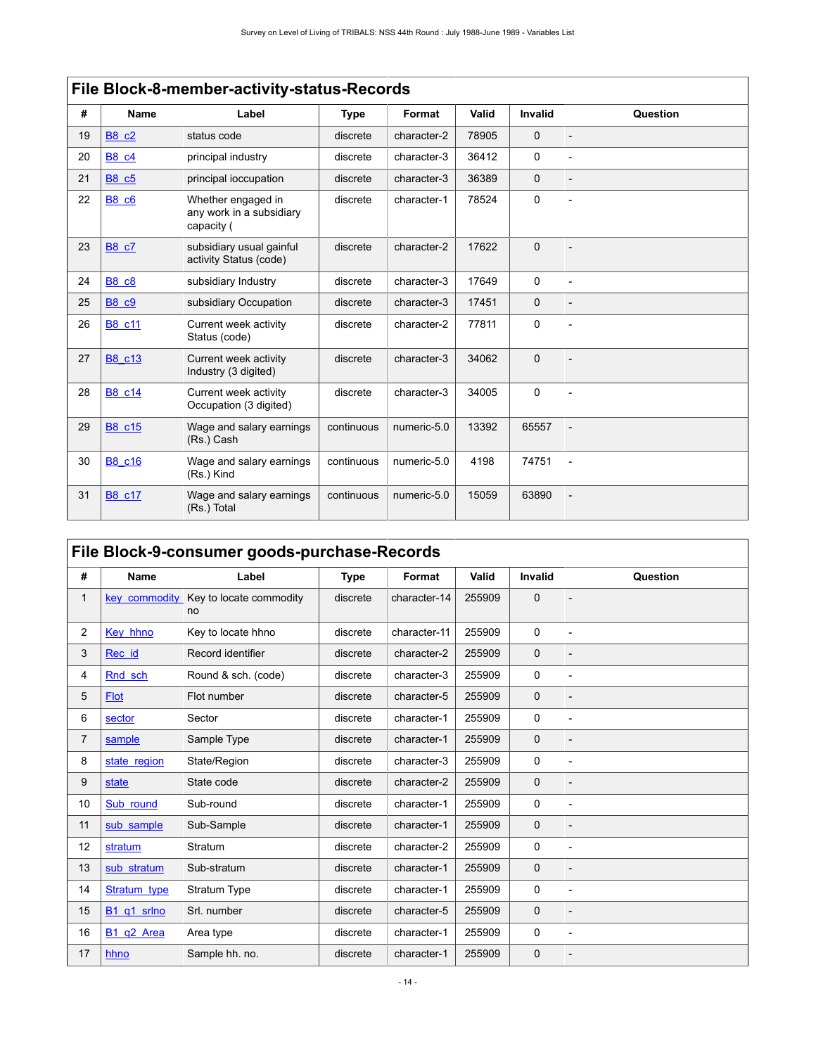## File Block-8-member-activity-status-Records

| # | Name | Label | Type | Format | Valid | Invalid | Question |
|---|---|---|---|---|---|---|---|
| 19 | B8_c2 | status code | discrete | character-2 | 78905 | 0 | - |
| 20 | B8_c4 | principal industry | discrete | character-3 | 36412 | 0 | - |
| 21 | B8_c5 | principal ioccupation | discrete | character-3 | 36389 | 0 | - |
| 22 | B8_c6 | Whether engaged in any work in a subsidiary capacity ( | discrete | character-1 | 78524 | 0 | - |
| 23 | B8_c7 | subsidiary usual gainful activity Status (code) | discrete | character-2 | 17622 | 0 | - |
| 24 | B8_c8 | subsidiary Industry | discrete | character-3 | 17649 | 0 | - |
| 25 | B8_c9 | subsidiary Occupation | discrete | character-3 | 17451 | 0 | - |
| 26 | B8_c11 | Current week activity Status (code) | discrete | character-2 | 77811 | 0 | - |
| 27 | B8_c13 | Current week activity Industry (3 digited) | discrete | character-3 | 34062 | 0 | - |
| 28 | B8_c14 | Current week activity Occupation (3 digited) | discrete | character-3 | 34005 | 0 | - |
| 29 | B8_c15 | Wage and salary earnings (Rs.) Cash | continuous | numeric-5.0 | 13392 | 65557 | - |
| 30 | B8_c16 | Wage and salary earnings (Rs.) Kind | continuous | numeric-5.0 | 4198 | 74751 | - |
| 31 | B8_c17 | Wage and salary earnings (Rs.) Total | continuous | numeric-5.0 | 15059 | 63890 | - |

## File Block-9-consumer goods-purchase-Records

| # | Name | Label | Type | Format | Valid | Invalid | Question |
|---|---|---|---|---|---|---|---|
| 1 | key_commodity | Key to locate commodity no | discrete | character-14 | 255909 | 0 | - |
| 2 | Key_hhno | Key to locate hhno | discrete | character-11 | 255909 | 0 | - |
| 3 | Rec_id | Record identifier | discrete | character-2 | 255909 | 0 | - |
| 4 | Rnd_sch | Round & sch. (code) | discrete | character-3 | 255909 | 0 | - |
| 5 | Flot | Flot number | discrete | character-5 | 255909 | 0 | - |
| 6 | sector | Sector | discrete | character-1 | 255909 | 0 | - |
| 7 | sample | Sample Type | discrete | character-1 | 255909 | 0 | - |
| 8 | state_region | State/Region | discrete | character-3 | 255909 | 0 | - |
| 9 | state | State code | discrete | character-2 | 255909 | 0 | - |
| 10 | Sub_round | Sub-round | discrete | character-1 | 255909 | 0 | - |
| 11 | sub_sample | Sub-Sample | discrete | character-1 | 255909 | 0 | - |
| 12 | stratum | Stratum | discrete | character-2 | 255909 | 0 | - |
| 13 | sub_stratum | Sub-stratum | discrete | character-1 | 255909 | 0 | - |
| 14 | Stratum_type | Stratum Type | discrete | character-1 | 255909 | 0 | - |
| 15 | B1_q1_srlno | Srl. number | discrete | character-5 | 255909 | 0 | - |
| 16 | B1_q2_Area | Area type | discrete | character-1 | 255909 | 0 | - |
| 17 | hhno | Sample hh. no. | discrete | character-1 | 255909 | 0 | - |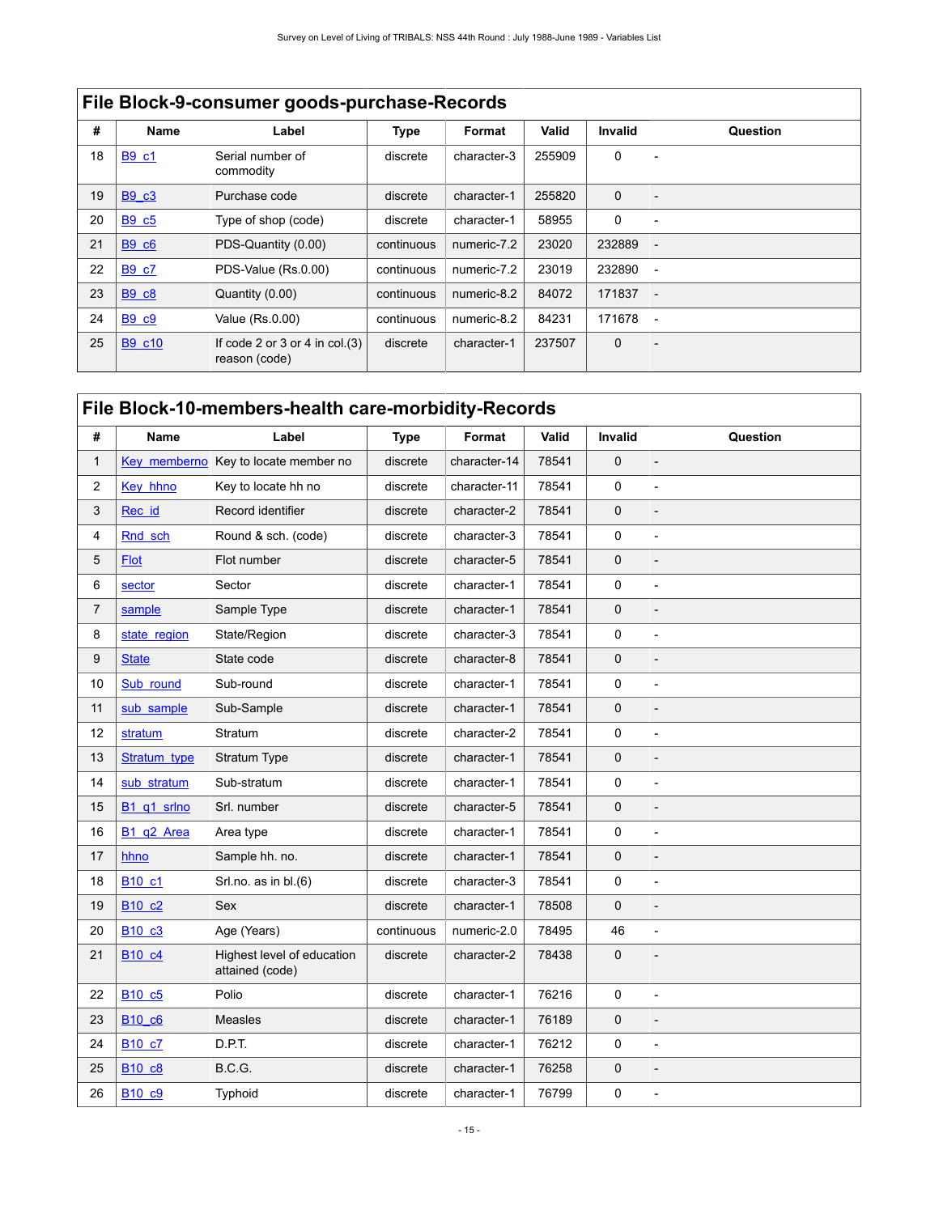## File Block-9-consumer goods-purchase-Records

| # | Name | Label | Type | Format | Valid | Invalid | Question |
|---|---|---|---|---|---|---|---|
| 18 | B9_c1 | Serial number of commodity | discrete | character-3 | 255909 | 0 | - |
| 19 | B9_c3 | Purchase code | discrete | character-1 | 255820 | 0 | - |
| 20 | B9_c5 | Type of shop (code) | discrete | character-1 | 58955 | 0 | - |
| 21 | B9_c6 | PDS-Quantity (0.00) | continuous | numeric-7.2 | 23020 | 232889 | - |
| 22 | B9_c7 | PDS-Value (Rs.0.00) | continuous | numeric-7.2 | 23019 | 232890 | - |
| 23 | B9_c8 | Quantity (0.00) | continuous | numeric-8.2 | 84072 | 171837 | - |
| 24 | B9_c9 | Value (Rs.0.00) | continuous | numeric-8.2 | 84231 | 171678 | - |
| 25 | B9_c10 | If code 2 or 3 or 4 in col.(3) reason (code) | discrete | character-1 | 237507 | 0 | - |

## File Block-10-members-health care-morbidity-Records

| # | Name | Label | Type | Format | Valid | Invalid | Question |
|---|---|---|---|---|---|---|---|
| 1 | Key_memberno | Key to locate member no | discrete | character-14 | 78541 | 0 | - |
| 2 | Key_hhno | Key to locate hh no | discrete | character-11 | 78541 | 0 | - |
| 3 | Rec_id | Record identifier | discrete | character-2 | 78541 | 0 | - |
| 4 | Rnd_sch | Round & sch. (code) | discrete | character-3 | 78541 | 0 | - |
| 5 | Flot | Flot number | discrete | character-5 | 78541 | 0 | - |
| 6 | sector | Sector | discrete | character-1 | 78541 | 0 | - |
| 7 | sample | Sample Type | discrete | character-1 | 78541 | 0 | - |
| 8 | state_region | State/Region | discrete | character-3 | 78541 | 0 | - |
| 9 | State | State code | discrete | character-8 | 78541 | 0 | - |
| 10 | Sub_round | Sub-round | discrete | character-1 | 78541 | 0 | - |
| 11 | sub_sample | Sub-Sample | discrete | character-1 | 78541 | 0 | - |
| 12 | stratum | Stratum | discrete | character-2 | 78541 | 0 | - |
| 13 | Stratum_type | Stratum Type | discrete | character-1 | 78541 | 0 | - |
| 14 | sub_stratum | Sub-stratum | discrete | character-1 | 78541 | 0 | - |
| 15 | B1_q1_srlno | Srl. number | discrete | character-5 | 78541 | 0 | - |
| 16 | B1_q2_Area | Area type | discrete | character-1 | 78541 | 0 | - |
| 17 | hhno | Sample hh. no. | discrete | character-1 | 78541 | 0 | - |
| 18 | B10_c1 | Srl.no. as in bl.(6) | discrete | character-3 | 78541 | 0 | - |
| 19 | B10_c2 | Sex | discrete | character-1 | 78508 | 0 | - |
| 20 | B10_c3 | Age (Years) | continuous | numeric-2.0 | 78495 | 46 | - |
| 21 | B10_c4 | Highest level of education attained (code) | discrete | character-2 | 78438 | 0 | - |
| 22 | B10_c5 | Polio | discrete | character-1 | 76216 | 0 | - |
| 23 | B10_c6 | Measles | discrete | character-1 | 76189 | 0 | - |
| 24 | B10_c7 | D.P.T. | discrete | character-1 | 76212 | 0 | - |
| 25 | B10_c8 | B.C.G. | discrete | character-1 | 76258 | 0 | - |
| 26 | B10_c9 | Typhoid | discrete | character-1 | 76799 | 0 | - |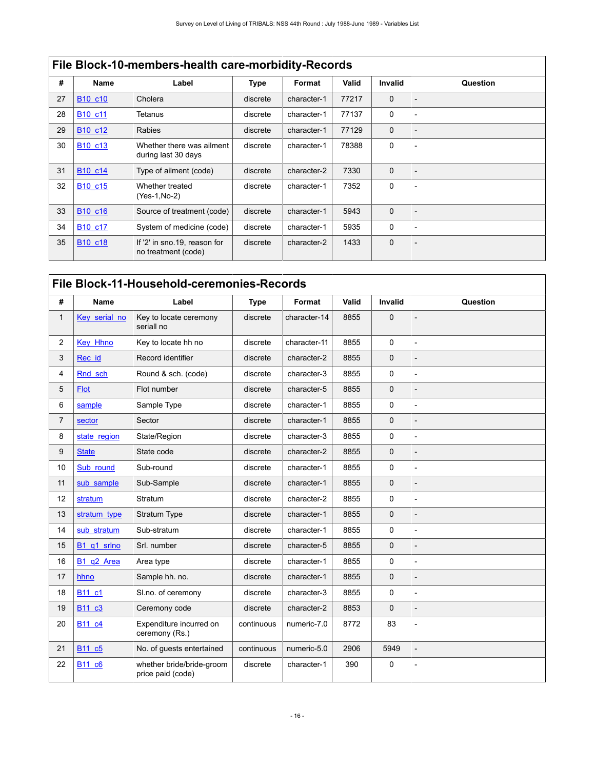## File Block-10-members-health care-morbidity-Records

| # | Name | Label | Type | Format | Valid | Invalid | Question |
|---|---|---|---|---|---|---|---|
| 27 | B10_c10 | Cholera | discrete | character-1 | 77217 | 0 | - |
| 28 | B10_c11 | Tetanus | discrete | character-1 | 77137 | 0 | - |
| 29 | B10_c12 | Rabies | discrete | character-1 | 77129 | 0 | - |
| 30 | B10_c13 | Whether there was ailment during last 30 days | discrete | character-1 | 78388 | 0 | - |
| 31 | B10_c14 | Type of ailment (code) | discrete | character-2 | 7330 | 0 | - |
| 32 | B10_c15 | Whether treated (Yes-1,No-2) | discrete | character-1 | 7352 | 0 | - |
| 33 | B10_c16 | Source of treatment (code) | discrete | character-1 | 5943 | 0 | - |
| 34 | B10_c17 | System of medicine (code) | discrete | character-1 | 5935 | 0 | - |
| 35 | B10_c18 | If '2' in sno.19, reason for no treatment (code) | discrete | character-2 | 1433 | 0 | - |

## File Block-11-Household-ceremonies-Records

| # | Name | Label | Type | Format | Valid | Invalid | Question |
|---|---|---|---|---|---|---|---|
| 1 | Key_serial_no | Key to locate ceremony seriall no | discrete | character-14 | 8855 | 0 | - |
| 2 | Key_Hhno | Key to locate hh no | discrete | character-11 | 8855 | 0 | - |
| 3 | Rec_id | Record identifier | discrete | character-2 | 8855 | 0 | - |
| 4 | Rnd_sch | Round & sch. (code) | discrete | character-3 | 8855 | 0 | - |
| 5 | Flot | Flot number | discrete | character-5 | 8855 | 0 | - |
| 6 | sample | Sample Type | discrete | character-1 | 8855 | 0 | - |
| 7 | sector | Sector | discrete | character-1 | 8855 | 0 | - |
| 8 | state_region | State/Region | discrete | character-3 | 8855 | 0 | - |
| 9 | State | State code | discrete | character-2 | 8855 | 0 | - |
| 10 | Sub_round | Sub-round | discrete | character-1 | 8855 | 0 | - |
| 11 | sub_sample | Sub-Sample | discrete | character-1 | 8855 | 0 | - |
| 12 | stratum | Stratum | discrete | character-2 | 8855 | 0 | - |
| 13 | stratum_type | Stratum Type | discrete | character-1 | 8855 | 0 | - |
| 14 | sub_stratum | Sub-stratum | discrete | character-1 | 8855 | 0 | - |
| 15 | B1_q1_srlno | Srl. number | discrete | character-5 | 8855 | 0 | - |
| 16 | B1_q2_Area | Area type | discrete | character-1 | 8855 | 0 | - |
| 17 | hhno | Sample hh. no. | discrete | character-1 | 8855 | 0 | - |
| 18 | B11_c1 | Sl.no. of ceremony | discrete | character-3 | 8855 | 0 | - |
| 19 | B11_c3 | Ceremony code | discrete | character-2 | 8853 | 0 | - |
| 20 | B11_c4 | Expenditure incurred on ceremony (Rs.) | continuous | numeric-7.0 | 8772 | 83 | - |
| 21 | B11_c5 | No. of guests entertained | continuous | numeric-5.0 | 2906 | 5949 | - |
| 22 | B11_c6 | whether bride/bride-groom price paid (code) | discrete | character-1 | 390 | 0 | - |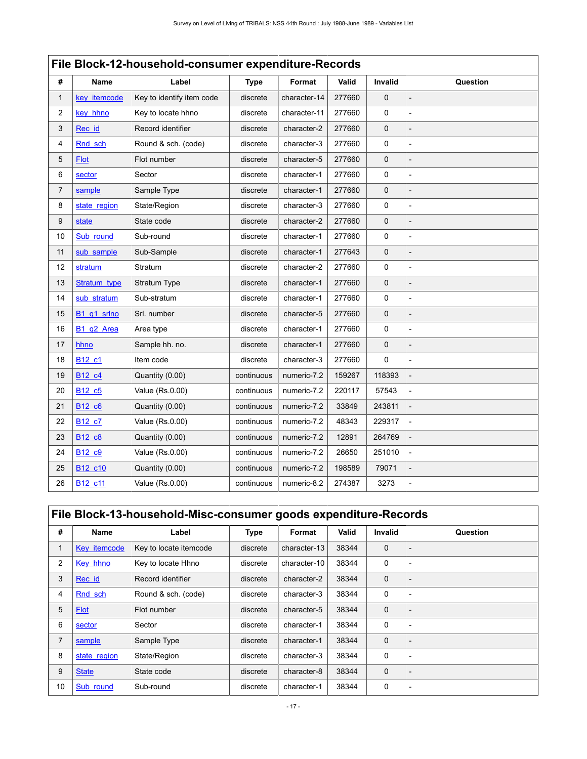## File Block-12-household-consumer expenditure-Records

| # | Name | Label | Type | Format | Valid | Invalid | Question |
|---|---|---|---|---|---|---|---|
| 1 | key_itemcode | Key to identify item code | discrete | character-14 | 277660 | 0 | - |
| 2 | key_hhno | Key to locate hhno | discrete | character-11 | 277660 | 0 | - |
| 3 | Rec_id | Record identifier | discrete | character-2 | 277660 | 0 | - |
| 4 | Rnd_sch | Round & sch. (code) | discrete | character-3 | 277660 | 0 | - |
| 5 | Flot | Flot number | discrete | character-5 | 277660 | 0 | - |
| 6 | sector | Sector | discrete | character-1 | 277660 | 0 | - |
| 7 | sample | Sample Type | discrete | character-1 | 277660 | 0 | - |
| 8 | state_region | State/Region | discrete | character-3 | 277660 | 0 | - |
| 9 | state | State code | discrete | character-2 | 277660 | 0 | - |
| 10 | Sub_round | Sub-round | discrete | character-1 | 277660 | 0 | - |
| 11 | sub_sample | Sub-Sample | discrete | character-1 | 277643 | 0 | - |
| 12 | stratum | Stratum | discrete | character-2 | 277660 | 0 | - |
| 13 | Stratum_type | Stratum Type | discrete | character-1 | 277660 | 0 | - |
| 14 | sub_stratum | Sub-stratum | discrete | character-1 | 277660 | 0 | - |
| 15 | B1_q1_srlno | Srl. number | discrete | character-5 | 277660 | 0 | - |
| 16 | B1_q2_Area | Area type | discrete | character-1 | 277660 | 0 | - |
| 17 | hhno | Sample hh. no. | discrete | character-1 | 277660 | 0 | - |
| 18 | B12_c1 | Item code | discrete | character-3 | 277660 | 0 | - |
| 19 | B12_c4 | Quantity (0.00) | continuous | numeric-7.2 | 159267 | 118393 | - |
| 20 | B12_c5 | Value (Rs.0.00) | continuous | numeric-7.2 | 220117 | 57543 | - |
| 21 | B12_c6 | Quantity (0.00) | continuous | numeric-7.2 | 33849 | 243811 | - |
| 22 | B12_c7 | Value (Rs.0.00) | continuous | numeric-7.2 | 48343 | 229317 | - |
| 23 | B12_c8 | Quantity (0.00) | continuous | numeric-7.2 | 12891 | 264769 | - |
| 24 | B12_c9 | Value (Rs.0.00) | continuous | numeric-7.2 | 26650 | 251010 | - |
| 25 | B12_c10 | Quantity (0.00) | continuous | numeric-7.2 | 198589 | 79071 | - |
| 26 | B12_c11 | Value (Rs.0.00) | continuous | numeric-8.2 | 274387 | 3273 | - |

## File Block-13-household-Misc-consumer goods expenditure-Records

| # | Name | Label | Type | Format | Valid | Invalid | Question |
|---|---|---|---|---|---|---|---|
| 1 | Key_itemcode | Key to locate itemcode | discrete | character-13 | 38344 | 0 | - |
| 2 | Key_hhno | Key to locate Hhno | discrete | character-10 | 38344 | 0 | - |
| 3 | Rec_id | Record identifier | discrete | character-2 | 38344 | 0 | - |
| 4 | Rnd_sch | Round & sch. (code) | discrete | character-3 | 38344 | 0 | - |
| 5 | Flot | Flot number | discrete | character-5 | 38344 | 0 | - |
| 6 | sector | Sector | discrete | character-1 | 38344 | 0 | - |
| 7 | sample | Sample Type | discrete | character-1 | 38344 | 0 | - |
| 8 | state_region | State/Region | discrete | character-3 | 38344 | 0 | - |
| 9 | State | State code | discrete | character-8 | 38344 | 0 | - |
| 10 | Sub_round | Sub-round | discrete | character-1 | 38344 | 0 | - |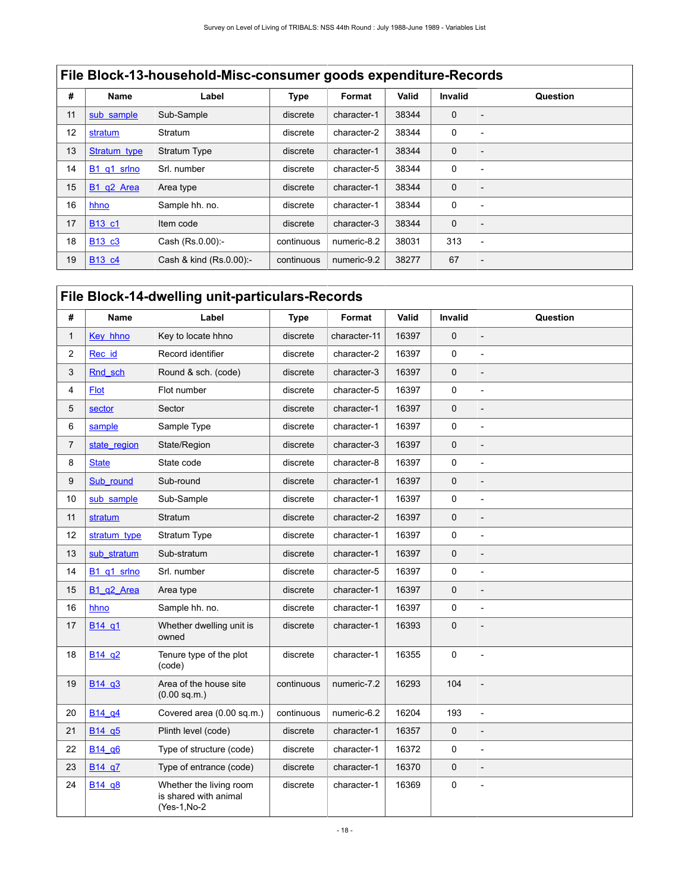## File Block-13-household-Misc-consumer goods expenditure-Records

| # | Name | Label | Type | Format | Valid | Invalid | Question |
|---|---|---|---|---|---|---|---|
| 11 | sub_sample | Sub-Sample | discrete | character-1 | 38344 | 0 | - |
| 12 | stratum | Stratum | discrete | character-2 | 38344 | 0 | - |
| 13 | Stratum_type | Stratum Type | discrete | character-1 | 38344 | 0 | - |
| 14 | B1_q1_srlno | Srl. number | discrete | character-5 | 38344 | 0 | - |
| 15 | B1_q2_Area | Area type | discrete | character-1 | 38344 | 0 | - |
| 16 | hhno | Sample hh. no. | discrete | character-1 | 38344 | 0 | - |
| 17 | B13_c1 | Item code | discrete | character-3 | 38344 | 0 | - |
| 18 | B13_c3 | Cash (Rs.0.00):- | continuous | numeric-8.2 | 38031 | 313 | - |
| 19 | B13_c4 | Cash & kind (Rs.0.00):- | continuous | numeric-9.2 | 38277 | 67 | - |

## File Block-14-dwelling unit-particulars-Records

| # | Name | Label | Type | Format | Valid | Invalid | Question |
|---|---|---|---|---|---|---|---|
| 1 | Key_hhno | Key to locate hhno | discrete | character-11 | 16397 | 0 | - |
| 2 | Rec_id | Record identifier | discrete | character-2 | 16397 | 0 | - |
| 3 | Rnd_sch | Round & sch. (code) | discrete | character-3 | 16397 | 0 | - |
| 4 | Flot | Flot number | discrete | character-5 | 16397 | 0 | - |
| 5 | sector | Sector | discrete | character-1 | 16397 | 0 | - |
| 6 | sample | Sample Type | discrete | character-1 | 16397 | 0 | - |
| 7 | state_region | State/Region | discrete | character-3 | 16397 | 0 | - |
| 8 | State | State code | discrete | character-8 | 16397 | 0 | - |
| 9 | Sub_round | Sub-round | discrete | character-1 | 16397 | 0 | - |
| 10 | sub_sample | Sub-Sample | discrete | character-1 | 16397 | 0 | - |
| 11 | stratum | Stratum | discrete | character-2 | 16397 | 0 | - |
| 12 | stratum_type | Stratum Type | discrete | character-1 | 16397 | 0 | - |
| 13 | sub_stratum | Sub-stratum | discrete | character-1 | 16397 | 0 | - |
| 14 | B1_q1_srlno | Srl. number | discrete | character-5 | 16397 | 0 | - |
| 15 | B1_q2_Area | Area type | discrete | character-1 | 16397 | 0 | - |
| 16 | hhno | Sample hh. no. | discrete | character-1 | 16397 | 0 | - |
| 17 | B14_q1 | Whether dwelling unit is owned | discrete | character-1 | 16393 | 0 | - |
| 18 | B14_q2 | Tenure type of the plot (code) | discrete | character-1 | 16355 | 0 | - |
| 19 | B14_q3 | Area of the house site (0.00 sq.m.) | continuous | numeric-7.2 | 16293 | 104 | - |
| 20 | B14_q4 | Covered area (0.00 sq.m.) | continuous | numeric-6.2 | 16204 | 193 | - |
| 21 | B14_q5 | Plinth level (code) | discrete | character-1 | 16357 | 0 | - |
| 22 | B14_q6 | Type of structure (code) | discrete | character-1 | 16372 | 0 | - |
| 23 | B14_q7 | Type of entrance (code) | discrete | character-1 | 16370 | 0 | - |
| 24 | B14_q8 | Whether the living room is shared with animal (Yes-1,No-2 | discrete | character-1 | 16369 | 0 | - |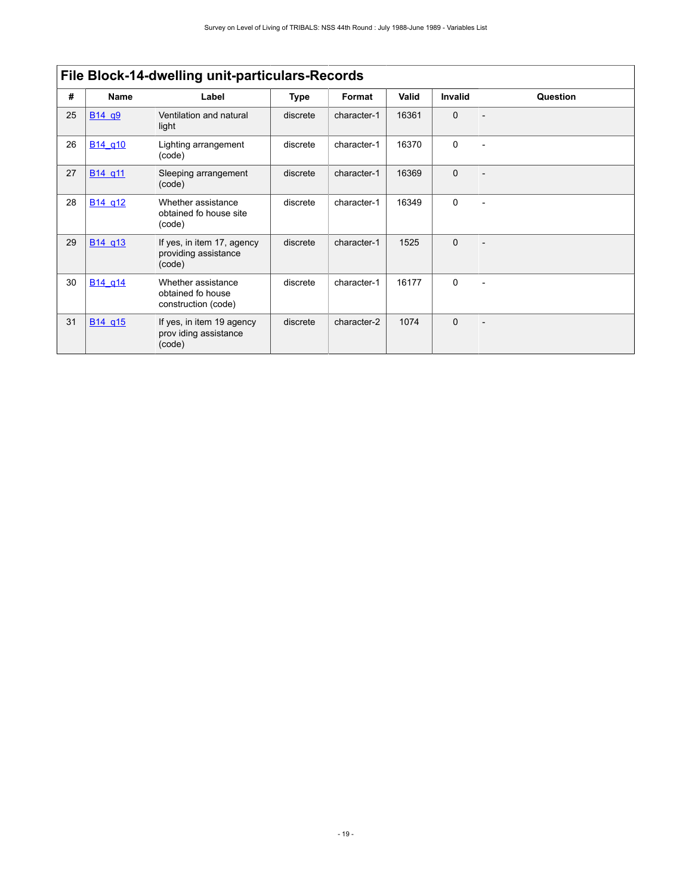## File Block-14-dwelling unit-particulars-Records

| # | Name | Label | Type | Format | Valid | Invalid | Question |
|---|---|---|---|---|---|---|---|
| 25 | B14_q9 | Ventilation and natural light | discrete | character-1 | 16361 | 0 | - |
| 26 | B14_q10 | Lighting arrangement (code) | discrete | character-1 | 16370 | 0 | - |
| 27 | B14_q11 | Sleeping arrangement (code) | discrete | character-1 | 16369 | 0 | - |
| 28 | B14_q12 | Whether assistance obtained fo house site (code) | discrete | character-1 | 16349 | 0 | - |
| 29 | B14_q13 | If yes, in item 17, agency providing assistance (code) | discrete | character-1 | 1525 | 0 | - |
| 30 | B14_q14 | Whether assistance obtained fo house construction (code) | discrete | character-1 | 16177 | 0 | - |
| 31 | B14_q15 | If yes, in item 19 agency prov iding assistance (code) | discrete | character-2 | 1074 | 0 | - |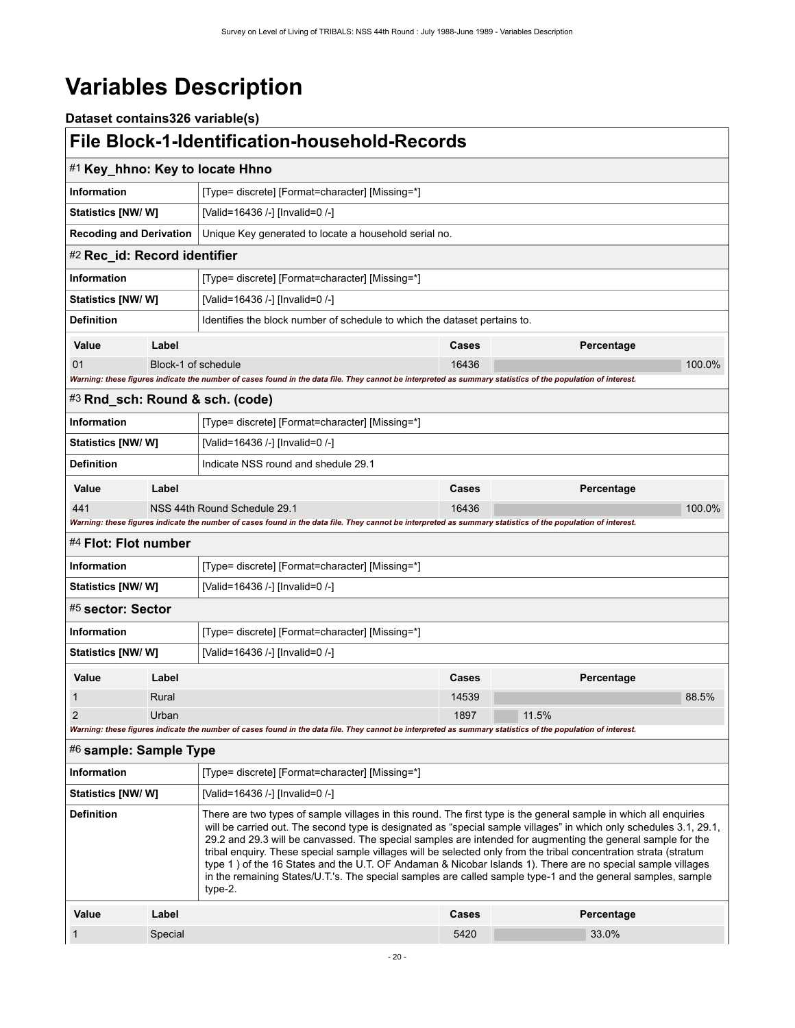# Variables Description

### Dataset contains326 variable(s)

## File Block-1-Identification-household-Records

### #1 Key_hhno: Key to locate Hhno

| | |
|---|---|
| **Information** | [Type= discrete] [Format=character] [Missing=*] |
| **Statistics [NW/ W]** | [Valid=16436 /-] [Invalid=0 /-] |
| **Recoding and Derivation** | Unique Key generated to locate a household serial no. |

### #2 Rec_id: Record identifier

| | |
|---|---|
| **Information** | [Type= discrete] [Format=character] [Missing=*] |
| **Statistics [NW/ W]** | [Valid=16436 /-] [Invalid=0 /-] |
| **Definition** | Identifies the block number of schedule to which the dataset pertains to. |

| Value | Label | Cases | Percentage |
|---|---|---|---|
| 01 | Block-1 of schedule | 16436 | 100.0% |

*Warning: these figures indicate the number of cases found in the data file. They cannot be interpreted as summary statistics of the population of interest.*

### #3 Rnd_sch: Round & sch. (code)

| | |
|---|---|
| **Information** | [Type= discrete] [Format=character] [Missing=*] |
| **Statistics [NW/ W]** | [Valid=16436 /-] [Invalid=0 /-] |
| **Definition** | Indicate NSS round and shedule 29.1 |

| Value | Label | Cases | Percentage |
|---|---|---|---|
| 441 | NSS 44th Round Schedule 29.1 | 16436 | 100.0% |

*Warning: these figures indicate the number of cases found in the data file. They cannot be interpreted as summary statistics of the population of interest.*

### #4 Flot: Flot number

| | |
|---|---|
| **Information** | [Type= discrete] [Format=character] [Missing=*] |
| **Statistics [NW/ W]** | [Valid=16436 /-] [Invalid=0 /-] |

### #5 sector: Sector

| | |
|---|---|
| **Information** | [Type= discrete] [Format=character] [Missing=*] |
| **Statistics [NW/ W]** | [Valid=16436 /-] [Invalid=0 /-] |

| Value | Label | Cases | Percentage |
|---|---|---|---|
| 1 | Rural | 14539 | 88.5% |
| 2 | Urban | 1897 | 11.5% |

*Warning: these figures indicate the number of cases found in the data file. They cannot be interpreted as summary statistics of the population of interest.*

### #6 sample: Sample Type

| | |
|---|---|
| **Information** | [Type= discrete] [Format=character] [Missing=*] |
| **Statistics [NW/ W]** | [Valid=16436 /-] [Invalid=0 /-] |
| **Definition** | There are two types of sample villages in this round. The first type is the general sample in which all enquiries will be carried out. The second type is designated as "special sample villages" in which only schedules 3.1, 29.1, 29.2 and 29.3 will be canvassed. The special samples are intended for augmenting the general sample for the tribal enquiry. These special sample villages will be selected only from the tribal concentration strata (stratum type 1 ) of the 16 States and the U.T. OF Andaman & Nicobar Islands 1). There are no special sample villages in the remaining States/U.T.'s. The special samples are called sample type-1 and the general samples, sample type-2. |

| Value | Label | Cases | Percentage |
|---|---|---|---|
| 1 | Special | 5420 | 33.0% |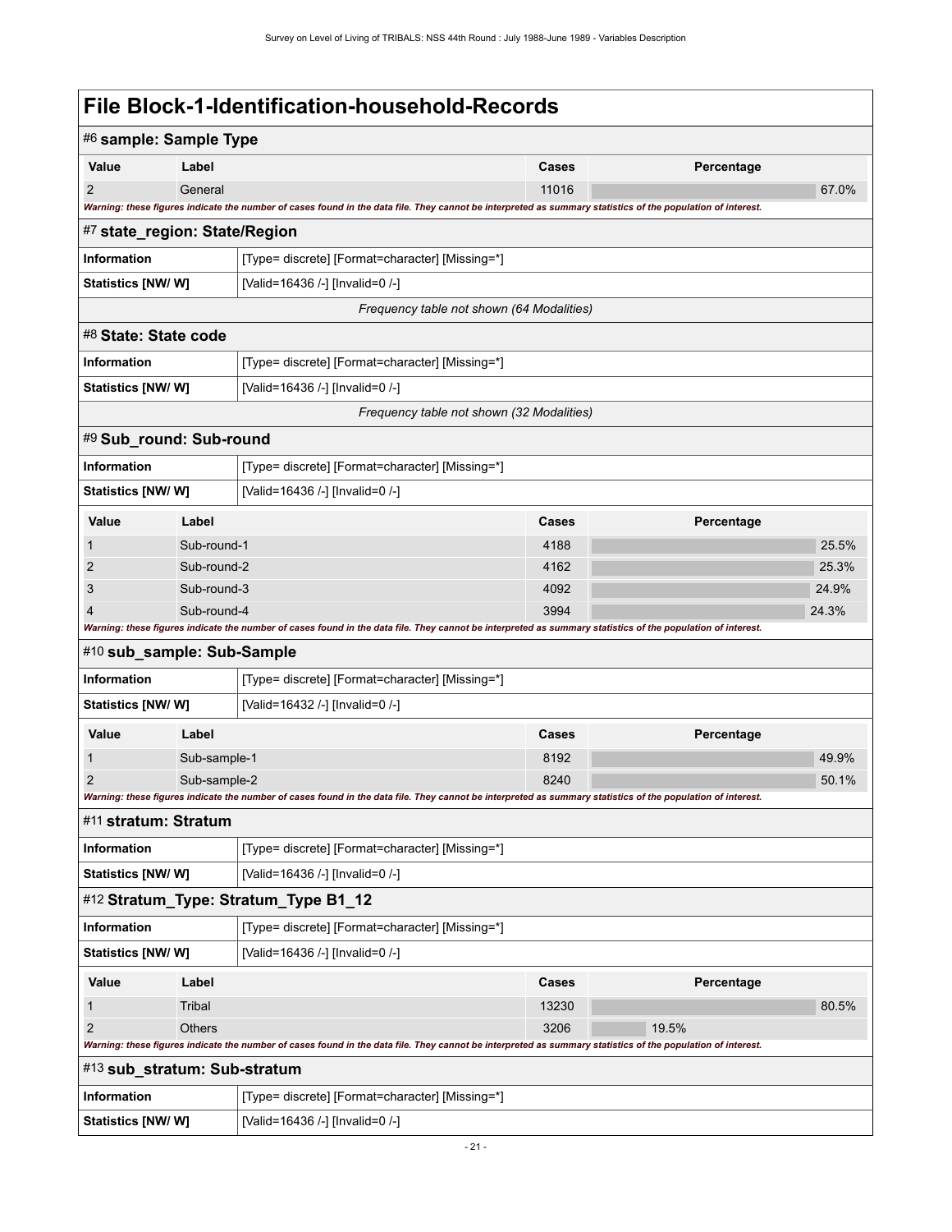# File Block-1-Identification-household-Records

## #6 sample: Sample Type

| Value | Label | Cases | Percentage |
|---|---|---|---|
| 2 | General | 11016 | 67.0% |

*Warning: these figures indicate the number of cases found in the data file. They cannot be interpreted as summary statistics of the population of interest.*

## #7 state_region: State/Region

| | |
|---|---|
| Information | [Type= discrete] [Format=character] [Missing=*] |
| Statistics [NW/ W] | [Valid=16436 /-] [Invalid=0 /-] |

*Frequency table not shown (64 Modalities)*

## #8 State: State code

| | |
|---|---|
| Information | [Type= discrete] [Format=character] [Missing=*] |
| Statistics [NW/ W] | [Valid=16436 /-] [Invalid=0 /-] |

*Frequency table not shown (32 Modalities)*

## #9 Sub_round: Sub-round

| | |
|---|---|
| Information | [Type= discrete] [Format=character] [Missing=*] |
| Statistics [NW/ W] | [Valid=16436 /-] [Invalid=0 /-] |

| Value | Label | Cases | Percentage |
|---|---|---|---|
| 1 | Sub-round-1 | 4188 | 25.5% |
| 2 | Sub-round-2 | 4162 | 25.3% |
| 3 | Sub-round-3 | 4092 | 24.9% |
| 4 | Sub-round-4 | 3994 | 24.3% |

*Warning: these figures indicate the number of cases found in the data file. They cannot be interpreted as summary statistics of the population of interest.*

## #10 sub_sample: Sub-Sample

| | |
|---|---|
| Information | [Type= discrete] [Format=character] [Missing=*] |
| Statistics [NW/ W] | [Valid=16432 /-] [Invalid=0 /-] |

| Value | Label | Cases | Percentage |
|---|---|---|---|
| 1 | Sub-sample-1 | 8192 | 49.9% |
| 2 | Sub-sample-2 | 8240 | 50.1% |

*Warning: these figures indicate the number of cases found in the data file. They cannot be interpreted as summary statistics of the population of interest.*

## #11 stratum: Stratum

| | |
|---|---|
| Information | [Type= discrete] [Format=character] [Missing=*] |
| Statistics [NW/ W] | [Valid=16436 /-] [Invalid=0 /-] |

## #12 Stratum_Type: Stratum_Type B1_12

| | |
|---|---|
| Information | [Type= discrete] [Format=character] [Missing=*] |
| Statistics [NW/ W] | [Valid=16436 /-] [Invalid=0 /-] |

| Value | Label | Cases | Percentage |
|---|---|---|---|
| 1 | Tribal | 13230 | 80.5% |
| 2 | Others | 3206 | 19.5% |

*Warning: these figures indicate the number of cases found in the data file. They cannot be interpreted as summary statistics of the population of interest.*

## #13 sub_stratum: Sub-stratum

| | |
|---|---|
| Information | [Type= discrete] [Format=character] [Missing=*] |
| Statistics [NW/ W] | [Valid=16436 /-] [Invalid=0 /-] |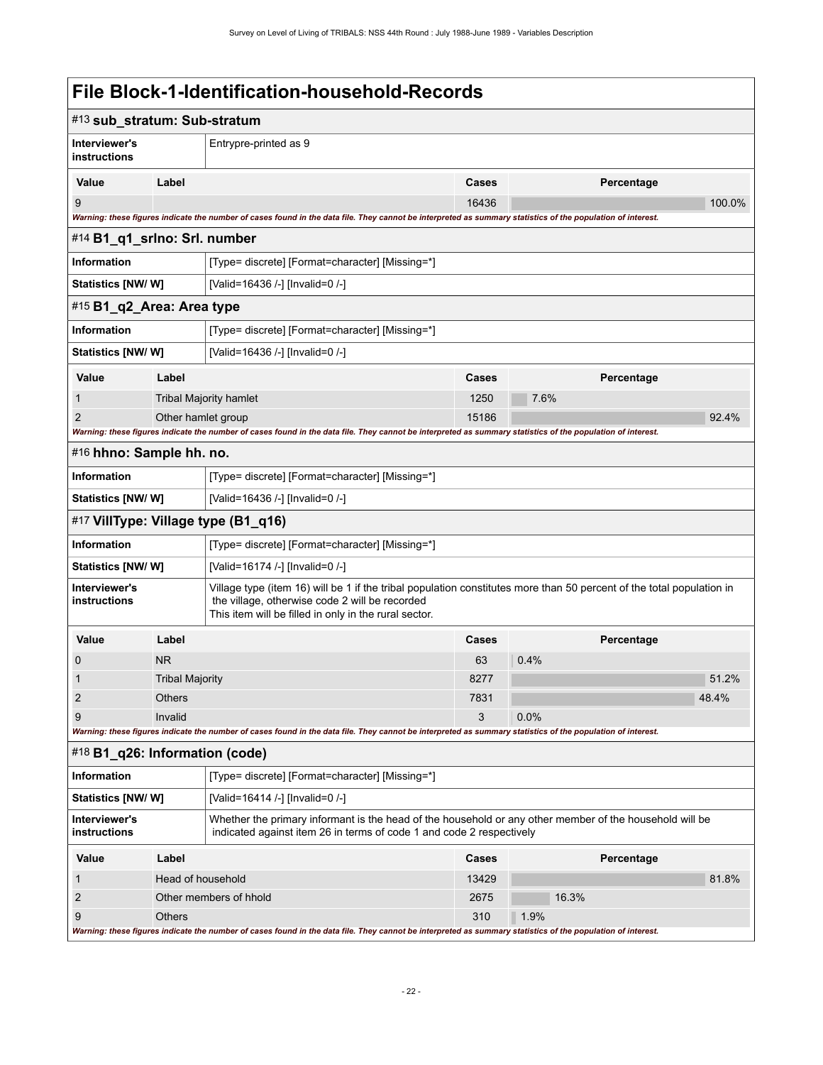# File Block-1-Identification-household-Records

## #13 sub_stratum: Sub-stratum

| | |
|---|---|
| **Interviewer's instructions** | Entrypre-printed as 9 |

| Value | Label | Cases | Percentage |
|---|---|---|---|
| 9 | | 16436 | 100.0% |

*Warning: these figures indicate the number of cases found in the data file. They cannot be interpreted as summary statistics of the population of interest.*

## #14 B1_q1_srlno: Srl. number

| | |
|---|---|
| **Information** | [Type= discrete] [Format=character] [Missing=*] |
| **Statistics [NW/ W]** | [Valid=16436 /-] [Invalid=0 /-] |

## #15 B1_q2_Area: Area type

| | |
|---|---|
| **Information** | [Type= discrete] [Format=character] [Missing=*] |
| **Statistics [NW/ W]** | [Valid=16436 /-] [Invalid=0 /-] |

| Value | Label | Cases | Percentage |
|---|---|---|---|
| 1 | Tribal Majority hamlet | 1250 | 7.6% |
| 2 | Other hamlet group | 15186 | 92.4% |

*Warning: these figures indicate the number of cases found in the data file. They cannot be interpreted as summary statistics of the population of interest.*

## #16 hhno: Sample hh. no.

| | |
|---|---|
| **Information** | [Type= discrete] [Format=character] [Missing=*] |
| **Statistics [NW/ W]** | [Valid=16436 /-] [Invalid=0 /-] |

## #17 VillType: Village type (B1_q16)

| | |
|---|---|
| **Information** | [Type= discrete] [Format=character] [Missing=*] |
| **Statistics [NW/ W]** | [Valid=16174 /-] [Invalid=0 /-] |
| **Interviewer's instructions** | Village type (item 16) will be 1 if the tribal population constitutes more than 50 percent of the total population in the village, otherwise code 2 will be recorded<br>This item will be filled in only in the rural sector. |

| Value | Label | Cases | Percentage |
|---|---|---|---|
| 0 | NR | 63 | 0.4% |
| 1 | Tribal Majority | 8277 | 51.2% |
| 2 | Others | 7831 | 48.4% |
| 9 | Invalid | 3 | 0.0% |

*Warning: these figures indicate the number of cases found in the data file. They cannot be interpreted as summary statistics of the population of interest.*

## #18 B1_q26: Information (code)

| | |
|---|---|
| **Information** | [Type= discrete] [Format=character] [Missing=*] |
| **Statistics [NW/ W]** | [Valid=16414 /-] [Invalid=0 /-] |
| **Interviewer's instructions** | Whether the primary informant is the head of the household or any other member of the household will be indicated against item 26 in terms of code 1 and code 2 respectively |

| Value | Label | Cases | Percentage |
|---|---|---|---|
| 1 | Head of household | 13429 | 81.8% |
| 2 | Other members of hhold | 2675 | 16.3% |
| 9 | Others | 310 | 1.9% |

*Warning: these figures indicate the number of cases found in the data file. They cannot be interpreted as summary statistics of the population of interest.*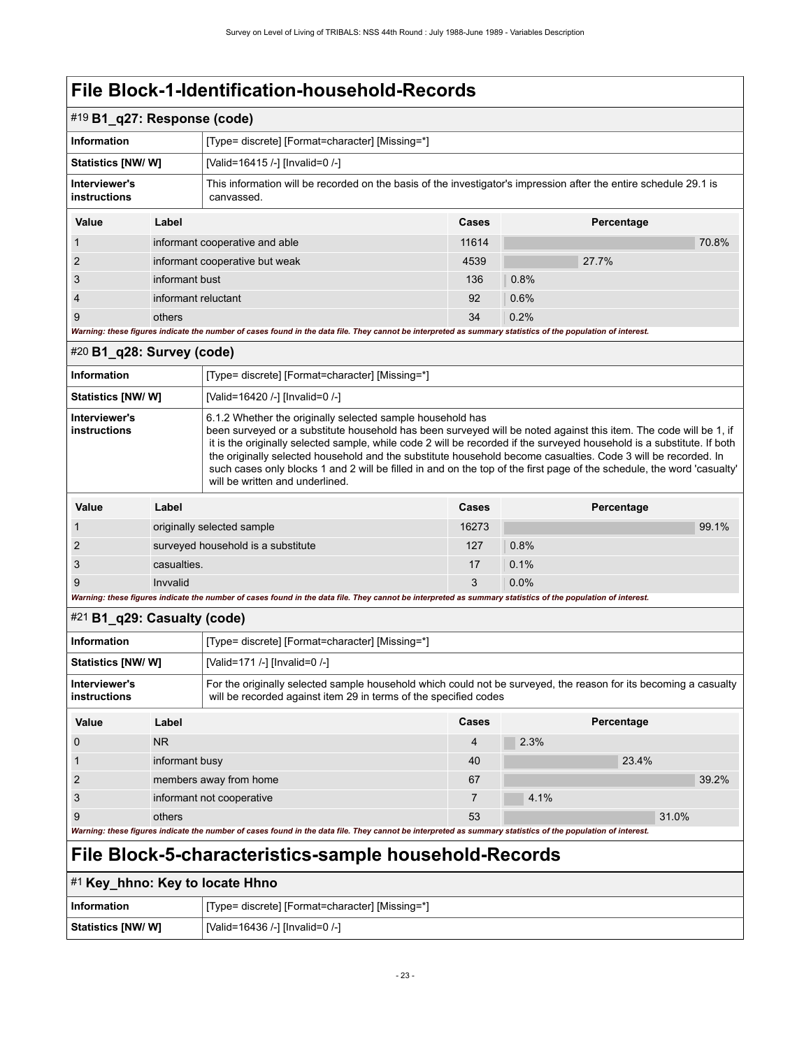# File Block-1-Identification-household-Records

## #19 B1_q27: Response (code)

| | |
|---|---|
| Information | [Type= discrete] [Format=character] [Missing=*] |
| Statistics [NW/ W] | [Valid=16415 /-] [Invalid=0 /-] |
| Interviewer's instructions | This information will be recorded on the basis of the investigator's impression after the entire schedule 29.1 is canvassed. |

| Value | Label | Cases | Percentage |
|---|---|---|---|
| 1 | informant cooperative and able | 11614 | 70.8% |
| 2 | informant cooperative but weak | 4539 | 27.7% |
| 3 | informant bust | 136 | 0.8% |
| 4 | informant reluctant | 92 | 0.6% |
| 9 | others | 34 | 0.2% |

*Warning: these figures indicate the number of cases found in the data file. They cannot be interpreted as summary statistics of the population of interest.*

## #20 B1_q28: Survey (code)

| | |
|---|---|
| Information | [Type= discrete] [Format=character] [Missing=*] |
| Statistics [NW/ W] | [Valid=16420 /-] [Invalid=0 /-] |
| Interviewer's instructions | 6.1.2 Whether the originally selected sample household has been surveyed or a substitute household has been surveyed will be noted against this item. The code will be 1, if it is the originally selected sample, while code 2 will be recorded if the surveyed household is a substitute. If both the originally selected household and the substitute household become casualties. Code 3 will be recorded. In such cases only blocks 1 and 2 will be filled in and on the top of the first page of the schedule, the word 'casualty' will be written and underlined. |

| Value | Label | Cases | Percentage |
|---|---|---|---|
| 1 | originally selected sample | 16273 | 99.1% |
| 2 | surveyed household is a substitute | 127 | 0.8% |
| 3 | casualties. | 17 | 0.1% |
| 9 | Invvalid | 3 | 0.0% |

*Warning: these figures indicate the number of cases found in the data file. They cannot be interpreted as summary statistics of the population of interest.*

## #21 B1_q29: Casualty (code)

| | |
|---|---|
| Information | [Type= discrete] [Format=character] [Missing=*] |
| Statistics [NW/ W] | [Valid=171 /-] [Invalid=0 /-] |
| Interviewer's instructions | For the originally selected sample household which could not be surveyed, the reason for its becoming a casualty will be recorded against item 29 in terms of the specified codes |

| Value | Label | Cases | Percentage |
|---|---|---|---|
| 0 | NR | 4 | 2.3% |
| 1 | informant busy | 40 | 23.4% |
| 2 | members away from home | 67 | 39.2% |
| 3 | informant not cooperative | 7 | 4.1% |
| 9 | others | 53 | 31.0% |

*Warning: these figures indicate the number of cases found in the data file. They cannot be interpreted as summary statistics of the population of interest.*

# File Block-5-characteristics-sample household-Records

## #1 Key_hhno: Key to locate Hhno

| | |
|---|---|
| Information | [Type= discrete] [Format=character] [Missing=*] |
| Statistics [NW/ W] | [Valid=16436 /-] [Invalid=0 /-] |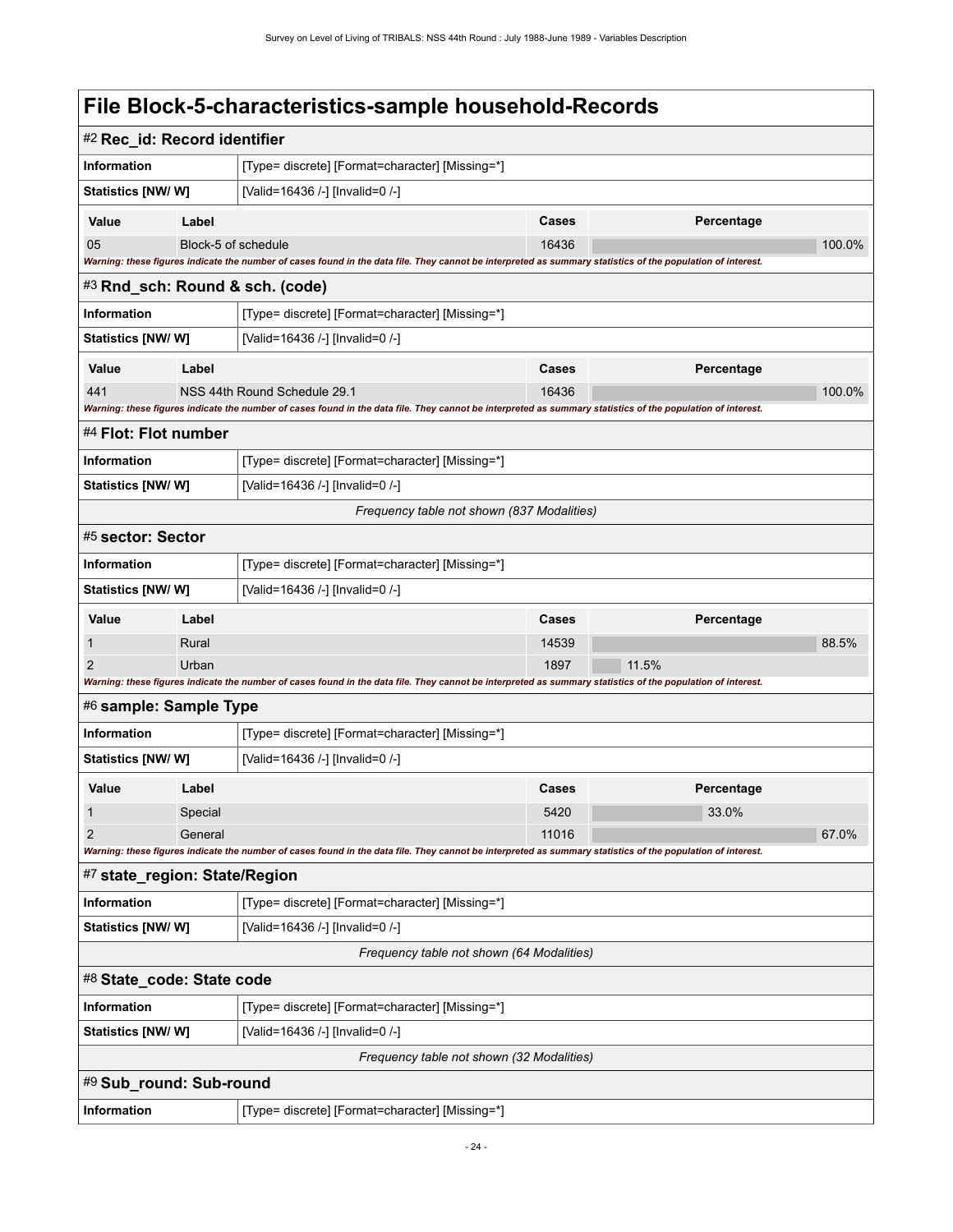# File Block-5-characteristics-sample household-Records

## #2 Rec_id: Record identifier

| | |
|---|---|
| **Information** | [Type= discrete] [Format=character] [Missing=*] |
| **Statistics [NW/ W]** | [Valid=16436 /-] [Invalid=0 /-] |

| Value | Label | Cases | Percentage |
|---|---|---|---|
| 05 | Block-5 of schedule | 16436 | 100.0% |

*Warning: these figures indicate the number of cases found in the data file. They cannot be interpreted as summary statistics of the population of interest.*

## #3 Rnd_sch: Round & sch. (code)

| | |
|---|---|
| **Information** | [Type= discrete] [Format=character] [Missing=*] |
| **Statistics [NW/ W]** | [Valid=16436 /-] [Invalid=0 /-] |

| Value | Label | Cases | Percentage |
|---|---|---|---|
| 441 | NSS 44th Round Schedule 29.1 | 16436 | 100.0% |

*Warning: these figures indicate the number of cases found in the data file. They cannot be interpreted as summary statistics of the population of interest.*

## #4 Flot: Flot number

| | |
|---|---|
| **Information** | [Type= discrete] [Format=character] [Missing=*] |
| **Statistics [NW/ W]** | [Valid=16436 /-] [Invalid=0 /-] |

*Frequency table not shown (837 Modalities)*

## #5 sector: Sector

| | |
|---|---|
| **Information** | [Type= discrete] [Format=character] [Missing=*] |
| **Statistics [NW/ W]** | [Valid=16436 /-] [Invalid=0 /-] |

| Value | Label | Cases | Percentage |
|---|---|---|---|
| 1 | Rural | 14539 | 88.5% |
| 2 | Urban | 1897 | 11.5% |

*Warning: these figures indicate the number of cases found in the data file. They cannot be interpreted as summary statistics of the population of interest.*

## #6 sample: Sample Type

| | |
|---|---|
| **Information** | [Type= discrete] [Format=character] [Missing=*] |
| **Statistics [NW/ W]** | [Valid=16436 /-] [Invalid=0 /-] |

| Value | Label | Cases | Percentage |
|---|---|---|---|
| 1 | Special | 5420 | 33.0% |
| 2 | General | 11016 | 67.0% |

*Warning: these figures indicate the number of cases found in the data file. They cannot be interpreted as summary statistics of the population of interest.*

## #7 state_region: State/Region

| | |
|---|---|
| **Information** | [Type= discrete] [Format=character] [Missing=*] |
| **Statistics [NW/ W]** | [Valid=16436 /-] [Invalid=0 /-] |

*Frequency table not shown (64 Modalities)*

## #8 State_code: State code

| | |
|---|---|
| **Information** | [Type= discrete] [Format=character] [Missing=*] |
| **Statistics [NW/ W]** | [Valid=16436 /-] [Invalid=0 /-] |

*Frequency table not shown (32 Modalities)*

## #9 Sub_round: Sub-round

| | |
|---|---|
| **Information** | [Type= discrete] [Format=character] [Missing=*] |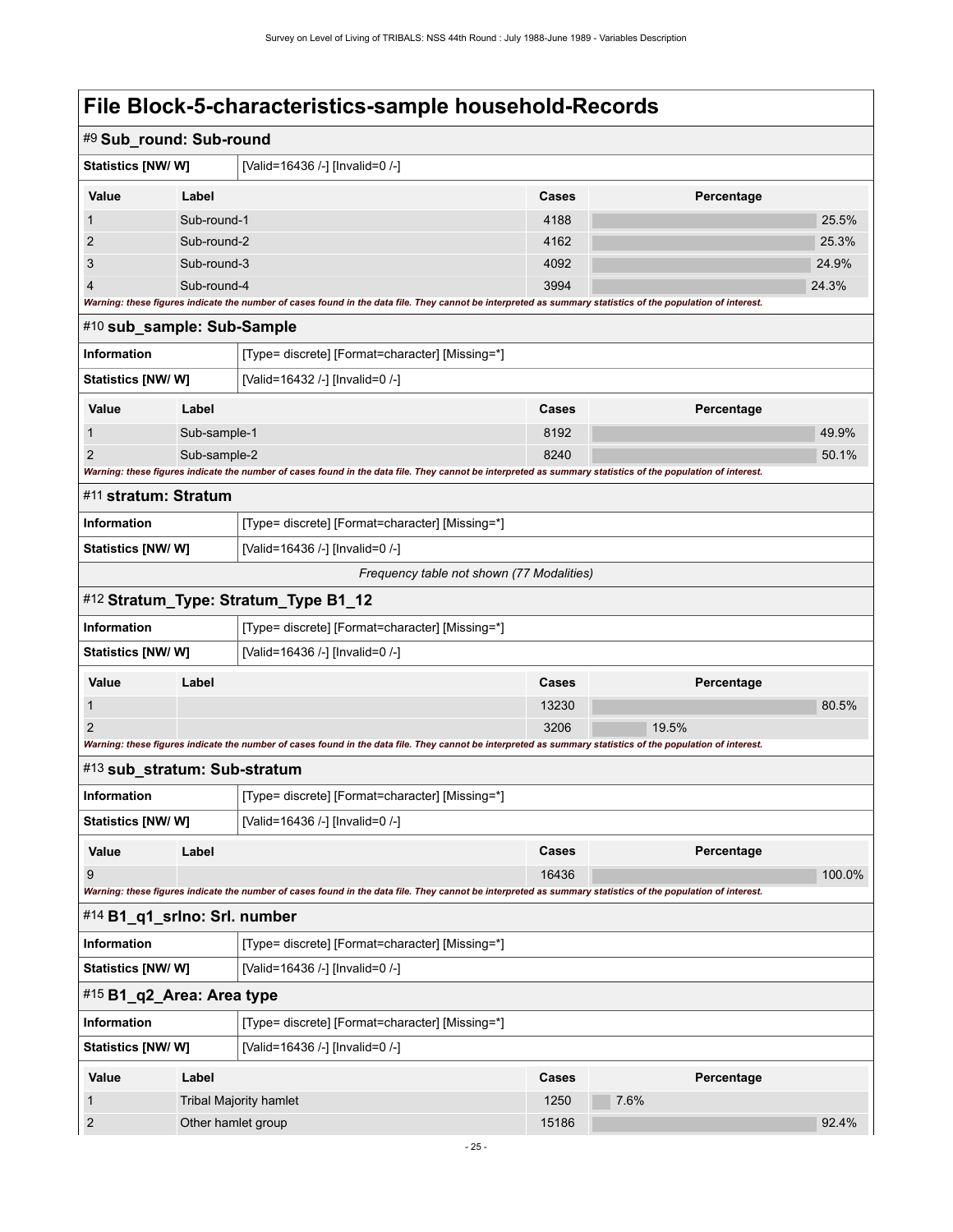# File Block-5-characteristics-sample household-Records

## #9 Sub_round: Sub-round

| | |
|---|---|
| **Statistics [NW/ W]** | [Valid=16436 /-] [Invalid=0 /-] |

| Value | Label | Cases | Percentage |
|---|---|---|---|
| 1 | Sub-round-1 | 4188 | 25.5% |
| 2 | Sub-round-2 | 4162 | 25.3% |
| 3 | Sub-round-3 | 4092 | 24.9% |
| 4 | Sub-round-4 | 3994 | 24.3% |

***Warning: these figures indicate the number of cases found in the data file. They cannot be interpreted as summary statistics of the population of interest.***

## #10 sub_sample: Sub-Sample

| | |
|---|---|
| **Information** | [Type= discrete] [Format=character] [Missing=*] |
| **Statistics [NW/ W]** | [Valid=16432 /-] [Invalid=0 /-] |

| Value | Label | Cases | Percentage |
|---|---|---|---|
| 1 | Sub-sample-1 | 8192 | 49.9% |
| 2 | Sub-sample-2 | 8240 | 50.1% |

***Warning: these figures indicate the number of cases found in the data file. They cannot be interpreted as summary statistics of the population of interest.***

## #11 stratum: Stratum

| | |
|---|---|
| **Information** | [Type= discrete] [Format=character] [Missing=*] |
| **Statistics [NW/ W]** | [Valid=16436 /-] [Invalid=0 /-] |

*Frequency table not shown (77 Modalities)*

## #12 Stratum_Type: Stratum_Type B1_12

| | |
|---|---|
| **Information** | [Type= discrete] [Format=character] [Missing=*] |
| **Statistics [NW/ W]** | [Valid=16436 /-] [Invalid=0 /-] |

| Value | Label | Cases | Percentage |
|---|---|---|---|
| 1 | | 13230 | 80.5% |
| 2 | | 3206 | 19.5% |

***Warning: these figures indicate the number of cases found in the data file. They cannot be interpreted as summary statistics of the population of interest.***

## #13 sub_stratum: Sub-stratum

| | |
|---|---|
| **Information** | [Type= discrete] [Format=character] [Missing=*] |
| **Statistics [NW/ W]** | [Valid=16436 /-] [Invalid=0 /-] |

| Value | Label | Cases | Percentage |
|---|---|---|---|
| 9 | | 16436 | 100.0% |

***Warning: these figures indicate the number of cases found in the data file. They cannot be interpreted as summary statistics of the population of interest.***

## #14 B1_q1_srlno: Srl. number

| | |
|---|---|
| **Information** | [Type= discrete] [Format=character] [Missing=*] |
| **Statistics [NW/ W]** | [Valid=16436 /-] [Invalid=0 /-] |

## #15 B1_q2_Area: Area type

| | |
|---|---|
| **Information** | [Type= discrete] [Format=character] [Missing=*] |
| **Statistics [NW/ W]** | [Valid=16436 /-] [Invalid=0 /-] |

| Value | Label | Cases | Percentage |
|---|---|---|---|
| 1 | Tribal Majority hamlet | 1250 | 7.6% |
| 2 | Other hamlet group | 15186 | 92.4% |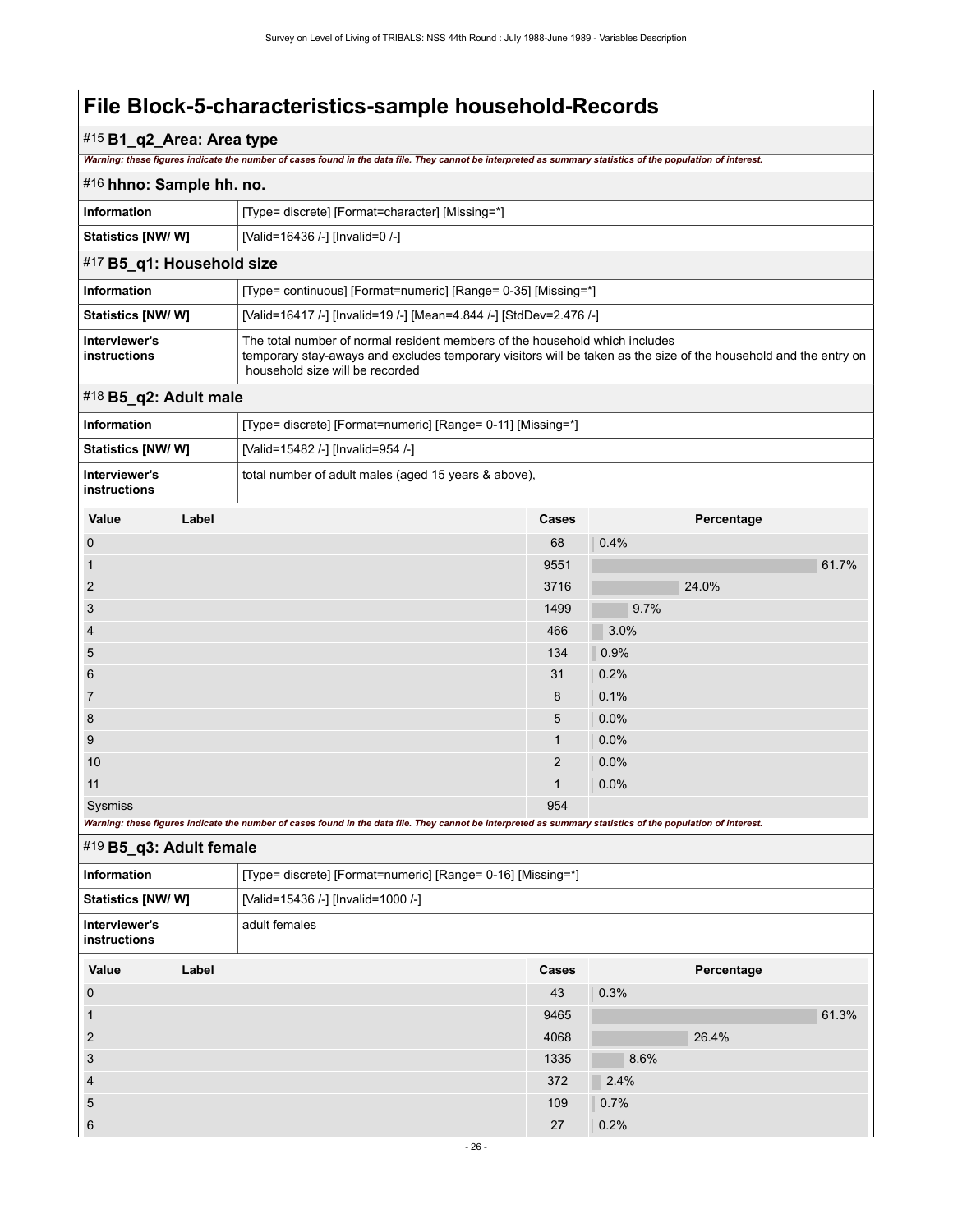# File Block-5-characteristics-sample household-Records

## #15 B1_q2_Area: Area type

*Warning: these figures indicate the number of cases found in the data file. They cannot be interpreted as summary statistics of the population of interest.*

## #16 hhno: Sample hh. no.

| | |
|---|---|
| **Information** | [Type= discrete] [Format=character] [Missing=*] |
| **Statistics [NW/ W]** | [Valid=16436 /-] [Invalid=0 /-] |

## #17 B5_q1: Household size

| | |
|---|---|
| **Information** | [Type= continuous] [Format=numeric] [Range= 0-35] [Missing=*] |
| **Statistics [NW/ W]** | [Valid=16417 /-] [Invalid=19 /-] [Mean=4.844 /-] [StdDev=2.476 /-] |
| **Interviewer's instructions** | The total number of normal resident members of the household which includes temporary stay-aways and excludes temporary visitors will be taken as the size of the household and the entry on household size will be recorded |

## #18 B5_q2: Adult male

| | |
|---|---|
| **Information** | [Type= discrete] [Format=numeric] [Range= 0-11] [Missing=*] |
| **Statistics [NW/ W]** | [Valid=15482 /-] [Invalid=954 /-] |
| **Interviewer's instructions** | total number of adult males (aged 15 years & above), |

| Value | Label | Cases | Percentage |
|---|---|---|---|
| 0 | | 68 | 0.4% |
| 1 | | 9551 | 61.7% |
| 2 | | 3716 | 24.0% |
| 3 | | 1499 | 9.7% |
| 4 | | 466 | 3.0% |
| 5 | | 134 | 0.9% |
| 6 | | 31 | 0.2% |
| 7 | | 8 | 0.1% |
| 8 | | 5 | 0.0% |
| 9 | | 1 | 0.0% |
| 10 | | 2 | 0.0% |
| 11 | | 1 | 0.0% |
| Sysmiss | | 954 | |

*Warning: these figures indicate the number of cases found in the data file. They cannot be interpreted as summary statistics of the population of interest.*

## #19 B5_q3: Adult female

| | |
|---|---|
| **Information** | [Type= discrete] [Format=numeric] [Range= 0-16] [Missing=*] |
| **Statistics [NW/ W]** | [Valid=15436 /-] [Invalid=1000 /-] |
| **Interviewer's instructions** | adult females |

| Value | Label | Cases | Percentage |
|---|---|---|---|
| 0 | | 43 | 0.3% |
| 1 | | 9465 | 61.3% |
| 2 | | 4068 | 26.4% |
| 3 | | 1335 | 8.6% |
| 4 | | 372 | 2.4% |
| 5 | | 109 | 0.7% |
| 6 | | 27 | 0.2% |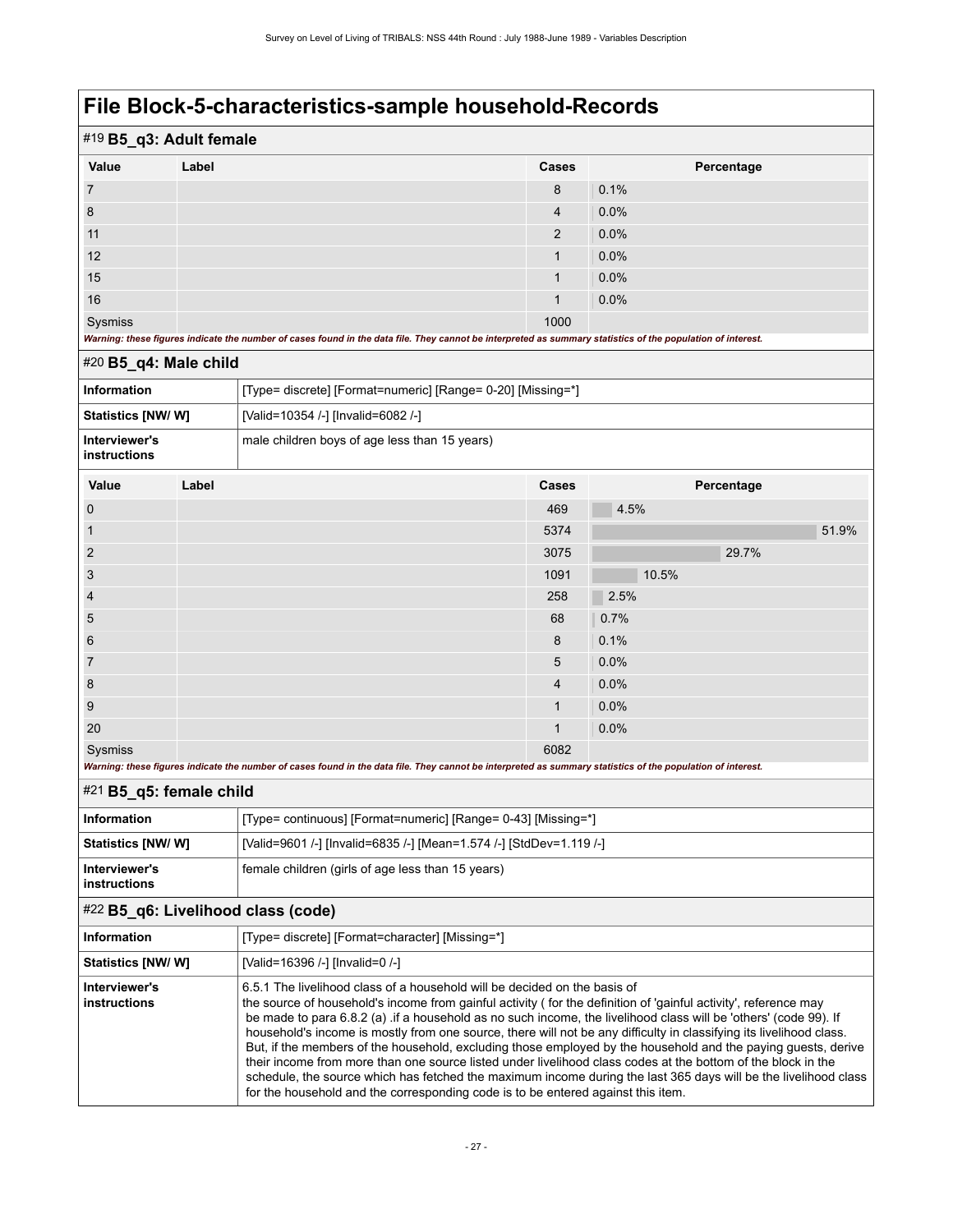# File Block-5-characteristics-sample household-Records

## #19 B5_q3: Adult female

| Value | Label | Cases | Percentage |
|---|---|---|---|
| 7 | | 8 | 0.1% |
| 8 | | 4 | 0.0% |
| 11 | | 2 | 0.0% |
| 12 | | 1 | 0.0% |
| 15 | | 1 | 0.0% |
| 16 | | 1 | 0.0% |
| Sysmiss | | 1000 | |

***Warning: these figures indicate the number of cases found in the data file. They cannot be interpreted as summary statistics of the population of interest.***

## #20 B5_q4: Male child

| | |
|---|---|
| **Information** | [Type= discrete] [Format=numeric] [Range= 0-20] [Missing=*] |
| **Statistics [NW/ W]** | [Valid=10354 /-] [Invalid=6082 /-] |
| **Interviewer's instructions** | male children boys of age less than 15 years) |

| Value | Label | Cases | Percentage |
|---|---|---|---|
| 0 | | 469 | 4.5% |
| 1 | | 5374 | 51.9% |
| 2 | | 3075 | 29.7% |
| 3 | | 1091 | 10.5% |
| 4 | | 258 | 2.5% |
| 5 | | 68 | 0.7% |
| 6 | | 8 | 0.1% |
| 7 | | 5 | 0.0% |
| 8 | | 4 | 0.0% |
| 9 | | 1 | 0.0% |
| 20 | | 1 | 0.0% |
| Sysmiss | | 6082 | |

***Warning: these figures indicate the number of cases found in the data file. They cannot be interpreted as summary statistics of the population of interest.***

## #21 B5_q5: female child

| | |
|---|---|
| **Information** | [Type= continuous] [Format=numeric] [Range= 0-43] [Missing=*] |
| **Statistics [NW/ W]** | [Valid=9601 /-] [Invalid=6835 /-] [Mean=1.574 /-] [StdDev=1.119 /-] |
| **Interviewer's instructions** | female children (girls of age less than 15 years) |

## #22 B5_q6: Livelihood class (code)

| | |
|---|---|
| **Information** | [Type= discrete] [Format=character] [Missing=*] |
| **Statistics [NW/ W]** | [Valid=16396 /-] [Invalid=0 /-] |
| **Interviewer's instructions** | 6.5.1 The livelihood class of a household will be decided on the basis of the source of household's income from gainful activity ( for the definition of 'gainful activity', reference may be made to para 6.8.2 (a) .if a household as no such income, the livelihood class will be 'others' (code 99). If household's income is mostly from one source, there will not be any difficulty in classifying its livelihood class. But, if the members of the household, excluding those employed by the household and the paying guests, derive their income from more than one source listed under livelihood class codes at the bottom of the block in the schedule, the source which has fetched the maximum income during the last 365 days will be the livelihood class for the household and the corresponding code is to be entered against this item. |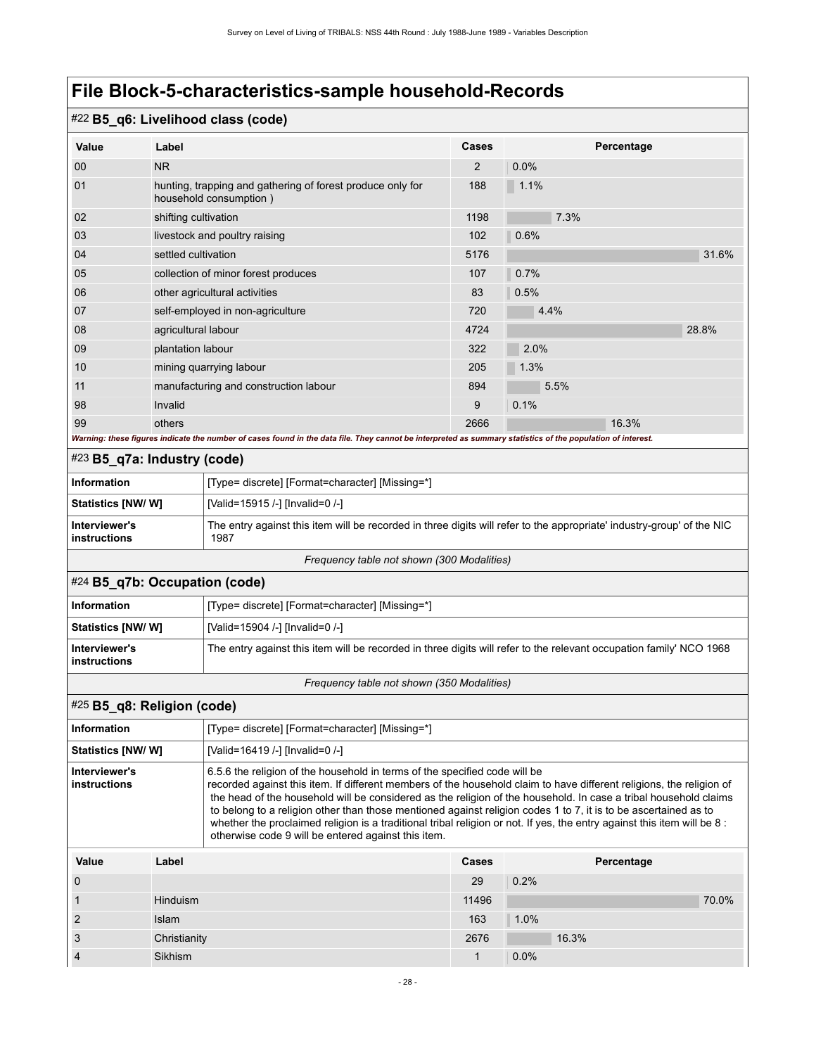# File Block-5-characteristics-sample household-Records

## #22 B5_q6: Livelihood class (code)

| Value | Label | Cases | Percentage |
|---|---|---|---|
| 00 | NR | 2 | 0.0% |
| 01 | hunting, trapping and gathering of forest produce only for household consumption ) | 188 | 1.1% |
| 02 | shifting cultivation | 1198 | 7.3% |
| 03 | livestock and poultry raising | 102 | 0.6% |
| 04 | settled cultivation | 5176 | 31.6% |
| 05 | collection of minor forest produces | 107 | 0.7% |
| 06 | other agricultural activities | 83 | 0.5% |
| 07 | self-employed in non-agriculture | 720 | 4.4% |
| 08 | agricultural labour | 4724 | 28.8% |
| 09 | plantation labour | 322 | 2.0% |
| 10 | mining quarrying labour | 205 | 1.3% |
| 11 | manufacturing and construction labour | 894 | 5.5% |
| 98 | Invalid | 9 | 0.1% |
| 99 | others | 2666 | 16.3% |

*Warning: these figures indicate the number of cases found in the data file. They cannot be interpreted as summary statistics of the population of interest.*

## #23 B5_q7a: Industry (code)

| | |
|---|---|
| **Information** | [Type= discrete] [Format=character] [Missing=*] |
| **Statistics [NW/ W]** | [Valid=15915 /-] [Invalid=0 /-] |
| **Interviewer's instructions** | The entry against this item will be recorded in three digits will refer to the appropriate' industry-group' of the NIC 1987 |

*Frequency table not shown (300 Modalities)*

## #24 B5_q7b: Occupation (code)

| | |
|---|---|
| **Information** | [Type= discrete] [Format=character] [Missing=*] |
| **Statistics [NW/ W]** | [Valid=15904 /-] [Invalid=0 /-] |
| **Interviewer's instructions** | The entry against this item will be recorded in three digits will refer to the relevant occupation family' NCO 1968 |

*Frequency table not shown (350 Modalities)*

## #25 B5_q8: Religion (code)

| | |
|---|---|
| **Information** | [Type= discrete] [Format=character] [Missing=*] |
| **Statistics [NW/ W]** | [Valid=16419 /-] [Invalid=0 /-] |
| **Interviewer's instructions** | 6.5.6 the religion of the household in terms of the specified code will be recorded against this item. If different members of the household claim to have different religions, the religion of the head of the household will be considered as the religion of the household. In case a tribal household claims to belong to a religion other than those mentioned against religion codes 1 to 7, it is to be ascertained as to whether the proclaimed religion is a traditional tribal religion or not. If yes, the entry against this item will be 8 : otherwise code 9 will be entered against this item. |

| Value | Label | Cases | Percentage |
|---|---|---|---|
| 0 | | 29 | 0.2% |
| 1 | Hinduism | 11496 | 70.0% |
| 2 | Islam | 163 | 1.0% |
| 3 | Christianity | 2676 | 16.3% |
| 4 | Sikhism | 1 | 0.0% |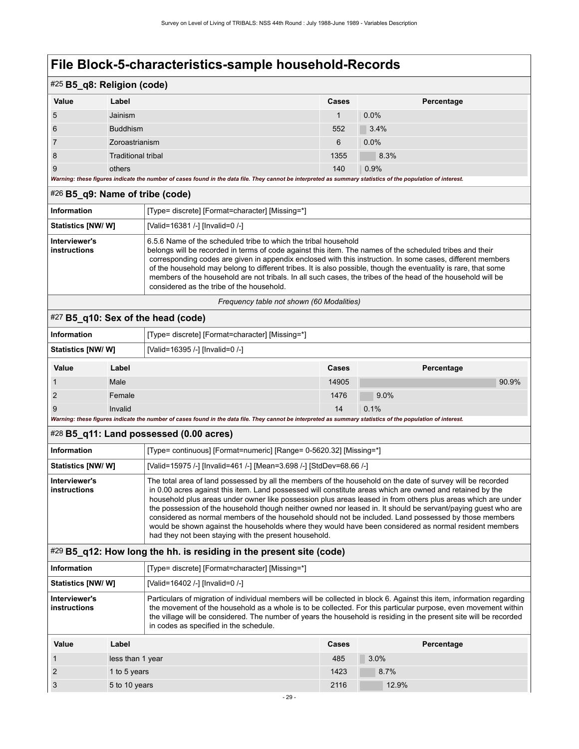# File Block-5-characteristics-sample household-Records

## #25 B5_q8: Religion (code)

| Value | Label | Cases | Percentage |
|---|---|---|---|
| 5 | Jainism | 1 | 0.0% |
| 6 | Buddhism | 552 | 3.4% |
| 7 | Zoroastrianism | 6 | 0.0% |
| 8 | Traditional tribal | 1355 | 8.3% |
| 9 | others | 140 | 0.9% |

*Warning: these figures indicate the number of cases found in the data file. They cannot be interpreted as summary statistics of the population of interest.*

## #26 B5_q9: Name of tribe (code)

| | |
|---|---|
| **Information** | [Type= discrete] [Format=character] [Missing=*] |
| **Statistics [NW/ W]** | [Valid=16381 /-] [Invalid=0 /-] |
| **Interviewer's instructions** | 6.5.6 Name of the scheduled tribe to which the tribal household belongs will be recorded in terms of code against this item. The names of the scheduled tribes and their corresponding codes are given in appendix enclosed with this instruction. In some cases, different members of the household may belong to different tribes. It is also possible, though the eventuality is rare, that some members of the household are not tribals. In all such cases, the tribes of the head of the household will be considered as the tribe of the household. |

*Frequency table not shown (60 Modalities)*

## #27 B5_q10: Sex of the head (code)

| | |
|---|---|
| **Information** | [Type= discrete] [Format=character] [Missing=*] |
| **Statistics [NW/ W]** | [Valid=16395 /-] [Invalid=0 /-] |

| Value | Label | Cases | Percentage |
|---|---|---|---|
| 1 | Male | 14905 | 90.9% |
| 2 | Female | 1476 | 9.0% |
| 9 | Invalid | 14 | 0.1% |

*Warning: these figures indicate the number of cases found in the data file. They cannot be interpreted as summary statistics of the population of interest.*

## #28 B5_q11: Land possessed (0.00 acres)

| | |
|---|---|
| **Information** | [Type= continuous] [Format=numeric] [Range= 0-5620.32] [Missing=*] |
| **Statistics [NW/ W]** | [Valid=15975 /-] [Invalid=461 /-] [Mean=3.698 /-] [StdDev=68.66 /-] |
| **Interviewer's instructions** | The total area of land possessed by all the members of the household on the date of survey will be recorded in 0.00 acres against this item. Land possessed will constitute areas which are owned and retained by the household plus areas under owner like possession plus areas leased in from others plus areas which are under the possession of the household though neither owned nor leased in. It should be servant/paying guest who are considered as normal members of the household should not be included. Land possessed by those members would be shown against the households where they would have been considered as normal resident members had they not been staying with the present household. |

## #29 B5_q12: How long the hh. is residing in the present site (code)

| | |
|---|---|
| **Information** | [Type= discrete] [Format=character] [Missing=*] |
| **Statistics [NW/ W]** | [Valid=16402 /-] [Invalid=0 /-] |
| **Interviewer's instructions** | Particulars of migration of individual members will be collected in block 6. Against this item, information regarding the movement of the household as a whole is to be collected. For this particular purpose, even movement within the village will be considered. The number of years the household is residing in the present site will be recorded in codes as specified in the schedule. |

| Value | Label | Cases | Percentage |
|---|---|---|---|
| 1 | less than 1 year | 485 | 3.0% |
| 2 | 1 to 5 years | 1423 | 8.7% |
| 3 | 5 to 10 years | 2116 | 12.9% |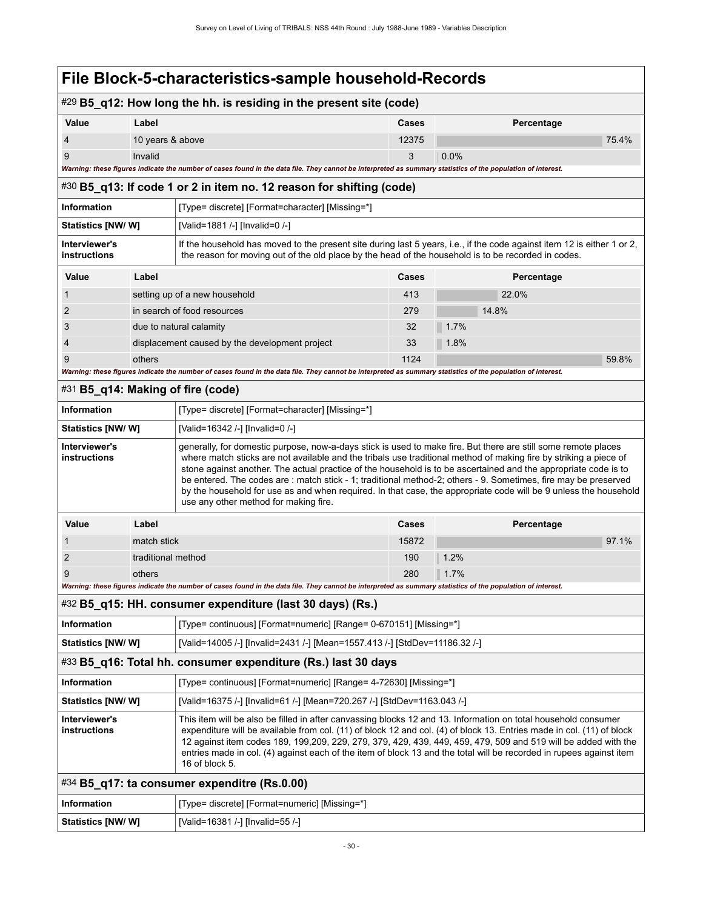# File Block-5-characteristics-sample household-Records

## #29 B5_q12: How long the hh. is residing in the present site (code)

| Value | Label | Cases | Percentage |
|---|---|---|---|
| 4 | 10 years & above | 12375 | 75.4% |
| 9 | Invalid | 3 | 0.0% |

*Warning: these figures indicate the number of cases found in the data file. They cannot be interpreted as summary statistics of the population of interest.*

## #30 B5_q13: If code 1 or 2 in item no. 12 reason for shifting (code)

| | |
|---|---|
| **Information** | [Type= discrete] [Format=character] [Missing=*] |
| **Statistics [NW/ W]** | [Valid=1881 /-] [Invalid=0 /-] |
| **Interviewer's instructions** | If the household has moved to the present site during last 5 years, i.e., if the code against item 12 is either 1 or 2, the reason for moving out of the old place by the head of the household is to be recorded in codes. |

| Value | Label | Cases | Percentage |
|---|---|---|---|
| 1 | setting up of a new household | 413 | 22.0% |
| 2 | in search of food resources | 279 | 14.8% |
| 3 | due to natural calamity | 32 | 1.7% |
| 4 | displacement caused by the development project | 33 | 1.8% |
| 9 | others | 1124 | 59.8% |

*Warning: these figures indicate the number of cases found in the data file. They cannot be interpreted as summary statistics of the population of interest.*

## #31 B5_q14: Making of fire (code)

| | |
|---|---|
| **Information** | [Type= discrete] [Format=character] [Missing=*] |
| **Statistics [NW/ W]** | [Valid=16342 /-] [Invalid=0 /-] |
| **Interviewer's instructions** | generally, for domestic purpose, now-a-days stick is used to make fire. But there are still some remote places where match sticks are not available and the tribals use traditional method of making fire by striking a piece of stone against another. The actual practice of the household is to be ascertained and the appropriate code is to be entered. The codes are : match stick - 1; traditional method-2; others - 9. Sometimes, fire may be preserved by the household for use as and when required. In that case, the appropriate code will be 9 unless the household use any other method for making fire. |

| Value | Label | Cases | Percentage |
|---|---|---|---|
| 1 | match stick | 15872 | 97.1% |
| 2 | traditional method | 190 | 1.2% |
| 9 | others | 280 | 1.7% |

*Warning: these figures indicate the number of cases found in the data file. They cannot be interpreted as summary statistics of the population of interest.*

## #32 B5_q15: HH. consumer expenditure (last 30 days) (Rs.)

| | |
|---|---|
| **Information** | [Type= continuous] [Format=numeric] [Range= 0-670151] [Missing=*] |
| **Statistics [NW/ W]** | [Valid=14005 /-] [Invalid=2431 /-] [Mean=1557.413 /-] [StdDev=11186.32 /-] |

## #33 B5_q16: Total hh. consumer expenditure (Rs.) last 30 days

| | |
|---|---|
| **Information** | [Type= continuous] [Format=numeric] [Range= 4-72630] [Missing=*] |
| **Statistics [NW/ W]** | [Valid=16375 /-] [Invalid=61 /-] [Mean=720.267 /-] [StdDev=1163.043 /-] |
| **Interviewer's instructions** | This item will be also be filled in after canvassing blocks 12 and 13. Information on total household consumer expenditure will be available from col. (11) of block 12 and col. (4) of block 13. Entries made in col. (11) of block 12 against item codes 189, 199,209, 229, 279, 379, 429, 439, 449, 459, 479, 509 and 519 will be added with the entries made in col. (4) against each of the item of block 13 and the total will be recorded in rupees against item 16 of block 5. |

## #34 B5_q17: ta consumer expenditre (Rs.0.00)

| | |
|---|---|
| **Information** | [Type= discrete] [Format=numeric] [Missing=*] |
| **Statistics [NW/ W]** | [Valid=16381 /-] [Invalid=55 /-] |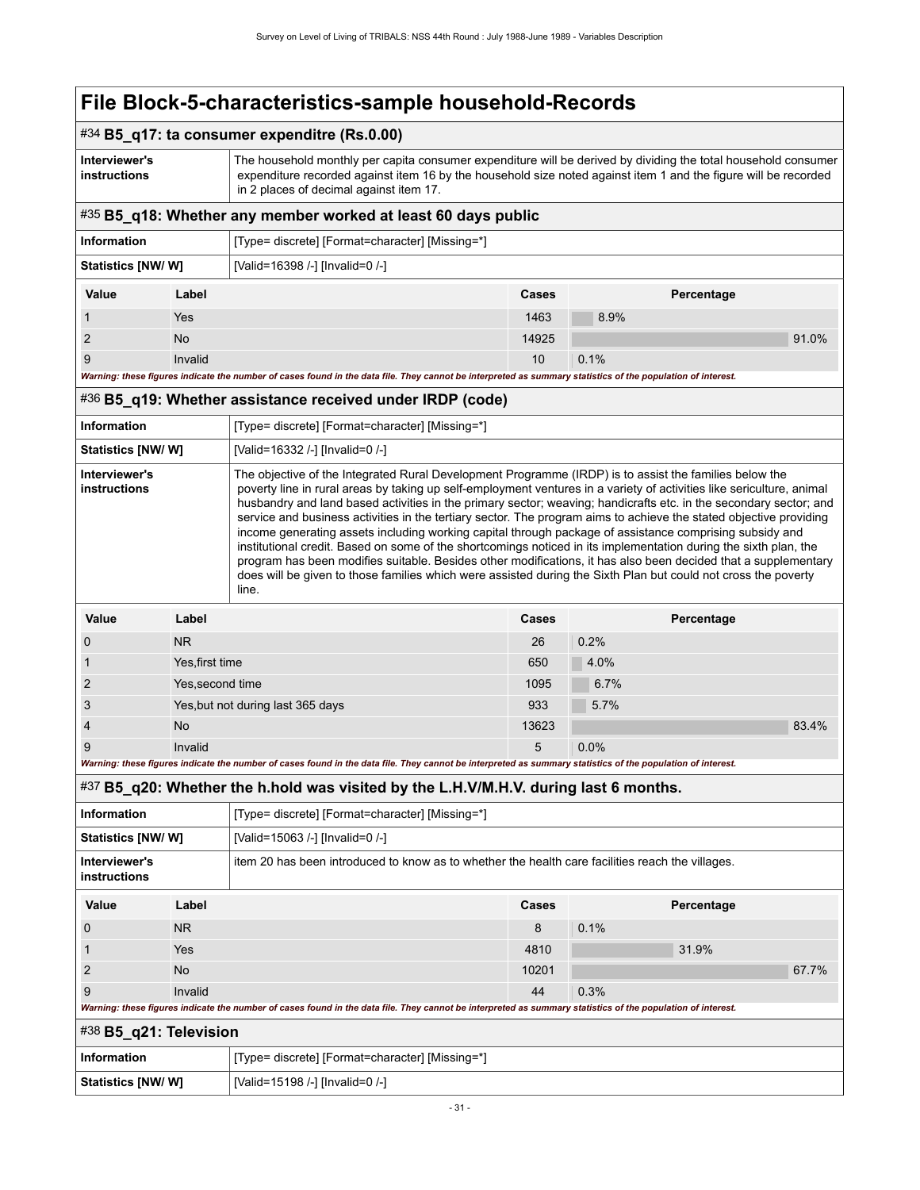# File Block-5-characteristics-sample household-Records

## #34 B5_q17: ta consumer expenditre (Rs.0.00)

| | |
|---|---|
| **Interviewer's instructions** | The household monthly per capita consumer expenditure will be derived by dividing the total household consumer expenditure recorded against item 16 by the household size noted against item 1 and the figure will be recorded in 2 places of decimal against item 17. |

## #35 B5_q18: Whether any member worked at least 60 days public

| | |
|---|---|
| **Information** | [Type= discrete] [Format=character] [Missing=*] |
| **Statistics [NW/ W]** | [Valid=16398 /-] [Invalid=0 /-] |

| Value | Label | Cases | Percentage |
|---|---|---|---|
| 1 | Yes | 1463 | 8.9% |
| 2 | No | 14925 | 91.0% |
| 9 | Invalid | 10 | 0.1% |

*Warning: these figures indicate the number of cases found in the data file. They cannot be interpreted as summary statistics of the population of interest.*

## #36 B5_q19: Whether assistance received under IRDP (code)

| | |
|---|---|
| **Information** | [Type= discrete] [Format=character] [Missing=*] |
| **Statistics [NW/ W]** | [Valid=16332 /-] [Invalid=0 /-] |
| **Interviewer's instructions** | The objective of the Integrated Rural Development Programme (IRDP) is to assist the families below the poverty line in rural areas by taking up self-employment ventures in a variety of activities like sericulture, animal husbandry and land based activities in the primary sector; weaving; handicrafts etc. in the secondary sector; and service and business activities in the tertiary sector. The program aims to achieve the stated objective providing income generating assets including working capital through package of assistance comprising subsidy and institutional credit. Based on some of the shortcomings noticed in its implementation during the sixth plan, the program has been modifies suitable. Besides other modifications, it has also been decided that a supplementary does will be given to those families which were assisted during the Sixth Plan but could not cross the poverty line. |

| Value | Label | Cases | Percentage |
|---|---|---|---|
| 0 | NR | 26 | 0.2% |
| 1 | Yes,first time | 650 | 4.0% |
| 2 | Yes,second time | 1095 | 6.7% |
| 3 | Yes,but not during last 365 days | 933 | 5.7% |
| 4 | No | 13623 | 83.4% |
| 9 | Invalid | 5 | 0.0% |

*Warning: these figures indicate the number of cases found in the data file. They cannot be interpreted as summary statistics of the population of interest.*

## #37 B5_q20: Whether the h.hold was visited by the L.H.V/M.H.V. during last 6 months.

| | |
|---|---|
| **Information** | [Type= discrete] [Format=character] [Missing=*] |
| **Statistics [NW/ W]** | [Valid=15063 /-] [Invalid=0 /-] |
| **Interviewer's instructions** | item 20 has been introduced to know as to whether the health care facilities reach the villages. |

| Value | Label | Cases | Percentage |
|---|---|---|---|
| 0 | NR | 8 | 0.1% |
| 1 | Yes | 4810 | 31.9% |
| 2 | No | 10201 | 67.7% |
| 9 | Invalid | 44 | 0.3% |

*Warning: these figures indicate the number of cases found in the data file. They cannot be interpreted as summary statistics of the population of interest.*

## #38 B5_q21: Television

| | |
|---|---|
| **Information** | [Type= discrete] [Format=character] [Missing=*] |
| **Statistics [NW/ W]** | [Valid=15198 /-] [Invalid=0 /-] |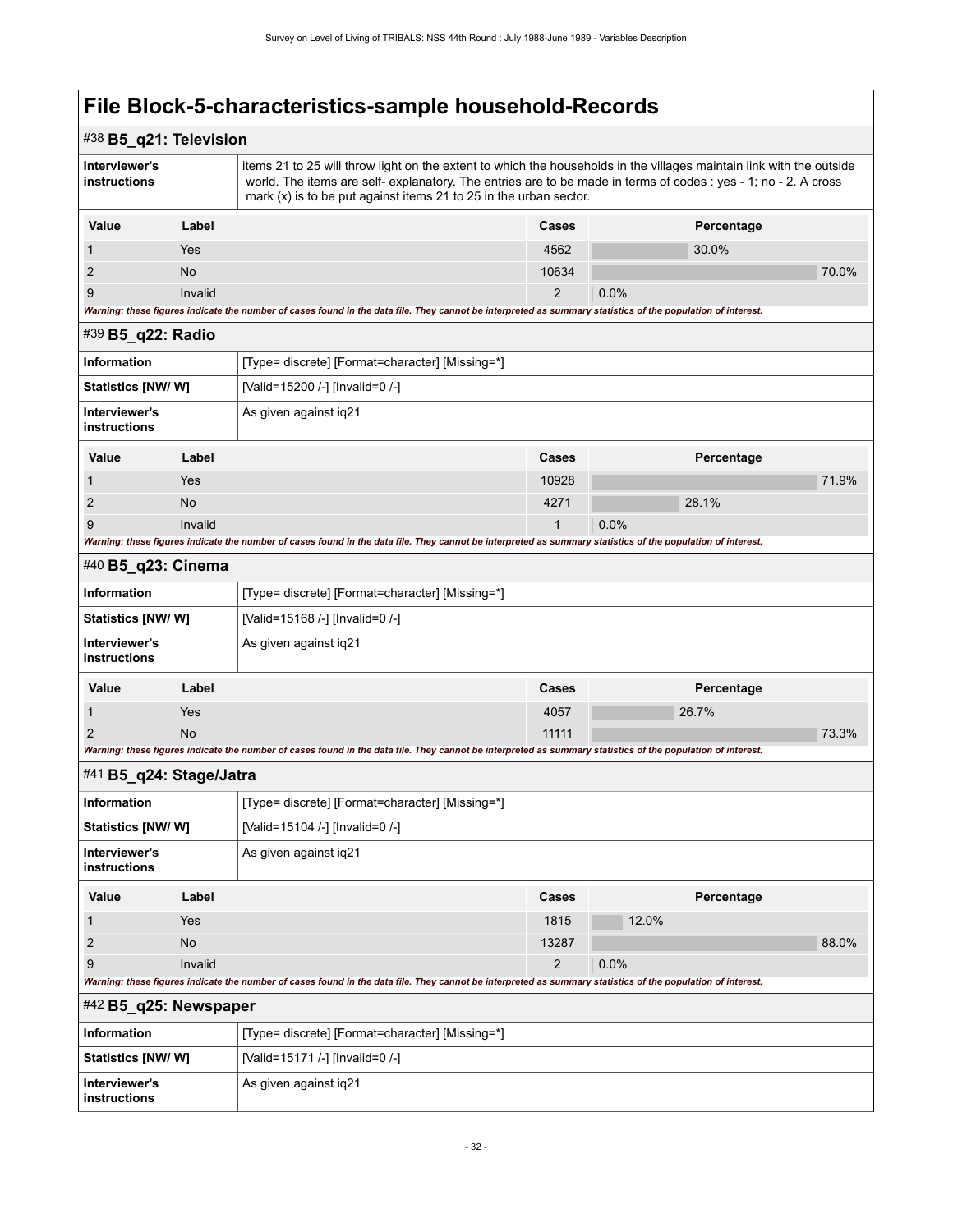# File Block-5-characteristics-sample household-Records

## #38 B5_q21: Television

| | |
|---|---|
| **Interviewer's instructions** | items 21 to 25 will throw light on the extent to which the households in the villages maintain link with the outside world. The items are self- explanatory. The entries are to be made in terms of codes : yes - 1; no - 2. A cross mark (x) is to be put against items 21 to 25 in the urban sector. |

| Value | Label | Cases | Percentage |
|---|---|---|---|
| 1 | Yes | 4562 | 30.0% |
| 2 | No | 10634 | 70.0% |
| 9 | Invalid | 2 | 0.0% |

*Warning: these figures indicate the number of cases found in the data file. They cannot be interpreted as summary statistics of the population of interest.*

## #39 B5_q22: Radio

| | |
|---|---|
| **Information** | [Type= discrete] [Format=character] [Missing=*] |
| **Statistics [NW/ W]** | [Valid=15200 /-] [Invalid=0 /-] |
| **Interviewer's instructions** | As given against iq21 |

| Value | Label | Cases | Percentage |
|---|---|---|---|
| 1 | Yes | 10928 | 71.9% |
| 2 | No | 4271 | 28.1% |
| 9 | Invalid | 1 | 0.0% |

*Warning: these figures indicate the number of cases found in the data file. They cannot be interpreted as summary statistics of the population of interest.*

## #40 B5_q23: Cinema

| | |
|---|---|
| **Information** | [Type= discrete] [Format=character] [Missing=*] |
| **Statistics [NW/ W]** | [Valid=15168 /-] [Invalid=0 /-] |
| **Interviewer's instructions** | As given against iq21 |

| Value | Label | Cases | Percentage |
|---|---|---|---|
| 1 | Yes | 4057 | 26.7% |
| 2 | No | 11111 | 73.3% |

*Warning: these figures indicate the number of cases found in the data file. They cannot be interpreted as summary statistics of the population of interest.*

## #41 B5_q24: Stage/Jatra

| | |
|---|---|
| **Information** | [Type= discrete] [Format=character] [Missing=*] |
| **Statistics [NW/ W]** | [Valid=15104 /-] [Invalid=0 /-] |
| **Interviewer's instructions** | As given against iq21 |

| Value | Label | Cases | Percentage |
|---|---|---|---|
| 1 | Yes | 1815 | 12.0% |
| 2 | No | 13287 | 88.0% |
| 9 | Invalid | 2 | 0.0% |

*Warning: these figures indicate the number of cases found in the data file. They cannot be interpreted as summary statistics of the population of interest.*

## #42 B5_q25: Newspaper

| | |
|---|---|
| **Information** | [Type= discrete] [Format=character] [Missing=*] |
| **Statistics [NW/ W]** | [Valid=15171 /-] [Invalid=0 /-] |
| **Interviewer's instructions** | As given against iq21 |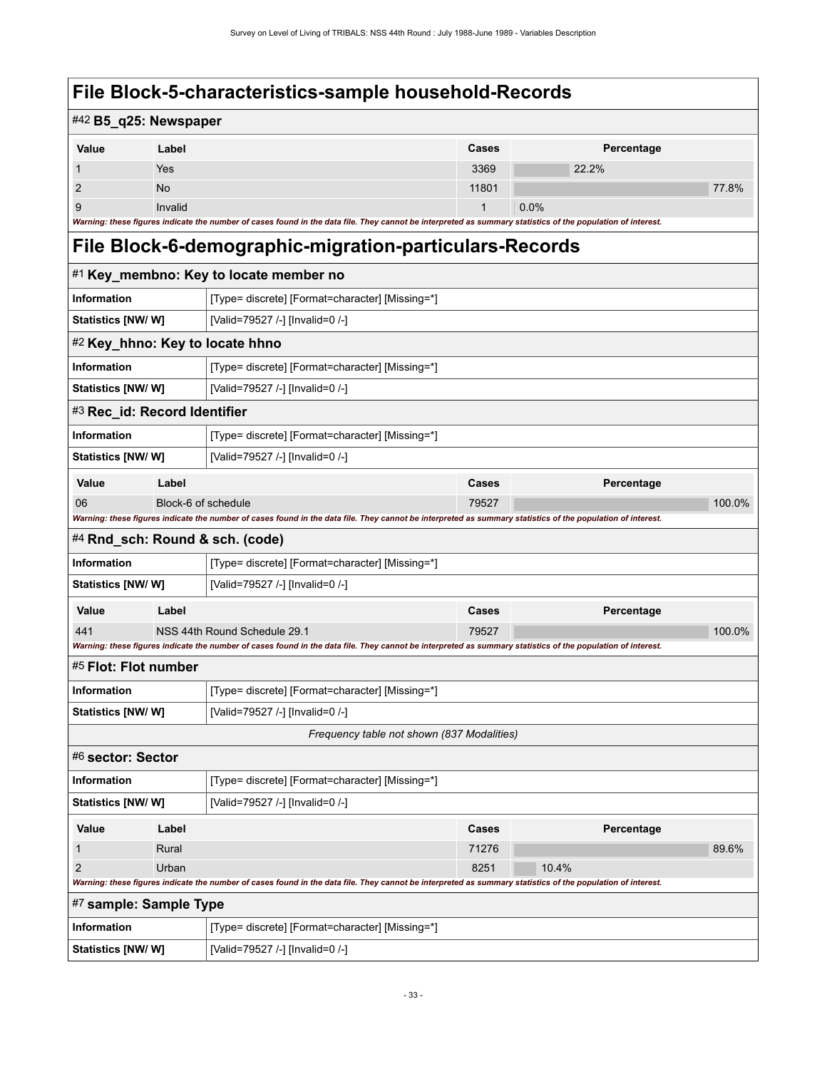# File Block-5-characteristics-sample household-Records

## #42 B5_q25: Newspaper

| Value | Label | Cases | Percentage |
|---|---|---|---|
| 1 | Yes | 3369 | 22.2% |
| 2 | No | 11801 | 77.8% |
| 9 | Invalid | 1 | 0.0% |

*Warning: these figures indicate the number of cases found in the data file. They cannot be interpreted as summary statistics of the population of interest.*

# File Block-6-demographic-migration-particulars-Records

## #1 Key_membno: Key to locate member no

| | |
|---|---|
| **Information** | [Type= discrete] [Format=character] [Missing=*] |
| **Statistics [NW/ W]** | [Valid=79527 /-] [Invalid=0 /-] |

## #2 Key_hhno: Key to locate hhno

| | |
|---|---|
| **Information** | [Type= discrete] [Format=character] [Missing=*] |
| **Statistics [NW/ W]** | [Valid=79527 /-] [Invalid=0 /-] |

## #3 Rec_id: Record Identifier

| | |
|---|---|
| **Information** | [Type= discrete] [Format=character] [Missing=*] |
| **Statistics [NW/ W]** | [Valid=79527 /-] [Invalid=0 /-] |

| Value | Label | Cases | Percentage |
|---|---|---|---|
| 06 | Block-6 of schedule | 79527 | 100.0% |

*Warning: these figures indicate the number of cases found in the data file. They cannot be interpreted as summary statistics of the population of interest.*

## #4 Rnd_sch: Round & sch. (code)

| | |
|---|---|
| **Information** | [Type= discrete] [Format=character] [Missing=*] |
| **Statistics [NW/ W]** | [Valid=79527 /-] [Invalid=0 /-] |

| Value | Label | Cases | Percentage |
|---|---|---|---|
| 441 | NSS 44th Round Schedule 29.1 | 79527 | 100.0% |

*Warning: these figures indicate the number of cases found in the data file. They cannot be interpreted as summary statistics of the population of interest.*

## #5 Flot: Flot number

| | |
|---|---|
| **Information** | [Type= discrete] [Format=character] [Missing=*] |
| **Statistics [NW/ W]** | [Valid=79527 /-] [Invalid=0 /-] |

*Frequency table not shown (837 Modalities)*

## #6 sector: Sector

| | |
|---|---|
| **Information** | [Type= discrete] [Format=character] [Missing=*] |
| **Statistics [NW/ W]** | [Valid=79527 /-] [Invalid=0 /-] |

| Value | Label | Cases | Percentage |
|---|---|---|---|
| 1 | Rural | 71276 | 89.6% |
| 2 | Urban | 8251 | 10.4% |

*Warning: these figures indicate the number of cases found in the data file. They cannot be interpreted as summary statistics of the population of interest.*

## #7 sample: Sample Type

| | |
|---|---|
| **Information** | [Type= discrete] [Format=character] [Missing=*] |
| **Statistics [NW/ W]** | [Valid=79527 /-] [Invalid=0 /-] |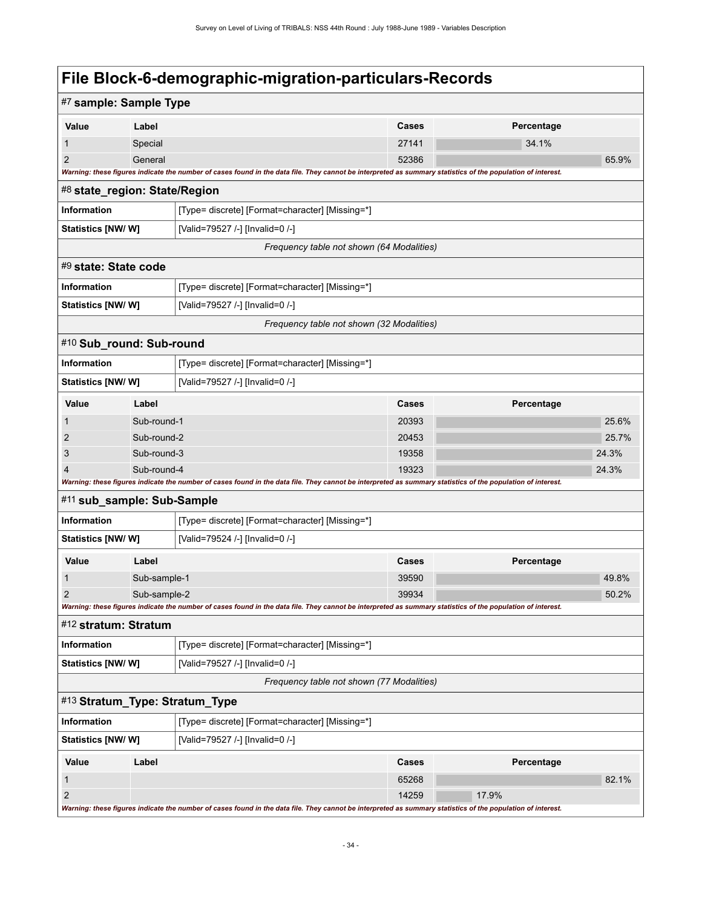# File Block-6-demographic-migration-particulars-Records

## #7 sample: Sample Type

| Value | Label | Cases | Percentage |
|---|---|---|---|
| 1 | Special | 27141 | 34.1% |
| 2 | General | 52386 | 65.9% |

*Warning: these figures indicate the number of cases found in the data file. They cannot be interpreted as summary statistics of the population of interest.*

## #8 state_region: State/Region

| Information | [Type= discrete] [Format=character] [Missing=*] |
|---|---|
| Statistics [NW/ W] | [Valid=79527 /-] [Invalid=0 /-] |

*Frequency table not shown (64 Modalities)*

## #9 state: State code

| Information | [Type= discrete] [Format=character] [Missing=*] |
|---|---|
| Statistics [NW/ W] | [Valid=79527 /-] [Invalid=0 /-] |

*Frequency table not shown (32 Modalities)*

## #10 Sub_round: Sub-round

| Information | [Type= discrete] [Format=character] [Missing=*] |
|---|---|
| Statistics [NW/ W] | [Valid=79527 /-] [Invalid=0 /-] |

| Value | Label | Cases | Percentage |
|---|---|---|---|
| 1 | Sub-round-1 | 20393 | 25.6% |
| 2 | Sub-round-2 | 20453 | 25.7% |
| 3 | Sub-round-3 | 19358 | 24.3% |
| 4 | Sub-round-4 | 19323 | 24.3% |

*Warning: these figures indicate the number of cases found in the data file. They cannot be interpreted as summary statistics of the population of interest.*

## #11 sub_sample: Sub-Sample

| Information | [Type= discrete] [Format=character] [Missing=*] |
|---|---|
| Statistics [NW/ W] | [Valid=79524 /-] [Invalid=0 /-] |

| Value | Label | Cases | Percentage |
|---|---|---|---|
| 1 | Sub-sample-1 | 39590 | 49.8% |
| 2 | Sub-sample-2 | 39934 | 50.2% |

*Warning: these figures indicate the number of cases found in the data file. They cannot be interpreted as summary statistics of the population of interest.*

## #12 stratum: Stratum

| Information | [Type= discrete] [Format=character] [Missing=*] |
|---|---|
| Statistics [NW/ W] | [Valid=79527 /-] [Invalid=0 /-] |

*Frequency table not shown (77 Modalities)*

## #13 Stratum_Type: Stratum_Type

| Information | [Type= discrete] [Format=character] [Missing=*] |
|---|---|
| Statistics [NW/ W] | [Valid=79527 /-] [Invalid=0 /-] |

| Value | Label | Cases | Percentage |
|---|---|---|---|
| 1 | | 65268 | 82.1% |
| 2 | | 14259 | 17.9% |

*Warning: these figures indicate the number of cases found in the data file. They cannot be interpreted as summary statistics of the population of interest.*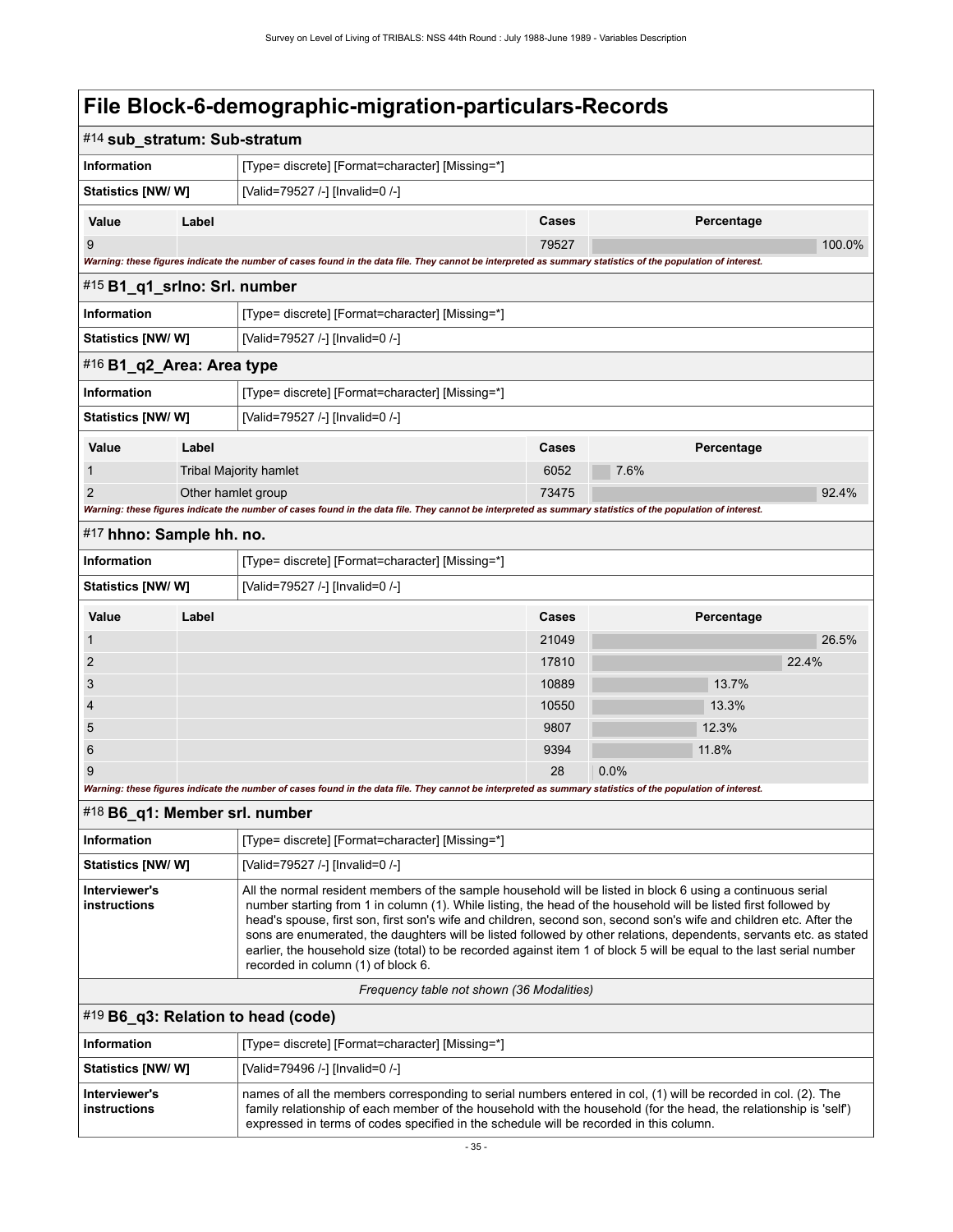# File Block-6-demographic-migration-particulars-Records

## #14 sub_stratum: Sub-stratum

| | |
|---|---|
| **Information** | [Type= discrete] [Format=character] [Missing=*] |
| **Statistics [NW/ W]** | [Valid=79527 /-] [Invalid=0 /-] |

| Value | Label | Cases | Percentage |
|---|---|---|---|
| 9 | | 79527 | 100.0% |

*Warning: these figures indicate the number of cases found in the data file. They cannot be interpreted as summary statistics of the population of interest.*

## #15 B1_q1_srlno: Srl. number

| | |
|---|---|
| **Information** | [Type= discrete] [Format=character] [Missing=*] |
| **Statistics [NW/ W]** | [Valid=79527 /-] [Invalid=0 /-] |

## #16 B1_q2_Area: Area type

| | |
|---|---|
| **Information** | [Type= discrete] [Format=character] [Missing=*] |
| **Statistics [NW/ W]** | [Valid=79527 /-] [Invalid=0 /-] |

| Value | Label | Cases | Percentage |
|---|---|---|---|
| 1 | Tribal Majority hamlet | 6052 | 7.6% |
| 2 | Other hamlet group | 73475 | 92.4% |

*Warning: these figures indicate the number of cases found in the data file. They cannot be interpreted as summary statistics of the population of interest.*

## #17 hhno: Sample hh. no.

| | |
|---|---|
| **Information** | [Type= discrete] [Format=character] [Missing=*] |
| **Statistics [NW/ W]** | [Valid=79527 /-] [Invalid=0 /-] |

| Value | Label | Cases | Percentage |
|---|---|---|---|
| 1 | | 21049 | 26.5% |
| 2 | | 17810 | 22.4% |
| 3 | | 10889 | 13.7% |
| 4 | | 10550 | 13.3% |
| 5 | | 9807 | 12.3% |
| 6 | | 9394 | 11.8% |
| 9 | | 28 | 0.0% |

*Warning: these figures indicate the number of cases found in the data file. They cannot be interpreted as summary statistics of the population of interest.*

## #18 B6_q1: Member srl. number

| | |
|---|---|
| **Information** | [Type= discrete] [Format=character] [Missing=*] |
| **Statistics [NW/ W]** | [Valid=79527 /-] [Invalid=0 /-] |
| **Interviewer's instructions** | All the normal resident members of the sample household will be listed in block 6 using a continuous serial number starting from 1 in column (1). While listing, the head of the household will be listed first followed by head's spouse, first son, first son's wife and children, second son, second son's wife and children etc. After the sons are enumerated, the daughters will be listed followed by other relations, dependents, servants etc. as stated earlier, the household size (total) to be recorded against item 1 of block 5 will be equal to the last serial number recorded in column (1) of block 6. |

*Frequency table not shown (36 Modalities)*

## #19 B6_q3: Relation to head (code)

| | |
|---|---|
| **Information** | [Type= discrete] [Format=character] [Missing=*] |
| **Statistics [NW/ W]** | [Valid=79496 /-] [Invalid=0 /-] |
| **Interviewer's instructions** | names of all the members corresponding to serial numbers entered in col, (1) will be recorded in col. (2). The family relationship of each member of the household with the household (for the head, the relationship is 'self') expressed in terms of codes specified in the schedule will be recorded in this column. |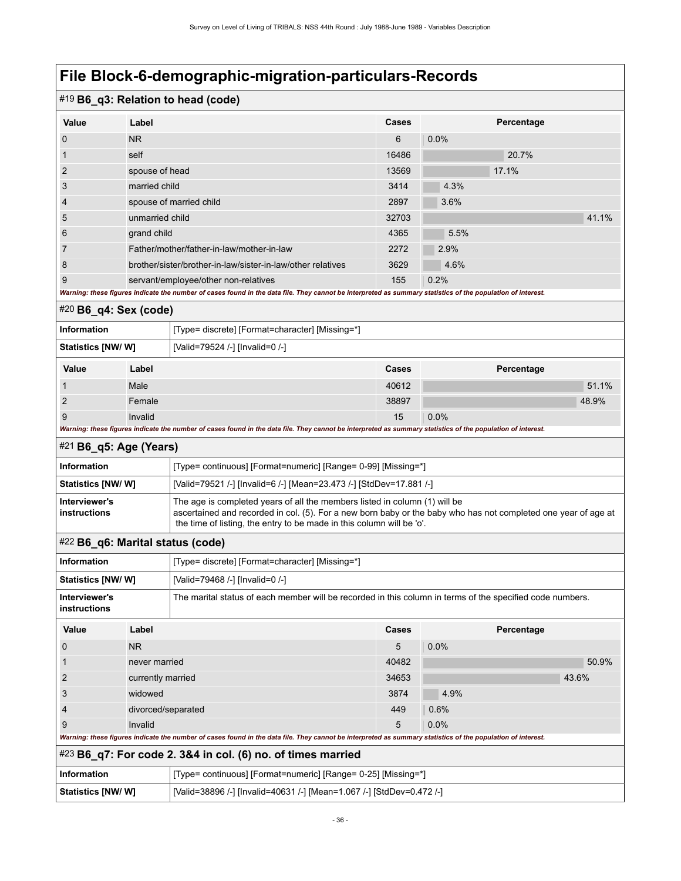# File Block-6-demographic-migration-particulars-Records

## #19 B6_q3: Relation to head (code)

| Value | Label | Cases | Percentage |
|---|---|---|---|
| 0 | NR | 6 | 0.0% |
| 1 | self | 16486 | 20.7% |
| 2 | spouse of head | 13569 | 17.1% |
| 3 | married child | 3414 | 4.3% |
| 4 | spouse of married child | 2897 | 3.6% |
| 5 | unmarried child | 32703 | 41.1% |
| 6 | grand child | 4365 | 5.5% |
| 7 | Father/mother/father-in-law/mother-in-law | 2272 | 2.9% |
| 8 | brother/sister/brother-in-law/sister-in-law/other relatives | 3629 | 4.6% |
| 9 | servant/employee/other non-relatives | 155 | 0.2% |

*Warning: these figures indicate the number of cases found in the data file. They cannot be interpreted as summary statistics of the population of interest.*

## #20 B6_q4: Sex (code)

| | |
|---|---|
| **Information** | [Type= discrete] [Format=character] [Missing=*] |
| **Statistics [NW/ W]** | [Valid=79524 /-] [Invalid=0 /-] |

| Value | Label | Cases | Percentage |
|---|---|---|---|
| 1 | Male | 40612 | 51.1% |
| 2 | Female | 38897 | 48.9% |
| 9 | Invalid | 15 | 0.0% |

*Warning: these figures indicate the number of cases found in the data file. They cannot be interpreted as summary statistics of the population of interest.*

## #21 B6_q5: Age (Years)

| | |
|---|---|
| **Information** | [Type= continuous] [Format=numeric] [Range= 0-99] [Missing=*] |
| **Statistics [NW/ W]** | [Valid=79521 /-] [Invalid=6 /-] [Mean=23.473 /-] [StdDev=17.881 /-] |
| **Interviewer's instructions** | The age is completed years of all the members listed in column (1) will be ascertained and recorded in col. (5). For a new born baby or the baby who has not completed one year of age at the time of listing, the entry to be made in this column will be 'o'. |

## #22 B6_q6: Marital status (code)

| | |
|---|---|
| **Information** | [Type= discrete] [Format=character] [Missing=*] |
| **Statistics [NW/ W]** | [Valid=79468 /-] [Invalid=0 /-] |
| **Interviewer's instructions** | The marital status of each member will be recorded in this column in terms of the specified code numbers. |

| Value | Label | Cases | Percentage |
|---|---|---|---|
| 0 | NR | 5 | 0.0% |
| 1 | never married | 40482 | 50.9% |
| 2 | currently married | 34653 | 43.6% |
| 3 | widowed | 3874 | 4.9% |
| 4 | divorced/separated | 449 | 0.6% |
| 9 | Invalid | 5 | 0.0% |

*Warning: these figures indicate the number of cases found in the data file. They cannot be interpreted as summary statistics of the population of interest.*

## #23 B6_q7: For code 2. 3&4 in col. (6) no. of times married

| | |
|---|---|
| **Information** | [Type= continuous] [Format=numeric] [Range= 0-25] [Missing=*] |
| **Statistics [NW/ W]** | [Valid=38896 /-] [Invalid=40631 /-] [Mean=1.067 /-] [StdDev=0.472 /-] |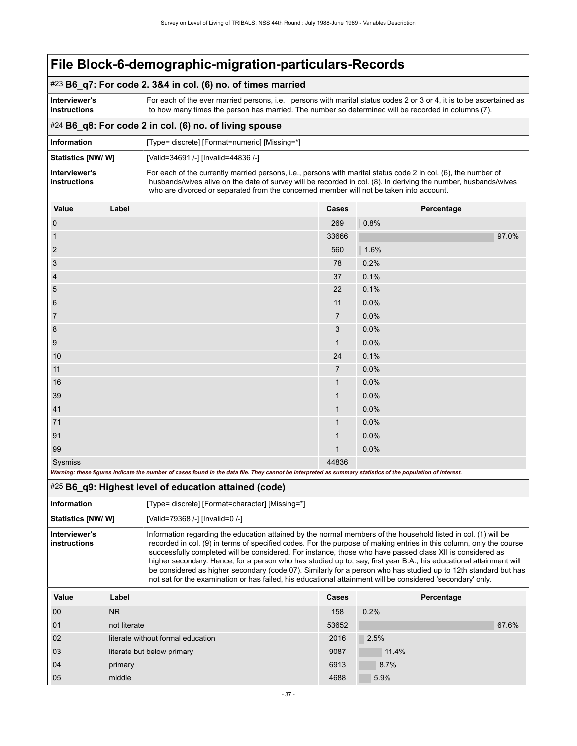# File Block-6-demographic-migration-particulars-Records

## #23 B6_q7: For code 2. 3&4 in col. (6) no. of times married

| | |
|---|---|
| Interviewer's instructions | For each of the ever married persons, i.e. , persons with marital status codes 2 or 3 or 4, it is to be ascertained as to how many times the person has married. The number so determined will be recorded in columns (7). |

## #24 B6_q8: For code 2 in col. (6) no. of living spouse

| | |
|---|---|
| Information | [Type= discrete] [Format=numeric] [Missing=*] |
| Statistics [NW/ W] | [Valid=34691 /-] [Invalid=44836 /-] |
| Interviewer's instructions | For each of the currently married persons, i.e., persons with marital status code 2 in col. (6), the number of husbands/wives alive on the date of survey will be recorded in col. (8). In deriving the number, husbands/wives who are divorced or separated from the concerned member will not be taken into account. |

| Value | Label | Cases | Percentage |
|---|---|---|---|
| 0 | | 269 | 0.8% |
| 1 | | 33666 | 97.0% |
| 2 | | 560 | 1.6% |
| 3 | | 78 | 0.2% |
| 4 | | 37 | 0.1% |
| 5 | | 22 | 0.1% |
| 6 | | 11 | 0.0% |
| 7 | | 7 | 0.0% |
| 8 | | 3 | 0.0% |
| 9 | | 1 | 0.0% |
| 10 | | 24 | 0.1% |
| 11 | | 7 | 0.0% |
| 16 | | 1 | 0.0% |
| 39 | | 1 | 0.0% |
| 41 | | 1 | 0.0% |
| 71 | | 1 | 0.0% |
| 91 | | 1 | 0.0% |
| 99 | | 1 | 0.0% |
| Sysmiss | | 44836 | |

*Warning: these figures indicate the number of cases found in the data file. They cannot be interpreted as summary statistics of the population of interest.*

## #25 B6_q9: Highest level of education attained (code)

| | |
|---|---|
| Information | [Type= discrete] [Format=character] [Missing=*] |
| Statistics [NW/ W] | [Valid=79368 /-] [Invalid=0 /-] |
| Interviewer's instructions | Information regarding the education attained by the normal members of the household listed in col. (1) will be recorded in col. (9) in terms of specified codes. For the purpose of making entries in this column, only the course successfully completed will be considered. For instance, those who have passed class XII is considered as higher secondary. Hence, for a person who has studied up to, say, first year B.A., his educational attainment will be considered as higher secondary (code 07). Similarly for a person who has studied up to 12th standard but has not sat for the examination or has failed, his educational attainment will be considered 'secondary' only. |

| Value | Label | Cases | Percentage |
|---|---|---|---|
| 00 | NR | 158 | 0.2% |
| 01 | not literate | 53652 | 67.6% |
| 02 | literate without formal education | 2016 | 2.5% |
| 03 | literate but below primary | 9087 | 11.4% |
| 04 | primary | 6913 | 8.7% |
| 05 | middle | 4688 | 5.9% |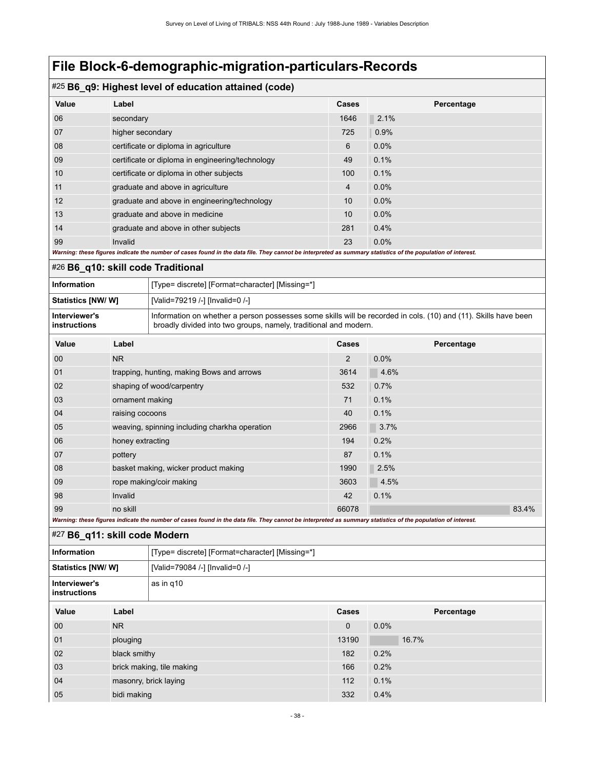# File Block-6-demographic-migration-particulars-Records

## #25 B6_q9: Highest level of education attained (code)

| Value | Label | Cases | Percentage |
|---|---|---|---|
| 06 | secondary | 1646 | 2.1% |
| 07 | higher secondary | 725 | 0.9% |
| 08 | certificate or diploma in agriculture | 6 | 0.0% |
| 09 | certificate or diploma in engineering/technology | 49 | 0.1% |
| 10 | certificate or diploma in other subjects | 100 | 0.1% |
| 11 | graduate and above in agriculture | 4 | 0.0% |
| 12 | graduate and above in engineering/technology | 10 | 0.0% |
| 13 | graduate and above in medicine | 10 | 0.0% |
| 14 | graduate and above in other subjects | 281 | 0.4% |
| 99 | Invalid | 23 | 0.0% |

***Warning: these figures indicate the number of cases found in the data file. They cannot be interpreted as summary statistics of the population of interest.***

## #26 B6_q10: skill code Traditional

| | |
|---|---|
| **Information** | [Type= discrete] [Format=character] [Missing=*] |
| **Statistics [NW/ W]** | [Valid=79219 /-] [Invalid=0 /-] |
| **Interviewer's instructions** | Information on whether a person possesses some skills will be recorded in cols. (10) and (11). Skills have been broadly divided into two groups, namely, traditional and modern. |

| Value | Label | Cases | Percentage |
|---|---|---|---|
| 00 | NR | 2 | 0.0% |
| 01 | trapping, hunting, making Bows and arrows | 3614 | 4.6% |
| 02 | shaping of wood/carpentry | 532 | 0.7% |
| 03 | ornament making | 71 | 0.1% |
| 04 | raising cocoons | 40 | 0.1% |
| 05 | weaving, spinning including charkha operation | 2966 | 3.7% |
| 06 | honey extracting | 194 | 0.2% |
| 07 | pottery | 87 | 0.1% |
| 08 | basket making, wicker product making | 1990 | 2.5% |
| 09 | rope making/coir making | 3603 | 4.5% |
| 98 | Invalid | 42 | 0.1% |
| 99 | no skill | 66078 | 83.4% |

***Warning: these figures indicate the number of cases found in the data file. They cannot be interpreted as summary statistics of the population of interest.***

## #27 B6_q11: skill code Modern

| | |
|---|---|
| **Information** | [Type= discrete] [Format=character] [Missing=*] |
| **Statistics [NW/ W]** | [Valid=79084 /-] [Invalid=0 /-] |
| **Interviewer's instructions** | as in q10 |

| Value | Label | Cases | Percentage |
|---|---|---|---|
| 00 | NR | 0 | 0.0% |
| 01 | plouging | 13190 | 16.7% |
| 02 | black smithy | 182 | 0.2% |
| 03 | brick making, tile making | 166 | 0.2% |
| 04 | masonry, brick laying | 112 | 0.1% |
| 05 | bidi making | 332 | 0.4% |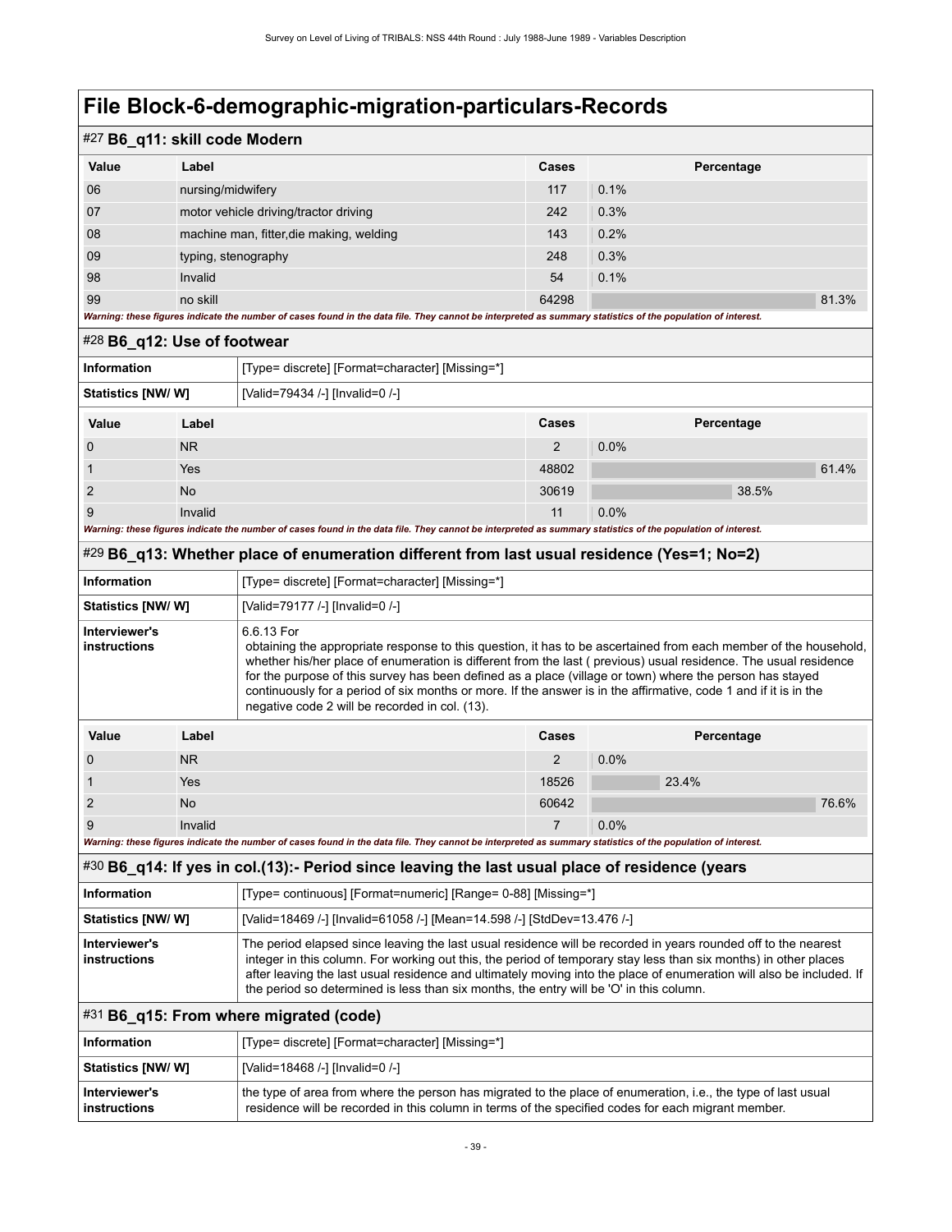# File Block-6-demographic-migration-particulars-Records

## #27 B6_q11: skill code Modern

| Value | Label | Cases | Percentage |
|---|---|---|---|
| 06 | nursing/midwifery | 117 | 0.1% |
| 07 | motor vehicle driving/tractor driving | 242 | 0.3% |
| 08 | machine man, fitter,die making, welding | 143 | 0.2% |
| 09 | typing, stenography | 248 | 0.3% |
| 98 | Invalid | 54 | 0.1% |
| 99 | no skill | 64298 | 81.3% |

*Warning: these figures indicate the number of cases found in the data file. They cannot be interpreted as summary statistics of the population of interest.*

## #28 B6_q12: Use of footwear

| | |
|---|---|
| Information | [Type= discrete] [Format=character] [Missing=*] |
| Statistics [NW/ W] | [Valid=79434 /-] [Invalid=0 /-] |

| Value | Label | Cases | Percentage |
|---|---|---|---|
| 0 | NR | 2 | 0.0% |
| 1 | Yes | 48802 | 61.4% |
| 2 | No | 30619 | 38.5% |
| 9 | Invalid | 11 | 0.0% |

*Warning: these figures indicate the number of cases found in the data file. They cannot be interpreted as summary statistics of the population of interest.*

## #29 B6_q13: Whether place of enumeration different from last usual residence (Yes=1; No=2)

| | |
|---|---|
| Information | [Type= discrete] [Format=character] [Missing=*] |
| Statistics [NW/ W] | [Valid=79177 /-] [Invalid=0 /-] |
| Interviewer's instructions | 6.6.13 For obtaining the appropriate response to this question, it has to be ascertained from each member of the household, whether his/her place of enumeration is different from the last ( previous) usual residence. The usual residence for the purpose of this survey has been defined as a place (village or town) where the person has stayed continuously for a period of six months or more. If the answer is in the affirmative, code 1 and if it is in the negative code 2 will be recorded in col. (13). |

| Value | Label | Cases | Percentage |
|---|---|---|---|
| 0 | NR | 2 | 0.0% |
| 1 | Yes | 18526 | 23.4% |
| 2 | No | 60642 | 76.6% |
| 9 | Invalid | 7 | 0.0% |

*Warning: these figures indicate the number of cases found in the data file. They cannot be interpreted as summary statistics of the population of interest.*

## #30 B6_q14: If yes in col.(13):- Period since leaving the last usual place of residence (years

| | |
|---|---|
| Information | [Type= continuous] [Format=numeric] [Range= 0-88] [Missing=*] |
| Statistics [NW/ W] | [Valid=18469 /-] [Invalid=61058 /-] [Mean=14.598 /-] [StdDev=13.476 /-] |
| Interviewer's instructions | The period elapsed since leaving the last usual residence will be recorded in years rounded off to the nearest integer in this column. For working out this, the period of temporary stay less than six months) in other places after leaving the last usual residence and ultimately moving into the place of enumeration will also be included. If the period so determined is less than six months, the entry will be 'O' in this column. |

## #31 B6_q15: From where migrated (code)

| | |
|---|---|
| Information | [Type= discrete] [Format=character] [Missing=*] |
| Statistics [NW/ W] | [Valid=18468 /-] [Invalid=0 /-] |
| Interviewer's instructions | the type of area from where the person has migrated to the place of enumeration, i.e., the type of last usual residence will be recorded in this column in terms of the specified codes for each migrant member. |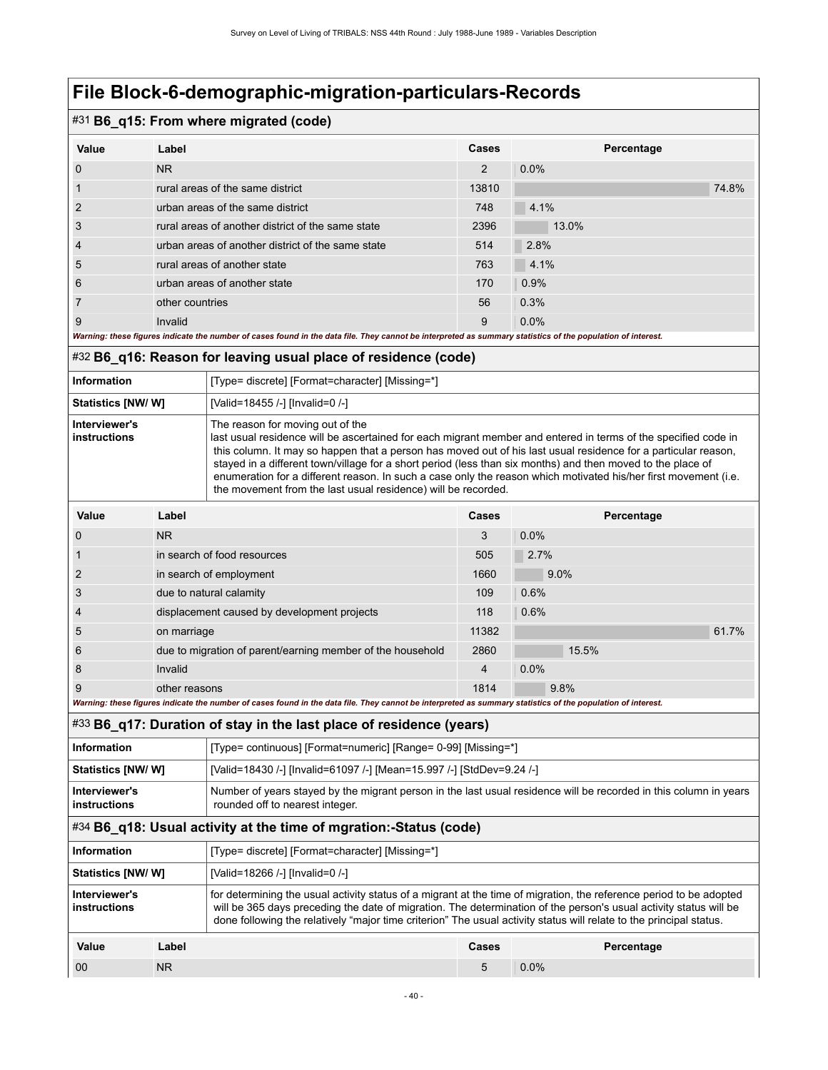# File Block-6-demographic-migration-particulars-Records

## #31 B6_q15: From where migrated (code)

| Value | Label | Cases | Percentage |
|---|---|---|---|
| 0 | NR | 2 | 0.0% |
| 1 | rural areas of the same district | 13810 | 74.8% |
| 2 | urban areas of the same district | 748 | 4.1% |
| 3 | rural areas of another district of the same state | 2396 | 13.0% |
| 4 | urban areas of another district of the same state | 514 | 2.8% |
| 5 | rural areas of another state | 763 | 4.1% |
| 6 | urban areas of another state | 170 | 0.9% |
| 7 | other countries | 56 | 0.3% |
| 9 | Invalid | 9 | 0.0% |

*Warning: these figures indicate the number of cases found in the data file. They cannot be interpreted as summary statistics of the population of interest.*

## #32 B6_q16: Reason for leaving usual place of residence (code)

| | |
|---|---|
| **Information** | [Type= discrete] [Format=character] [Missing=*] |
| **Statistics [NW/ W]** | [Valid=18455 /-] [Invalid=0 /-] |
| **Interviewer's instructions** | The reason for moving out of the last usual residence will be ascertained for each migrant member and entered in terms of the specified code in this column. It may so happen that a person has moved out of his last usual residence for a particular reason, stayed in a different town/village for a short period (less than six months) and then moved to the place of enumeration for a different reason. In such a case only the reason which motivated his/her first movement (i.e. the movement from the last usual residence) will be recorded. |

| Value | Label | Cases | Percentage |
|---|---|---|---|
| 0 | NR | 3 | 0.0% |
| 1 | in search of food resources | 505 | 2.7% |
| 2 | in search of employment | 1660 | 9.0% |
| 3 | due to natural calamity | 109 | 0.6% |
| 4 | displacement caused by development projects | 118 | 0.6% |
| 5 | on marriage | 11382 | 61.7% |
| 6 | due to migration of parent/earning member of the household | 2860 | 15.5% |
| 8 | Invalid | 4 | 0.0% |
| 9 | other reasons | 1814 | 9.8% |

*Warning: these figures indicate the number of cases found in the data file. They cannot be interpreted as summary statistics of the population of interest.*

## #33 B6_q17: Duration of stay in the last place of residence (years)

| | |
|---|---|
| **Information** | [Type= continuous] [Format=numeric] [Range= 0-99] [Missing=*] |
| **Statistics [NW/ W]** | [Valid=18430 /-] [Invalid=61097 /-] [Mean=15.997 /-] [StdDev=9.24 /-] |
| **Interviewer's instructions** | Number of years stayed by the migrant person in the last usual residence will be recorded in this column in years rounded off to nearest integer. |

## #34 B6_q18: Usual activity at the time of mgration:-Status (code)

| | |
|---|---|
| **Information** | [Type= discrete] [Format=character] [Missing=*] |
| **Statistics [NW/ W]** | [Valid=18266 /-] [Invalid=0 /-] |
| **Interviewer's instructions** | for determining the usual activity status of a migrant at the time of migration, the reference period to be adopted will be 365 days preceding the date of migration. The determination of the person's usual activity status will be done following the relatively “major time criterion” The usual activity status will relate to the principal status. |

| Value | Label | Cases | Percentage |
|---|---|---|---|
| 00 | NR | 5 | 0.0% |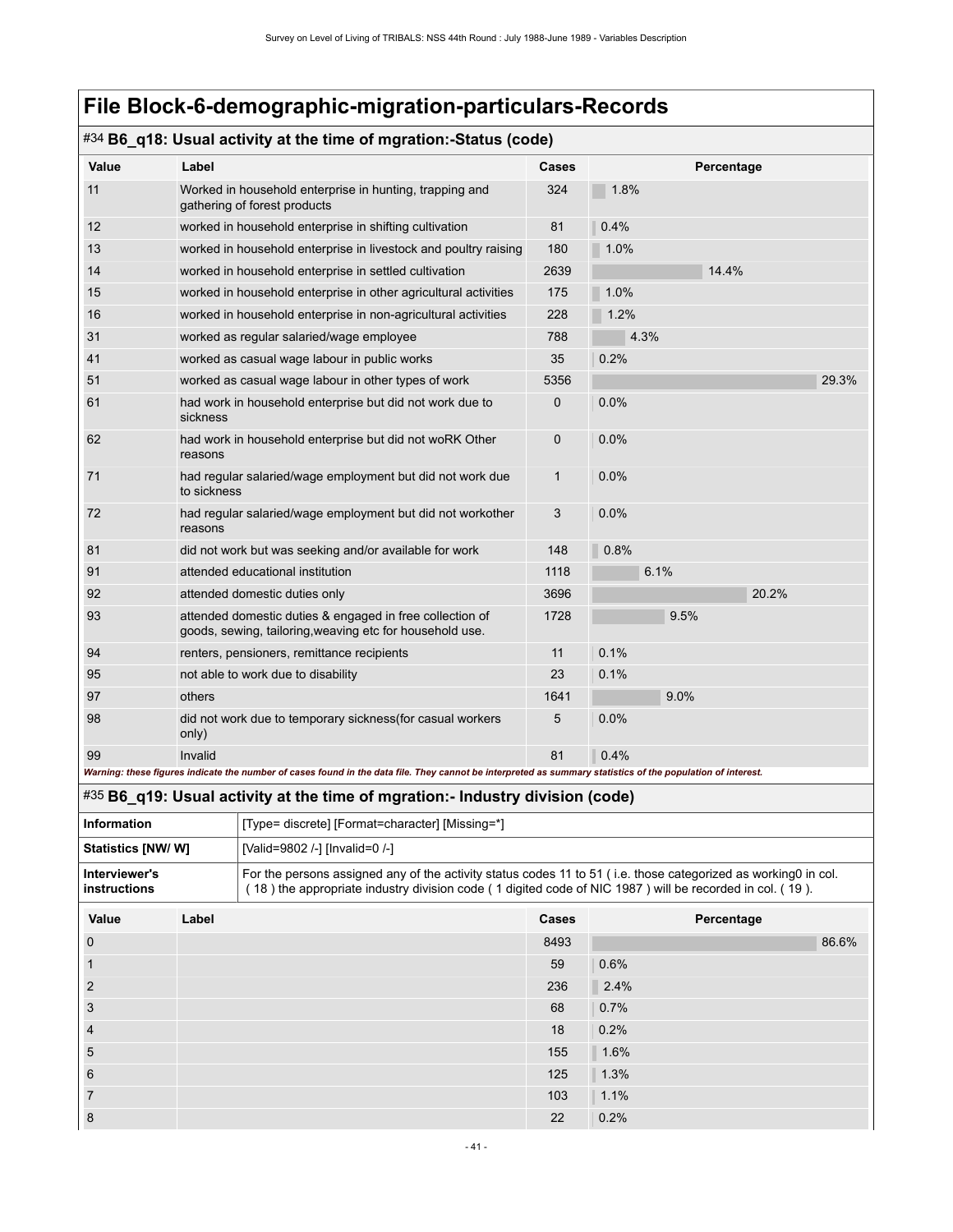# File Block-6-demographic-migration-particulars-Records

## #34 B6_q18: Usual activity at the time of mgration:-Status (code)

| Value | Label | Cases | Percentage |
|---|---|---|---|
| 11 | Worked in household enterprise in hunting, trapping and gathering of forest products | 324 | 1.8% |
| 12 | worked in household enterprise in shifting cultivation | 81 | 0.4% |
| 13 | worked in household enterprise in livestock and poultry raising | 180 | 1.0% |
| 14 | worked in household enterprise in settled cultivation | 2639 | 14.4% |
| 15 | worked in household enterprise in other agricultural activities | 175 | 1.0% |
| 16 | worked in household enterprise in non-agricultural activities | 228 | 1.2% |
| 31 | worked as regular salaried/wage employee | 788 | 4.3% |
| 41 | worked as casual wage labour in public works | 35 | 0.2% |
| 51 | worked as casual wage labour in other types of work | 5356 | 29.3% |
| 61 | had work in household enterprise but did not work due to sickness | 0 | 0.0% |
| 62 | had work in household enterprise but did not woRK Other reasons | 0 | 0.0% |
| 71 | had regular salaried/wage employment but did not work due to sickness | 1 | 0.0% |
| 72 | had regular salaried/wage employment but did not workother reasons | 3 | 0.0% |
| 81 | did not work but was seeking and/or available for work | 148 | 0.8% |
| 91 | attended educational institution | 1118 | 6.1% |
| 92 | attended domestic duties only | 3696 | 20.2% |
| 93 | attended domestic duties & engaged in free collection of goods, sewing, tailoring,weaving etc for household use. | 1728 | 9.5% |
| 94 | renters, pensioners, remittance recipients | 11 | 0.1% |
| 95 | not able to work due to disability | 23 | 0.1% |
| 97 | others | 1641 | 9.0% |
| 98 | did not work due to temporary sickness(for casual workers only) | 5 | 0.0% |
| 99 | Invalid | 81 | 0.4% |

*Warning: these figures indicate the number of cases found in the data file. They cannot be interpreted as summary statistics of the population of interest.*

## #35 B6_q19: Usual activity at the time of mgration:- Industry division (code)

| | |
|---|---|
| **Information** | [Type= discrete] [Format=character] [Missing=*] |
| **Statistics [NW/ W]** | [Valid=9802 /-] [Invalid=0 /-] |
| **Interviewer's instructions** | For the persons assigned any of the activity status codes 11 to 51 ( i.e. those categorized as working0 in col. ( 18 ) the appropriate industry division code ( 1 digited code of NIC 1987 ) will be recorded in col. ( 19 ). |

| Value | Label | Cases | Percentage |
|---|---|---|---|
| 0 | | 8493 | 86.6% |
| 1 | | 59 | 0.6% |
| 2 | | 236 | 2.4% |
| 3 | | 68 | 0.7% |
| 4 | | 18 | 0.2% |
| 5 | | 155 | 1.6% |
| 6 | | 125 | 1.3% |
| 7 | | 103 | 1.1% |
| 8 | | 22 | 0.2% |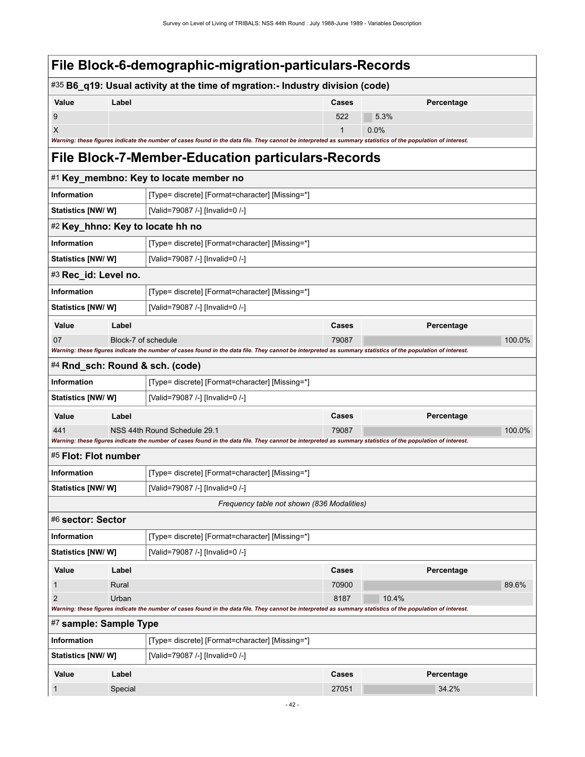# File Block-6-demographic-migration-particulars-Records

## #35 B6_q19: Usual activity at the time of mgration:- Industry division (code)

| Value | Label | Cases | Percentage |
|---|---|---|---|
| 9 | | 522 | 5.3% |
| X | | 1 | 0.0% |

*Warning: these figures indicate the number of cases found in the data file. They cannot be interpreted as summary statistics of the population of interest.*

# File Block-7-Member-Education particulars-Records

## #1 Key_membno: Key to locate member no

| | |
|---|---|
| **Information** | [Type= discrete] [Format=character] [Missing=*] |
| **Statistics [NW/ W]** | [Valid=79087 /-] [Invalid=0 /-] |

## #2 Key_hhno: Key to locate hh no

| | |
|---|---|
| **Information** | [Type= discrete] [Format=character] [Missing=*] |
| **Statistics [NW/ W]** | [Valid=79087 /-] [Invalid=0 /-] |

## #3 Rec_id: Level no.

| | |
|---|---|
| **Information** | [Type= discrete] [Format=character] [Missing=*] |
| **Statistics [NW/ W]** | [Valid=79087 /-] [Invalid=0 /-] |

| Value | Label | Cases | Percentage |
|---|---|---|---|
| 07 | Block-7 of schedule | 79087 | 100.0% |

*Warning: these figures indicate the number of cases found in the data file. They cannot be interpreted as summary statistics of the population of interest.*

## #4 Rnd_sch: Round & sch. (code)

| | |
|---|---|
| **Information** | [Type= discrete] [Format=character] [Missing=*] |
| **Statistics [NW/ W]** | [Valid=79087 /-] [Invalid=0 /-] |

| Value | Label | Cases | Percentage |
|---|---|---|---|
| 441 | NSS 44th Round Schedule 29.1 | 79087 | 100.0% |

*Warning: these figures indicate the number of cases found in the data file. They cannot be interpreted as summary statistics of the population of interest.*

## #5 Flot: Flot number

| | |
|---|---|
| **Information** | [Type= discrete] [Format=character] [Missing=*] |
| **Statistics [NW/ W]** | [Valid=79087 /-] [Invalid=0 /-] |

*Frequency table not shown (836 Modalities)*

## #6 sector: Sector

| | |
|---|---|
| **Information** | [Type= discrete] [Format=character] [Missing=*] |
| **Statistics [NW/ W]** | [Valid=79087 /-] [Invalid=0 /-] |

| Value | Label | Cases | Percentage |
|---|---|---|---|
| 1 | Rural | 70900 | 89.6% |
| 2 | Urban | 8187 | 10.4% |

*Warning: these figures indicate the number of cases found in the data file. They cannot be interpreted as summary statistics of the population of interest.*

## #7 sample: Sample Type

| | |
|---|---|
| **Information** | [Type= discrete] [Format=character] [Missing=*] |
| **Statistics [NW/ W]** | [Valid=79087 /-] [Invalid=0 /-] |

| Value | Label | Cases | Percentage |
|---|---|---|---|
| 1 | Special | 27051 | 34.2% |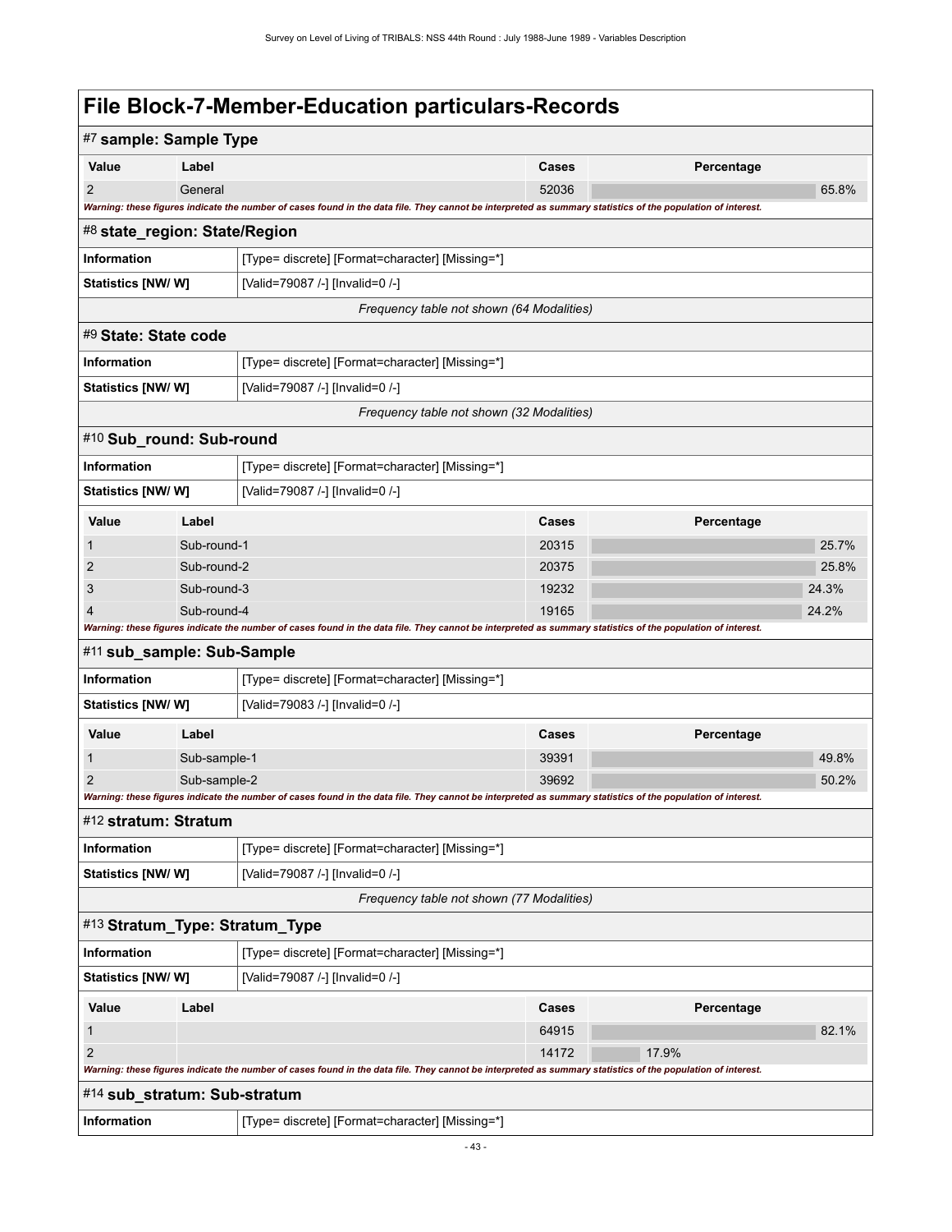# File Block-7-Member-Education particulars-Records

## #7 sample: Sample Type

| Value | Label | Cases | Percentage |
|---|---|---|---|
| 2 | General | 52036 | 65.8% |

*Warning: these figures indicate the number of cases found in the data file. They cannot be interpreted as summary statistics of the population of interest.*

## #8 state_region: State/Region

| Information | [Type= discrete] [Format=character] [Missing=*] |
|---|---|
| Statistics [NW/ W] | [Valid=79087 /-] [Invalid=0 /-] |

*Frequency table not shown (64 Modalities)*

## #9 State: State code

| Information | [Type= discrete] [Format=character] [Missing=*] |
|---|---|
| Statistics [NW/ W] | [Valid=79087 /-] [Invalid=0 /-] |

*Frequency table not shown (32 Modalities)*

## #10 Sub_round: Sub-round

| Information | [Type= discrete] [Format=character] [Missing=*] |
|---|---|
| Statistics [NW/ W] | [Valid=79087 /-] [Invalid=0 /-] |

| Value | Label | Cases | Percentage |
|---|---|---|---|
| 1 | Sub-round-1 | 20315 | 25.7% |
| 2 | Sub-round-2 | 20375 | 25.8% |
| 3 | Sub-round-3 | 19232 | 24.3% |
| 4 | Sub-round-4 | 19165 | 24.2% |

*Warning: these figures indicate the number of cases found in the data file. They cannot be interpreted as summary statistics of the population of interest.*

## #11 sub_sample: Sub-Sample

| Information | [Type= discrete] [Format=character] [Missing=*] |
|---|---|
| Statistics [NW/ W] | [Valid=79083 /-] [Invalid=0 /-] |

| Value | Label | Cases | Percentage |
|---|---|---|---|
| 1 | Sub-sample-1 | 39391 | 49.8% |
| 2 | Sub-sample-2 | 39692 | 50.2% |

*Warning: these figures indicate the number of cases found in the data file. They cannot be interpreted as summary statistics of the population of interest.*

## #12 stratum: Stratum

| Information | [Type= discrete] [Format=character] [Missing=*] |
|---|---|
| Statistics [NW/ W] | [Valid=79087 /-] [Invalid=0 /-] |

*Frequency table not shown (77 Modalities)*

## #13 Stratum_Type: Stratum_Type

| Information | [Type= discrete] [Format=character] [Missing=*] |
|---|---|
| Statistics [NW/ W] | [Valid=79087 /-] [Invalid=0 /-] |

| Value | Label | Cases | Percentage |
|---|---|---|---|
| 1 | | 64915 | 82.1% |
| 2 | | 14172 | 17.9% |

*Warning: these figures indicate the number of cases found in the data file. They cannot be interpreted as summary statistics of the population of interest.*

## #14 sub_stratum: Sub-stratum

| Information | [Type= discrete] [Format=character] [Missing=*] |
|---|---|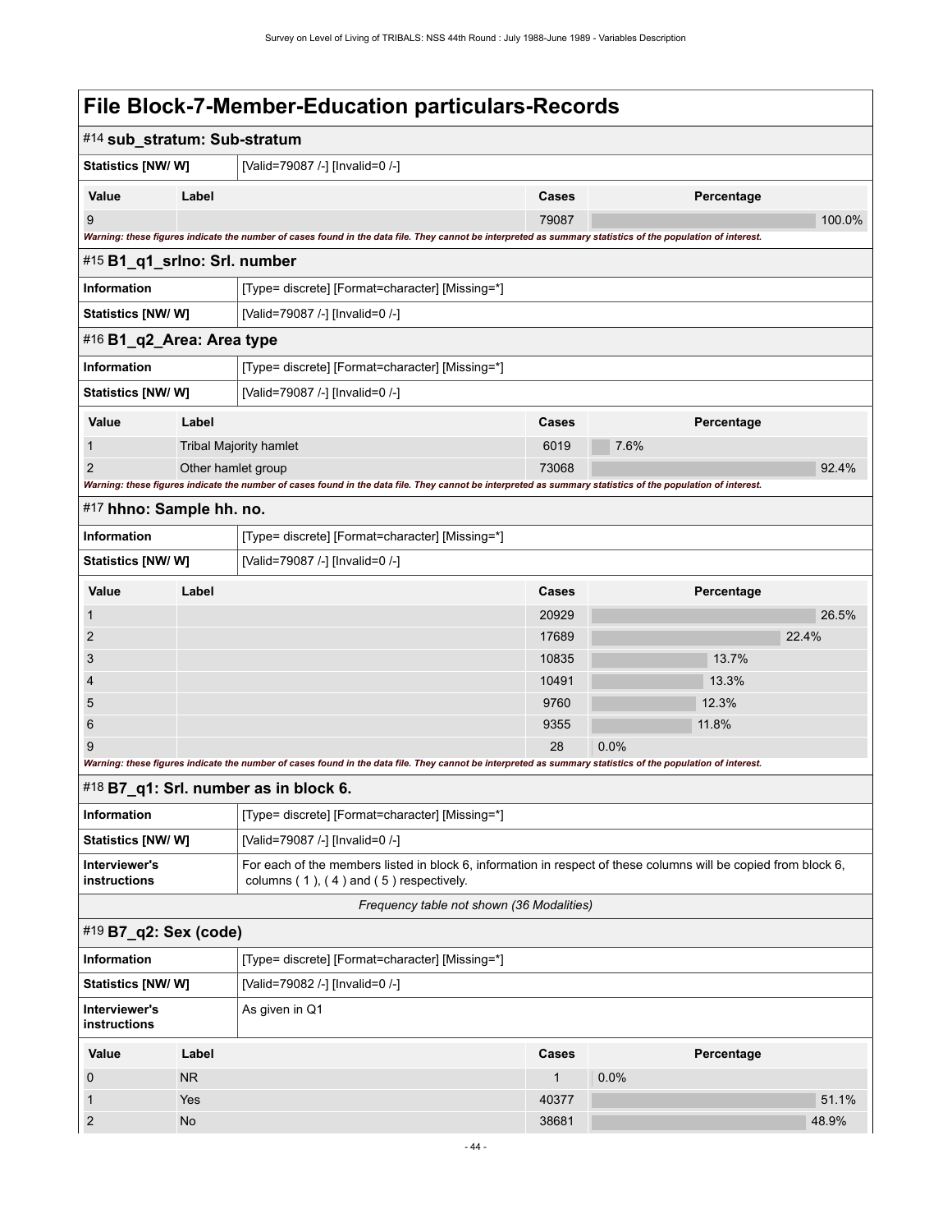# File Block-7-Member-Education particulars-Records

## #14 sub_stratum: Sub-stratum

| Statistics [NW/ W] | [Valid=79087 /-] [Invalid=0 /-] |
|---|---|

| Value | Label | Cases | Percentage |
|---|---|---|---|
| 9 | | 79087 | 100.0% |

*Warning: these figures indicate the number of cases found in the data file. They cannot be interpreted as summary statistics of the population of interest.*

## #15 B1_q1_srlno: Srl. number

| Information | [Type= discrete] [Format=character] [Missing=*] |
|---|---|
| Statistics [NW/ W] | [Valid=79087 /-] [Invalid=0 /-] |

## #16 B1_q2_Area: Area type

| Information | [Type= discrete] [Format=character] [Missing=*] |
|---|---|
| Statistics [NW/ W] | [Valid=79087 /-] [Invalid=0 /-] |

| Value | Label | Cases | Percentage |
|---|---|---|---|
| 1 | Tribal Majority hamlet | 6019 | 7.6% |
| 2 | Other hamlet group | 73068 | 92.4% |

*Warning: these figures indicate the number of cases found in the data file. They cannot be interpreted as summary statistics of the population of interest.*

## #17 hhno: Sample hh. no.

| Information | [Type= discrete] [Format=character] [Missing=*] |
|---|---|
| Statistics [NW/ W] | [Valid=79087 /-] [Invalid=0 /-] |

| Value | Label | Cases | Percentage |
|---|---|---|---|
| 1 | | 20929 | 26.5% |
| 2 | | 17689 | 22.4% |
| 3 | | 10835 | 13.7% |
| 4 | | 10491 | 13.3% |
| 5 | | 9760 | 12.3% |
| 6 | | 9355 | 11.8% |
| 9 | | 28 | 0.0% |

*Warning: these figures indicate the number of cases found in the data file. They cannot be interpreted as summary statistics of the population of interest.*

## #18 B7_q1: Srl. number as in block 6.

| Information | [Type= discrete] [Format=character] [Missing=*] |
|---|---|
| Statistics [NW/ W] | [Valid=79087 /-] [Invalid=0 /-] |
| Interviewer's instructions | For each of the members listed in block 6, information in respect of these columns will be copied from block 6, columns ( 1 ), ( 4 ) and ( 5 ) respectively. |

*Frequency table not shown (36 Modalities)*

## #19 B7_q2: Sex (code)

| Information | [Type= discrete] [Format=character] [Missing=*] |
|---|---|
| Statistics [NW/ W] | [Valid=79082 /-] [Invalid=0 /-] |
| Interviewer's instructions | As given in Q1 |

| Value | Label | Cases | Percentage |
|---|---|---|---|
| 0 | NR | 1 | 0.0% |
| 1 | Yes | 40377 | 51.1% |
| 2 | No | 38681 | 48.9% |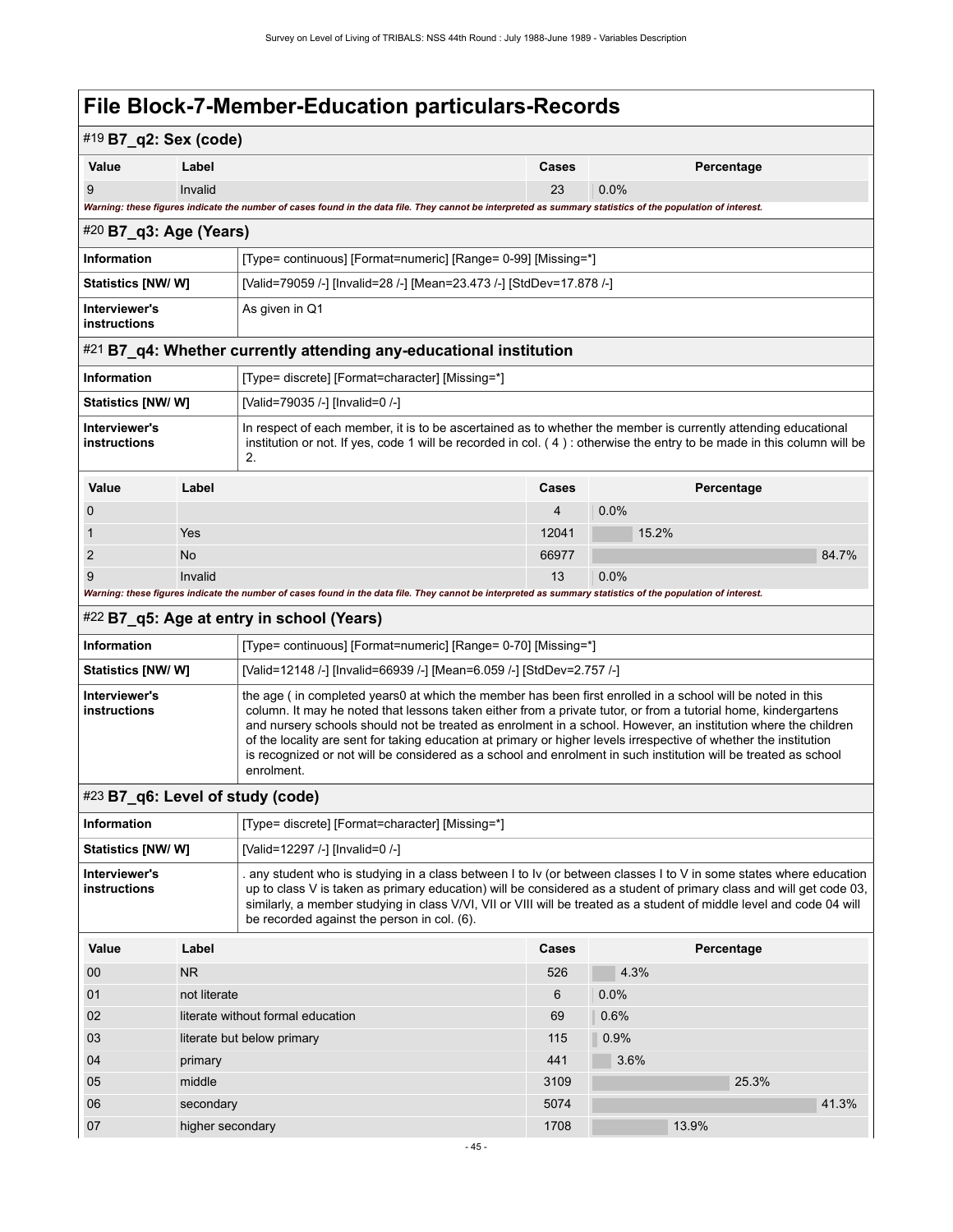# File Block-7-Member-Education particulars-Records

## #19 B7_q2: Sex (code)

| Value | Label | Cases | Percentage |
|---|---|---|---|
| 9 | Invalid | 23 | 0.0% |

*Warning: these figures indicate the number of cases found in the data file. They cannot be interpreted as summary statistics of the population of interest.*

## #20 B7_q3: Age (Years)

| | |
|---|---|
| Information | [Type= continuous] [Format=numeric] [Range= 0-99] [Missing=*] |
| Statistics [NW/ W] | [Valid=79059 /-] [Invalid=28 /-] [Mean=23.473 /-] [StdDev=17.878 /-] |
| Interviewer's instructions | As given in Q1 |

## #21 B7_q4: Whether currently attending any-educational institution

| | |
|---|---|
| Information | [Type= discrete] [Format=character] [Missing=*] |
| Statistics [NW/ W] | [Valid=79035 /-] [Invalid=0 /-] |
| Interviewer's instructions | In respect of each member, it is to be ascertained as to whether the member is currently attending educational institution or not. If yes, code 1 will be recorded in col. ( 4 ) : otherwise the entry to be made in this column will be 2. |

| Value | Label | Cases | Percentage |
|---|---|---|---|
| 0 | | 4 | 0.0% |
| 1 | Yes | 12041 | 15.2% |
| 2 | No | 66977 | 84.7% |
| 9 | Invalid | 13 | 0.0% |

*Warning: these figures indicate the number of cases found in the data file. They cannot be interpreted as summary statistics of the population of interest.*

## #22 B7_q5: Age at entry in school (Years)

| | |
|---|---|
| Information | [Type= continuous] [Format=numeric] [Range= 0-70] [Missing=*] |
| Statistics [NW/ W] | [Valid=12148 /-] [Invalid=66939 /-] [Mean=6.059 /-] [StdDev=2.757 /-] |
| Interviewer's instructions | the age ( in completed years0 at which the member has been first enrolled in a school will be noted in this column. It may he noted that lessons taken either from a private tutor, or from a tutorial home, kindergartens and nursery schools should not be treated as enrolment in a school. However, an institution where the children of the locality are sent for taking education at primary or higher levels irrespective of whether the institution is recognized or not will be considered as a school and enrolment in such institution will be treated as school enrolment. |

## #23 B7_q6: Level of study (code)

| | |
|---|---|
| Information | [Type= discrete] [Format=character] [Missing=*] |
| Statistics [NW/ W] | [Valid=12297 /-] [Invalid=0 /-] |
| Interviewer's instructions | . any student who is studying in a class between I to Iv (or between classes I to V in some states where education up to class V is taken as primary education) will be considered as a student of primary class and will get code 03, similarly, a member studying in class V/VI, VII or VIII will be treated as a student of middle level and code 04 will be recorded against the person in col. (6). |

| Value | Label | Cases | Percentage |
|---|---|---|---|
| 00 | NR | 526 | 4.3% |
| 01 | not literate | 6 | 0.0% |
| 02 | literate without formal education | 69 | 0.6% |
| 03 | literate but below primary | 115 | 0.9% |
| 04 | primary | 441 | 3.6% |
| 05 | middle | 3109 | 25.3% |
| 06 | secondary | 5074 | 41.3% |
| 07 | higher secondary | 1708 | 13.9% |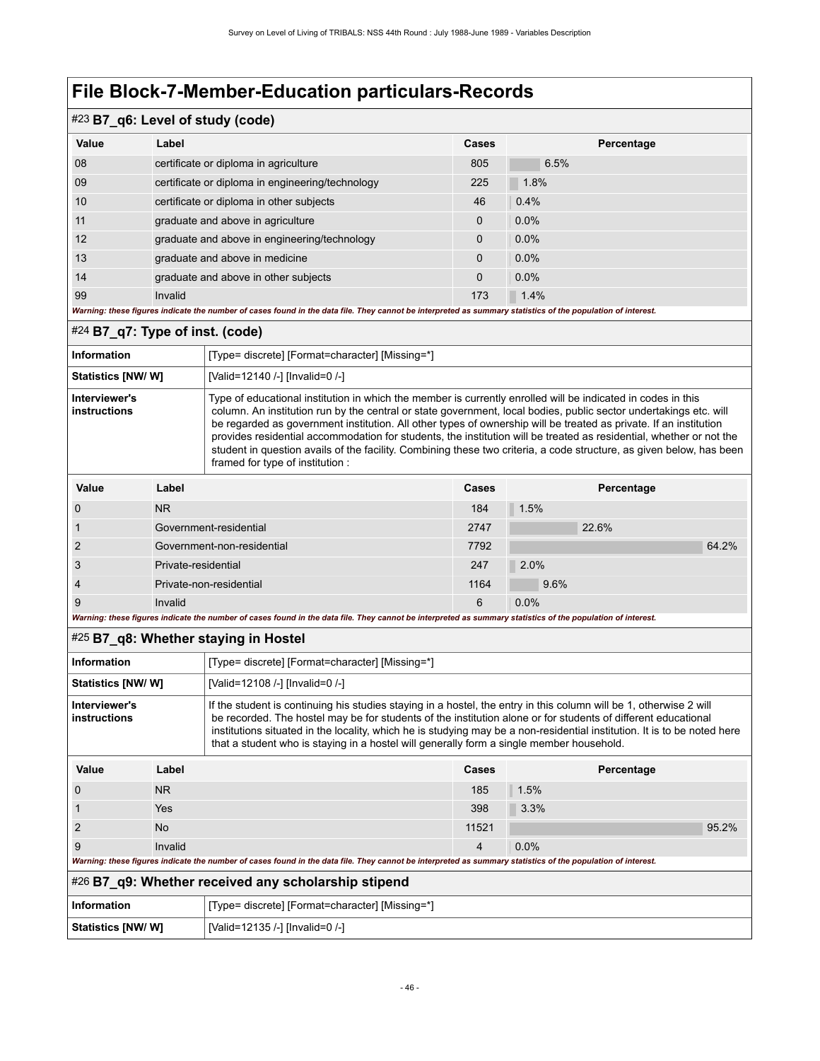# File Block-7-Member-Education particulars-Records

## #23 B7_q6: Level of study (code)

| Value | Label | Cases | Percentage |
|---|---|---|---|
| 08 | certificate or diploma in agriculture | 805 | 6.5% |
| 09 | certificate or diploma in engineering/technology | 225 | 1.8% |
| 10 | certificate or diploma in other subjects | 46 | 0.4% |
| 11 | graduate and above in agriculture | 0 | 0.0% |
| 12 | graduate and above in engineering/technology | 0 | 0.0% |
| 13 | graduate and above in medicine | 0 | 0.0% |
| 14 | graduate and above in other subjects | 0 | 0.0% |
| 99 | Invalid | 173 | 1.4% |

*Warning: these figures indicate the number of cases found in the data file. They cannot be interpreted as summary statistics of the population of interest.*

## #24 B7_q7: Type of inst. (code)

| | |
|---|---|
| **Information** | [Type= discrete] [Format=character] [Missing=*] |
| **Statistics [NW/ W]** | [Valid=12140 /-] [Invalid=0 /-] |
| **Interviewer's instructions** | Type of educational institution in which the member is currently enrolled will be indicated in codes in this column. An institution run by the central or state government, local bodies, public sector undertakings etc. will be regarded as government institution. All other types of ownership will be treated as private. If an institution provides residential accommodation for students, the institution will be treated as residential, whether or not the student in question avails of the facility. Combining these two criteria, a code structure, as given below, has been framed for type of institution : |

| Value | Label | Cases | Percentage |
|---|---|---|---|
| 0 | NR | 184 | 1.5% |
| 1 | Government-residential | 2747 | 22.6% |
| 2 | Government-non-residential | 7792 | 64.2% |
| 3 | Private-residential | 247 | 2.0% |
| 4 | Private-non-residential | 1164 | 9.6% |
| 9 | Invalid | 6 | 0.0% |

*Warning: these figures indicate the number of cases found in the data file. They cannot be interpreted as summary statistics of the population of interest.*

## #25 B7_q8: Whether staying in Hostel

| | |
|---|---|
| **Information** | [Type= discrete] [Format=character] [Missing=*] |
| **Statistics [NW/ W]** | [Valid=12108 /-] [Invalid=0 /-] |
| **Interviewer's instructions** | If the student is continuing his studies staying in a hostel, the entry in this column will be 1, otherwise 2 will be recorded. The hostel may be for students of the institution alone or for students of different educational institutions situated in the locality, which he is studying may be a non-residential institution. It is to be noted here that a student who is staying in a hostel will generally form a single member household. |

| Value | Label | Cases | Percentage |
|---|---|---|---|
| 0 | NR | 185 | 1.5% |
| 1 | Yes | 398 | 3.3% |
| 2 | No | 11521 | 95.2% |
| 9 | Invalid | 4 | 0.0% |

*Warning: these figures indicate the number of cases found in the data file. They cannot be interpreted as summary statistics of the population of interest.*

## #26 B7_q9: Whether received any scholarship stipend

| | |
|---|---|
| **Information** | [Type= discrete] [Format=character] [Missing=*] |
| **Statistics [NW/ W]** | [Valid=12135 /-] [Invalid=0 /-] |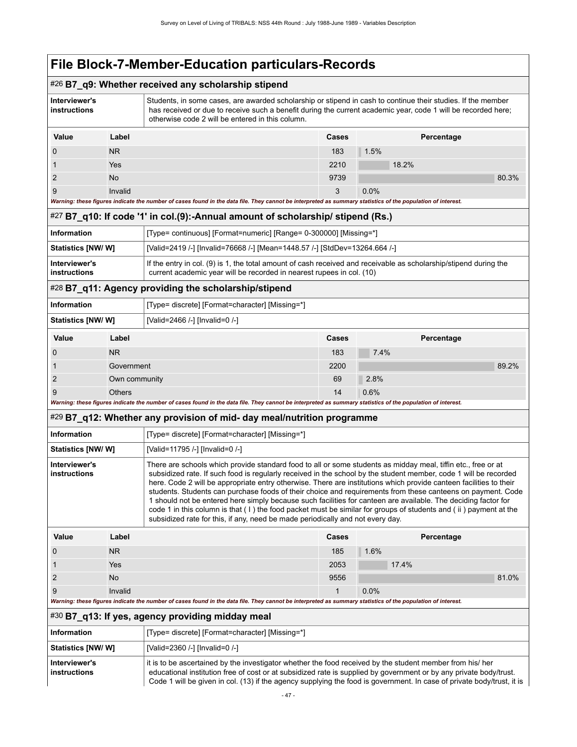# File Block-7-Member-Education particulars-Records

## #26 B7_q9: Whether received any scholarship stipend

| | |
|---|---|
| **Interviewer's instructions** | Students, in some cases, are awarded scholarship or stipend in cash to continue their studies. If the member has received or due to receive such a benefit during the current academic year, code 1 will be recorded here; otherwise code 2 will be entered in this column. |

| Value | Label | Cases | Percentage |
|---|---|---|---|
| 0 | NR | 183 | 1.5% |
| 1 | Yes | 2210 | 18.2% |
| 2 | No | 9739 | 80.3% |
| 9 | Invalid | 3 | 0.0% |

*Warning: these figures indicate the number of cases found in the data file. They cannot be interpreted as summary statistics of the population of interest.*

## #27 B7_q10: If code '1' in col.(9):-Annual amount of scholarship/ stipend (Rs.)

| | |
|---|---|
| **Information** | [Type= continuous] [Format=numeric] [Range= 0-300000] [Missing=*] |
| **Statistics [NW/ W]** | [Valid=2419 /-] [Invalid=76668 /-] [Mean=1448.57 /-] [StdDev=13264.664 /-] |
| **Interviewer's instructions** | If the entry in col. (9) is 1, the total amount of cash received and receivable as scholarship/stipend during the current academic year will be recorded in nearest rupees in col. (10) |

## #28 B7_q11: Agency providing the scholarship/stipend

| | |
|---|---|
| **Information** | [Type= discrete] [Format=character] [Missing=*] |
| **Statistics [NW/ W]** | [Valid=2466 /-] [Invalid=0 /-] |

| Value | Label | Cases | Percentage |
|---|---|---|---|
| 0 | NR | 183 | 7.4% |
| 1 | Government | 2200 | 89.2% |
| 2 | Own community | 69 | 2.8% |
| 9 | Others | 14 | 0.6% |

*Warning: these figures indicate the number of cases found in the data file. They cannot be interpreted as summary statistics of the population of interest.*

## #29 B7_q12: Whether any provision of mid- day meal/nutrition programme

| | |
|---|---|
| **Information** | [Type= discrete] [Format=character] [Missing=*] |
| **Statistics [NW/ W]** | [Valid=11795 /-] [Invalid=0 /-] |
| **Interviewer's instructions** | There are schools which provide standard food to all or some students as midday meal, tiffin etc., free or at subsidized rate. If such food is regularly received in the school by the student member, code 1 will be recorded here. Code 2 will be appropriate entry otherwise. There are institutions which provide canteen facilities to their students. Students can purchase foods of their choice and requirements from these canteens on payment. Code 1 should not be entered here simply because such facilities for canteen are available. The deciding factor for code 1 in this column is that ( I ) the food packet must be similar for groups of students and ( ii ) payment at the subsidized rate for this, if any, need be made periodically and not every day. |

| Value | Label | Cases | Percentage |
|---|---|---|---|
| 0 | NR | 185 | 1.6% |
| 1 | Yes | 2053 | 17.4% |
| 2 | No | 9556 | 81.0% |
| 9 | Invalid | 1 | 0.0% |

*Warning: these figures indicate the number of cases found in the data file. They cannot be interpreted as summary statistics of the population of interest.*

## #30 B7_q13: If yes, agency providing midday meal

| | |
|---|---|
| **Information** | [Type= discrete] [Format=character] [Missing=*] |
| **Statistics [NW/ W]** | [Valid=2360 /-] [Invalid=0 /-] |
| **Interviewer's instructions** | it is to be ascertained by the investigator whether the food received by the student member from his/ her educational institution free of cost or at subsidized rate is supplied by government or by any private body/trust. Code 1 will be given in col. (13) if the agency supplying the food is government. In case of private body/trust, it is |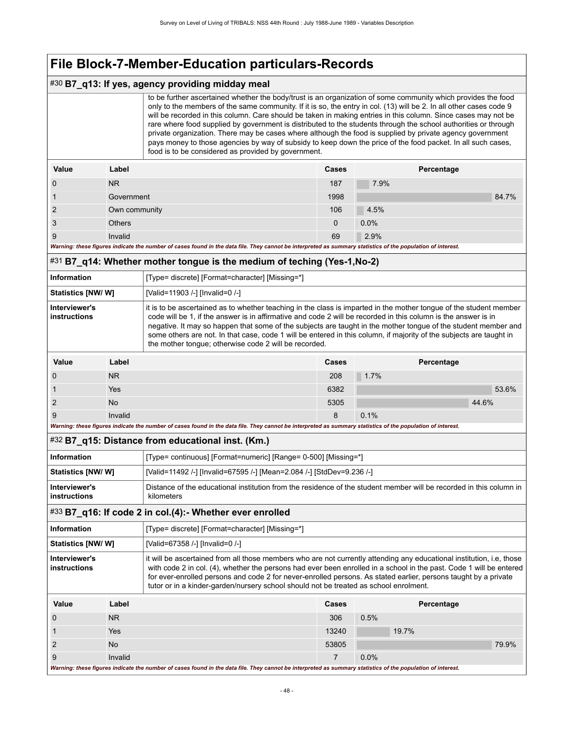# File Block-7-Member-Education particulars-Records

## #30 B7_q13: If yes, agency providing midday meal

| | |
|---|---|
| | to be further ascertained whether the body/trust is an organization of some community which provides the food only to the members of the same community. If it is so, the entry in col. (13) will be 2. In all other cases code 9 will be recorded in this column. Care should be taken in making entries in this column. Since cases may not be rare where food supplied by government is distributed to the students through the school authorities or through private organization. There may be cases where although the food is supplied by private agency government pays money to those agencies by way of subsidy to keep down the price of the food packet. In all such cases, food is to be considered as provided by government. |

| Value | Label | Cases | Percentage |
|---|---|---|---|
| 0 | NR | 187 | 7.9% |
| 1 | Government | 1998 | 84.7% |
| 2 | Own community | 106 | 4.5% |
| 3 | Others | 0 | 0.0% |
| 9 | Invalid | 69 | 2.9% |

*Warning: these figures indicate the number of cases found in the data file. They cannot be interpreted as summary statistics of the population of interest.*

## #31 B7_q14: Whether mother tongue is the medium of teching (Yes-1,No-2)

| | |
|---|---|
| **Information** | [Type= discrete] [Format=character] [Missing=*] |
| **Statistics [NW/ W]** | [Valid=11903 /-] [Invalid=0 /-] |
| **Interviewer's instructions** | it is to be ascertained as to whether teaching in the class is imparted in the mother tongue of the student member code will be 1, if the answer is in affirmative and code 2 will be recorded in this column the answer is in negative. It may so happen that some of the subjects are taught in the mother tongue of the student member and some others are not. In that case, code 1 will be entered in this column, if majority of the subjects are taught in the mother tongue; otherwise code 2 will be recorded. |

| Value | Label | Cases | Percentage |
|---|---|---|---|
| 0 | NR | 208 | 1.7% |
| 1 | Yes | 6382 | 53.6% |
| 2 | No | 5305 | 44.6% |
| 9 | Invalid | 8 | 0.1% |

*Warning: these figures indicate the number of cases found in the data file. They cannot be interpreted as summary statistics of the population of interest.*

## #32 B7_q15: Distance from educational inst. (Km.)

| | |
|---|---|
| **Information** | [Type= continuous] [Format=numeric] [Range= 0-500] [Missing=*] |
| **Statistics [NW/ W]** | [Valid=11492 /-] [Invalid=67595 /-] [Mean=2.084 /-] [StdDev=9.236 /-] |
| **Interviewer's instructions** | Distance of the educational institution from the residence of the student member will be recorded in this column in kilometers |

## #33 B7_q16: If code 2 in col.(4):- Whether ever enrolled

| | |
|---|---|
| **Information** | [Type= discrete] [Format=character] [Missing=*] |
| **Statistics [NW/ W]** | [Valid=67358 /-] [Invalid=0 /-] |
| **Interviewer's instructions** | it will be ascertained from all those members who are not currently attending any educational institution, i.e, those with code 2 in col. (4), whether the persons had ever been enrolled in a school in the past. Code 1 will be entered for ever-enrolled persons and code 2 for never-enrolled persons. As stated earlier, persons taught by a private tutor or in a kinder-garden/nursery school should not be treated as school enrolment. |

| Value | Label | Cases | Percentage |
|---|---|---|---|
| 0 | NR | 306 | 0.5% |
| 1 | Yes | 13240 | 19.7% |
| 2 | No | 53805 | 79.9% |
| 9 | Invalid | 7 | 0.0% |

*Warning: these figures indicate the number of cases found in the data file. They cannot be interpreted as summary statistics of the population of interest.*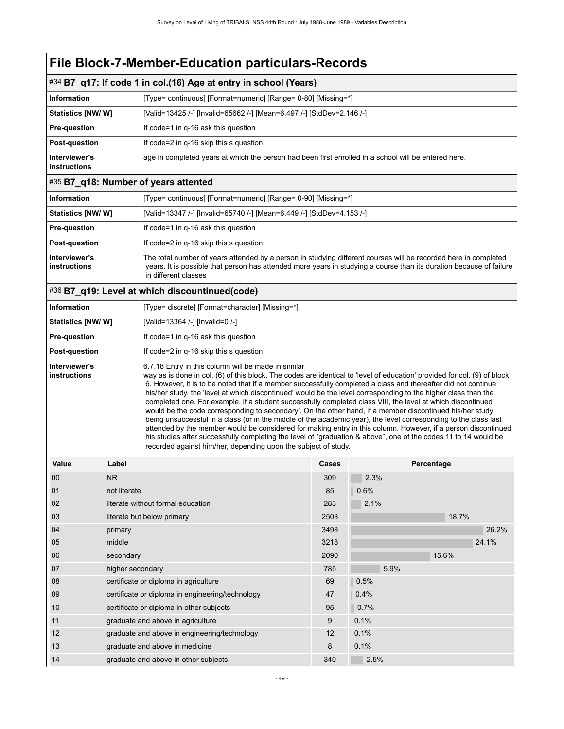# File Block-7-Member-Education particulars-Records

## #34 B7_q17: If code 1 in col.(16) Age at entry in school (Years)

| | |
|---|---|
| **Information** | [Type= continuous] [Format=numeric] [Range= 0-80] [Missing=*] |
| **Statistics [NW/ W]** | [Valid=13425 /-] [Invalid=65662 /-] [Mean=6.497 /-] [StdDev=2.146 /-] |
| **Pre-question** | If code=1 in q-16 ask this question |
| **Post-question** | If code=2 in q-16 skip this s question |
| **Interviewer's instructions** | age in completed years at which the person had been first enrolled in a school will be entered here. |

## #35 B7_q18: Number of years attented

| | |
|---|---|
| **Information** | [Type= continuous] [Format=numeric] [Range= 0-90] [Missing=*] |
| **Statistics [NW/ W]** | [Valid=13347 /-] [Invalid=65740 /-] [Mean=6.449 /-] [StdDev=4.153 /-] |
| **Pre-question** | If code=1 in q-16 ask this question |
| **Post-question** | If code=2 in q-16 skip this s question |
| **Interviewer's instructions** | The total number of years attended by a person in studying different courses will be recorded here in completed years. It is possible that person has attended more years in studying a course than its duration because of failure in different classes |

## #36 B7_q19: Level at which discountinued(code)

| | |
|---|---|
| **Information** | [Type= discrete] [Format=character] [Missing=*] |
| **Statistics [NW/ W]** | [Valid=13364 /-] [Invalid=0 /-] |
| **Pre-question** | If code=1 in q-16 ask this question |
| **Post-question** | If code=2 in q-16 skip this s question |
| **Interviewer's instructions** | 6.7.18 Entry in this column will be made in similar way as is done in col. (6) of this block. The codes are identical to 'level of education' provided for col. (9) of block 6. However, it is to be noted that if a member successfully completed a class and thereafter did not continue his/her study, the 'level at which discontinued' would be the level corresponding to the higher class than the completed one. For example, if a student successfully completed class VIII, the level at which discontinued would be the code corresponding to secondary'. On the other hand, if a member discontinued his/her study being unsuccessful in a class (or in the middle of the academic year), the level corresponding to the class last attended by the member would be considered for making entry in this column. However, if a person discontinued his studies after successfully completing the level of "graduation & above", one of the codes 11 to 14 would be recorded against him/her, depending upon the subject of study. |

| Value | Label | Cases | Percentage |
|---|---|---|---|
| 00 | NR | 309 | 2.3% |
| 01 | not literate | 85 | 0.6% |
| 02 | literate without formal education | 283 | 2.1% |
| 03 | literate but below primary | 2503 | 18.7% |
| 04 | primary | 3498 | 26.2% |
| 05 | middle | 3218 | 24.1% |
| 06 | secondary | 2090 | 15.6% |
| 07 | higher secondary | 785 | 5.9% |
| 08 | certificate or diploma in agriculture | 69 | 0.5% |
| 09 | certificate or diploma in engineering/technology | 47 | 0.4% |
| 10 | certificate or diploma in other subjects | 95 | 0.7% |
| 11 | graduate and above in agriculture | 9 | 0.1% |
| 12 | graduate and above in engineering/technology | 12 | 0.1% |
| 13 | graduate and above in medicine | 8 | 0.1% |
| 14 | graduate and above in other subjects | 340 | 2.5% |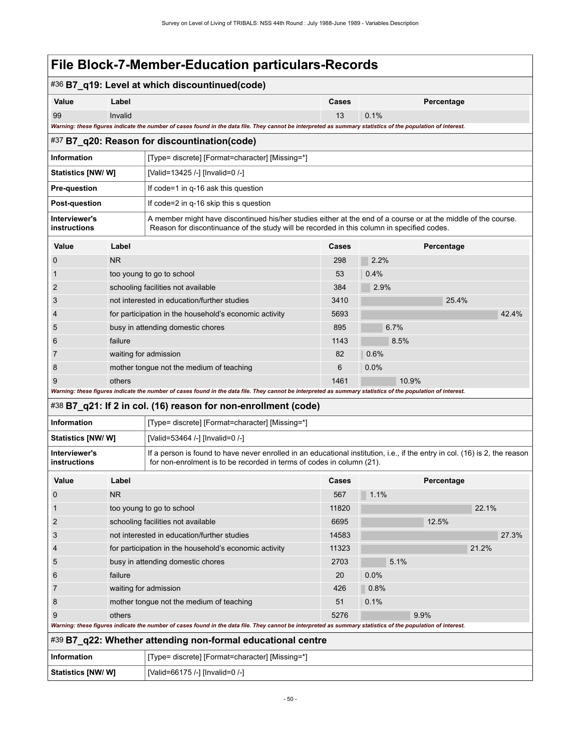# File Block-7-Member-Education particulars-Records

## #36 B7_q19: Level at which discountinued(code)

| Value | Label | Cases | Percentage |
|---|---|---|---|
| 99 | Invalid | 13 | 0.1% |

*Warning: these figures indicate the number of cases found in the data file. They cannot be interpreted as summary statistics of the population of interest.*

## #37 B7_q20: Reason for discountination(code)

| | |
|---|---|
| **Information** | [Type= discrete] [Format=character] [Missing=*] |
| **Statistics [NW/ W]** | [Valid=13425 /-] [Invalid=0 /-] |
| **Pre-question** | If code=1 in q-16 ask this question |
| **Post-question** | If code=2 in q-16 skip this s question |
| **Interviewer's instructions** | A member might have discontinued his/her studies either at the end of a course or at the middle of the course. Reason for discontinuance of the study will be recorded in this column in specified codes. |

| Value | Label | Cases | Percentage |
|---|---|---|---|
| 0 | NR | 298 | 2.2% |
| 1 | too young to go to school | 53 | 0.4% |
| 2 | schooling facilities not available | 384 | 2.9% |
| 3 | not interested in education/further studies | 3410 | 25.4% |
| 4 | for participation in the household's economic activity | 5693 | 42.4% |
| 5 | busy in attending domestic chores | 895 | 6.7% |
| 6 | failure | 1143 | 8.5% |
| 7 | waiting for admission | 82 | 0.6% |
| 8 | mother tongue not the medium of teaching | 6 | 0.0% |
| 9 | others | 1461 | 10.9% |

*Warning: these figures indicate the number of cases found in the data file. They cannot be interpreted as summary statistics of the population of interest.*

## #38 B7_q21: If 2 in col. (16) reason for non-enrollment (code)

| | |
|---|---|
| **Information** | [Type= discrete] [Format=character] [Missing=*] |
| **Statistics [NW/ W]** | [Valid=53464 /-] [Invalid=0 /-] |
| **Interviewer's instructions** | If a person is found to have never enrolled in an educational institution, i.e., if the entry in col. (16) is 2, the reason for non-enrolment is to be recorded in terms of codes in column (21). |

| Value | Label | Cases | Percentage |
|---|---|---|---|
| 0 | NR | 567 | 1.1% |
| 1 | too young to go to school | 11820 | 22.1% |
| 2 | schooling facilities not available | 6695 | 12.5% |
| 3 | not interested in education/further studies | 14583 | 27.3% |
| 4 | for participation in the household's economic activity | 11323 | 21.2% |
| 5 | busy in attending domestic chores | 2703 | 5.1% |
| 6 | failure | 20 | 0.0% |
| 7 | waiting for admission | 426 | 0.8% |
| 8 | mother tongue not the medium of teaching | 51 | 0.1% |
| 9 | others | 5276 | 9.9% |

*Warning: these figures indicate the number of cases found in the data file. They cannot be interpreted as summary statistics of the population of interest.*

## #39 B7_q22: Whether attending non-formal educational centre

| | |
|---|---|
| **Information** | [Type= discrete] [Format=character] [Missing=*] |
| **Statistics [NW/ W]** | [Valid=66175 /-] [Invalid=0 /-] |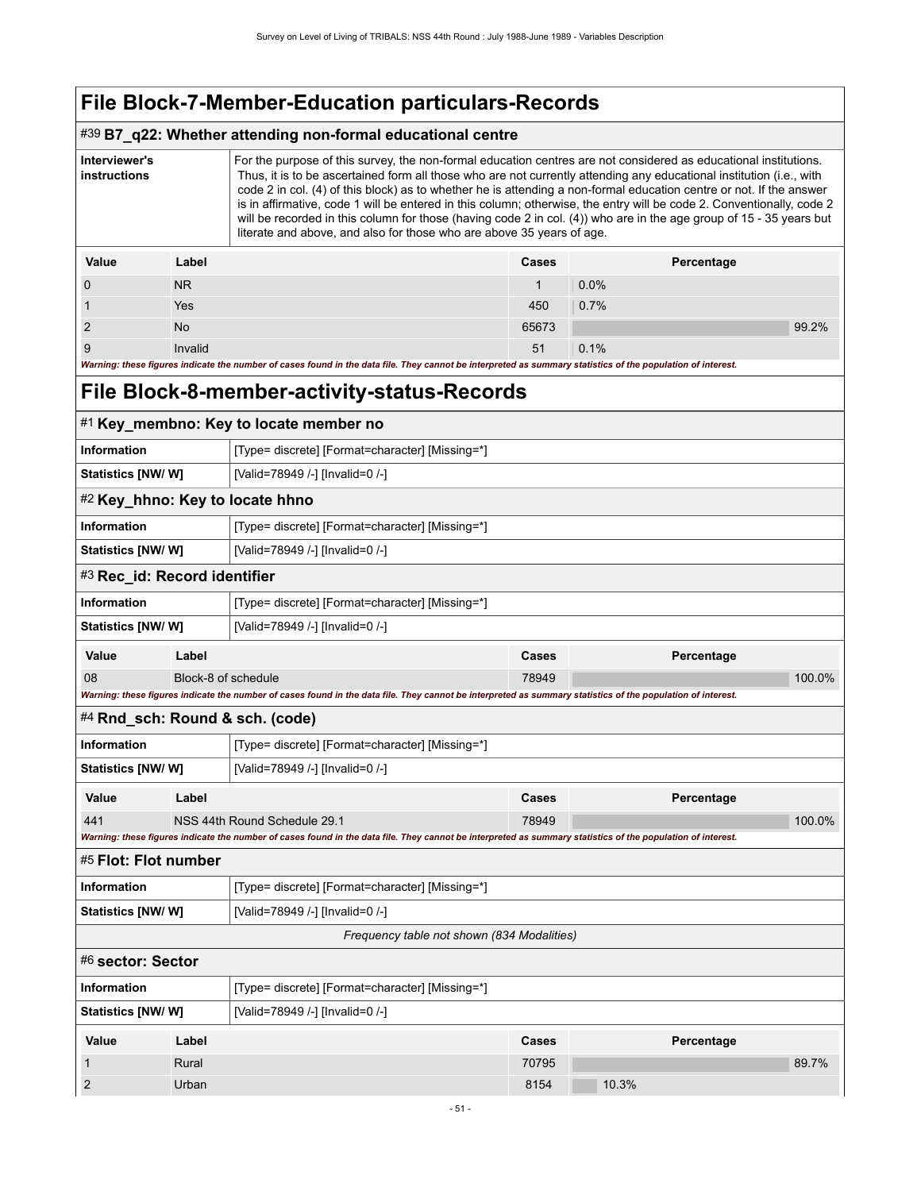# File Block-7-Member-Education particulars-Records

## #39 B7_q22: Whether attending non-formal educational centre

| | |
|---|---|
| **Interviewer's instructions** | For the purpose of this survey, the non-formal education centres are not considered as educational institutions. Thus, it is to be ascertained form all those who are not currently attending any educational institution (i.e., with code 2 in col. (4) of this block) as to whether he is attending a non-formal education centre or not. If the answer is in affirmative, code 1 will be entered in this column; otherwise, the entry will be code 2. Conventionally, code 2 will be recorded in this column for those (having code 2 in col. (4)) who are in the age group of 15 - 35 years but literate and above, and also for those who are above 35 years of age. |

| Value | Label | Cases | Percentage |
|---|---|---|---|
| 0 | NR | 1 | 0.0% |
| 1 | Yes | 450 | 0.7% |
| 2 | No | 65673 | 99.2% |
| 9 | Invalid | 51 | 0.1% |

*Warning: these figures indicate the number of cases found in the data file. They cannot be interpreted as summary statistics of the population of interest.*

# File Block-8-member-activity-status-Records

## #1 Key_membno: Key to locate member no

| | |
|---|---|
| **Information** | [Type= discrete] [Format=character] [Missing=*] |
| **Statistics [NW/ W]** | [Valid=78949 /-] [Invalid=0 /-] |

## #2 Key_hhno: Key to locate hhno

| | |
|---|---|
| **Information** | [Type= discrete] [Format=character] [Missing=*] |
| **Statistics [NW/ W]** | [Valid=78949 /-] [Invalid=0 /-] |

## #3 Rec_id: Record identifier

| | |
|---|---|
| **Information** | [Type= discrete] [Format=character] [Missing=*] |
| **Statistics [NW/ W]** | [Valid=78949 /-] [Invalid=0 /-] |

| Value | Label | Cases | Percentage |
|---|---|---|---|
| 08 | Block-8 of schedule | 78949 | 100.0% |

*Warning: these figures indicate the number of cases found in the data file. They cannot be interpreted as summary statistics of the population of interest.*

## #4 Rnd_sch: Round & sch. (code)

| | |
|---|---|
| **Information** | [Type= discrete] [Format=character] [Missing=*] |
| **Statistics [NW/ W]** | [Valid=78949 /-] [Invalid=0 /-] |

| Value | Label | Cases | Percentage |
|---|---|---|---|
| 441 | NSS 44th Round Schedule 29.1 | 78949 | 100.0% |

*Warning: these figures indicate the number of cases found in the data file. They cannot be interpreted as summary statistics of the population of interest.*

## #5 Flot: Flot number

| | |
|---|---|
| **Information** | [Type= discrete] [Format=character] [Missing=*] |
| **Statistics [NW/ W]** | [Valid=78949 /-] [Invalid=0 /-] |

*Frequency table not shown (834 Modalities)*

## #6 sector: Sector

| | |
|---|---|
| **Information** | [Type= discrete] [Format=character] [Missing=*] |
| **Statistics [NW/ W]** | [Valid=78949 /-] [Invalid=0 /-] |

| Value | Label | Cases | Percentage |
|---|---|---|---|
| 1 | Rural | 70795 | 89.7% |
| 2 | Urban | 8154 | 10.3% |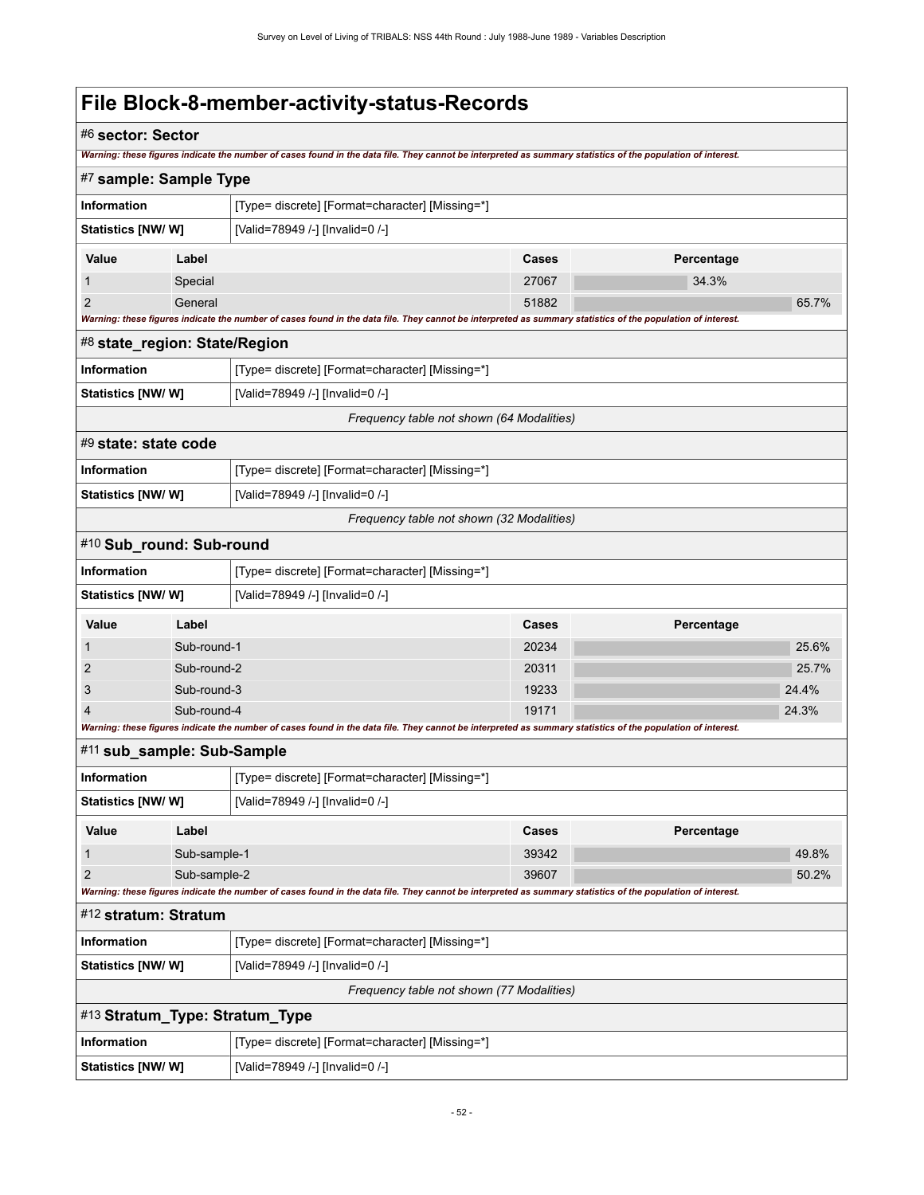# File Block-8-member-activity-status-Records

## #6 sector: Sector

*Warning: these figures indicate the number of cases found in the data file. They cannot be interpreted as summary statistics of the population of interest.*

## #7 sample: Sample Type

| | |
|---|---|
| **Information** | [Type= discrete] [Format=character] [Missing=*] |
| **Statistics [NW/ W]** | [Valid=78949 /-] [Invalid=0 /-] |

| Value | Label | Cases | Percentage |
|---|---|---|---|
| 1 | Special | 27067 | 34.3% |
| 2 | General | 51882 | 65.7% |

*Warning: these figures indicate the number of cases found in the data file. They cannot be interpreted as summary statistics of the population of interest.*

## #8 state_region: State/Region

| | |
|---|---|
| **Information** | [Type= discrete] [Format=character] [Missing=*] |
| **Statistics [NW/ W]** | [Valid=78949 /-] [Invalid=0 /-] |

*Frequency table not shown (64 Modalities)*

## #9 state: state code

| | |
|---|---|
| **Information** | [Type= discrete] [Format=character] [Missing=*] |
| **Statistics [NW/ W]** | [Valid=78949 /-] [Invalid=0 /-] |

*Frequency table not shown (32 Modalities)*

## #10 Sub_round: Sub-round

| | |
|---|---|
| **Information** | [Type= discrete] [Format=character] [Missing=*] |
| **Statistics [NW/ W]** | [Valid=78949 /-] [Invalid=0 /-] |

| Value | Label | Cases | Percentage |
|---|---|---|---|
| 1 | Sub-round-1 | 20234 | 25.6% |
| 2 | Sub-round-2 | 20311 | 25.7% |
| 3 | Sub-round-3 | 19233 | 24.4% |
| 4 | Sub-round-4 | 19171 | 24.3% |

*Warning: these figures indicate the number of cases found in the data file. They cannot be interpreted as summary statistics of the population of interest.*

## #11 sub_sample: Sub-Sample

| | |
|---|---|
| **Information** | [Type= discrete] [Format=character] [Missing=*] |
| **Statistics [NW/ W]** | [Valid=78949 /-] [Invalid=0 /-] |

| Value | Label | Cases | Percentage |
|---|---|---|---|
| 1 | Sub-sample-1 | 39342 | 49.8% |
| 2 | Sub-sample-2 | 39607 | 50.2% |

*Warning: these figures indicate the number of cases found in the data file. They cannot be interpreted as summary statistics of the population of interest.*

## #12 stratum: Stratum

| | |
|---|---|
| **Information** | [Type= discrete] [Format=character] [Missing=*] |
| **Statistics [NW/ W]** | [Valid=78949 /-] [Invalid=0 /-] |

*Frequency table not shown (77 Modalities)*

## #13 Stratum_Type: Stratum_Type

| | |
|---|---|
| **Information** | [Type= discrete] [Format=character] [Missing=*] |
| **Statistics [NW/ W]** | [Valid=78949 /-] [Invalid=0 /-] |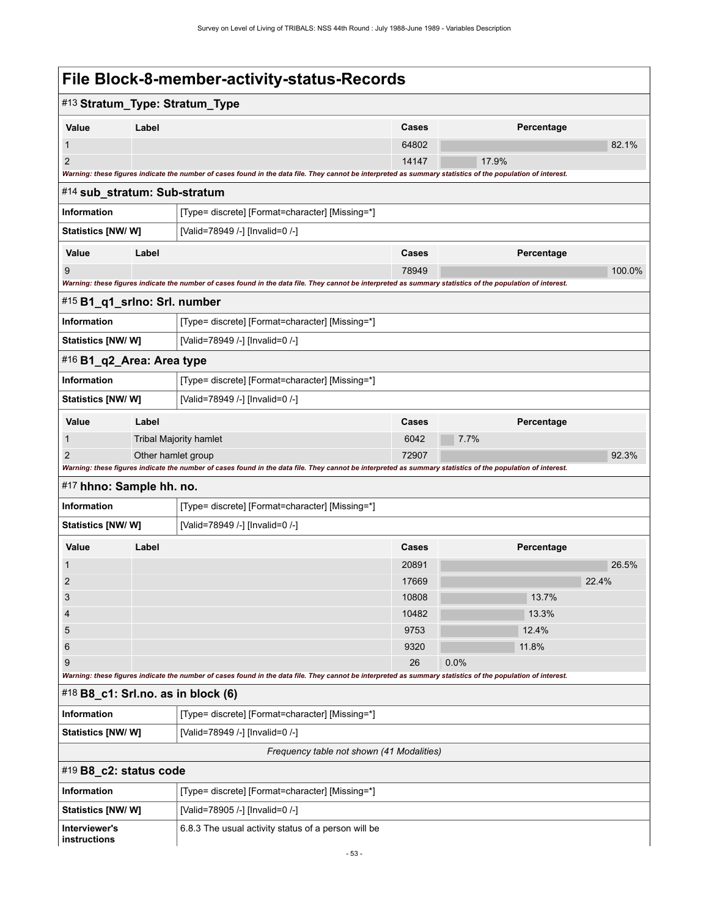# File Block-8-member-activity-status-Records

## #13 Stratum_Type: Stratum_Type

| Value | Label | Cases | Percentage |
|---|---|---|---|
| 1 | | 64802 | 82.1% |
| 2 | | 14147 | 17.9% |

*Warning: these figures indicate the number of cases found in the data file. They cannot be interpreted as summary statistics of the population of interest.*

## #14 sub_stratum: Sub-stratum

| | |
|---|---|
| **Information** | [Type= discrete] [Format=character] [Missing=*] |
| **Statistics [NW/ W]** | [Valid=78949 /-] [Invalid=0 /-] |

| Value | Label | Cases | Percentage |
|---|---|---|---|
| 9 | | 78949 | 100.0% |

*Warning: these figures indicate the number of cases found in the data file. They cannot be interpreted as summary statistics of the population of interest.*

## #15 B1_q1_srlno: Srl. number

| | |
|---|---|
| **Information** | [Type= discrete] [Format=character] [Missing=*] |
| **Statistics [NW/ W]** | [Valid=78949 /-] [Invalid=0 /-] |

## #16 B1_q2_Area: Area type

| | |
|---|---|
| **Information** | [Type= discrete] [Format=character] [Missing=*] |
| **Statistics [NW/ W]** | [Valid=78949 /-] [Invalid=0 /-] |

| Value | Label | Cases | Percentage |
|---|---|---|---|
| 1 | Tribal Majority hamlet | 6042 | 7.7% |
| 2 | Other hamlet group | 72907 | 92.3% |

*Warning: these figures indicate the number of cases found in the data file. They cannot be interpreted as summary statistics of the population of interest.*

## #17 hhno: Sample hh. no.

| | |
|---|---|
| **Information** | [Type= discrete] [Format=character] [Missing=*] |
| **Statistics [NW/ W]** | [Valid=78949 /-] [Invalid=0 /-] |

| Value | Label | Cases | Percentage |
|---|---|---|---|
| 1 | | 20891 | 26.5% |
| 2 | | 17669 | 22.4% |
| 3 | | 10808 | 13.7% |
| 4 | | 10482 | 13.3% |
| 5 | | 9753 | 12.4% |
| 6 | | 9320 | 11.8% |
| 9 | | 26 | 0.0% |

*Warning: these figures indicate the number of cases found in the data file. They cannot be interpreted as summary statistics of the population of interest.*

## #18 B8_c1: Srl.no. as in block (6)

| | |
|---|---|
| **Information** | [Type= discrete] [Format=character] [Missing=*] |
| **Statistics [NW/ W]** | [Valid=78949 /-] [Invalid=0 /-] |

*Frequency table not shown (41 Modalities)*

## #19 B8_c2: status code

| | |
|---|---|
| **Information** | [Type= discrete] [Format=character] [Missing=*] |
| **Statistics [NW/ W]** | [Valid=78905 /-] [Invalid=0 /-] |
| **Interviewer's instructions** | 6.8.3 The usual activity status of a person will be |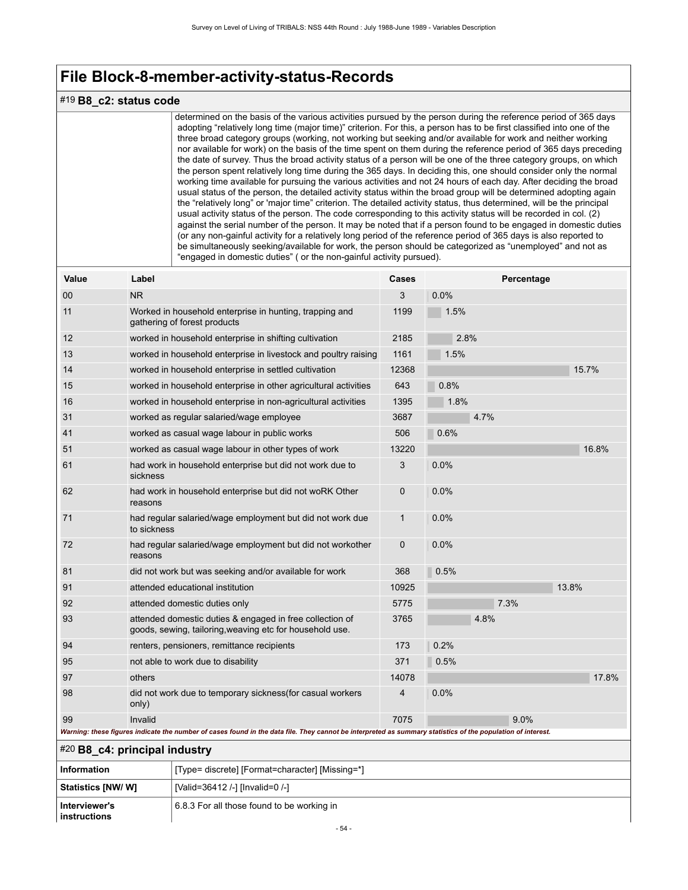# File Block-8-member-activity-status-Records

## #19 B8_c2: status code

determined on the basis of the various activities pursued by the person during the reference period of 365 days adopting "relatively long time (major time)" criterion. For this, a person has to be first classified into one of the three broad category groups (working, not working but seeking and/or available for work and neither working nor available for work) on the basis of the time spent on them during the reference period of 365 days preceding the date of survey. Thus the broad activity status of a person will be one of the three category groups, on which the person spent relatively long time during the 365 days. In deciding this, one should consider only the normal working time available for pursuing the various activities and not 24 hours of each day. After deciding the broad usual status of the person, the detailed activity status within the broad group will be determined adopting again the "relatively long" or 'major time" criterion. The detailed activity status, thus determined, will be the principal usual activity status of the person. The code corresponding to this activity status will be recorded in col. (2) against the serial number of the person. It may be noted that if a person found to be engaged in domestic duties (or any non-gainful activity for a relatively long period of the reference period of 365 days is also reported to be simultaneously seeking/available for work, the person should be categorized as "unemployed" and not as "engaged in domestic duties" ( or the non-gainful activity pursued).

| Value | Label | Cases | Percentage |
|---|---|---|---|
| 00 | NR | 3 | 0.0% |
| 11 | Worked in household enterprise in hunting, trapping and gathering of forest products | 1199 | 1.5% |
| 12 | worked in household enterprise in shifting cultivation | 2185 | 2.8% |
| 13 | worked in household enterprise in livestock and poultry raising | 1161 | 1.5% |
| 14 | worked in household enterprise in settled cultivation | 12368 | 15.7% |
| 15 | worked in household enterprise in other agricultural activities | 643 | 0.8% |
| 16 | worked in household enterprise in non-agricultural activities | 1395 | 1.8% |
| 31 | worked as regular salaried/wage employee | 3687 | 4.7% |
| 41 | worked as casual wage labour in public works | 506 | 0.6% |
| 51 | worked as casual wage labour in other types of work | 13220 | 16.8% |
| 61 | had work in household enterprise but did not work due to sickness | 3 | 0.0% |
| 62 | had work in household enterprise but did not woRK Other reasons | 0 | 0.0% |
| 71 | had regular salaried/wage employment but did not work due to sickness | 1 | 0.0% |
| 72 | had regular salaried/wage employment but did not workother reasons | 0 | 0.0% |
| 81 | did not work but was seeking and/or available for work | 368 | 0.5% |
| 91 | attended educational institution | 10925 | 13.8% |
| 92 | attended domestic duties only | 5775 | 7.3% |
| 93 | attended domestic duties & engaged in free collection of goods, sewing, tailoring,weaving etc for household use. | 3765 | 4.8% |
| 94 | renters, pensioners, remittance recipients | 173 | 0.2% |
| 95 | not able to work due to disability | 371 | 0.5% |
| 97 | others | 14078 | 17.8% |
| 98 | did not work due to temporary sickness(for casual workers only) | 4 | 0.0% |
| 99 | Invalid | 7075 | 9.0% |

*Warning: these figures indicate the number of cases found in the data file. They cannot be interpreted as summary statistics of the population of interest.*

## #20 B8_c4: principal industry

| | |
|---|---|
| **Information** | [Type= discrete] [Format=character] [Missing=*] |
| **Statistics [NW/ W]** | [Valid=36412 /-] [Invalid=0 /-] |
| **Interviewer's instructions** | 6.8.3 For all those found to be working in |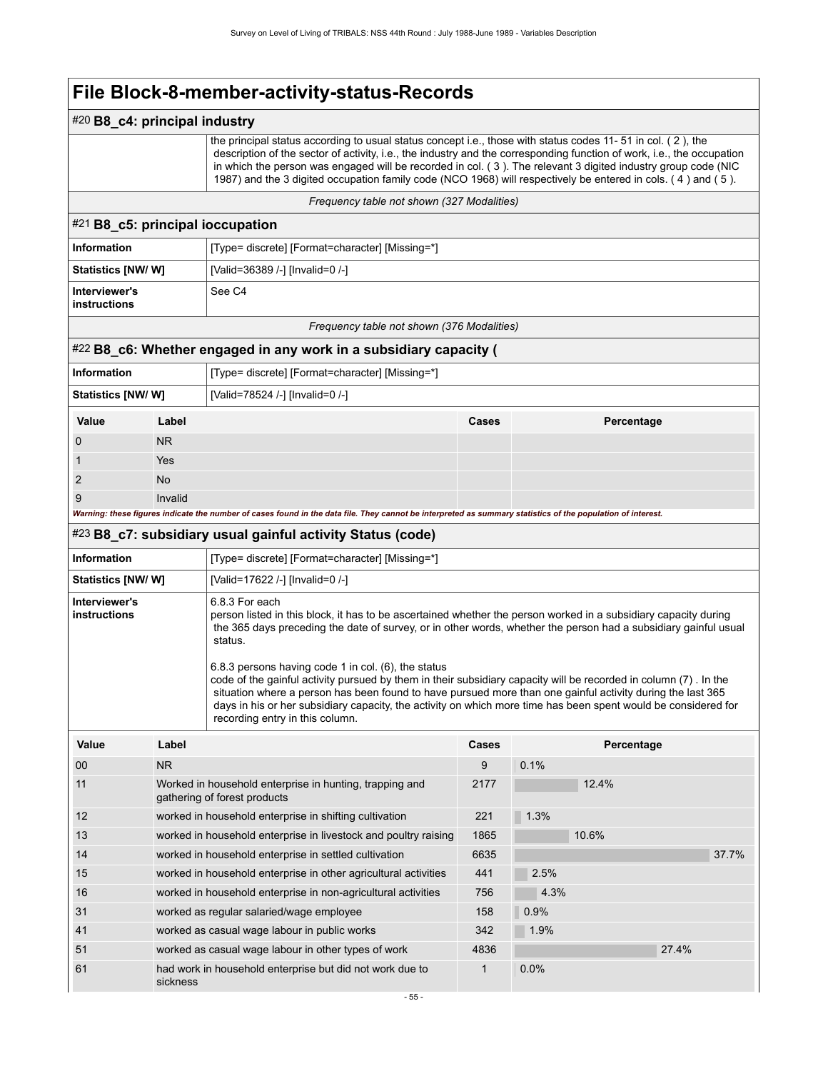# File Block-8-member-activity-status-Records

## #20 B8_c4: principal industry

| | |
|---|---|
| | the principal status according to usual status concept i.e., those with status codes 11- 51 in col. ( 2 ), the description of the sector of activity, i.e., the industry and the corresponding function of work, i.e., the occupation in which the person was engaged will be recorded in col. ( 3 ). The relevant 3 digited industry group code (NIC 1987) and the 3 digited occupation family code (NCO 1968) will respectively be entered in cols. ( 4 ) and ( 5 ). |

*Frequency table not shown (327 Modalities)*

## #21 B8_c5: principal ioccupation

| | |
|---|---|
| **Information** | [Type= discrete] [Format=character] [Missing=*] |
| **Statistics [NW/ W]** | [Valid=36389 /-] [Invalid=0 /-] |
| **Interviewer's instructions** | See C4 |

*Frequency table not shown (376 Modalities)*

## #22 B8_c6: Whether engaged in any work in a subsidiary capacity (

| | |
|---|---|
| **Information** | [Type= discrete] [Format=character] [Missing=*] |
| **Statistics [NW/ W]** | [Valid=78524 /-] [Invalid=0 /-] |

| Value | Label | Cases | Percentage |
|---|---|---|---|
| 0 | NR | | |
| 1 | Yes | | |
| 2 | No | | |
| 9 | Invalid | | |

*Warning: these figures indicate the number of cases found in the data file. They cannot be interpreted as summary statistics of the population of interest.*

## #23 B8_c7: subsidiary usual gainful activity Status (code)

| | |
|---|---|
| **Information** | [Type= discrete] [Format=character] [Missing=*] |
| **Statistics [NW/ W]** | [Valid=17622 /-] [Invalid=0 /-] |
| **Interviewer's instructions** | 6.8.3 For each person listed in this block, it has to be ascertained whether the person worked in a subsidiary capacity during the 365 days preceding the date of survey, or in other words, whether the person had a subsidiary gainful usual status.<br><br>6.8.3 persons having code 1 in col. (6), the status code of the gainful activity pursued by them in their subsidiary capacity will be recorded in column (7) . In the situation where a person has been found to have pursued more than one gainful activity during the last 365 days in his or her subsidiary capacity, the activity on which more time has been spent would be considered for recording entry in this column. |

| Value | Label | Cases | Percentage |
|---|---|---|---|
| 00 | NR | 9 | 0.1% |
| 11 | Worked in household enterprise in hunting, trapping and gathering of forest products | 2177 | 12.4% |
| 12 | worked in household enterprise in shifting cultivation | 221 | 1.3% |
| 13 | worked in household enterprise in livestock and poultry raising | 1865 | 10.6% |
| 14 | worked in household enterprise in settled cultivation | 6635 | 37.7% |
| 15 | worked in household enterprise in other agricultural activities | 441 | 2.5% |
| 16 | worked in household enterprise in non-agricultural activities | 756 | 4.3% |
| 31 | worked as regular salaried/wage employee | 158 | 0.9% |
| 41 | worked as casual wage labour in public works | 342 | 1.9% |
| 51 | worked as casual wage labour in other types of work | 4836 | 27.4% |
| 61 | had work in household enterprise but did not work due to sickness | 1 | 0.0% |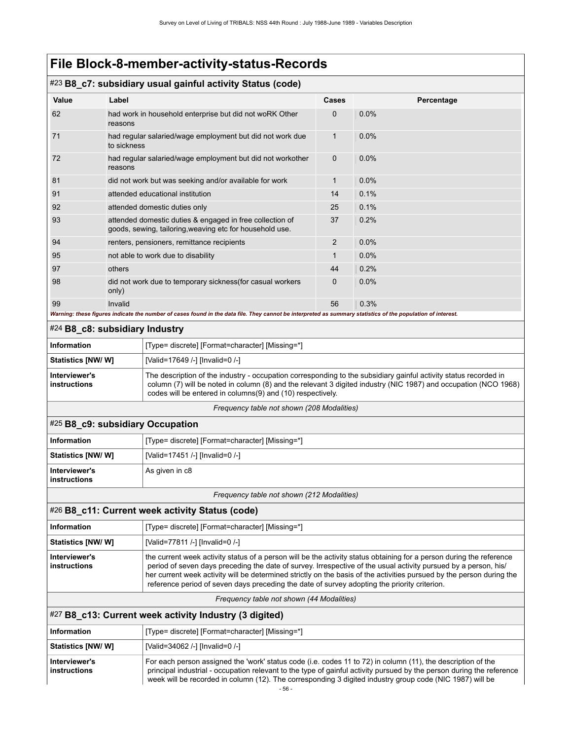# File Block-8-member-activity-status-Records

## #23 B8_c7: subsidiary usual gainful activity Status (code)

| Value | Label | Cases | Percentage |
|---|---|---|---|
| 62 | had work in household enterprise but did not woRK Other reasons | 0 | 0.0% |
| 71 | had regular salaried/wage employment but did not work due to sickness | 1 | 0.0% |
| 72 | had regular salaried/wage employment but did not workother reasons | 0 | 0.0% |
| 81 | did not work but was seeking and/or available for work | 1 | 0.0% |
| 91 | attended educational institution | 14 | 0.1% |
| 92 | attended domestic duties only | 25 | 0.1% |
| 93 | attended domestic duties & engaged in free collection of goods, sewing, tailoring,weaving etc for household use. | 37 | 0.2% |
| 94 | renters, pensioners, remittance recipients | 2 | 0.0% |
| 95 | not able to work due to disability | 1 | 0.0% |
| 97 | others | 44 | 0.2% |
| 98 | did not work due to temporary sickness(for casual workers only) | 0 | 0.0% |
| 99 | Invalid | 56 | 0.3% |

***Warning: these figures indicate the number of cases found in the data file. They cannot be interpreted as summary statistics of the population of interest.***

## #24 B8_c8: subsidiary Industry

| | |
|---|---|
| **Information** | [Type= discrete] [Format=character] [Missing=*] |
| **Statistics [NW/ W]** | [Valid=17649 /-] [Invalid=0 /-] |
| **Interviewer's instructions** | The description of the industry - occupation corresponding to the subsidiary gainful activity status recorded in column (7) will be noted in column (8) and the relevant 3 digited industry (NIC 1987) and occupation (NCO 1968) codes will be entered in columns(9) and (10) respectively. |

*Frequency table not shown (208 Modalities)*

## #25 B8_c9: subsidiary Occupation

| | |
|---|---|
| **Information** | [Type= discrete] [Format=character] [Missing=*] |
| **Statistics [NW/ W]** | [Valid=17451 /-] [Invalid=0 /-] |
| **Interviewer's instructions** | As given in c8 |

*Frequency table not shown (212 Modalities)*

## #26 B8_c11: Current week activity Status (code)

| | |
|---|---|
| **Information** | [Type= discrete] [Format=character] [Missing=*] |
| **Statistics [NW/ W]** | [Valid=77811 /-] [Invalid=0 /-] |
| **Interviewer's instructions** | the current week activity status of a person will be the activity status obtaining for a person during the reference period of seven days preceding the date of survey. Irrespective of the usual activity pursued by a person, his/ her current week activity will be determined strictly on the basis of the activities pursued by the person during the reference period of seven days preceding the date of survey adopting the priority criterion. |

*Frequency table not shown (44 Modalities)*

## #27 B8_c13: Current week activity Industry (3 digited)

| | |
|---|---|
| **Information** | [Type= discrete] [Format=character] [Missing=*] |
| **Statistics [NW/ W]** | [Valid=34062 /-] [Invalid=0 /-] |
| **Interviewer's instructions** | For each person assigned the 'work' status code (i.e. codes 11 to 72) in column (11), the description of the principal industrial - occupation relevant to the type of gainful activity pursued by the person during the reference week will be recorded in column (12). The corresponding 3 digited industry group code (NIC 1987) will be |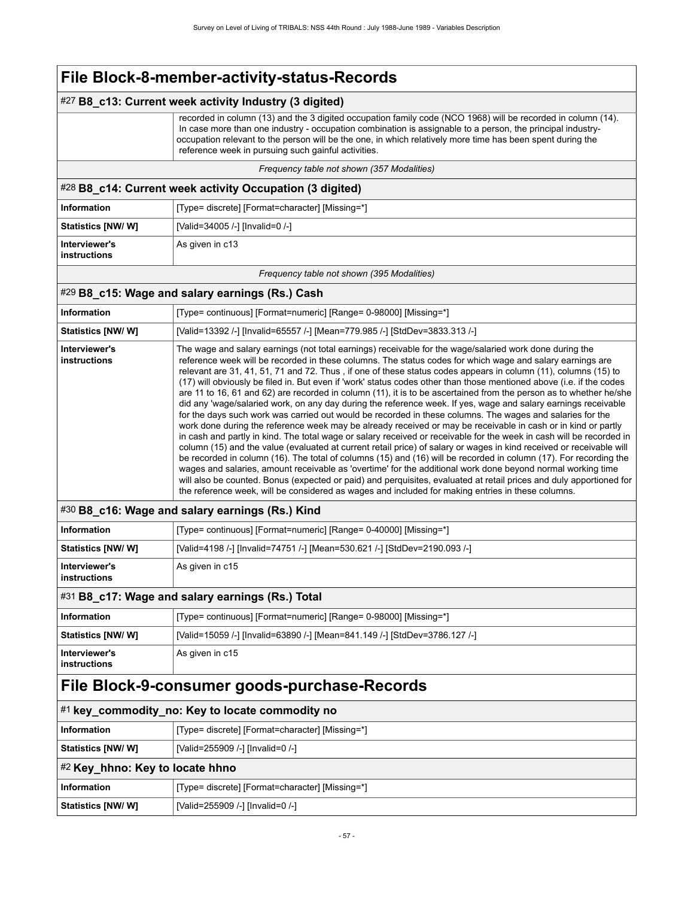# File Block-8-member-activity-status-Records

## #27 B8_c13: Current week activity Industry (3 digited)

| | |
|---|---|
| | recorded in column (13) and the 3 digited occupation family code (NCO 1968) will be recorded in column (14). In case more than one industry - occupation combination is assignable to a person, the principal industry-occupation relevant to the person will be the one, in which relatively more time has been spent during the reference week in pursuing such gainful activities. |

*Frequency table not shown (357 Modalities)*

## #28 B8_c14: Current week activity Occupation (3 digited)

| | |
|---|---|
| **Information** | [Type= discrete] [Format=character] [Missing=*] |
| **Statistics [NW/ W]** | [Valid=34005 /-] [Invalid=0 /-] |
| **Interviewer's instructions** | As given in c13 |

*Frequency table not shown (395 Modalities)*

## #29 B8_c15: Wage and salary earnings (Rs.) Cash

| | |
|---|---|
| **Information** | [Type= continuous] [Format=numeric] [Range= 0-98000] [Missing=*] |
| **Statistics [NW/ W]** | [Valid=13392 /-] [Invalid=65557 /-] [Mean=779.985 /-] [StdDev=3833.313 /-] |
| **Interviewer's instructions** | The wage and salary earnings (not total earnings) receivable for the wage/salaried work done during the reference week will be recorded in these columns. The status codes for which wage and salary earnings are relevant are 31, 41, 51, 71 and 72. Thus , if one of these status codes appears in column (11), columns (15) to (17) will obviously be filed in. But even if 'work' status codes other than those mentioned above (i.e. if the codes are 11 to 16, 61 and 62) are recorded in column (11), it is to be ascertained from the person as to whether he/she did any 'wage/salaried work, on any day during the reference week. If yes, wage and salary earnings receivable for the days such work was carried out would be recorded in these columns. The wages and salaries for the work done during the reference week may be already received or may be receivable in cash or in kind or partly in cash and partly in kind. The total wage or salary received or receivable for the week in cash will be recorded in column (15) and the value (evaluated at current retail price) of salary or wages in kind received or receivable will be recorded in column (16). The total of columns (15) and (16) will be recorded in column (17). For recording the wages and salaries, amount receivable as 'overtime' for the additional work done beyond normal working time will also be counted. Bonus (expected or paid) and perquisites, evaluated at retail prices and duly apportioned for the reference week, will be considered as wages and included for making entries in these columns. |

## #30 B8_c16: Wage and salary earnings (Rs.) Kind

| | |
|---|---|
| **Information** | [Type= continuous] [Format=numeric] [Range= 0-40000] [Missing=*] |
| **Statistics [NW/ W]** | [Valid=4198 /-] [Invalid=74751 /-] [Mean=530.621 /-] [StdDev=2190.093 /-] |
| **Interviewer's instructions** | As given in c15 |

## #31 B8_c17: Wage and salary earnings (Rs.) Total

| | |
|---|---|
| **Information** | [Type= continuous] [Format=numeric] [Range= 0-98000] [Missing=*] |
| **Statistics [NW/ W]** | [Valid=15059 /-] [Invalid=63890 /-] [Mean=841.149 /-] [StdDev=3786.127 /-] |
| **Interviewer's instructions** | As given in c15 |

# File Block-9-consumer goods-purchase-Records

## #1 key_commodity_no: Key to locate commodity no

| | |
|---|---|
| **Information** | [Type= discrete] [Format=character] [Missing=*] |
| **Statistics [NW/ W]** | [Valid=255909 /-] [Invalid=0 /-] |

## #2 Key_hhno: Key to locate hhno

| | |
|---|---|
| **Information** | [Type= discrete] [Format=character] [Missing=*] |
| **Statistics [NW/ W]** | [Valid=255909 /-] [Invalid=0 /-] |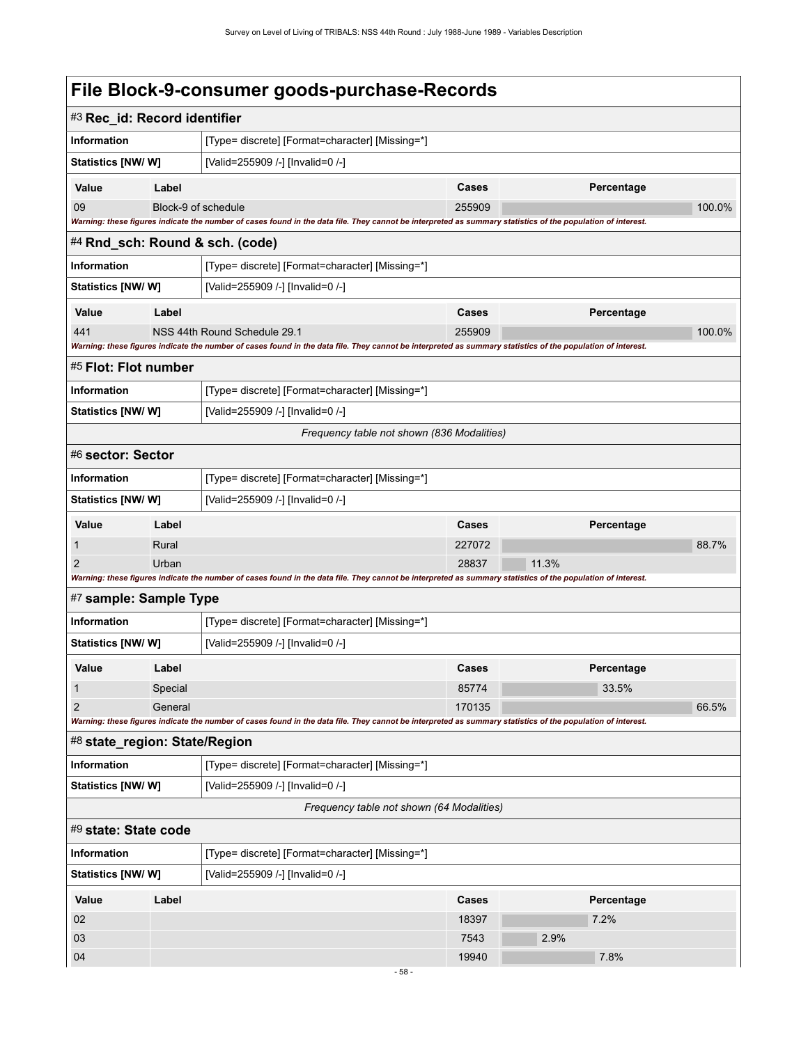# File Block-9-consumer goods-purchase-Records

## #3 Rec_id: Record identifier

| | |
|---|---|
| **Information** | [Type= discrete] [Format=character] [Missing=*] |
| **Statistics [NW/ W]** | [Valid=255909 /-] [Invalid=0 /-] |

| Value | Label | Cases | Percentage |
|---|---|---|---|
| 09 | Block-9 of schedule | 255909 | 100.0% |

***Warning: these figures indicate the number of cases found in the data file. They cannot be interpreted as summary statistics of the population of interest.***

## #4 Rnd_sch: Round & sch. (code)

| | |
|---|---|
| **Information** | [Type= discrete] [Format=character] [Missing=*] |
| **Statistics [NW/ W]** | [Valid=255909 /-] [Invalid=0 /-] |

| Value | Label | Cases | Percentage |
|---|---|---|---|
| 441 | NSS 44th Round Schedule 29.1 | 255909 | 100.0% |

***Warning: these figures indicate the number of cases found in the data file. They cannot be interpreted as summary statistics of the population of interest.***

## #5 Flot: Flot number

| | |
|---|---|
| **Information** | [Type= discrete] [Format=character] [Missing=*] |
| **Statistics [NW/ W]** | [Valid=255909 /-] [Invalid=0 /-] |

*Frequency table not shown (836 Modalities)*

## #6 sector: Sector

| | |
|---|---|
| **Information** | [Type= discrete] [Format=character] [Missing=*] |
| **Statistics [NW/ W]** | [Valid=255909 /-] [Invalid=0 /-] |

| Value | Label | Cases | Percentage |
|---|---|---|---|
| 1 | Rural | 227072 | 88.7% |
| 2 | Urban | 28837 | 11.3% |

***Warning: these figures indicate the number of cases found in the data file. They cannot be interpreted as summary statistics of the population of interest.***

## #7 sample: Sample Type

| | |
|---|---|
| **Information** | [Type= discrete] [Format=character] [Missing=*] |
| **Statistics [NW/ W]** | [Valid=255909 /-] [Invalid=0 /-] |

| Value | Label | Cases | Percentage |
|---|---|---|---|
| 1 | Special | 85774 | 33.5% |
| 2 | General | 170135 | 66.5% |

***Warning: these figures indicate the number of cases found in the data file. They cannot be interpreted as summary statistics of the population of interest.***

## #8 state_region: State/Region

| | |
|---|---|
| **Information** | [Type= discrete] [Format=character] [Missing=*] |
| **Statistics [NW/ W]** | [Valid=255909 /-] [Invalid=0 /-] |

*Frequency table not shown (64 Modalities)*

## #9 state: State code

| | |
|---|---|
| **Information** | [Type= discrete] [Format=character] [Missing=*] |
| **Statistics [NW/ W]** | [Valid=255909 /-] [Invalid=0 /-] |

| Value | Label | Cases | Percentage |
|---|---|---|---|
| 02 | | 18397 | 7.2% |
| 03 | | 7543 | 2.9% |
| 04 | | 19940 | 7.8% |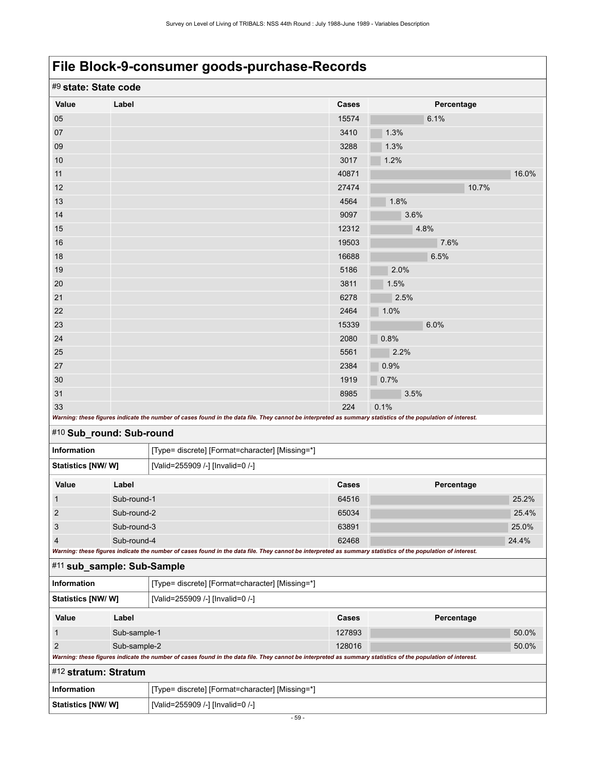# File Block-9-consumer goods-purchase-Records

## #9 state: State code

| Value | Label | Cases | Percentage |
|---|---|---|---|
| 05 | | 15574 | 6.1% |
| 07 | | 3410 | 1.3% |
| 09 | | 3288 | 1.3% |
| 10 | | 3017 | 1.2% |
| 11 | | 40871 | 16.0% |
| 12 | | 27474 | 10.7% |
| 13 | | 4564 | 1.8% |
| 14 | | 9097 | 3.6% |
| 15 | | 12312 | 4.8% |
| 16 | | 19503 | 7.6% |
| 18 | | 16688 | 6.5% |
| 19 | | 5186 | 2.0% |
| 20 | | 3811 | 1.5% |
| 21 | | 6278 | 2.5% |
| 22 | | 2464 | 1.0% |
| 23 | | 15339 | 6.0% |
| 24 | | 2080 | 0.8% |
| 25 | | 5561 | 2.2% |
| 27 | | 2384 | 0.9% |
| 30 | | 1919 | 0.7% |
| 31 | | 8985 | 3.5% |
| 33 | | 224 | 0.1% |

*Warning: these figures indicate the number of cases found in the data file. They cannot be interpreted as summary statistics of the population of interest.*

## #10 Sub_round: Sub-round

| Information | [Type= discrete] [Format=character] [Missing=*] |
|---|---|
| Statistics [NW/ W] | [Valid=255909 /-] [Invalid=0 /-] |

| Value | Label | Cases | Percentage |
|---|---|---|---|
| 1 | Sub-round-1 | 64516 | 25.2% |
| 2 | Sub-round-2 | 65034 | 25.4% |
| 3 | Sub-round-3 | 63891 | 25.0% |
| 4 | Sub-round-4 | 62468 | 24.4% |

*Warning: these figures indicate the number of cases found in the data file. They cannot be interpreted as summary statistics of the population of interest.*

## #11 sub_sample: Sub-Sample

| Information | [Type= discrete] [Format=character] [Missing=*] |
|---|---|
| Statistics [NW/ W] | [Valid=255909 /-] [Invalid=0 /-] |

| Value | Label | Cases | Percentage |
|---|---|---|---|
| 1 | Sub-sample-1 | 127893 | 50.0% |
| 2 | Sub-sample-2 | 128016 | 50.0% |

*Warning: these figures indicate the number of cases found in the data file. They cannot be interpreted as summary statistics of the population of interest.*

## #12 stratum: Stratum

| Information | [Type= discrete] [Format=character] [Missing=*] |
|---|---|
| Statistics [NW/ W] | [Valid=255909 /-] [Invalid=0 /-] |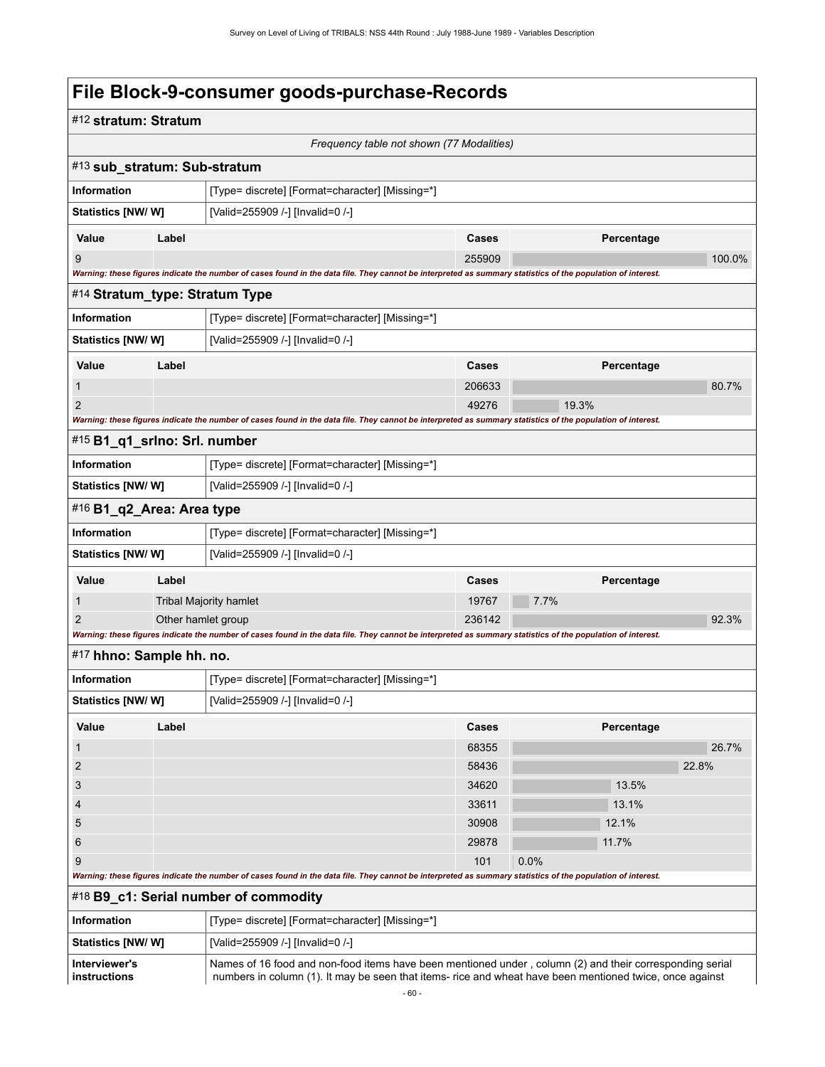# File Block-9-consumer goods-purchase-Records

## #12 stratum: Stratum

*Frequency table not shown (77 Modalities)*

## #13 sub_stratum: Sub-stratum

| | |
|---|---|
| **Information** | [Type= discrete] [Format=character] [Missing=*] |
| **Statistics [NW/ W]** | [Valid=255909 /-] [Invalid=0 /-] |

| Value | Label | Cases | Percentage |
|---|---|---|---|
| 9 | | 255909 | 100.0% |

***Warning: these figures indicate the number of cases found in the data file. They cannot be interpreted as summary statistics of the population of interest.***

## #14 Stratum_type: Stratum Type

| | |
|---|---|
| **Information** | [Type= discrete] [Format=character] [Missing=*] |
| **Statistics [NW/ W]** | [Valid=255909 /-] [Invalid=0 /-] |

| Value | Label | Cases | Percentage |
|---|---|---|---|
| 1 | | 206633 | 80.7% |
| 2 | | 49276 | 19.3% |

***Warning: these figures indicate the number of cases found in the data file. They cannot be interpreted as summary statistics of the population of interest.***

## #15 B1_q1_srlno: Srl. number

| | |
|---|---|
| **Information** | [Type= discrete] [Format=character] [Missing=*] |
| **Statistics [NW/ W]** | [Valid=255909 /-] [Invalid=0 /-] |

## #16 B1_q2_Area: Area type

| | |
|---|---|
| **Information** | [Type= discrete] [Format=character] [Missing=*] |
| **Statistics [NW/ W]** | [Valid=255909 /-] [Invalid=0 /-] |

| Value | Label | Cases | Percentage |
|---|---|---|---|
| 1 | Tribal Majority hamlet | 19767 | 7.7% |
| 2 | Other hamlet group | 236142 | 92.3% |

***Warning: these figures indicate the number of cases found in the data file. They cannot be interpreted as summary statistics of the population of interest.***

## #17 hhno: Sample hh. no.

| | |
|---|---|
| **Information** | [Type= discrete] [Format=character] [Missing=*] |
| **Statistics [NW/ W]** | [Valid=255909 /-] [Invalid=0 /-] |

| Value | Label | Cases | Percentage |
|---|---|---|---|
| 1 | | 68355 | 26.7% |
| 2 | | 58436 | 22.8% |
| 3 | | 34620 | 13.5% |
| 4 | | 33611 | 13.1% |
| 5 | | 30908 | 12.1% |
| 6 | | 29878 | 11.7% |
| 9 | | 101 | 0.0% |

***Warning: these figures indicate the number of cases found in the data file. They cannot be interpreted as summary statistics of the population of interest.***

## #18 B9_c1: Serial number of commodity

| | |
|---|---|
| **Information** | [Type= discrete] [Format=character] [Missing=*] |
| **Statistics [NW/ W]** | [Valid=255909 /-] [Invalid=0 /-] |
| **Interviewer's instructions** | Names of 16 food and non-food items have been mentioned under , column (2) and their corresponding serial numbers in column (1). It may be seen that items- rice and wheat have been mentioned twice, once against |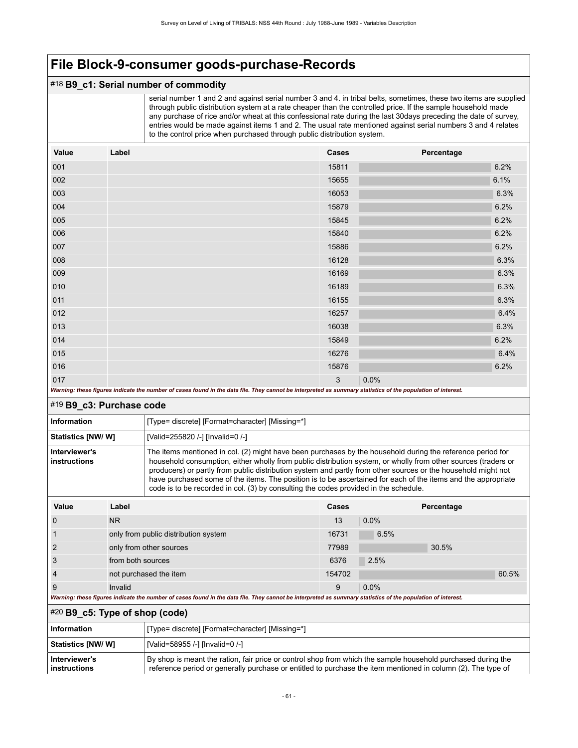# File Block-9-consumer goods-purchase-Records

## #18 B9_c1: Serial number of commodity

| | |
|---|---|
| | serial number 1 and 2 and against serial number 3 and 4. in tribal belts, sometimes, these two items are supplied through public distribution system at a rate cheaper than the controlled price. If the sample household made any purchase of rice and/or wheat at this confessional rate during the last 30days preceding the date of survey, entries would be made against items 1 and 2. The usual rate mentioned against serial numbers 3 and 4 relates to the control price when purchased through public distribution system. |

| Value | Label | Cases | Percentage |
|---|---|---|---|
| 001 | | 15811 | 6.2% |
| 002 | | 15655 | 6.1% |
| 003 | | 16053 | 6.3% |
| 004 | | 15879 | 6.2% |
| 005 | | 15845 | 6.2% |
| 006 | | 15840 | 6.2% |
| 007 | | 15886 | 6.2% |
| 008 | | 16128 | 6.3% |
| 009 | | 16169 | 6.3% |
| 010 | | 16189 | 6.3% |
| 011 | | 16155 | 6.3% |
| 012 | | 16257 | 6.4% |
| 013 | | 16038 | 6.3% |
| 014 | | 15849 | 6.2% |
| 015 | | 16276 | 6.4% |
| 016 | | 15876 | 6.2% |
| 017 | | 3 | 0.0% |

*Warning: these figures indicate the number of cases found in the data file. They cannot be interpreted as summary statistics of the population of interest.*

## #19 B9_c3: Purchase code

| | |
|---|---|
| **Information** | [Type= discrete] [Format=character] [Missing=*] |
| **Statistics [NW/ W]** | [Valid=255820 /-] [Invalid=0 /-] |
| **Interviewer's instructions** | The items mentioned in col. (2) might have been purchases by the household during the reference period for household consumption, either wholly from public distribution system, or wholly from other sources (traders or producers) or partly from public distribution system and partly from other sources or the household might not have purchased some of the items. The position is to be ascertained for each of the items and the appropriate code is to be recorded in col. (3) by consulting the codes provided in the schedule. |

| Value | Label | Cases | Percentage |
|---|---|---|---|
| 0 | NR | 13 | 0.0% |
| 1 | only from public distribution system | 16731 | 6.5% |
| 2 | only from other sources | 77989 | 30.5% |
| 3 | from both sources | 6376 | 2.5% |
| 4 | not purchased the item | 154702 | 60.5% |
| 9 | Invalid | 9 | 0.0% |

*Warning: these figures indicate the number of cases found in the data file. They cannot be interpreted as summary statistics of the population of interest.*

## #20 B9_c5: Type of shop (code)

| | |
|---|---|
| **Information** | [Type= discrete] [Format=character] [Missing=*] |
| **Statistics [NW/ W]** | [Valid=58955 /-] [Invalid=0 /-] |
| **Interviewer's instructions** | By shop is meant the ration, fair price or control shop from which the sample household purchased during the reference period or generally purchase or entitled to purchase the item mentioned in column (2). The type of |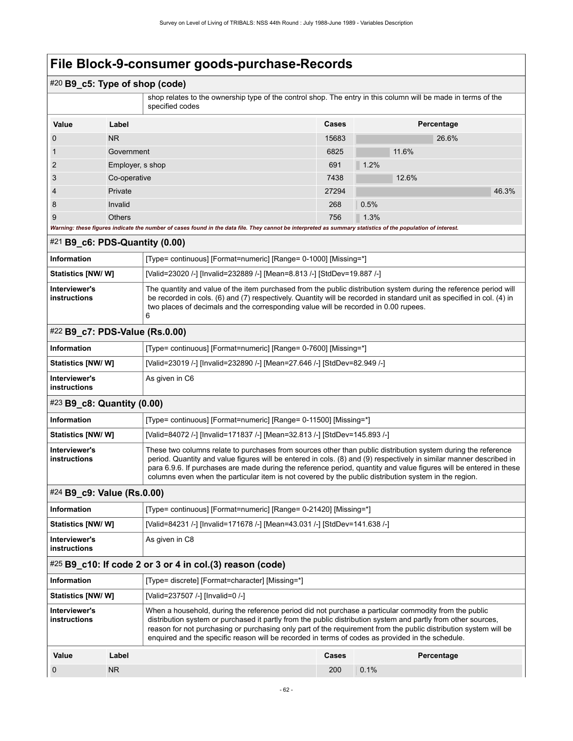# File Block-9-consumer goods-purchase-Records

## #20 B9_c5: Type of shop (code)

shop relates to the ownership type of the control shop. The entry in this column will be made in terms of the specified codes

| Value | Label | Cases | Percentage |
|---|---|---|---|
| 0 | NR | 15683 | 26.6% |
| 1 | Government | 6825 | 11.6% |
| 2 | Employer, s shop | 691 | 1.2% |
| 3 | Co-operative | 7438 | 12.6% |
| 4 | Private | 27294 | 46.3% |
| 8 | Invalid | 268 | 0.5% |
| 9 | Others | 756 | 1.3% |

*Warning: these figures indicate the number of cases found in the data file. They cannot be interpreted as summary statistics of the population of interest.*

## #21 B9_c6: PDS-Quantity (0.00)

| | |
|---|---|
| **Information** | [Type= continuous] [Format=numeric] [Range= 0-1000] [Missing=*] |
| **Statistics [NW/ W]** | [Valid=23020 /-] [Invalid=232889 /-] [Mean=8.813 /-] [StdDev=19.887 /-] |
| **Interviewer's instructions** | The quantity and value of the item purchased from the public distribution system during the reference period will be recorded in cols. (6) and (7) respectively. Quantity will be recorded in standard unit as specified in col. (4) in two places of decimals and the corresponding value will be recorded in 0.00 rupees. 6 |

## #22 B9_c7: PDS-Value (Rs.0.00)

| | |
|---|---|
| **Information** | [Type= continuous] [Format=numeric] [Range= 0-7600] [Missing=*] |
| **Statistics [NW/ W]** | [Valid=23019 /-] [Invalid=232890 /-] [Mean=27.646 /-] [StdDev=82.949 /-] |
| **Interviewer's instructions** | As given in C6 |

## #23 B9_c8: Quantity (0.00)

| | |
|---|---|
| **Information** | [Type= continuous] [Format=numeric] [Range= 0-11500] [Missing=*] |
| **Statistics [NW/ W]** | [Valid=84072 /-] [Invalid=171837 /-] [Mean=32.813 /-] [StdDev=145.893 /-] |
| **Interviewer's instructions** | These two columns relate to purchases from sources other than public distribution system during the reference period. Quantity and value figures will be entered in cols. (8) and (9) respectively in similar manner described in para 6.9.6. If purchases are made during the reference period, quantity and value figures will be entered in these columns even when the particular item is not covered by the public distribution system in the region. |

## #24 B9_c9: Value (Rs.0.00)

| | |
|---|---|
| **Information** | [Type= continuous] [Format=numeric] [Range= 0-21420] [Missing=*] |
| **Statistics [NW/ W]** | [Valid=84231 /-] [Invalid=171678 /-] [Mean=43.031 /-] [StdDev=141.638 /-] |
| **Interviewer's instructions** | As given in C8 |

## #25 B9_c10: If code 2 or 3 or 4 in col.(3) reason (code)

| | |
|---|---|
| **Information** | [Type= discrete] [Format=character] [Missing=*] |
| **Statistics [NW/ W]** | [Valid=237507 /-] [Invalid=0 /-] |
| **Interviewer's instructions** | When a household, during the reference period did not purchase a particular commodity from the public distribution system or purchased it partly from the public distribution system and partly from other sources, reason for not purchasing or purchasing only part of the requirement from the public distribution system will be enquired and the specific reason will be recorded in terms of codes as provided in the schedule. |

| Value | Label | Cases | Percentage |
|---|---|---|---|
| 0 | NR | 200 | 0.1% |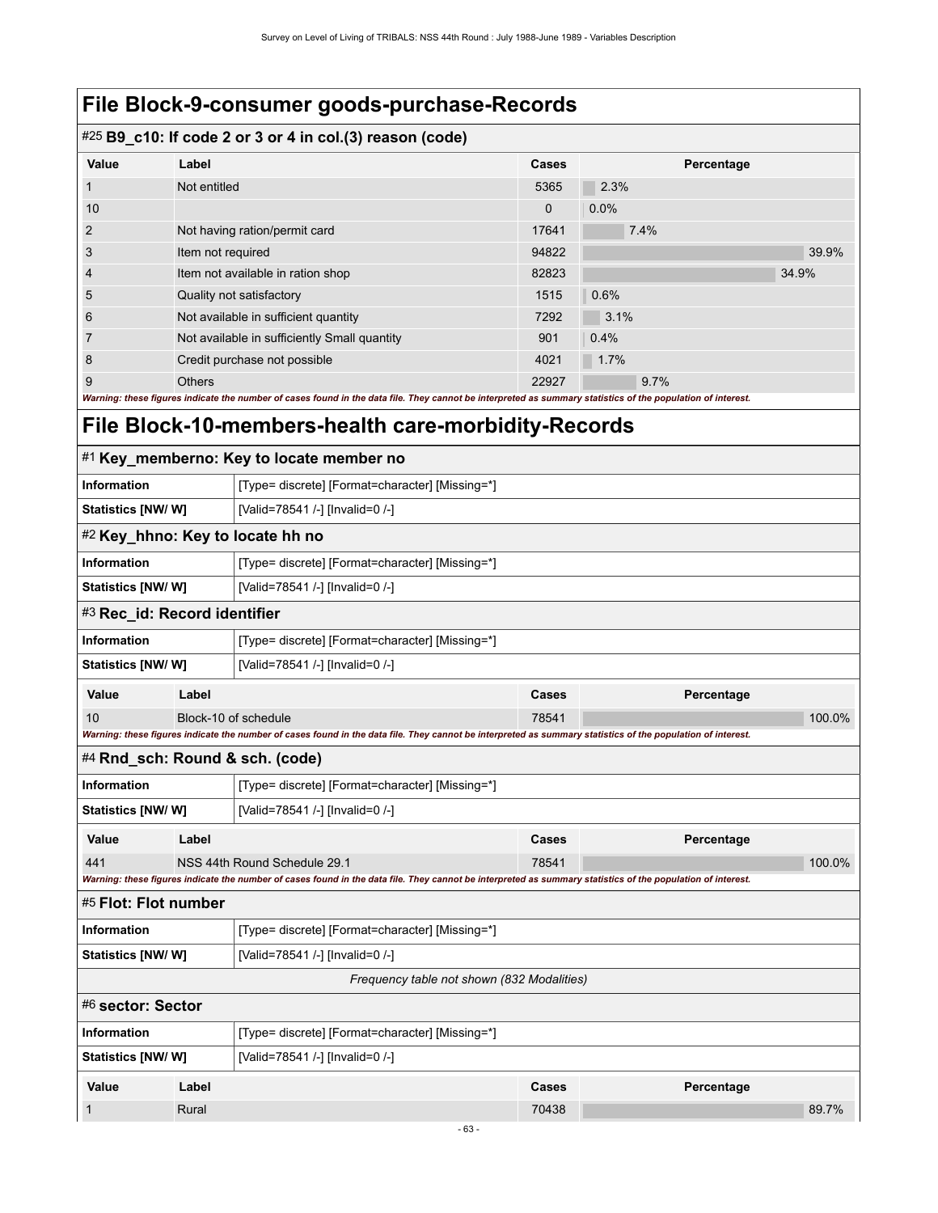# File Block-9-consumer goods-purchase-Records

## #25 B9_c10: If code 2 or 3 or 4 in col.(3) reason (code)

| Value | Label | Cases | Percentage |
|---|---|---|---|
| 1 | Not entitled | 5365 | 2.3% |
| 10 | | 0 | 0.0% |
| 2 | Not having ration/permit card | 17641 | 7.4% |
| 3 | Item not required | 94822 | 39.9% |
| 4 | Item not available in ration shop | 82823 | 34.9% |
| 5 | Quality not satisfactory | 1515 | 0.6% |
| 6 | Not available in sufficient quantity | 7292 | 3.1% |
| 7 | Not available in sufficiently Small quantity | 901 | 0.4% |
| 8 | Credit purchase not possible | 4021 | 1.7% |
| 9 | Others | 22927 | 9.7% |

*Warning: these figures indicate the number of cases found in the data file. They cannot be interpreted as summary statistics of the population of interest.*

# File Block-10-members-health care-morbidity-Records

## #1 Key_memberno: Key to locate member no

| | |
|---|---|
| **Information** | [Type= discrete] [Format=character] [Missing=*] |
| **Statistics [NW/ W]** | [Valid=78541 /-] [Invalid=0 /-] |

## #2 Key_hhno: Key to locate hh no

| | |
|---|---|
| **Information** | [Type= discrete] [Format=character] [Missing=*] |
| **Statistics [NW/ W]** | [Valid=78541 /-] [Invalid=0 /-] |

## #3 Rec_id: Record identifier

| | |
|---|---|
| **Information** | [Type= discrete] [Format=character] [Missing=*] |
| **Statistics [NW/ W]** | [Valid=78541 /-] [Invalid=0 /-] |

| Value | Label | Cases | Percentage |
|---|---|---|---|
| 10 | Block-10 of schedule | 78541 | 100.0% |

*Warning: these figures indicate the number of cases found in the data file. They cannot be interpreted as summary statistics of the population of interest.*

## #4 Rnd_sch: Round & sch. (code)

| | |
|---|---|
| **Information** | [Type= discrete] [Format=character] [Missing=*] |
| **Statistics [NW/ W]** | [Valid=78541 /-] [Invalid=0 /-] |

| Value | Label | Cases | Percentage |
|---|---|---|---|
| 441 | NSS 44th Round Schedule 29.1 | 78541 | 100.0% |

*Warning: these figures indicate the number of cases found in the data file. They cannot be interpreted as summary statistics of the population of interest.*

## #5 Flot: Flot number

| | |
|---|---|
| **Information** | [Type= discrete] [Format=character] [Missing=*] |
| **Statistics [NW/ W]** | [Valid=78541 /-] [Invalid=0 /-] |

*Frequency table not shown (832 Modalities)*

## #6 sector: Sector

| | |
|---|---|
| **Information** | [Type= discrete] [Format=character] [Missing=*] |
| **Statistics [NW/ W]** | [Valid=78541 /-] [Invalid=0 /-] |

| Value | Label | Cases | Percentage |
|---|---|---|---|
| 1 | Rural | 70438 | 89.7% |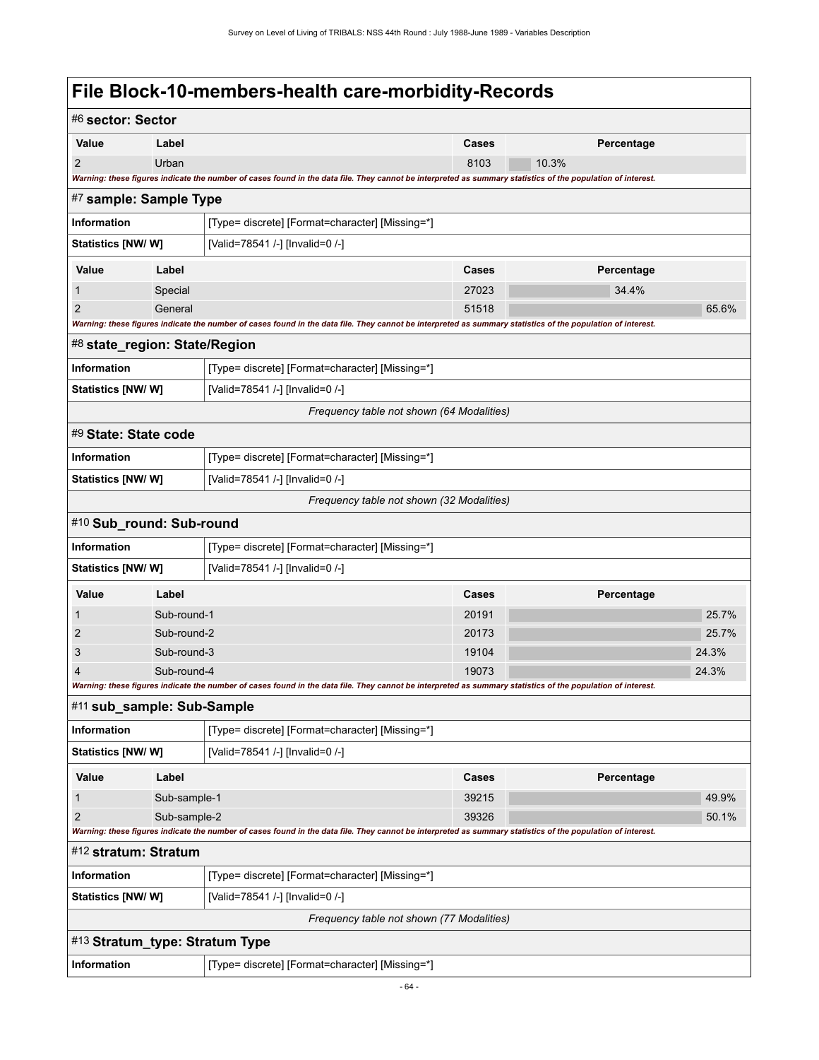# File Block-10-members-health care-morbidity-Records

## #6 sector: Sector

| Value | Label | Cases | Percentage |
|---|---|---|---|
| 2 | Urban | 8103 | 10.3% |

*Warning: these figures indicate the number of cases found in the data file. They cannot be interpreted as summary statistics of the population of interest.*

## #7 sample: Sample Type

| | |
|---|---|
| **Information** | [Type= discrete] [Format=character] [Missing=*] |
| **Statistics [NW/ W]** | [Valid=78541 /-] [Invalid=0 /-] |

| Value | Label | Cases | Percentage |
|---|---|---|---|
| 1 | Special | 27023 | 34.4% |
| 2 | General | 51518 | 65.6% |

*Warning: these figures indicate the number of cases found in the data file. They cannot be interpreted as summary statistics of the population of interest.*

## #8 state_region: State/Region

| | |
|---|---|
| **Information** | [Type= discrete] [Format=character] [Missing=*] |
| **Statistics [NW/ W]** | [Valid=78541 /-] [Invalid=0 /-] |

*Frequency table not shown (64 Modalities)*

## #9 State: State code

| | |
|---|---|
| **Information** | [Type= discrete] [Format=character] [Missing=*] |
| **Statistics [NW/ W]** | [Valid=78541 /-] [Invalid=0 /-] |

*Frequency table not shown (32 Modalities)*

## #10 Sub_round: Sub-round

| | |
|---|---|
| **Information** | [Type= discrete] [Format=character] [Missing=*] |
| **Statistics [NW/ W]** | [Valid=78541 /-] [Invalid=0 /-] |

| Value | Label | Cases | Percentage |
|---|---|---|---|
| 1 | Sub-round-1 | 20191 | 25.7% |
| 2 | Sub-round-2 | 20173 | 25.7% |
| 3 | Sub-round-3 | 19104 | 24.3% |
| 4 | Sub-round-4 | 19073 | 24.3% |

*Warning: these figures indicate the number of cases found in the data file. They cannot be interpreted as summary statistics of the population of interest.*

## #11 sub_sample: Sub-Sample

| | |
|---|---|
| **Information** | [Type= discrete] [Format=character] [Missing=*] |
| **Statistics [NW/ W]** | [Valid=78541 /-] [Invalid=0 /-] |

| Value | Label | Cases | Percentage |
|---|---|---|---|
| 1 | Sub-sample-1 | 39215 | 49.9% |
| 2 | Sub-sample-2 | 39326 | 50.1% |

*Warning: these figures indicate the number of cases found in the data file. They cannot be interpreted as summary statistics of the population of interest.*

## #12 stratum: Stratum

| | |
|---|---|
| **Information** | [Type= discrete] [Format=character] [Missing=*] |
| **Statistics [NW/ W]** | [Valid=78541 /-] [Invalid=0 /-] |

*Frequency table not shown (77 Modalities)*

## #13 Stratum_type: Stratum Type

| | |
|---|---|
| **Information** | [Type= discrete] [Format=character] [Missing=*] |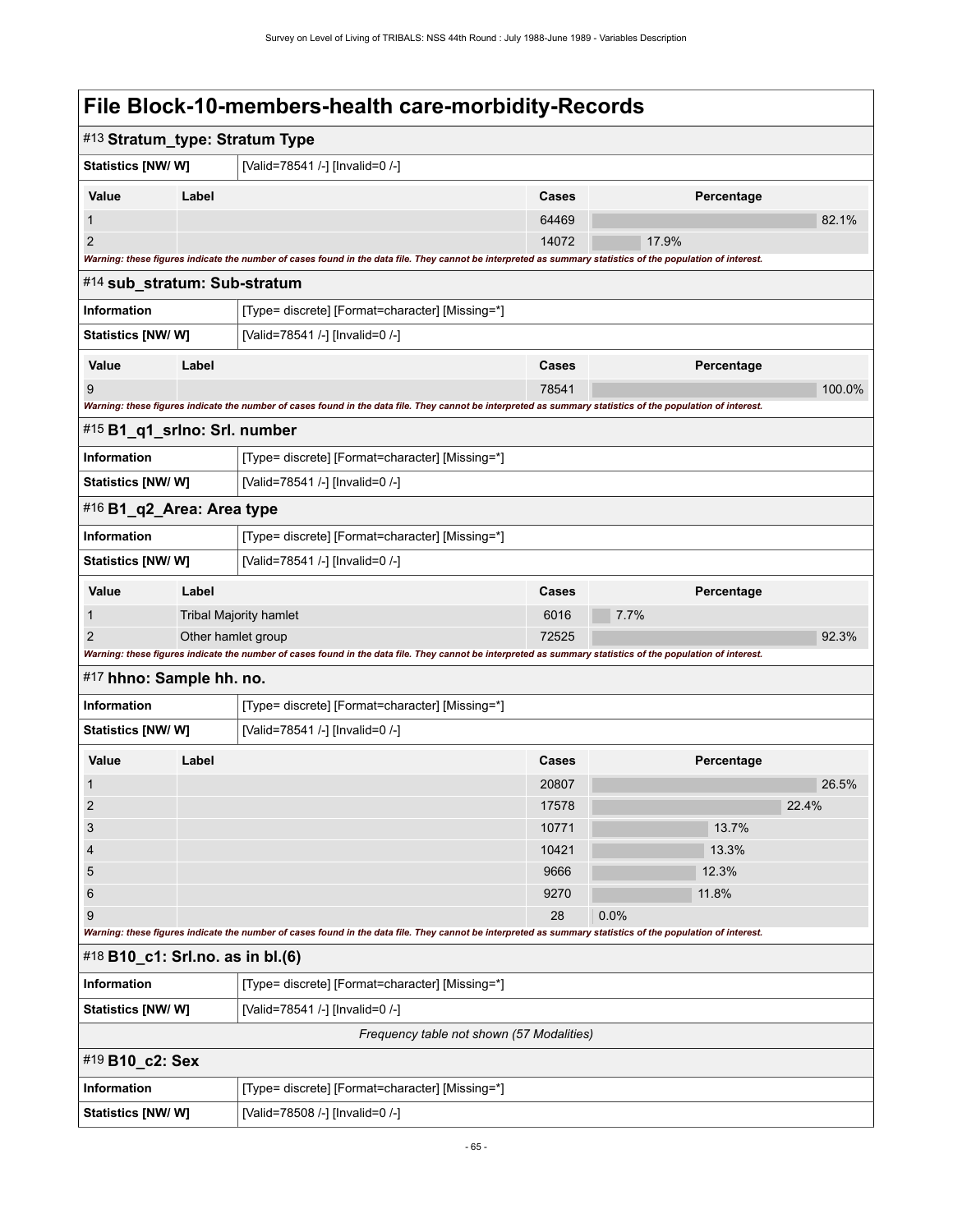# File Block-10-members-health care-morbidity-Records

## #13 Stratum_type: Stratum Type

| | |
|---|---|
| **Statistics [NW/ W]** | [Valid=78541 /-] [Invalid=0 /-] |

| Value | Label | Cases | Percentage |
|---|---|---|---|
| 1 | | 64469 | 82.1% |
| 2 | | 14072 | 17.9% |

*Warning: these figures indicate the number of cases found in the data file. They cannot be interpreted as summary statistics of the population of interest.*

## #14 sub_stratum: Sub-stratum

| | |
|---|---|
| **Information** | [Type= discrete] [Format=character] [Missing=*] |
| **Statistics [NW/ W]** | [Valid=78541 /-] [Invalid=0 /-] |

| Value | Label | Cases | Percentage |
|---|---|---|---|
| 9 | | 78541 | 100.0% |

*Warning: these figures indicate the number of cases found in the data file. They cannot be interpreted as summary statistics of the population of interest.*

## #15 B1_q1_srlno: Srl. number

| | |
|---|---|
| **Information** | [Type= discrete] [Format=character] [Missing=*] |
| **Statistics [NW/ W]** | [Valid=78541 /-] [Invalid=0 /-] |

## #16 B1_q2_Area: Area type

| | |
|---|---|
| **Information** | [Type= discrete] [Format=character] [Missing=*] |
| **Statistics [NW/ W]** | [Valid=78541 /-] [Invalid=0 /-] |

| Value | Label | Cases | Percentage |
|---|---|---|---|
| 1 | Tribal Majority hamlet | 6016 | 7.7% |
| 2 | Other hamlet group | 72525 | 92.3% |

*Warning: these figures indicate the number of cases found in the data file. They cannot be interpreted as summary statistics of the population of interest.*

## #17 hhno: Sample hh. no.

| | |
|---|---|
| **Information** | [Type= discrete] [Format=character] [Missing=*] |
| **Statistics [NW/ W]** | [Valid=78541 /-] [Invalid=0 /-] |

| Value | Label | Cases | Percentage |
|---|---|---|---|
| 1 | | 20807 | 26.5% |
| 2 | | 17578 | 22.4% |
| 3 | | 10771 | 13.7% |
| 4 | | 10421 | 13.3% |
| 5 | | 9666 | 12.3% |
| 6 | | 9270 | 11.8% |
| 9 | | 28 | 0.0% |

*Warning: these figures indicate the number of cases found in the data file. They cannot be interpreted as summary statistics of the population of interest.*

## #18 B10_c1: Srl.no. as in bl.(6)

| | |
|---|---|
| **Information** | [Type= discrete] [Format=character] [Missing=*] |
| **Statistics [NW/ W]** | [Valid=78541 /-] [Invalid=0 /-] |

*Frequency table not shown (57 Modalities)*

## #19 B10_c2: Sex

| | |
|---|---|
| **Information** | [Type= discrete] [Format=character] [Missing=*] |
| **Statistics [NW/ W]** | [Valid=78508 /-] [Invalid=0 /-] |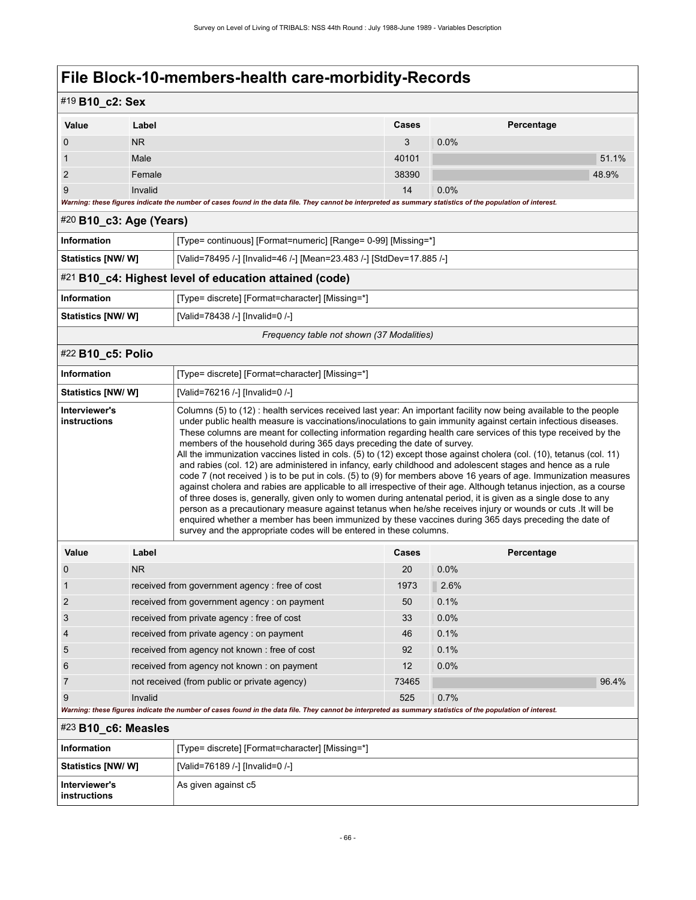# File Block-10-members-health care-morbidity-Records

## #19 B10_c2: Sex

| Value | Label | Cases | Percentage |
|---|---|---|---|
| 0 | NR | 3 | 0.0% |
| 1 | Male | 40101 | 51.1% |
| 2 | Female | 38390 | 48.9% |
| 9 | Invalid | 14 | 0.0% |

*Warning: these figures indicate the number of cases found in the data file. They cannot be interpreted as summary statistics of the population of interest.*

## #20 B10_c3: Age (Years)

| | |
|---|---|
| **Information** | [Type= continuous] [Format=numeric] [Range= 0-99] [Missing=*] |
| **Statistics [NW/ W]** | [Valid=78495 /-] [Invalid=46 /-] [Mean=23.483 /-] [StdDev=17.885 /-] |

## #21 B10_c4: Highest level of education attained (code)

| | |
|---|---|
| **Information** | [Type= discrete] [Format=character] [Missing=*] |
| **Statistics [NW/ W]** | [Valid=78438 /-] [Invalid=0 /-] |

*Frequency table not shown (37 Modalities)*

## #22 B10_c5: Polio

| | |
|---|---|
| **Information** | [Type= discrete] [Format=character] [Missing=*] |
| **Statistics [NW/ W]** | [Valid=76216 /-] [Invalid=0 /-] |
| **Interviewer's instructions** | Columns (5) to (12) : health services received last year: An important facility now being available to the people under public health measure is vaccinations/inoculations to gain immunity against certain infectious diseases. These columns are meant for collecting information regarding health care services of this type received by the members of the household during 365 days preceding the date of survey. All the immunization vaccines listed in cols. (5) to (12) except those against cholera (col. (10), tetanus (col. 11) and rabies (col. 12) are administered in infancy, early childhood and adolescent stages and hence as a rule code 7 (not received ) is to be put in cols. (5) to (9) for members above 16 years of age. Immunization measures against cholera and rabies are applicable to all irrespective of their age. Although tetanus injection, as a course of three doses is, generally, given only to women during antenatal period, it is given as a single dose to any person as a precautionary measure against tetanus when he/she receives injury or wounds or cuts .It will be enquired whether a member has been immunized by these vaccines during 365 days preceding the date of survey and the appropriate codes will be entered in these columns. |

| Value | Label | Cases | Percentage |
|---|---|---|---|
| 0 | NR | 20 | 0.0% |
| 1 | received from government agency : free of cost | 1973 | 2.6% |
| 2 | received from government agency : on payment | 50 | 0.1% |
| 3 | received from private agency : free of cost | 33 | 0.0% |
| 4 | received from private agency : on payment | 46 | 0.1% |
| 5 | received from agency not known : free of cost | 92 | 0.1% |
| 6 | received from agency not known : on payment | 12 | 0.0% |
| 7 | not received (from public or private agency) | 73465 | 96.4% |
| 9 | Invalid | 525 | 0.7% |

*Warning: these figures indicate the number of cases found in the data file. They cannot be interpreted as summary statistics of the population of interest.*

## #23 B10_c6: Measles

| | |
|---|---|
| **Information** | [Type= discrete] [Format=character] [Missing=*] |
| **Statistics [NW/ W]** | [Valid=76189 /-] [Invalid=0 /-] |
| **Interviewer's instructions** | As given against c5 |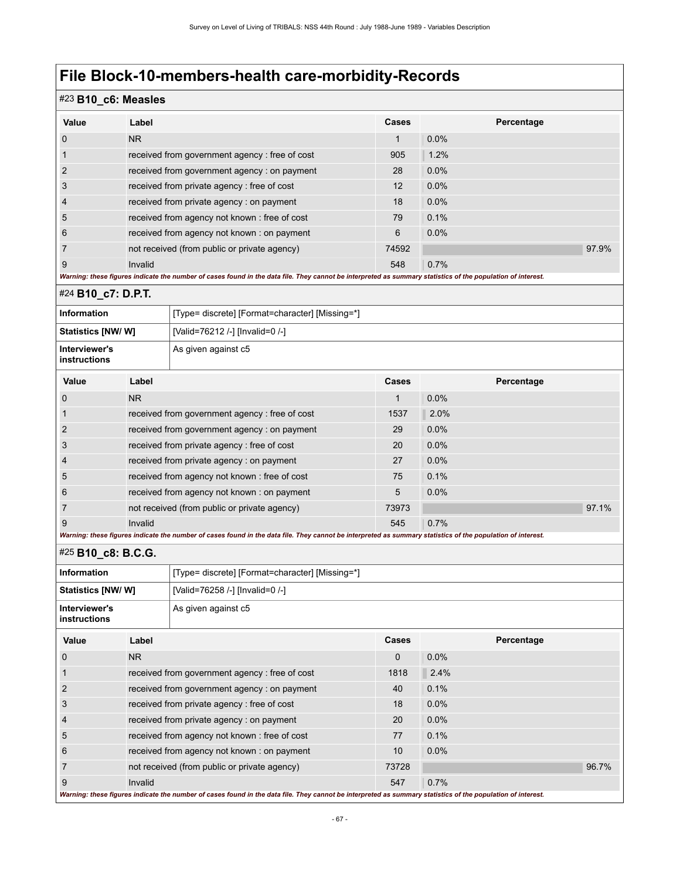# File Block-10-members-health care-morbidity-Records

## #23 B10_c6: Measles

| Value | Label | Cases | Percentage |
|---|---|---|---|
| 0 | NR | 1 | 0.0% |
| 1 | received from government agency : free of cost | 905 | 1.2% |
| 2 | received from government agency : on payment | 28 | 0.0% |
| 3 | received from private agency : free of cost | 12 | 0.0% |
| 4 | received from private agency : on payment | 18 | 0.0% |
| 5 | received from agency not known : free of cost | 79 | 0.1% |
| 6 | received from agency not known : on payment | 6 | 0.0% |
| 7 | not received (from public or private agency) | 74592 | 97.9% |
| 9 | Invalid | 548 | 0.7% |

*Warning: these figures indicate the number of cases found in the data file. They cannot be interpreted as summary statistics of the population of interest.*

## #24 B10_c7: D.P.T.

| | |
|---|---|
| **Information** | [Type= discrete] [Format=character] [Missing=*] |
| **Statistics [NW/ W]** | [Valid=76212 /-] [Invalid=0 /-] |
| **Interviewer's instructions** | As given against c5 |

| Value | Label | Cases | Percentage |
|---|---|---|---|
| 0 | NR | 1 | 0.0% |
| 1 | received from government agency : free of cost | 1537 | 2.0% |
| 2 | received from government agency : on payment | 29 | 0.0% |
| 3 | received from private agency : free of cost | 20 | 0.0% |
| 4 | received from private agency : on payment | 27 | 0.0% |
| 5 | received from agency not known : free of cost | 75 | 0.1% |
| 6 | received from agency not known : on payment | 5 | 0.0% |
| 7 | not received (from public or private agency) | 73973 | 97.1% |
| 9 | Invalid | 545 | 0.7% |

*Warning: these figures indicate the number of cases found in the data file. They cannot be interpreted as summary statistics of the population of interest.*

## #25 B10_c8: B.C.G.

| | |
|---|---|
| **Information** | [Type= discrete] [Format=character] [Missing=*] |
| **Statistics [NW/ W]** | [Valid=76258 /-] [Invalid=0 /-] |
| **Interviewer's instructions** | As given against c5 |

| Value | Label | Cases | Percentage |
|---|---|---|---|
| 0 | NR | 0 | 0.0% |
| 1 | received from government agency : free of cost | 1818 | 2.4% |
| 2 | received from government agency : on payment | 40 | 0.1% |
| 3 | received from private agency : free of cost | 18 | 0.0% |
| 4 | received from private agency : on payment | 20 | 0.0% |
| 5 | received from agency not known : free of cost | 77 | 0.1% |
| 6 | received from agency not known : on payment | 10 | 0.0% |
| 7 | not received (from public or private agency) | 73728 | 96.7% |
| 9 | Invalid | 547 | 0.7% |

*Warning: these figures indicate the number of cases found in the data file. They cannot be interpreted as summary statistics of the population of interest.*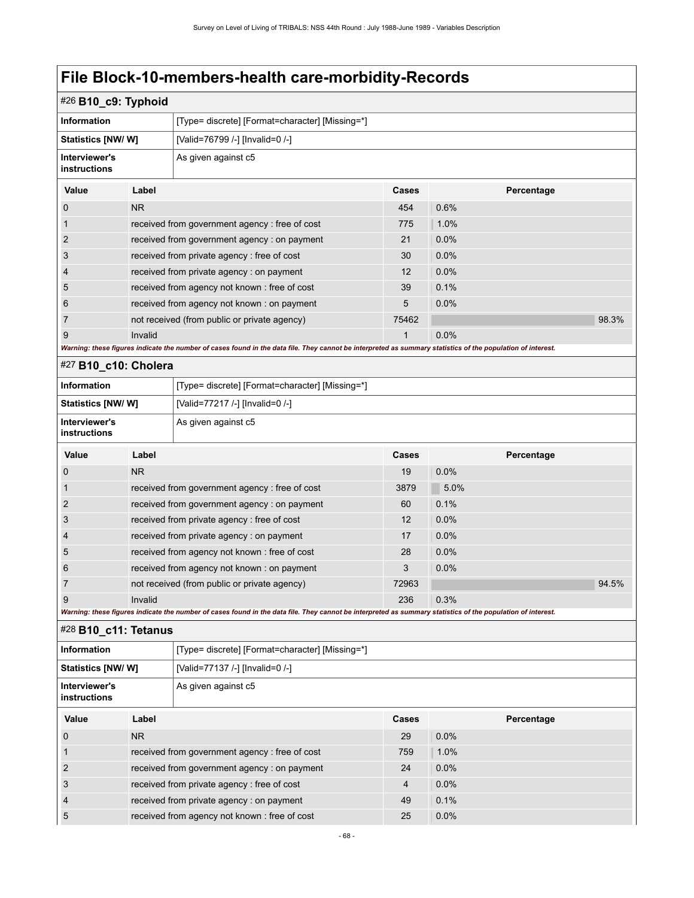# File Block-10-members-health care-morbidity-Records

## #26 B10_c9: Typhoid

| | |
|---|---|
| **Information** | [Type= discrete] [Format=character] [Missing=*] |
| **Statistics [NW/ W]** | [Valid=76799 /-] [Invalid=0 /-] |
| **Interviewer's instructions** | As given against c5 |

| Value | Label | Cases | Percentage |
|---|---|---|---|
| 0 | NR | 454 | 0.6% |
| 1 | received from government agency : free of cost | 775 | 1.0% |
| 2 | received from government agency : on payment | 21 | 0.0% |
| 3 | received from private agency : free of cost | 30 | 0.0% |
| 4 | received from private agency : on payment | 12 | 0.0% |
| 5 | received from agency not known : free of cost | 39 | 0.1% |
| 6 | received from agency not known : on payment | 5 | 0.0% |
| 7 | not received (from public or private agency) | 75462 | 98.3% |
| 9 | Invalid | 1 | 0.0% |

*Warning: these figures indicate the number of cases found in the data file. They cannot be interpreted as summary statistics of the population of interest.*

## #27 B10_c10: Cholera

| | |
|---|---|
| **Information** | [Type= discrete] [Format=character] [Missing=*] |
| **Statistics [NW/ W]** | [Valid=77217 /-] [Invalid=0 /-] |
| **Interviewer's instructions** | As given against c5 |

| Value | Label | Cases | Percentage |
|---|---|---|---|
| 0 | NR | 19 | 0.0% |
| 1 | received from government agency : free of cost | 3879 | 5.0% |
| 2 | received from government agency : on payment | 60 | 0.1% |
| 3 | received from private agency : free of cost | 12 | 0.0% |
| 4 | received from private agency : on payment | 17 | 0.0% |
| 5 | received from agency not known : free of cost | 28 | 0.0% |
| 6 | received from agency not known : on payment | 3 | 0.0% |
| 7 | not received (from public or private agency) | 72963 | 94.5% |
| 9 | Invalid | 236 | 0.3% |

*Warning: these figures indicate the number of cases found in the data file. They cannot be interpreted as summary statistics of the population of interest.*

## #28 B10_c11: Tetanus

| | |
|---|---|
| **Information** | [Type= discrete] [Format=character] [Missing=*] |
| **Statistics [NW/ W]** | [Valid=77137 /-] [Invalid=0 /-] |
| **Interviewer's instructions** | As given against c5 |

| Value | Label | Cases | Percentage |
|---|---|---|---|
| 0 | NR | 29 | 0.0% |
| 1 | received from government agency : free of cost | 759 | 1.0% |
| 2 | received from government agency : on payment | 24 | 0.0% |
| 3 | received from private agency : free of cost | 4 | 0.0% |
| 4 | received from private agency : on payment | 49 | 0.1% |
| 5 | received from agency not known : free of cost | 25 | 0.0% |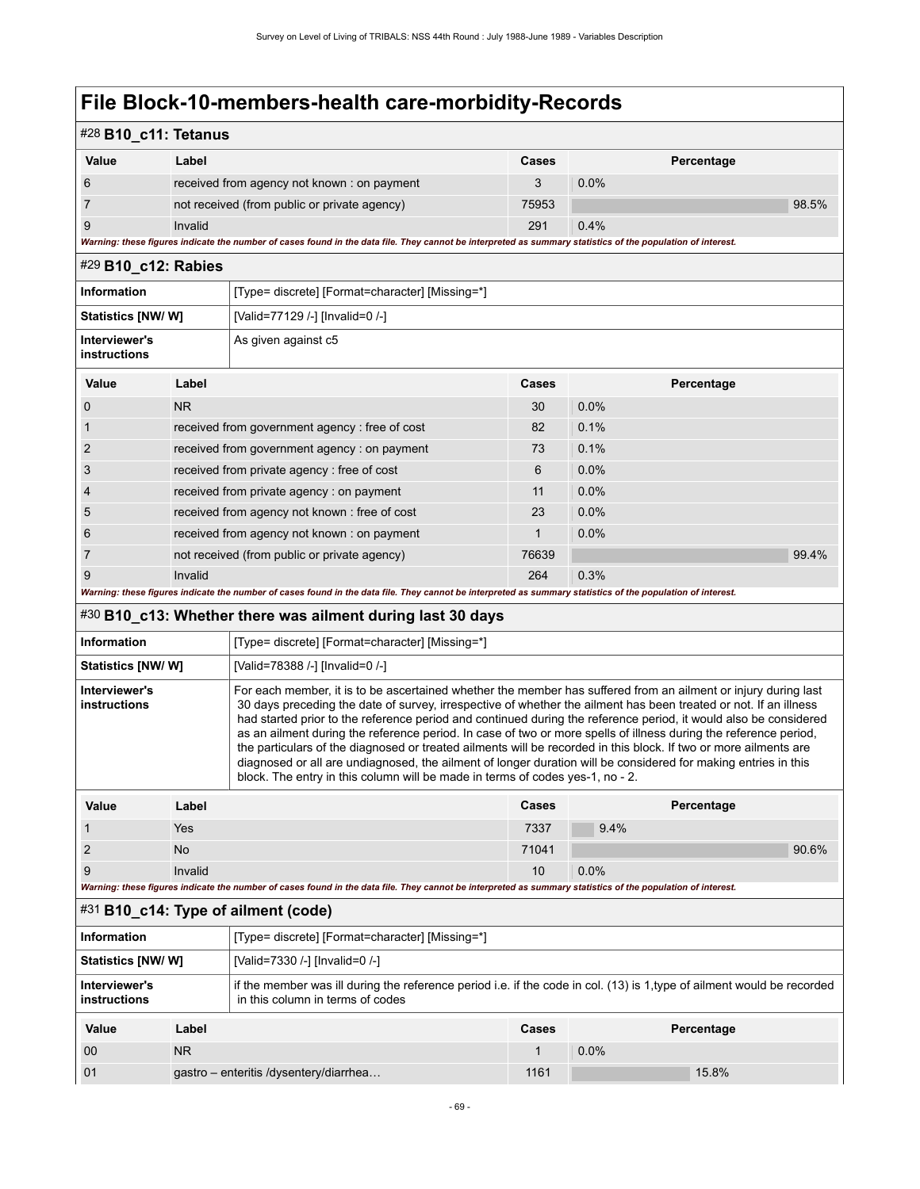# File Block-10-members-health care-morbidity-Records

## #28 B10_c11: Tetanus

| Value | Label | Cases | Percentage |
|---|---|---|---|
| 6 | received from agency not known : on payment | 3 | 0.0% |
| 7 | not received (from public or private agency) | 75953 | 98.5% |
| 9 | Invalid | 291 | 0.4% |

*Warning: these figures indicate the number of cases found in the data file. They cannot be interpreted as summary statistics of the population of interest.*

## #29 B10_c12: Rabies

| | |
|---|---|
| **Information** | [Type= discrete] [Format=character] [Missing=*] |
| **Statistics [NW/ W]** | [Valid=77129 /-] [Invalid=0 /-] |
| **Interviewer's instructions** | As given against c5 |

| Value | Label | Cases | Percentage |
|---|---|---|---|
| 0 | NR | 30 | 0.0% |
| 1 | received from government agency : free of cost | 82 | 0.1% |
| 2 | received from government agency : on payment | 73 | 0.1% |
| 3 | received from private agency : free of cost | 6 | 0.0% |
| 4 | received from private agency : on payment | 11 | 0.0% |
| 5 | received from agency not known : free of cost | 23 | 0.0% |
| 6 | received from agency not known : on payment | 1 | 0.0% |
| 7 | not received (from public or private agency) | 76639 | 99.4% |
| 9 | Invalid | 264 | 0.3% |

*Warning: these figures indicate the number of cases found in the data file. They cannot be interpreted as summary statistics of the population of interest.*

## #30 B10_c13: Whether there was ailment during last 30 days

| | |
|---|---|
| **Information** | [Type= discrete] [Format=character] [Missing=*] |
| **Statistics [NW/ W]** | [Valid=78388 /-] [Invalid=0 /-] |
| **Interviewer's instructions** | For each member, it is to be ascertained whether the member has suffered from an ailment or injury during last 30 days preceding the date of survey, irrespective of whether the ailment has been treated or not. If an illness had started prior to the reference period and continued during the reference period, it would also be considered as an ailment during the reference period. In case of two or more spells of illness during the reference period, the particulars of the diagnosed or treated ailments will be recorded in this block. If two or more ailments are diagnosed or all are undiagnosed, the ailment of longer duration will be considered for making entries in this block. The entry in this column will be made in terms of codes yes-1, no - 2. |

| Value | Label | Cases | Percentage |
|---|---|---|---|
| 1 | Yes | 7337 | 9.4% |
| 2 | No | 71041 | 90.6% |
| 9 | Invalid | 10 | 0.0% |

*Warning: these figures indicate the number of cases found in the data file. They cannot be interpreted as summary statistics of the population of interest.*

## #31 B10_c14: Type of ailment (code)

| | |
|---|---|
| **Information** | [Type= discrete] [Format=character] [Missing=*] |
| **Statistics [NW/ W]** | [Valid=7330 /-] [Invalid=0 /-] |
| **Interviewer's instructions** | if the member was ill during the reference period i.e. if the code in col. (13) is 1,type of ailment would be recorded in this column in terms of codes |

| Value | Label | Cases | Percentage |
|---|---|---|---|
| 00 | NR | 1 | 0.0% |
| 01 | gastro – enteritis /dysentery/diarrhea… | 1161 | 15.8% |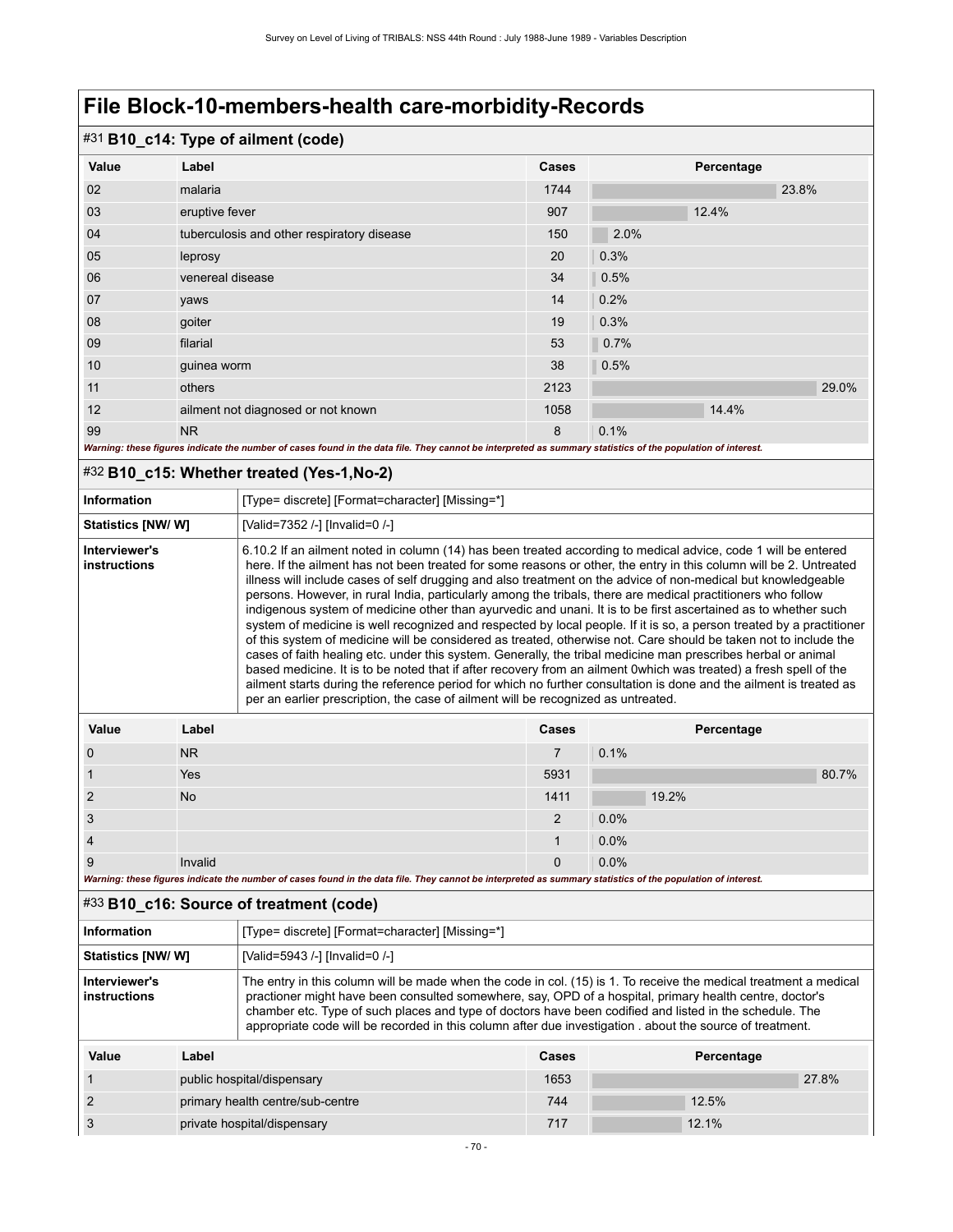# File Block-10-members-health care-morbidity-Records

## #31 B10_c14: Type of ailment (code)

| Value | Label | Cases | Percentage |
|---|---|---|---|
| 02 | malaria | 1744 | 23.8% |
| 03 | eruptive fever | 907 | 12.4% |
| 04 | tuberculosis and other respiratory disease | 150 | 2.0% |
| 05 | leprosy | 20 | 0.3% |
| 06 | venereal disease | 34 | 0.5% |
| 07 | yaws | 14 | 0.2% |
| 08 | goiter | 19 | 0.3% |
| 09 | filarial | 53 | 0.7% |
| 10 | guinea worm | 38 | 0.5% |
| 11 | others | 2123 | 29.0% |
| 12 | ailment not diagnosed or not known | 1058 | 14.4% |
| 99 | NR | 8 | 0.1% |

***Warning: these figures indicate the number of cases found in the data file. They cannot be interpreted as summary statistics of the population of interest.***

## #32 B10_c15: Whether treated (Yes-1,No-2)

| | |
|---|---|
| **Information** | [Type= discrete] [Format=character] [Missing=*] |
| **Statistics [NW/ W]** | [Valid=7352 /-] [Invalid=0 /-] |
| **Interviewer's instructions** | 6.10.2 If an ailment noted in column (14) has been treated according to medical advice, code 1 will be entered here. If the ailment has not been treated for some reasons or other, the entry in this column will be 2. Untreated illness will include cases of self drugging and also treatment on the advice of non-medical but knowledgeable persons. However, in rural India, particularly among the tribals, there are medical practitioners who follow indigenous system of medicine other than ayurvedic and unani. It is to be first ascertained as to whether such system of medicine is well recognized and respected by local people. If it is so, a person treated by a practitioner of this system of medicine will be considered as treated, otherwise not. Care should be taken not to include the cases of faith healing etc. under this system. Generally, the tribal medicine man prescribes herbal or animal based medicine. It is to be noted that if after recovery from an ailment 0which was treated) a fresh spell of the ailment starts during the reference period for which no further consultation is done and the ailment is treated as per an earlier prescription, the case of ailment will be recognized as untreated. |

| Value | Label | Cases | Percentage |
|---|---|---|---|
| 0 | NR | 7 | 0.1% |
| 1 | Yes | 5931 | 80.7% |
| 2 | No | 1411 | 19.2% |
| 3 | | 2 | 0.0% |
| 4 | | 1 | 0.0% |
| 9 | Invalid | 0 | 0.0% |

***Warning: these figures indicate the number of cases found in the data file. They cannot be interpreted as summary statistics of the population of interest.***

## #33 B10_c16: Source of treatment (code)

| | |
|---|---|
| **Information** | [Type= discrete] [Format=character] [Missing=*] |
| **Statistics [NW/ W]** | [Valid=5943 /-] [Invalid=0 /-] |
| **Interviewer's instructions** | The entry in this column will be made when the code in col. (15) is 1. To receive the medical treatment a medical practioner might have been consulted somewhere, say, OPD of a hospital, primary health centre, doctor's chamber etc. Type of such places and type of doctors have been codified and listed in the schedule. The appropriate code will be recorded in this column after due investigation . about the source of treatment. |

| Value | Label | Cases | Percentage |
|---|---|---|---|
| 1 | public hospital/dispensary | 1653 | 27.8% |
| 2 | primary health centre/sub-centre | 744 | 12.5% |
| 3 | private hospital/dispensary | 717 | 12.1% |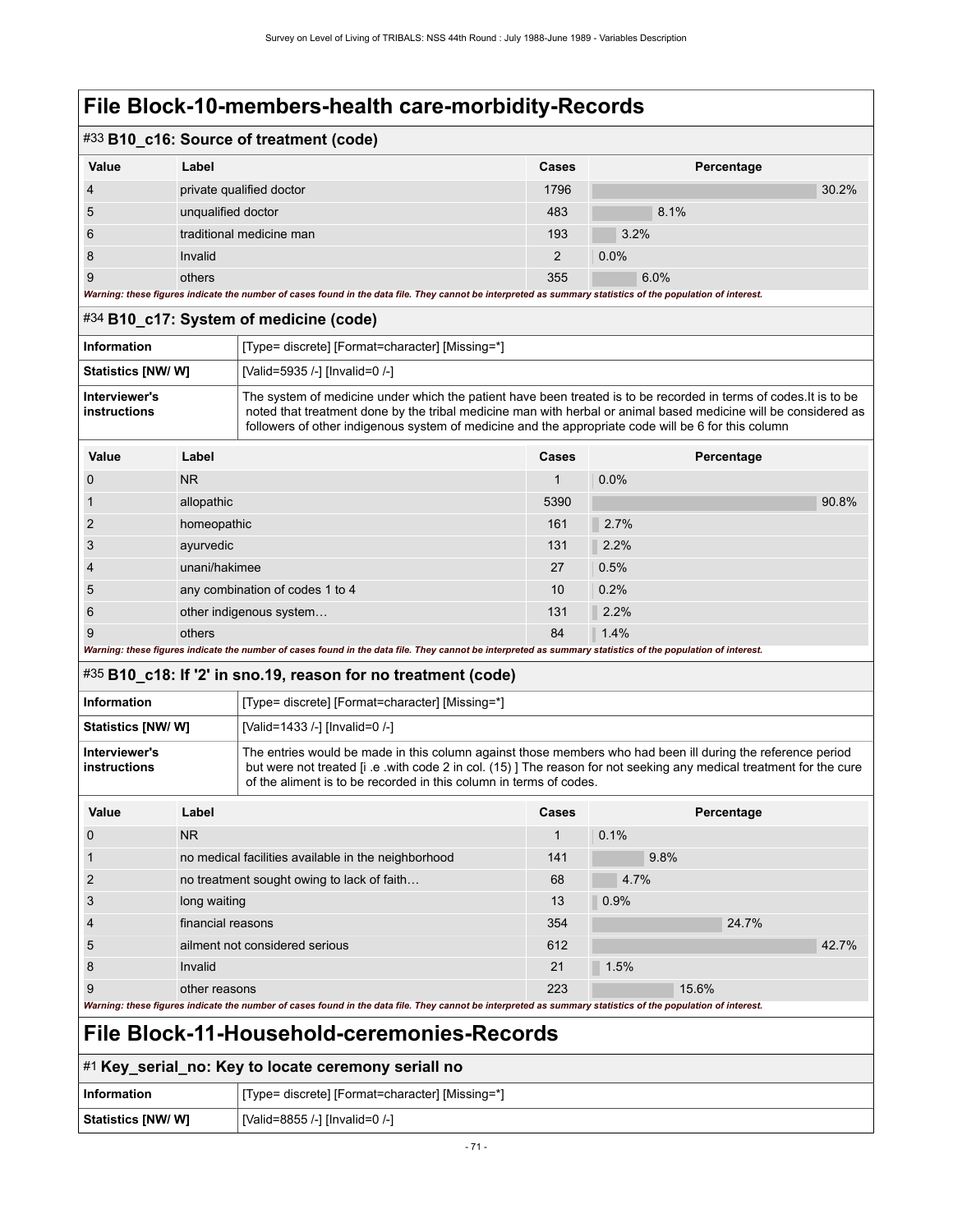# File Block-10-members-health care-morbidity-Records

## #33 B10_c16: Source of treatment (code)

| Value | Label | Cases | Percentage |
|---|---|---|---|
| 4 | private qualified doctor | 1796 | 30.2% |
| 5 | unqualified doctor | 483 | 8.1% |
| 6 | traditional medicine man | 193 | 3.2% |
| 8 | Invalid | 2 | 0.0% |
| 9 | others | 355 | 6.0% |

*Warning: these figures indicate the number of cases found in the data file. They cannot be interpreted as summary statistics of the population of interest.*

## #34 B10_c17: System of medicine (code)

| | |
|---|---|
| **Information** | [Type= discrete] [Format=character] [Missing=*] |
| **Statistics [NW/ W]** | [Valid=5935 /-] [Invalid=0 /-] |
| **Interviewer's instructions** | The system of medicine under which the patient have been treated is to be recorded in terms of codes.It is to be noted that treatment done by the tribal medicine man with herbal or animal based medicine will be considered as followers of other indigenous system of medicine and the appropriate code will be 6 for this column |

| Value | Label | Cases | Percentage |
|---|---|---|---|
| 0 | NR | 1 | 0.0% |
| 1 | allopathic | 5390 | 90.8% |
| 2 | homeopathic | 161 | 2.7% |
| 3 | ayurvedic | 131 | 2.2% |
| 4 | unani/hakimee | 27 | 0.5% |
| 5 | any combination of codes 1 to 4 | 10 | 0.2% |
| 6 | other indigenous system… | 131 | 2.2% |
| 9 | others | 84 | 1.4% |

*Warning: these figures indicate the number of cases found in the data file. They cannot be interpreted as summary statistics of the population of interest.*

## #35 B10_c18: If '2' in sno.19, reason for no treatment (code)

| | |
|---|---|
| **Information** | [Type= discrete] [Format=character] [Missing=*] |
| **Statistics [NW/ W]** | [Valid=1433 /-] [Invalid=0 /-] |
| **Interviewer's instructions** | The entries would be made in this column against those members who had been ill during the reference period but were not treated [i .e .with code 2 in col. (15) ] The reason for not seeking any medical treatment for the cure of the aliment is to be recorded in this column in terms of codes. |

| Value | Label | Cases | Percentage |
|---|---|---|---|
| 0 | NR | 1 | 0.1% |
| 1 | no medical facilities available in the neighborhood | 141 | 9.8% |
| 2 | no treatment sought owing to lack of faith… | 68 | 4.7% |
| 3 | long waiting | 13 | 0.9% |
| 4 | financial reasons | 354 | 24.7% |
| 5 | ailment not considered serious | 612 | 42.7% |
| 8 | Invalid | 21 | 1.5% |
| 9 | other reasons | 223 | 15.6% |

*Warning: these figures indicate the number of cases found in the data file. They cannot be interpreted as summary statistics of the population of interest.*

# File Block-11-Household-ceremonies-Records

## #1 Key_serial_no: Key to locate ceremony seriall no

| | |
|---|---|
| **Information** | [Type= discrete] [Format=character] [Missing=*] |
| **Statistics [NW/ W]** | [Valid=8855 /-] [Invalid=0 /-] |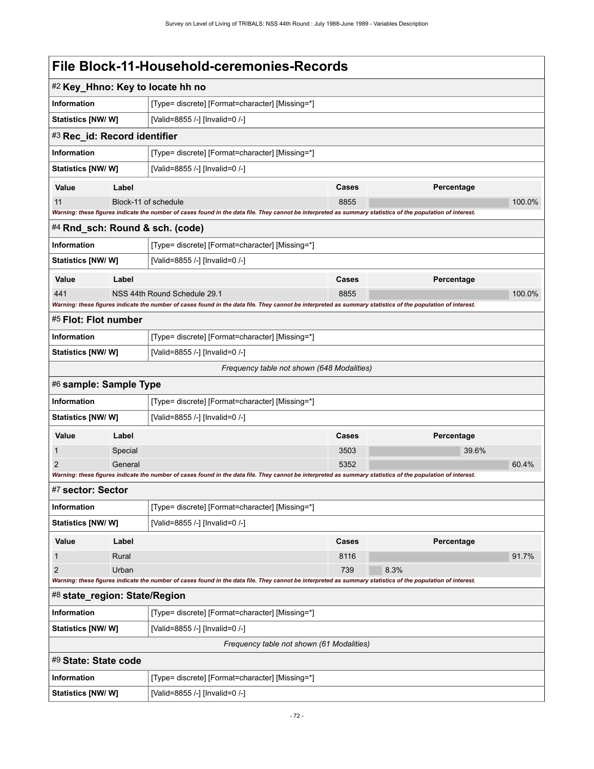# File Block-11-Household-ceremonies-Records

## #2 Key_Hhno: Key to locate hh no

| | |
|---|---|
| **Information** | [Type= discrete] [Format=character] [Missing=*] |
| **Statistics [NW/ W]** | [Valid=8855 /-] [Invalid=0 /-] |

## #3 Rec_id: Record identifier

| | |
|---|---|
| **Information** | [Type= discrete] [Format=character] [Missing=*] |
| **Statistics [NW/ W]** | [Valid=8855 /-] [Invalid=0 /-] |

| Value | Label | Cases | Percentage |
|---|---|---|---|
| 11 | Block-11 of schedule | 8855 | 100.0% |

*Warning: these figures indicate the number of cases found in the data file. They cannot be interpreted as summary statistics of the population of interest.*

## #4 Rnd_sch: Round & sch. (code)

| | |
|---|---|
| **Information** | [Type= discrete] [Format=character] [Missing=*] |
| **Statistics [NW/ W]** | [Valid=8855 /-] [Invalid=0 /-] |

| Value | Label | Cases | Percentage |
|---|---|---|---|
| 441 | NSS 44th Round Schedule 29.1 | 8855 | 100.0% |

*Warning: these figures indicate the number of cases found in the data file. They cannot be interpreted as summary statistics of the population of interest.*

## #5 Flot: Flot number

| | |
|---|---|
| **Information** | [Type= discrete] [Format=character] [Missing=*] |
| **Statistics [NW/ W]** | [Valid=8855 /-] [Invalid=0 /-] |

*Frequency table not shown (648 Modalities)*

## #6 sample: Sample Type

| | |
|---|---|
| **Information** | [Type= discrete] [Format=character] [Missing=*] |
| **Statistics [NW/ W]** | [Valid=8855 /-] [Invalid=0 /-] |

| Value | Label | Cases | Percentage |
|---|---|---|---|
| 1 | Special | 3503 | 39.6% |
| 2 | General | 5352 | 60.4% |

*Warning: these figures indicate the number of cases found in the data file. They cannot be interpreted as summary statistics of the population of interest.*

## #7 sector: Sector

| | |
|---|---|
| **Information** | [Type= discrete] [Format=character] [Missing=*] |
| **Statistics [NW/ W]** | [Valid=8855 /-] [Invalid=0 /-] |

| Value | Label | Cases | Percentage |
|---|---|---|---|
| 1 | Rural | 8116 | 91.7% |
| 2 | Urban | 739 | 8.3% |

*Warning: these figures indicate the number of cases found in the data file. They cannot be interpreted as summary statistics of the population of interest.*

## #8 state_region: State/Region

| | |
|---|---|
| **Information** | [Type= discrete] [Format=character] [Missing=*] |
| **Statistics [NW/ W]** | [Valid=8855 /-] [Invalid=0 /-] |

*Frequency table not shown (61 Modalities)*

## #9 State: State code

| | |
|---|---|
| **Information** | [Type= discrete] [Format=character] [Missing=*] |
| **Statistics [NW/ W]** | [Valid=8855 /-] [Invalid=0 /-] |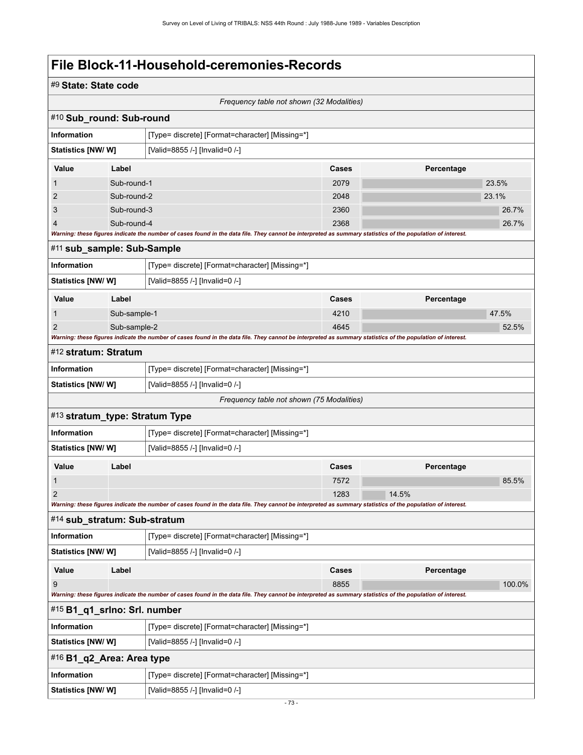# File Block-11-Household-ceremonies-Records

## #9 State: State code

*Frequency table not shown (32 Modalities)*

## #10 Sub_round: Sub-round

| | |
|---|---|
| **Information** | [Type= discrete] [Format=character] [Missing=*] |
| **Statistics [NW/ W]** | [Valid=8855 /-] [Invalid=0 /-] |

| Value | Label | Cases | Percentage |
|---|---|---|---|
| 1 | Sub-round-1 | 2079 | 23.5% |
| 2 | Sub-round-2 | 2048 | 23.1% |
| 3 | Sub-round-3 | 2360 | 26.7% |
| 4 | Sub-round-4 | 2368 | 26.7% |

***Warning: these figures indicate the number of cases found in the data file. They cannot be interpreted as summary statistics of the population of interest.***

## #11 sub_sample: Sub-Sample

| | |
|---|---|
| **Information** | [Type= discrete] [Format=character] [Missing=*] |
| **Statistics [NW/ W]** | [Valid=8855 /-] [Invalid=0 /-] |

| Value | Label | Cases | Percentage |
|---|---|---|---|
| 1 | Sub-sample-1 | 4210 | 47.5% |
| 2 | Sub-sample-2 | 4645 | 52.5% |

***Warning: these figures indicate the number of cases found in the data file. They cannot be interpreted as summary statistics of the population of interest.***

## #12 stratum: Stratum

| | |
|---|---|
| **Information** | [Type= discrete] [Format=character] [Missing=*] |
| **Statistics [NW/ W]** | [Valid=8855 /-] [Invalid=0 /-] |

*Frequency table not shown (75 Modalities)*

## #13 stratum_type: Stratum Type

| | |
|---|---|
| **Information** | [Type= discrete] [Format=character] [Missing=*] |
| **Statistics [NW/ W]** | [Valid=8855 /-] [Invalid=0 /-] |

| Value | Label | Cases | Percentage |
|---|---|---|---|
| 1 | | 7572 | 85.5% |
| 2 | | 1283 | 14.5% |

***Warning: these figures indicate the number of cases found in the data file. They cannot be interpreted as summary statistics of the population of interest.***

## #14 sub_stratum: Sub-stratum

| | |
|---|---|
| **Information** | [Type= discrete] [Format=character] [Missing=*] |
| **Statistics [NW/ W]** | [Valid=8855 /-] [Invalid=0 /-] |

| Value | Label | Cases | Percentage |
|---|---|---|---|
| 9 | | 8855 | 100.0% |

***Warning: these figures indicate the number of cases found in the data file. They cannot be interpreted as summary statistics of the population of interest.***

## #15 B1_q1_srlno: Srl. number

| | |
|---|---|
| **Information** | [Type= discrete] [Format=character] [Missing=*] |
| **Statistics [NW/ W]** | [Valid=8855 /-] [Invalid=0 /-] |

## #16 B1_q2_Area: Area type

| | |
|---|---|
| **Information** | [Type= discrete] [Format=character] [Missing=*] |
| **Statistics [NW/ W]** | [Valid=8855 /-] [Invalid=0 /-] |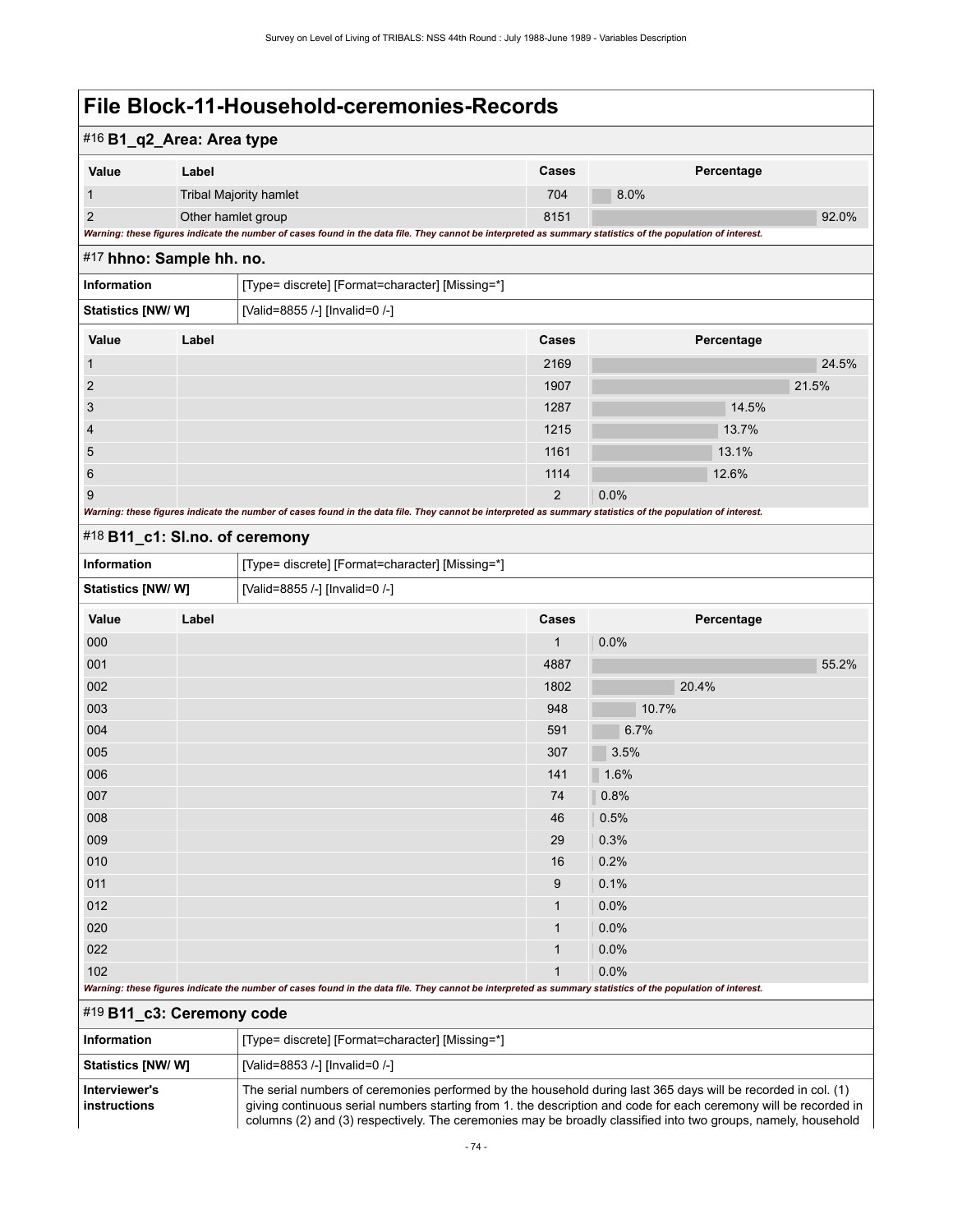# File Block-11-Household-ceremonies-Records

## #16 B1_q2_Area: Area type

| Value | Label | Cases | Percentage |
|---|---|---|---|
| 1 | Tribal Majority hamlet | 704 | 8.0% |
| 2 | Other hamlet group | 8151 | 92.0% |

*Warning: these figures indicate the number of cases found in the data file. They cannot be interpreted as summary statistics of the population of interest.*

## #17 hhno: Sample hh. no.

| | |
|---|---|
| Information | [Type= discrete] [Format=character] [Missing=*] |
| Statistics [NW/ W] | [Valid=8855 /-] [Invalid=0 /-] |

| Value | Label | Cases | Percentage |
|---|---|---|---|
| 1 | | 2169 | 24.5% |
| 2 | | 1907 | 21.5% |
| 3 | | 1287 | 14.5% |
| 4 | | 1215 | 13.7% |
| 5 | | 1161 | 13.1% |
| 6 | | 1114 | 12.6% |
| 9 | | 2 | 0.0% |

*Warning: these figures indicate the number of cases found in the data file. They cannot be interpreted as summary statistics of the population of interest.*

## #18 B11_c1: Sl.no. of ceremony

| | |
|---|---|
| Information | [Type= discrete] [Format=character] [Missing=*] |
| Statistics [NW/ W] | [Valid=8855 /-] [Invalid=0 /-] |

| Value | Label | Cases | Percentage |
|---|---|---|---|
| 000 | | 1 | 0.0% |
| 001 | | 4887 | 55.2% |
| 002 | | 1802 | 20.4% |
| 003 | | 948 | 10.7% |
| 004 | | 591 | 6.7% |
| 005 | | 307 | 3.5% |
| 006 | | 141 | 1.6% |
| 007 | | 74 | 0.8% |
| 008 | | 46 | 0.5% |
| 009 | | 29 | 0.3% |
| 010 | | 16 | 0.2% |
| 011 | | 9 | 0.1% |
| 012 | | 1 | 0.0% |
| 020 | | 1 | 0.0% |
| 022 | | 1 | 0.0% |
| 102 | | 1 | 0.0% |

*Warning: these figures indicate the number of cases found in the data file. They cannot be interpreted as summary statistics of the population of interest.*

## #19 B11_c3: Ceremony code

| | |
|---|---|
| Information | [Type= discrete] [Format=character] [Missing=*] |
| Statistics [NW/ W] | [Valid=8853 /-] [Invalid=0 /-] |
| Interviewer's instructions | The serial numbers of ceremonies performed by the household during last 365 days will be recorded in col. (1) giving continuous serial numbers starting from 1. the description and code for each ceremony will be recorded in columns (2) and (3) respectively. The ceremonies may be broadly classified into two groups, namely, household |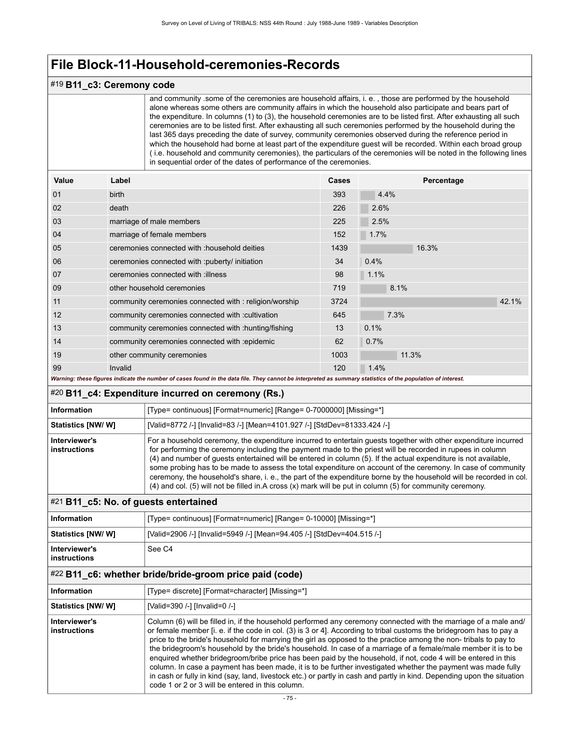# File Block-11-Household-ceremonies-Records

## #19 B11_c3: Ceremony code

| | |
|---|---|
| | and community .some of the ceremonies are household affairs, i. e. , those are performed by the household alone whereas some others are community affairs in which the household also participate and bears part of the expenditure. In columns (1) to (3), the household ceremonies are to be listed first. After exhausting all such ceremonies are to be listed first. After exhausting all such ceremonies performed by the household during the last 365 days preceding the date of survey, community ceremonies observed during the reference period in which the household had borne at least part of the expenditure guest will be recorded. Within each broad group ( i.e. household and community ceremonies), the particulars of the ceremonies will be noted in the following lines in sequential order of the dates of performance of the ceremonies. |

| Value | Label | Cases | Percentage |
|---|---|---|---|
| 01 | birth | 393 | 4.4% |
| 02 | death | 226 | 2.6% |
| 03 | marriage of male members | 225 | 2.5% |
| 04 | marriage of female members | 152 | 1.7% |
| 05 | ceremonies connected with :household deities | 1439 | 16.3% |
| 06 | ceremonies connected with :puberty/ initiation | 34 | 0.4% |
| 07 | ceremonies connected with :illness | 98 | 1.1% |
| 09 | other household ceremonies | 719 | 8.1% |
| 11 | community ceremonies connected with : religion/worship | 3724 | 42.1% |
| 12 | community ceremonies connected with :cultivation | 645 | 7.3% |
| 13 | community ceremonies connected with :hunting/fishing | 13 | 0.1% |
| 14 | community ceremonies connected with :epidemic | 62 | 0.7% |
| 19 | other community ceremonies | 1003 | 11.3% |
| 99 | Invalid | 120 | 1.4% |

***Warning: these figures indicate the number of cases found in the data file. They cannot be interpreted as summary statistics of the population of interest.***

## #20 B11_c4: Expenditure incurred on ceremony (Rs.)

| | |
|---|---|
| **Information** | [Type= continuous] [Format=numeric] [Range= 0-7000000] [Missing=*] |
| **Statistics [NW/ W]** | [Valid=8772 /-] [Invalid=83 /-] [Mean=4101.927 /-] [StdDev=81333.424 /-] |
| **Interviewer's instructions** | For a household ceremony, the expenditure incurred to entertain guests together with other expenditure incurred for performing the ceremony including the payment made to the priest will be recorded in rupees in column (4) and number of guests entertained will be entered in column (5). If the actual expenditure is not available, some probing has to be made to assess the total expenditure on account of the ceremony. In case of community ceremony, the household's share, i. e., the part of the expenditure borne by the household will be recorded in col. (4) and col. (5) will not be filled in.A cross (x) mark will be put in column (5) for community ceremony. |

## #21 B11_c5: No. of guests entertained

| | |
|---|---|
| **Information** | [Type= continuous] [Format=numeric] [Range= 0-10000] [Missing=*] |
| **Statistics [NW/ W]** | [Valid=2906 /-] [Invalid=5949 /-] [Mean=94.405 /-] [StdDev=404.515 /-] |
| **Interviewer's instructions** | See C4 |

## #22 B11_c6: whether bride/bride-groom price paid (code)

| | |
|---|---|
| **Information** | [Type= discrete] [Format=character] [Missing=*] |
| **Statistics [NW/ W]** | [Valid=390 /-] [Invalid=0 /-] |
| **Interviewer's instructions** | Column (6) will be filled in, if the household performed any ceremony connected with the marriage of a male and/ or female member [i. e. if the code in col. (3) is 3 or 4]. According to tribal customs the bridegroom has to pay a price to the bride's household for marrying the girl as opposed to the practice among the non- tribals to pay to the bridegroom's household by the bride's household. In case of a marriage of a female/male member it is to be enquired whether bridegroom/bribe price has been paid by the household, if not, code 4 will be entered in this column. In case a payment has been made, it is to be further investigated whether the payment was made fully in cash or fully in kind (say, land, livestock etc.) or partly in cash and partly in kind. Depending upon the situation code 1 or 2 or 3 will be entered in this column. |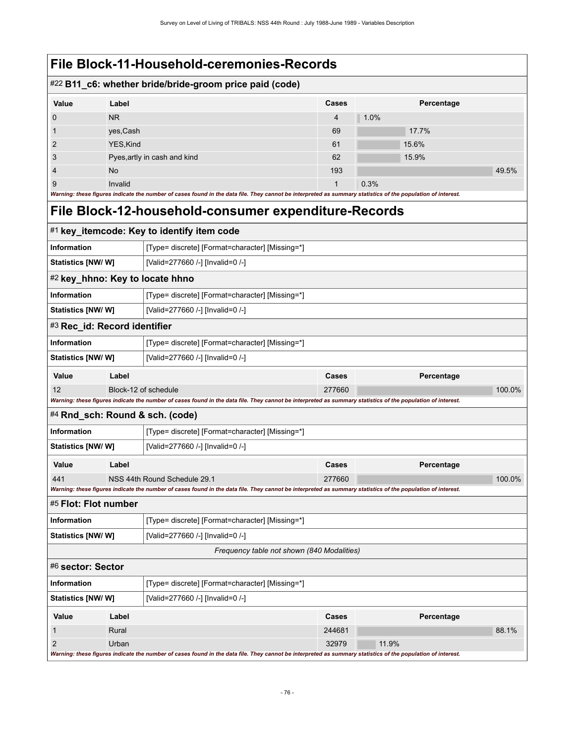# File Block-11-Household-ceremonies-Records

## #22 B11_c6: whether bride/bride-groom price paid (code)

| Value | Label | Cases | Percentage |
|---|---|---|---|
| 0 | NR | 4 | 1.0% |
| 1 | yes,Cash | 69 | 17.7% |
| 2 | YES,Kind | 61 | 15.6% |
| 3 | Pyes,artly in cash and kind | 62 | 15.9% |
| 4 | No | 193 | 49.5% |
| 9 | Invalid | 1 | 0.3% |

*Warning: these figures indicate the number of cases found in the data file. They cannot be interpreted as summary statistics of the population of interest.*

# File Block-12-household-consumer expenditure-Records

## #1 key_itemcode: Key to identify item code

| | |
|---|---|
| **Information** | [Type= discrete] [Format=character] [Missing=*] |
| **Statistics [NW/ W]** | [Valid=277660 /-] [Invalid=0 /-] |

## #2 key_hhno: Key to locate hhno

| | |
|---|---|
| **Information** | [Type= discrete] [Format=character] [Missing=*] |
| **Statistics [NW/ W]** | [Valid=277660 /-] [Invalid=0 /-] |

## #3 Rec_id: Record identifier

| | |
|---|---|
| **Information** | [Type= discrete] [Format=character] [Missing=*] |
| **Statistics [NW/ W]** | [Valid=277660 /-] [Invalid=0 /-] |

| Value | Label | Cases | Percentage |
|---|---|---|---|
| 12 | Block-12 of schedule | 277660 | 100.0% |

*Warning: these figures indicate the number of cases found in the data file. They cannot be interpreted as summary statistics of the population of interest.*

## #4 Rnd_sch: Round & sch. (code)

| | |
|---|---|
| **Information** | [Type= discrete] [Format=character] [Missing=*] |
| **Statistics [NW/ W]** | [Valid=277660 /-] [Invalid=0 /-] |

| Value | Label | Cases | Percentage |
|---|---|---|---|
| 441 | NSS 44th Round Schedule 29.1 | 277660 | 100.0% |

*Warning: these figures indicate the number of cases found in the data file. They cannot be interpreted as summary statistics of the population of interest.*

## #5 Flot: Flot number

| | |
|---|---|
| **Information** | [Type= discrete] [Format=character] [Missing=*] |
| **Statistics [NW/ W]** | [Valid=277660 /-] [Invalid=0 /-] |

*Frequency table not shown (840 Modalities)*

## #6 sector: Sector

| | |
|---|---|
| **Information** | [Type= discrete] [Format=character] [Missing=*] |
| **Statistics [NW/ W]** | [Valid=277660 /-] [Invalid=0 /-] |

| Value | Label | Cases | Percentage |
|---|---|---|---|
| 1 | Rural | 244681 | 88.1% |
| 2 | Urban | 32979 | 11.9% |

*Warning: these figures indicate the number of cases found in the data file. They cannot be interpreted as summary statistics of the population of interest.*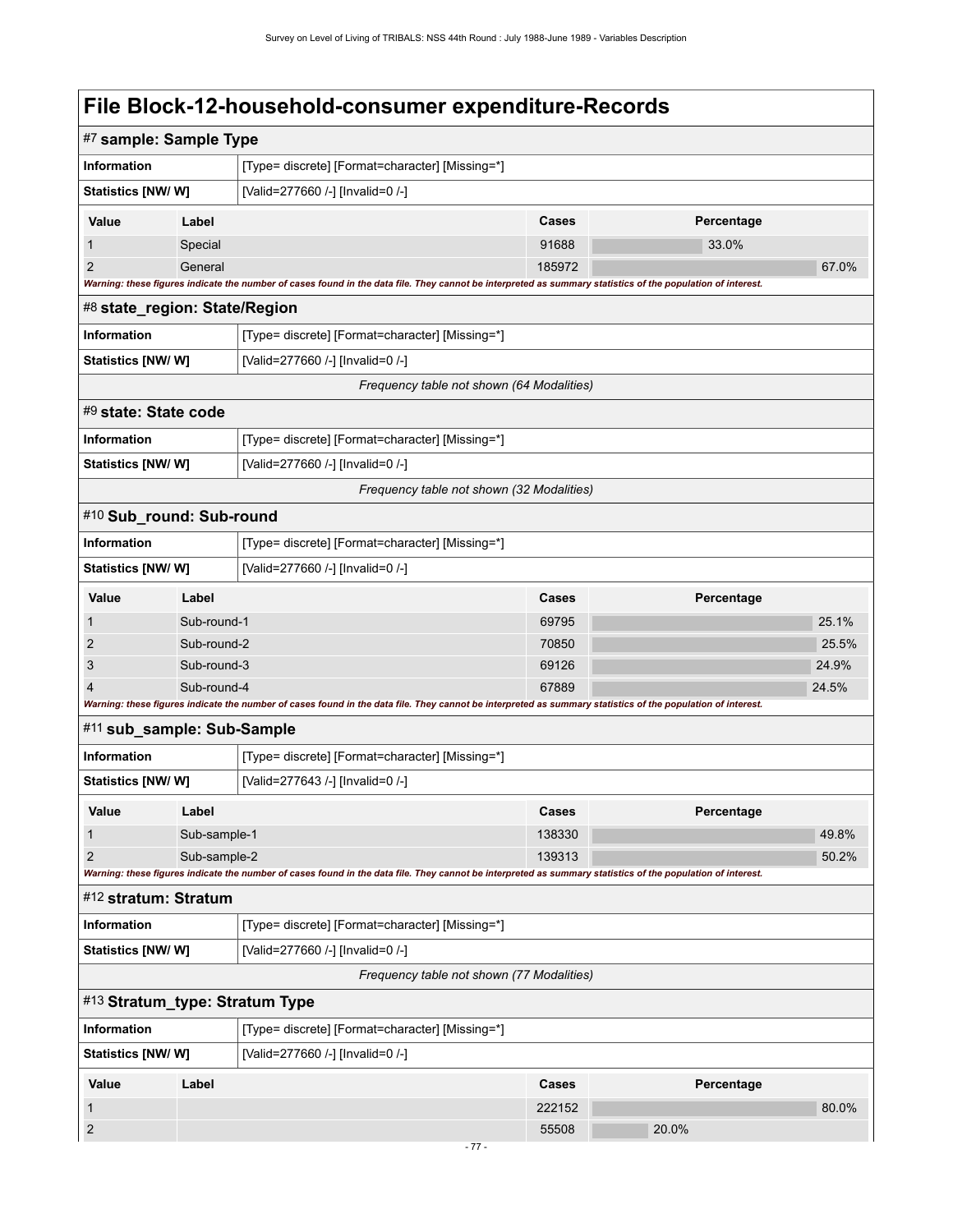# File Block-12-household-consumer expenditure-Records

## #7 sample: Sample Type

| | |
|---|---|
| **Information** | [Type= discrete] [Format=character] [Missing=*] |
| **Statistics [NW/ W]** | [Valid=277660 /-] [Invalid=0 /-] |

| Value | Label | Cases | Percentage |
|---|---|---|---|
| 1 | Special | 91688 | 33.0% |
| 2 | General | 185972 | 67.0% |

***Warning: these figures indicate the number of cases found in the data file. They cannot be interpreted as summary statistics of the population of interest.***

## #8 state_region: State/Region

| | |
|---|---|
| **Information** | [Type= discrete] [Format=character] [Missing=*] |
| **Statistics [NW/ W]** | [Valid=277660 /-] [Invalid=0 /-] |

*Frequency table not shown (64 Modalities)*

## #9 state: State code

| | |
|---|---|
| **Information** | [Type= discrete] [Format=character] [Missing=*] |
| **Statistics [NW/ W]** | [Valid=277660 /-] [Invalid=0 /-] |

*Frequency table not shown (32 Modalities)*

## #10 Sub_round: Sub-round

| | |
|---|---|
| **Information** | [Type= discrete] [Format=character] [Missing=*] |
| **Statistics [NW/ W]** | [Valid=277660 /-] [Invalid=0 /-] |

| Value | Label | Cases | Percentage |
|---|---|---|---|
| 1 | Sub-round-1 | 69795 | 25.1% |
| 2 | Sub-round-2 | 70850 | 25.5% |
| 3 | Sub-round-3 | 69126 | 24.9% |
| 4 | Sub-round-4 | 67889 | 24.5% |

***Warning: these figures indicate the number of cases found in the data file. They cannot be interpreted as summary statistics of the population of interest.***

## #11 sub_sample: Sub-Sample

| | |
|---|---|
| **Information** | [Type= discrete] [Format=character] [Missing=*] |
| **Statistics [NW/ W]** | [Valid=277643 /-] [Invalid=0 /-] |

| Value | Label | Cases | Percentage |
|---|---|---|---|
| 1 | Sub-sample-1 | 138330 | 49.8% |
| 2 | Sub-sample-2 | 139313 | 50.2% |

***Warning: these figures indicate the number of cases found in the data file. They cannot be interpreted as summary statistics of the population of interest.***

## #12 stratum: Stratum

| | |
|---|---|
| **Information** | [Type= discrete] [Format=character] [Missing=*] |
| **Statistics [NW/ W]** | [Valid=277660 /-] [Invalid=0 /-] |

*Frequency table not shown (77 Modalities)*

## #13 Stratum_type: Stratum Type

| | |
|---|---|
| **Information** | [Type= discrete] [Format=character] [Missing=*] |
| **Statistics [NW/ W]** | [Valid=277660 /-] [Invalid=0 /-] |

| Value | Label | Cases | Percentage |
|---|---|---|---|
| 1 | | 222152 | 80.0% |
| 2 | | 55508 | 20.0% |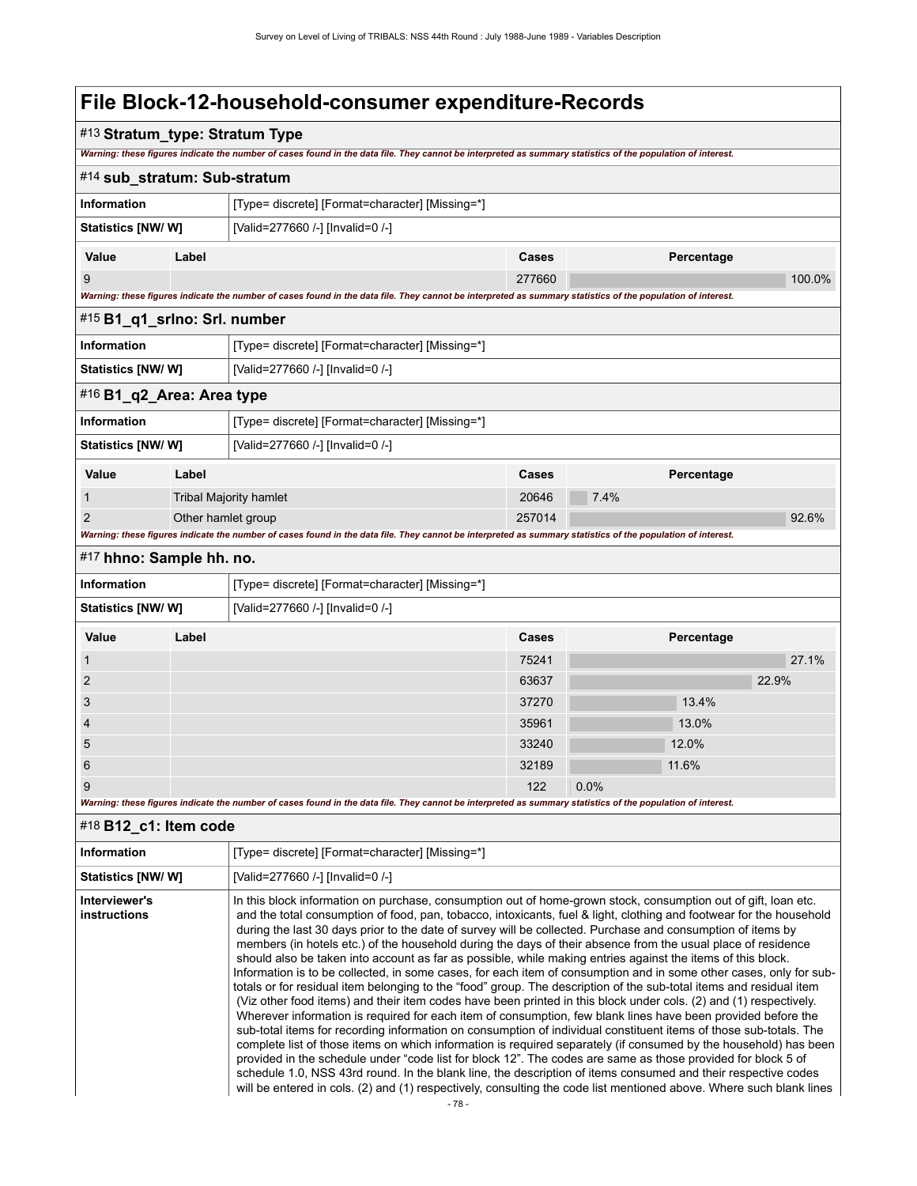# File Block-12-household-consumer expenditure-Records

## #13 Stratum_type: Stratum Type

*Warning: these figures indicate the number of cases found in the data file. They cannot be interpreted as summary statistics of the population of interest.*

## #14 sub_stratum: Sub-stratum

| | |
|---|---|
| **Information** | [Type= discrete] [Format=character] [Missing=*] |
| **Statistics [NW/ W]** | [Valid=277660 /-] [Invalid=0 /-] |

| Value | Label | Cases | Percentage |
|---|---|---|---|
| 9 | | 277660 | 100.0% |

*Warning: these figures indicate the number of cases found in the data file. They cannot be interpreted as summary statistics of the population of interest.*

## #15 B1_q1_srlno: Srl. number

| | |
|---|---|
| **Information** | [Type= discrete] [Format=character] [Missing=*] |
| **Statistics [NW/ W]** | [Valid=277660 /-] [Invalid=0 /-] |

## #16 B1_q2_Area: Area type

| | |
|---|---|
| **Information** | [Type= discrete] [Format=character] [Missing=*] |
| **Statistics [NW/ W]** | [Valid=277660 /-] [Invalid=0 /-] |

| Value | Label | Cases | Percentage |
|---|---|---|---|
| 1 | Tribal Majority hamlet | 20646 | 7.4% |
| 2 | Other hamlet group | 257014 | 92.6% |

*Warning: these figures indicate the number of cases found in the data file. They cannot be interpreted as summary statistics of the population of interest.*

## #17 hhno: Sample hh. no.

| | |
|---|---|
| **Information** | [Type= discrete] [Format=character] [Missing=*] |
| **Statistics [NW/ W]** | [Valid=277660 /-] [Invalid=0 /-] |

| Value | Label | Cases | Percentage |
|---|---|---|---|
| 1 | | 75241 | 27.1% |
| 2 | | 63637 | 22.9% |
| 3 | | 37270 | 13.4% |
| 4 | | 35961 | 13.0% |
| 5 | | 33240 | 12.0% |
| 6 | | 32189 | 11.6% |
| 9 | | 122 | 0.0% |

*Warning: these figures indicate the number of cases found in the data file. They cannot be interpreted as summary statistics of the population of interest.*

## #18 B12_c1: Item code

| | |
|---|---|
| **Information** | [Type= discrete] [Format=character] [Missing=*] |
| **Statistics [NW/ W]** | [Valid=277660 /-] [Invalid=0 /-] |
| **Interviewer's instructions** | In this block information on purchase, consumption out of home-grown stock, consumption out of gift, loan etc. and the total consumption of food, pan, tobacco, intoxicants, fuel & light, clothing and footwear for the household during the last 30 days prior to the date of survey will be collected. Purchase and consumption of items by members (in hotels etc.) of the household during the days of their absence from the usual place of residence should also be taken into account as far as possible, while making entries against the items of this block. Information is to be collected, in some cases, for each item of consumption and in some other cases, only for sub-totals or for residual item belonging to the "food" group. The description of the sub-total items and residual item (Viz other food items) and their item codes have been printed in this block under cols. (2) and (1) respectively. Wherever information is required for each item of consumption, few blank lines have been provided before the sub-total items for recording information on consumption of individual constituent items of those sub-totals. The complete list of those items on which information is required separately (if consumed by the household) has been provided in the schedule under "code list for block 12". The codes are same as those provided for block 5 of schedule 1.0, NSS 43rd round. In the blank line, the description of items consumed and their respective codes will be entered in cols. (2) and (1) respectively, consulting the code list mentioned above. Where such blank lines |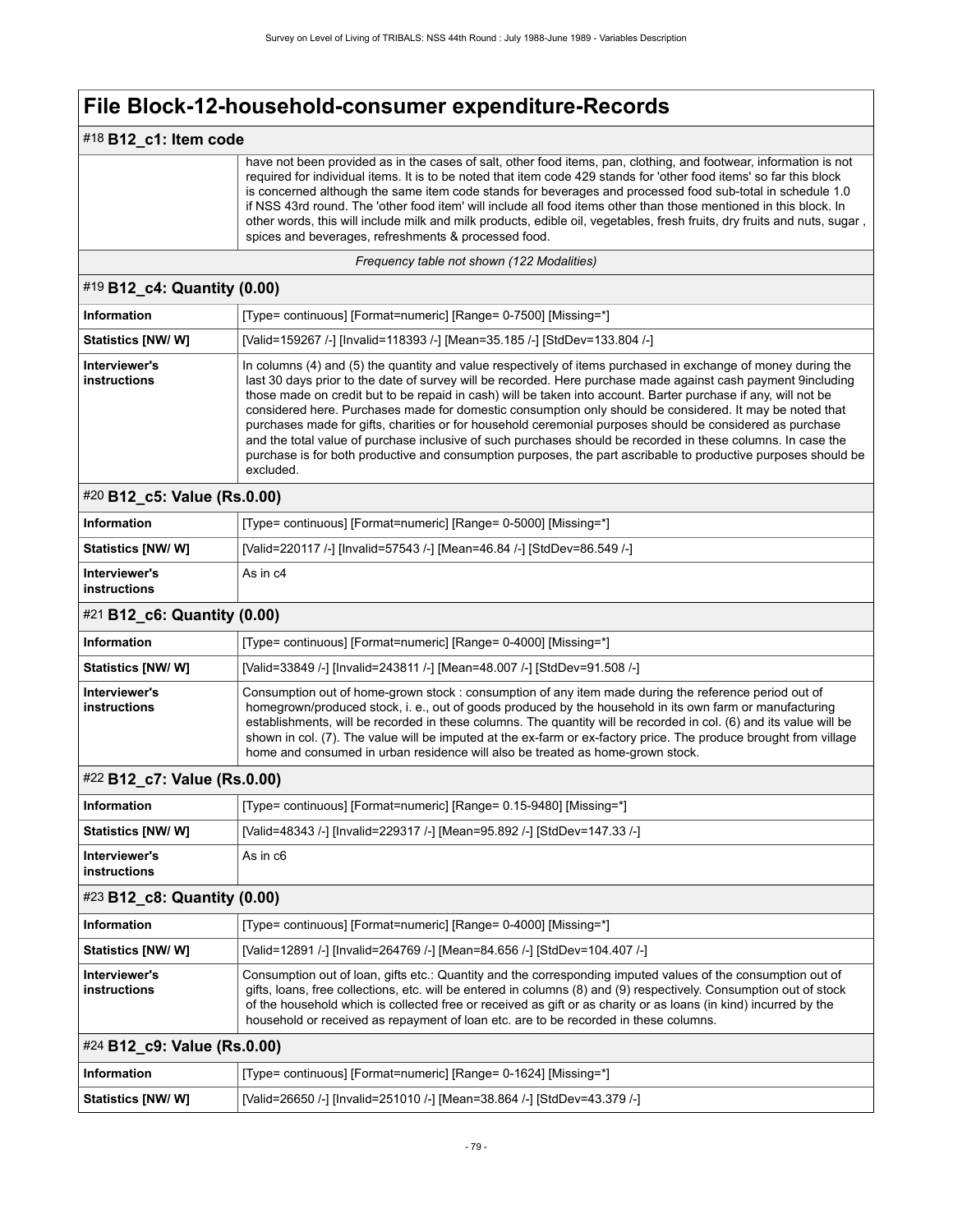# File Block-12-household-consumer expenditure-Records

## #18 B12_c1: Item code

| | |
|---|---|
| | have not been provided as in the cases of salt, other food items, pan, clothing, and footwear, information is not required for individual items. It is to be noted that item code 429 stands for 'other food items' so far this block is concerned although the same item code stands for beverages and processed food sub-total in schedule 1.0 if NSS 43rd round. The 'other food item' will include all food items other than those mentioned in this block. In other words, this will include milk and milk products, edible oil, vegetables, fresh fruits, dry fruits and nuts, sugar , spices and beverages, refreshments & processed food. |

*Frequency table not shown (122 Modalities)*

## #19 B12_c4: Quantity (0.00)

| | |
|---|---|
| **Information** | [Type= continuous] [Format=numeric] [Range= 0-7500] [Missing=*] |
| **Statistics [NW/ W]** | [Valid=159267 /-] [Invalid=118393 /-] [Mean=35.185 /-] [StdDev=133.804 /-] |
| **Interviewer's instructions** | In columns (4) and (5) the quantity and value respectively of items purchased in exchange of money during the last 30 days prior to the date of survey will be recorded. Here purchase made against cash payment 9including those made on credit but to be repaid in cash) will be taken into account. Barter purchase if any, will not be considered here. Purchases made for domestic consumption only should be considered. It may be noted that purchases made for gifts, charities or for household ceremonial purposes should be considered as purchase and the total value of purchase inclusive of such purchases should be recorded in these columns. In case the purchase is for both productive and consumption purposes, the part ascribable to productive purposes should be excluded. |

## #20 B12_c5: Value (Rs.0.00)

| | |
|---|---|
| **Information** | [Type= continuous] [Format=numeric] [Range= 0-5000] [Missing=*] |
| **Statistics [NW/ W]** | [Valid=220117 /-] [Invalid=57543 /-] [Mean=46.84 /-] [StdDev=86.549 /-] |
| **Interviewer's instructions** | As in c4 |

## #21 B12_c6: Quantity (0.00)

| | |
|---|---|
| **Information** | [Type= continuous] [Format=numeric] [Range= 0-4000] [Missing=*] |
| **Statistics [NW/ W]** | [Valid=33849 /-] [Invalid=243811 /-] [Mean=48.007 /-] [StdDev=91.508 /-] |
| **Interviewer's instructions** | Consumption out of home-grown stock : consumption of any item made during the reference period out of homegrown/produced stock, i. e., out of goods produced by the household in its own farm or manufacturing establishments, will be recorded in these columns. The quantity will be recorded in col. (6) and its value will be shown in col. (7). The value will be imputed at the ex-farm or ex-factory price. The produce brought from village home and consumed in urban residence will also be treated as home-grown stock. |

## #22 B12_c7: Value (Rs.0.00)

| | |
|---|---|
| **Information** | [Type= continuous] [Format=numeric] [Range= 0.15-9480] [Missing=*] |
| **Statistics [NW/ W]** | [Valid=48343 /-] [Invalid=229317 /-] [Mean=95.892 /-] [StdDev=147.33 /-] |
| **Interviewer's instructions** | As in c6 |

## #23 B12_c8: Quantity (0.00)

| | |
|---|---|
| **Information** | [Type= continuous] [Format=numeric] [Range= 0-4000] [Missing=*] |
| **Statistics [NW/ W]** | [Valid=12891 /-] [Invalid=264769 /-] [Mean=84.656 /-] [StdDev=104.407 /-] |
| **Interviewer's instructions** | Consumption out of loan, gifts etc.: Quantity and the corresponding imputed values of the consumption out of gifts, loans, free collections, etc. will be entered in columns (8) and (9) respectively. Consumption out of stock of the household which is collected free or received as gift or as charity or as loans (in kind) incurred by the household or received as repayment of loan etc. are to be recorded in these columns. |

## #24 B12_c9: Value (Rs.0.00)

| | |
|---|---|
| **Information** | [Type= continuous] [Format=numeric] [Range= 0-1624] [Missing=*] |
| **Statistics [NW/ W]** | [Valid=26650 /-] [Invalid=251010 /-] [Mean=38.864 /-] [StdDev=43.379 /-] |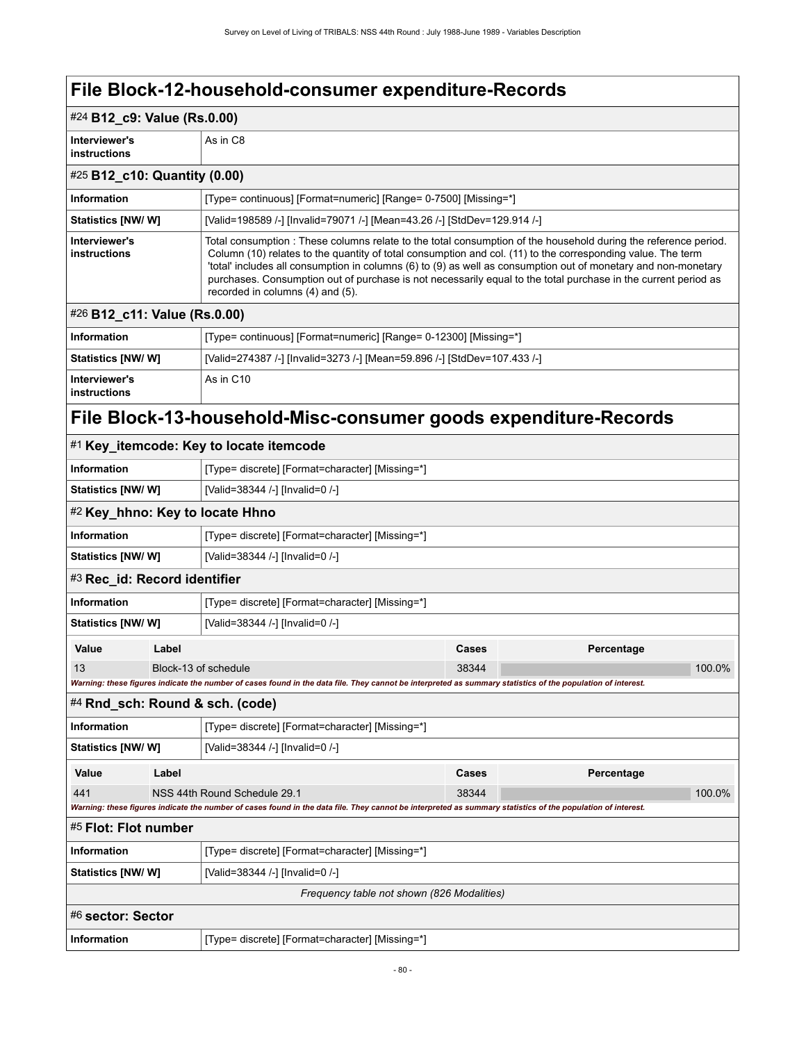# File Block-12-household-consumer expenditure-Records

## #24 B12_c9: Value (Rs.0.00)

| | |
|---|---|
| **Interviewer's instructions** | As in C8 |

## #25 B12_c10: Quantity (0.00)

| | |
|---|---|
| **Information** | [Type= continuous] [Format=numeric] [Range= 0-7500] [Missing=*] |
| **Statistics [NW/ W]** | [Valid=198589 /-] [Invalid=79071 /-] [Mean=43.26 /-] [StdDev=129.914 /-] |
| **Interviewer's instructions** | Total consumption : These columns relate to the total consumption of the household during the reference period. Column (10) relates to the quantity of total consumption and col. (11) to the corresponding value. The term 'total' includes all consumption in columns (6) to (9) as well as consumption out of monetary and non-monetary purchases. Consumption out of purchase is not necessarily equal to the total purchase in the current period as recorded in columns (4) and (5). |

## #26 B12_c11: Value (Rs.0.00)

| | |
|---|---|
| **Information** | [Type= continuous] [Format=numeric] [Range= 0-12300] [Missing=*] |
| **Statistics [NW/ W]** | [Valid=274387 /-] [Invalid=3273 /-] [Mean=59.896 /-] [StdDev=107.433 /-] |
| **Interviewer's instructions** | As in C10 |

# File Block-13-household-Misc-consumer goods expenditure-Records

## #1 Key_itemcode: Key to locate itemcode

| | |
|---|---|
| **Information** | [Type= discrete] [Format=character] [Missing=*] |
| **Statistics [NW/ W]** | [Valid=38344 /-] [Invalid=0 /-] |

## #2 Key_hhno: Key to locate Hhno

| | |
|---|---|
| **Information** | [Type= discrete] [Format=character] [Missing=*] |
| **Statistics [NW/ W]** | [Valid=38344 /-] [Invalid=0 /-] |

## #3 Rec_id: Record identifier

| | |
|---|---|
| **Information** | [Type= discrete] [Format=character] [Missing=*] |
| **Statistics [NW/ W]** | [Valid=38344 /-] [Invalid=0 /-] |

| Value | Label | Cases | Percentage |
|---|---|---|---|
| 13 | Block-13 of schedule | 38344 | 100.0% |

*Warning: these figures indicate the number of cases found in the data file. They cannot be interpreted as summary statistics of the population of interest.*

## #4 Rnd_sch: Round & sch. (code)

| | |
|---|---|
| **Information** | [Type= discrete] [Format=character] [Missing=*] |
| **Statistics [NW/ W]** | [Valid=38344 /-] [Invalid=0 /-] |

| Value | Label | Cases | Percentage |
|---|---|---|---|
| 441 | NSS 44th Round Schedule 29.1 | 38344 | 100.0% |

*Warning: these figures indicate the number of cases found in the data file. They cannot be interpreted as summary statistics of the population of interest.*

## #5 Flot: Flot number

| | |
|---|---|
| **Information** | [Type= discrete] [Format=character] [Missing=*] |
| **Statistics [NW/ W]** | [Valid=38344 /-] [Invalid=0 /-] |

*Frequency table not shown (826 Modalities)*

## #6 sector: Sector

| | |
|---|---|
| **Information** | [Type= discrete] [Format=character] [Missing=*] |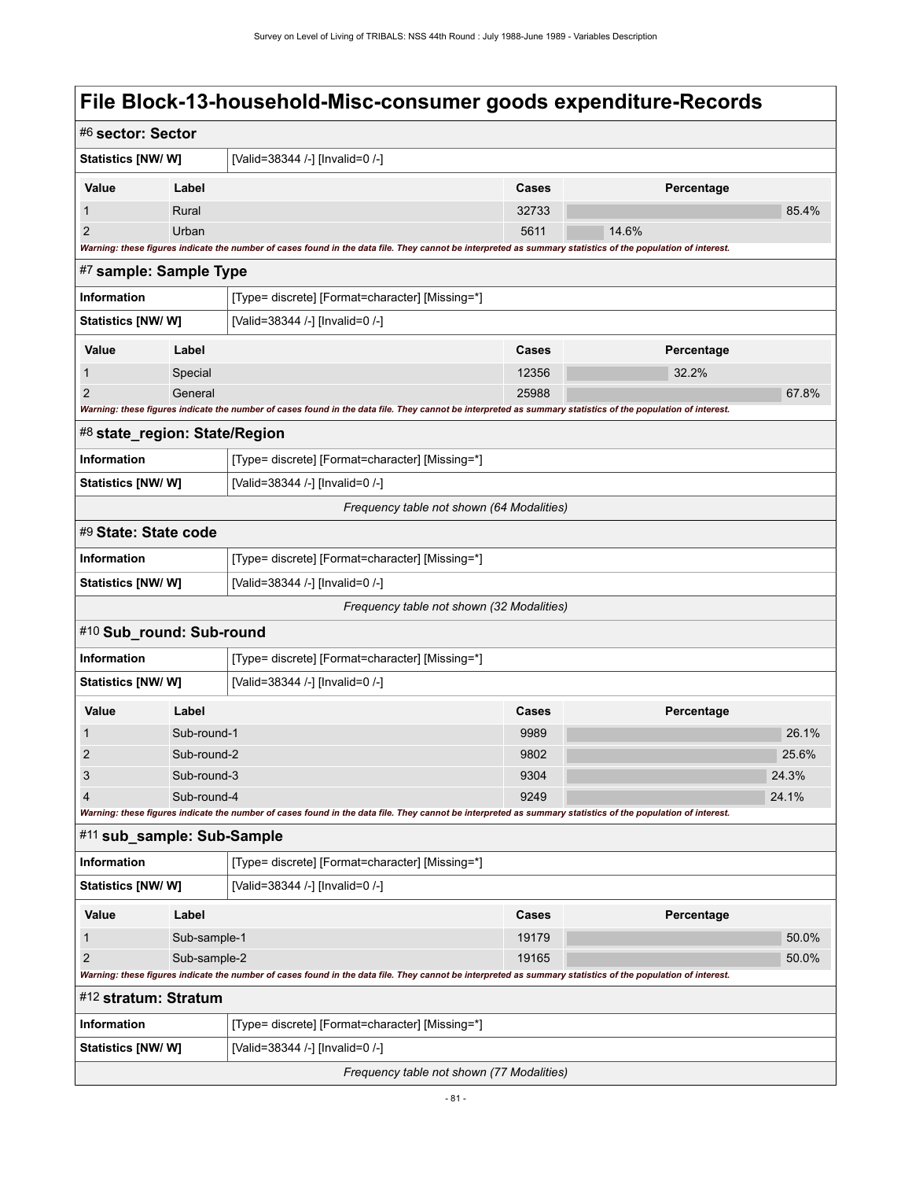# File Block-13-household-Misc-consumer goods expenditure-Records

## #6 sector: Sector

| | |
|---|---|
| **Statistics [NW/ W]** | [Valid=38344 /-] [Invalid=0 /-] |

| Value | Label | Cases | Percentage |
|---|---|---|---|
| 1 | Rural | 32733 | 85.4% |
| 2 | Urban | 5611 | 14.6% |

*Warning: these figures indicate the number of cases found in the data file. They cannot be interpreted as summary statistics of the population of interest.*

## #7 sample: Sample Type

| | |
|---|---|
| **Information** | [Type= discrete] [Format=character] [Missing=*] |
| **Statistics [NW/ W]** | [Valid=38344 /-] [Invalid=0 /-] |

| Value | Label | Cases | Percentage |
|---|---|---|---|
| 1 | Special | 12356 | 32.2% |
| 2 | General | 25988 | 67.8% |

*Warning: these figures indicate the number of cases found in the data file. They cannot be interpreted as summary statistics of the population of interest.*

## #8 state_region: State/Region

| | |
|---|---|
| **Information** | [Type= discrete] [Format=character] [Missing=*] |
| **Statistics [NW/ W]** | [Valid=38344 /-] [Invalid=0 /-] |

*Frequency table not shown (64 Modalities)*

## #9 State: State code

| | |
|---|---|
| **Information** | [Type= discrete] [Format=character] [Missing=*] |
| **Statistics [NW/ W]** | [Valid=38344 /-] [Invalid=0 /-] |

*Frequency table not shown (32 Modalities)*

## #10 Sub_round: Sub-round

| | |
|---|---|
| **Information** | [Type= discrete] [Format=character] [Missing=*] |
| **Statistics [NW/ W]** | [Valid=38344 /-] [Invalid=0 /-] |

| Value | Label | Cases | Percentage |
|---|---|---|---|
| 1 | Sub-round-1 | 9989 | 26.1% |
| 2 | Sub-round-2 | 9802 | 25.6% |
| 3 | Sub-round-3 | 9304 | 24.3% |
| 4 | Sub-round-4 | 9249 | 24.1% |

*Warning: these figures indicate the number of cases found in the data file. They cannot be interpreted as summary statistics of the population of interest.*

## #11 sub_sample: Sub-Sample

| | |
|---|---|
| **Information** | [Type= discrete] [Format=character] [Missing=*] |
| **Statistics [NW/ W]** | [Valid=38344 /-] [Invalid=0 /-] |

| Value | Label | Cases | Percentage |
|---|---|---|---|
| 1 | Sub-sample-1 | 19179 | 50.0% |
| 2 | Sub-sample-2 | 19165 | 50.0% |

*Warning: these figures indicate the number of cases found in the data file. They cannot be interpreted as summary statistics of the population of interest.*

## #12 stratum: Stratum

| | |
|---|---|
| **Information** | [Type= discrete] [Format=character] [Missing=*] |
| **Statistics [NW/ W]** | [Valid=38344 /-] [Invalid=0 /-] |

*Frequency table not shown (77 Modalities)*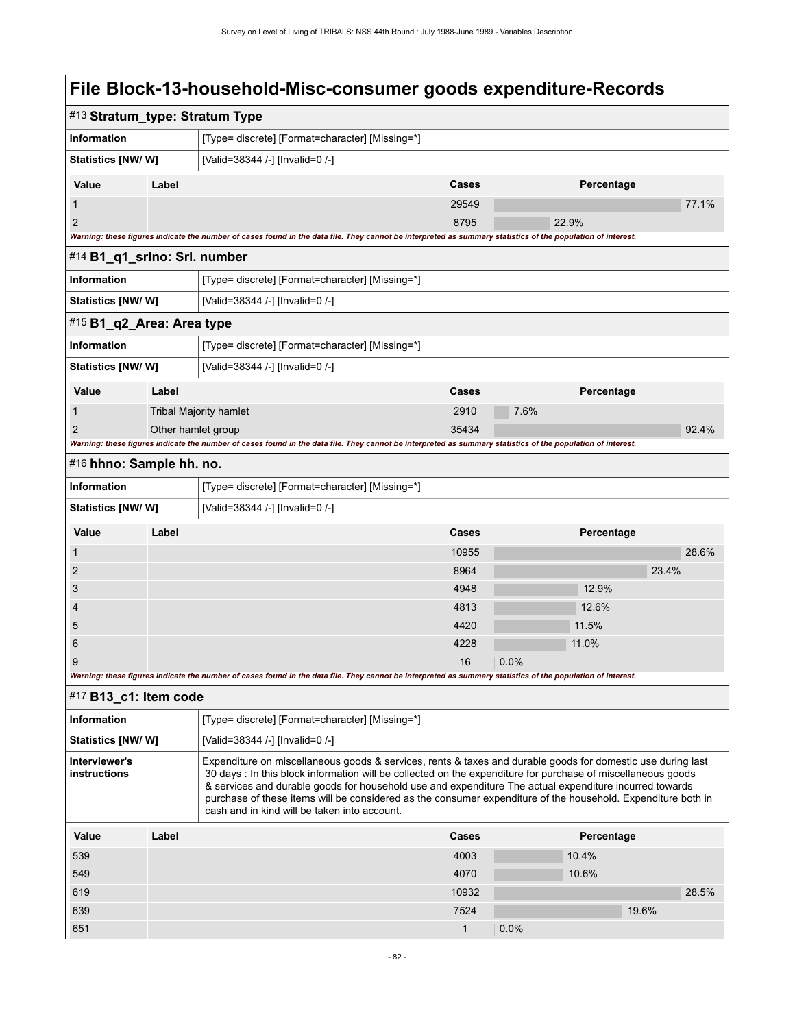# File Block-13-household-Misc-consumer goods expenditure-Records

## #13 Stratum_type: Stratum Type

| | |
|---|---|
| **Information** | [Type= discrete] [Format=character] [Missing=*] |
| **Statistics [NW/ W]** | [Valid=38344 /-] [Invalid=0 /-] |

| Value | Label | Cases | Percentage |
|---|---|---|---|
| 1 | | 29549 | 77.1% |
| 2 | | 8795 | 22.9% |

*Warning: these figures indicate the number of cases found in the data file. They cannot be interpreted as summary statistics of the population of interest.*

## #14 B1_q1_srlno: Srl. number

| | |
|---|---|
| **Information** | [Type= discrete] [Format=character] [Missing=*] |
| **Statistics [NW/ W]** | [Valid=38344 /-] [Invalid=0 /-] |

## #15 B1_q2_Area: Area type

| | |
|---|---|
| **Information** | [Type= discrete] [Format=character] [Missing=*] |
| **Statistics [NW/ W]** | [Valid=38344 /-] [Invalid=0 /-] |

| Value | Label | Cases | Percentage |
|---|---|---|---|
| 1 | Tribal Majority hamlet | 2910 | 7.6% |
| 2 | Other hamlet group | 35434 | 92.4% |

*Warning: these figures indicate the number of cases found in the data file. They cannot be interpreted as summary statistics of the population of interest.*

## #16 hhno: Sample hh. no.

| | |
|---|---|
| **Information** | [Type= discrete] [Format=character] [Missing=*] |
| **Statistics [NW/ W]** | [Valid=38344 /-] [Invalid=0 /-] |

| Value | Label | Cases | Percentage |
|---|---|---|---|
| 1 | | 10955 | 28.6% |
| 2 | | 8964 | 23.4% |
| 3 | | 4948 | 12.9% |
| 4 | | 4813 | 12.6% |
| 5 | | 4420 | 11.5% |
| 6 | | 4228 | 11.0% |
| 9 | | 16 | 0.0% |

*Warning: these figures indicate the number of cases found in the data file. They cannot be interpreted as summary statistics of the population of interest.*

## #17 B13_c1: Item code

| | |
|---|---|
| **Information** | [Type= discrete] [Format=character] [Missing=*] |
| **Statistics [NW/ W]** | [Valid=38344 /-] [Invalid=0 /-] |
| **Interviewer's instructions** | Expenditure on miscellaneous goods & services, rents & taxes and durable goods for domestic use during last 30 days : In this block information will be collected on the expenditure for purchase of miscellaneous goods & services and durable goods for household use and expenditure The actual expenditure incurred towards purchase of these items will be considered as the consumer expenditure of the household. Expenditure both in cash and in kind will be taken into account. |

| Value | Label | Cases | Percentage |
|---|---|---|---|
| 539 | | 4003 | 10.4% |
| 549 | | 4070 | 10.6% |
| 619 | | 10932 | 28.5% |
| 639 | | 7524 | 19.6% |
| 651 | | 1 | 0.0% |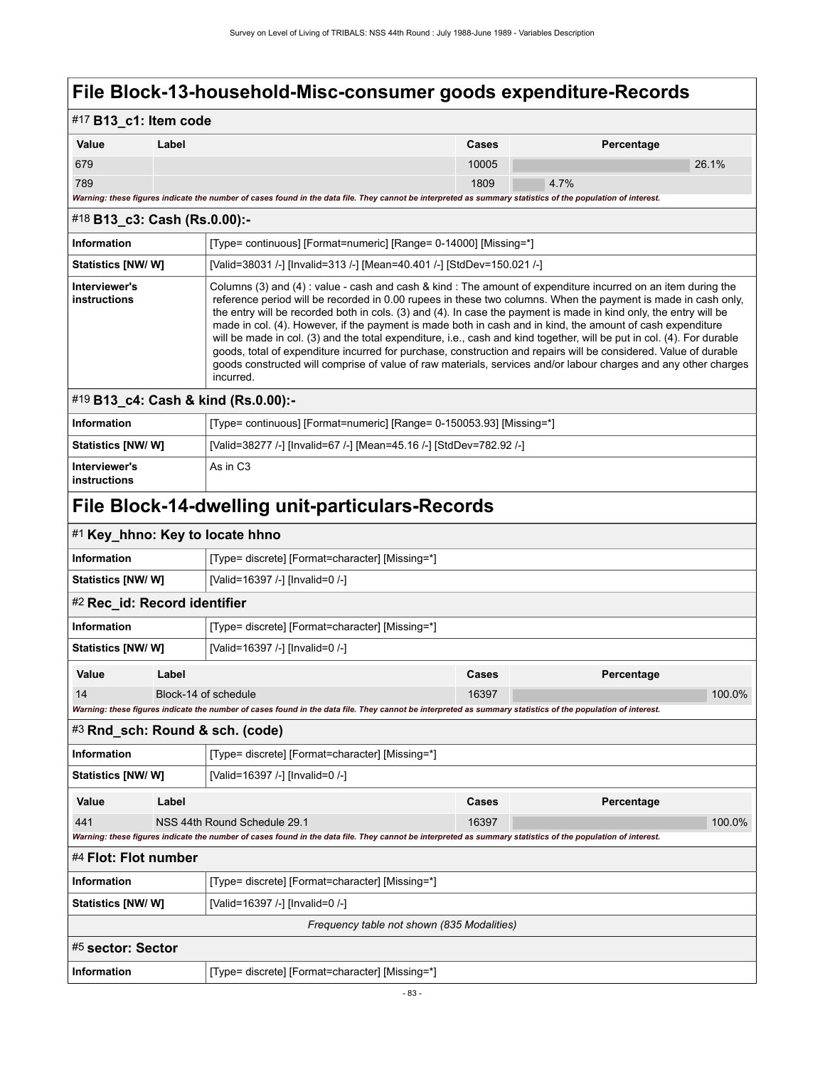# File Block-13-household-Misc-consumer goods expenditure-Records

## #17 B13_c1: Item code

| Value | Label | Cases | Percentage |
|---|---|---|---|
| 679 | | 10005 | 26.1% |
| 789 | | 1809 | 4.7% |

*Warning: these figures indicate the number of cases found in the data file. They cannot be interpreted as summary statistics of the population of interest.*

## #18 B13_c3: Cash (Rs.0.00):-

| | |
|---|---|
| **Information** | [Type= continuous] [Format=numeric] [Range= 0-14000] [Missing=*] |
| **Statistics [NW/ W]** | [Valid=38031 /-] [Invalid=313 /-] [Mean=40.401 /-] [StdDev=150.021 /-] |
| **Interviewer's instructions** | Columns (3) and (4) : value - cash and cash & kind : The amount of expenditure incurred on an item during the reference period will be recorded in 0.00 rupees in these two columns. When the payment is made in cash only, the entry will be recorded both in cols. (3) and (4). In case the payment is made in kind only, the entry will be made in col. (4). However, if the payment is made both in cash and in kind, the amount of cash expenditure will be made in col. (3) and the total expenditure, i.e., cash and kind together, will be put in col. (4). For durable goods, total of expenditure incurred for purchase, construction and repairs will be considered. Value of durable goods constructed will comprise of value of raw materials, services and/or labour charges and any other charges incurred. |

## #19 B13_c4: Cash & kind (Rs.0.00):-

| | |
|---|---|
| **Information** | [Type= continuous] [Format=numeric] [Range= 0-150053.93] [Missing=*] |
| **Statistics [NW/ W]** | [Valid=38277 /-] [Invalid=67 /-] [Mean=45.16 /-] [StdDev=782.92 /-] |
| **Interviewer's instructions** | As in C3 |

# File Block-14-dwelling unit-particulars-Records

## #1 Key_hhno: Key to locate hhno

| | |
|---|---|
| **Information** | [Type= discrete] [Format=character] [Missing=*] |
| **Statistics [NW/ W]** | [Valid=16397 /-] [Invalid=0 /-] |

## #2 Rec_id: Record identifier

| | |
|---|---|
| **Information** | [Type= discrete] [Format=character] [Missing=*] |
| **Statistics [NW/ W]** | [Valid=16397 /-] [Invalid=0 /-] |

| Value | Label | Cases | Percentage |
|---|---|---|---|
| 14 | Block-14 of schedule | 16397 | 100.0% |

*Warning: these figures indicate the number of cases found in the data file. They cannot be interpreted as summary statistics of the population of interest.*

## #3 Rnd_sch: Round & sch. (code)

| | |
|---|---|
| **Information** | [Type= discrete] [Format=character] [Missing=*] |
| **Statistics [NW/ W]** | [Valid=16397 /-] [Invalid=0 /-] |

| Value | Label | Cases | Percentage |
|---|---|---|---|
| 441 | NSS 44th Round Schedule 29.1 | 16397 | 100.0% |

*Warning: these figures indicate the number of cases found in the data file. They cannot be interpreted as summary statistics of the population of interest.*

## #4 Flot: Flot number

| | |
|---|---|
| **Information** | [Type= discrete] [Format=character] [Missing=*] |
| **Statistics [NW/ W]** | [Valid=16397 /-] [Invalid=0 /-] |

*Frequency table not shown (835 Modalities)*

## #5 sector: Sector

| | |
|---|---|
| **Information** | [Type= discrete] [Format=character] [Missing=*] |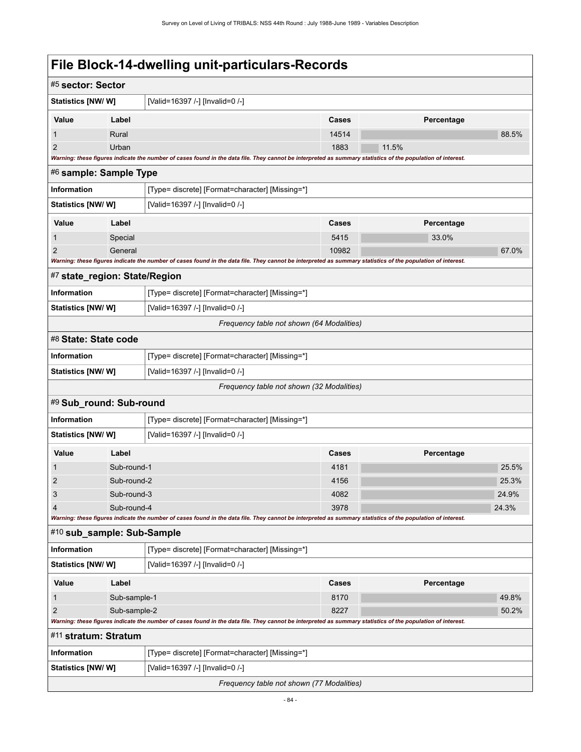# File Block-14-dwelling unit-particulars-Records

## #5 sector: Sector

| | |
|---|---|
| **Statistics [NW/ W]** | [Valid=16397 /-] [Invalid=0 /-] |

| Value | Label | Cases | Percentage |
|---|---|---|---|
| 1 | Rural | 14514 | 88.5% |
| 2 | Urban | 1883 | 11.5% |

*Warning: these figures indicate the number of cases found in the data file. They cannot be interpreted as summary statistics of the population of interest.*

## #6 sample: Sample Type

| | |
|---|---|
| **Information** | [Type= discrete] [Format=character] [Missing=*] |
| **Statistics [NW/ W]** | [Valid=16397 /-] [Invalid=0 /-] |

| Value | Label | Cases | Percentage |
|---|---|---|---|
| 1 | Special | 5415 | 33.0% |
| 2 | General | 10982 | 67.0% |

*Warning: these figures indicate the number of cases found in the data file. They cannot be interpreted as summary statistics of the population of interest.*

## #7 state_region: State/Region

| | |
|---|---|
| **Information** | [Type= discrete] [Format=character] [Missing=*] |
| **Statistics [NW/ W]** | [Valid=16397 /-] [Invalid=0 /-] |

*Frequency table not shown (64 Modalities)*

## #8 State: State code

| | |
|---|---|
| **Information** | [Type= discrete] [Format=character] [Missing=*] |
| **Statistics [NW/ W]** | [Valid=16397 /-] [Invalid=0 /-] |

*Frequency table not shown (32 Modalities)*

## #9 Sub_round: Sub-round

| | |
|---|---|
| **Information** | [Type= discrete] [Format=character] [Missing=*] |
| **Statistics [NW/ W]** | [Valid=16397 /-] [Invalid=0 /-] |

| Value | Label | Cases | Percentage |
|---|---|---|---|
| 1 | Sub-round-1 | 4181 | 25.5% |
| 2 | Sub-round-2 | 4156 | 25.3% |
| 3 | Sub-round-3 | 4082 | 24.9% |
| 4 | Sub-round-4 | 3978 | 24.3% |

*Warning: these figures indicate the number of cases found in the data file. They cannot be interpreted as summary statistics of the population of interest.*

## #10 sub_sample: Sub-Sample

| | |
|---|---|
| **Information** | [Type= discrete] [Format=character] [Missing=*] |
| **Statistics [NW/ W]** | [Valid=16397 /-] [Invalid=0 /-] |

| Value | Label | Cases | Percentage |
|---|---|---|---|
| 1 | Sub-sample-1 | 8170 | 49.8% |
| 2 | Sub-sample-2 | 8227 | 50.2% |

*Warning: these figures indicate the number of cases found in the data file. They cannot be interpreted as summary statistics of the population of interest.*

## #11 stratum: Stratum

| | |
|---|---|
| **Information** | [Type= discrete] [Format=character] [Missing=*] |
| **Statistics [NW/ W]** | [Valid=16397 /-] [Invalid=0 /-] |

*Frequency table not shown (77 Modalities)*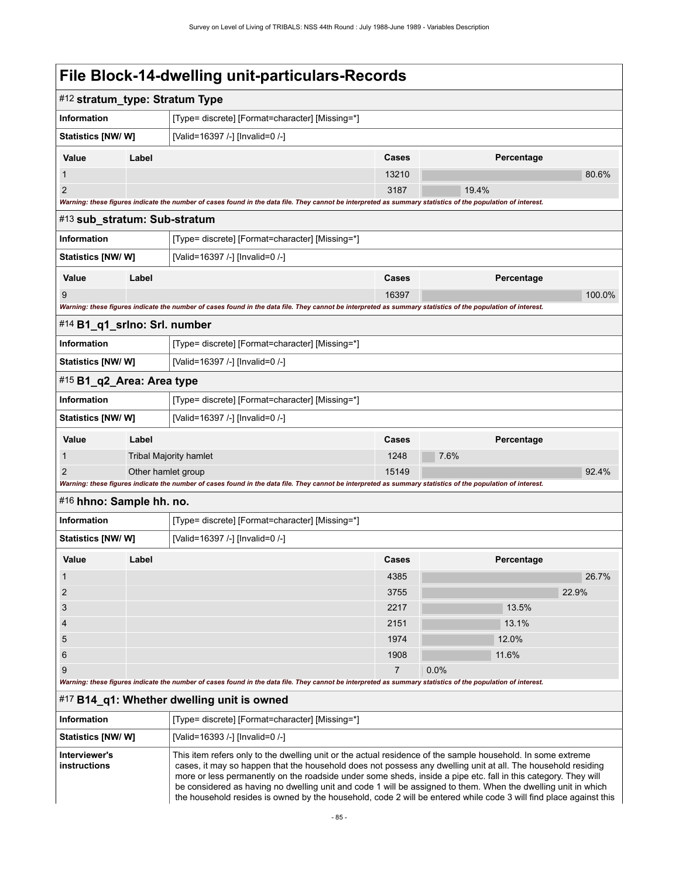# File Block-14-dwelling unit-particulars-Records

## #12 stratum_type: Stratum Type

| | |
|---|---|
| **Information** | [Type= discrete] [Format=character] [Missing=*] |
| **Statistics [NW/ W]** | [Valid=16397 /-] [Invalid=0 /-] |

| Value | Label | Cases | Percentage |
|---|---|---|---|
| 1 | | 13210 | 80.6% |
| 2 | | 3187 | 19.4% |

*Warning: these figures indicate the number of cases found in the data file. They cannot be interpreted as summary statistics of the population of interest.*

## #13 sub_stratum: Sub-stratum

| | |
|---|---|
| **Information** | [Type= discrete] [Format=character] [Missing=*] |
| **Statistics [NW/ W]** | [Valid=16397 /-] [Invalid=0 /-] |

| Value | Label | Cases | Percentage |
|---|---|---|---|
| 9 | | 16397 | 100.0% |

*Warning: these figures indicate the number of cases found in the data file. They cannot be interpreted as summary statistics of the population of interest.*

## #14 B1_q1_srlno: Srl. number

| | |
|---|---|
| **Information** | [Type= discrete] [Format=character] [Missing=*] |
| **Statistics [NW/ W]** | [Valid=16397 /-] [Invalid=0 /-] |

## #15 B1_q2_Area: Area type

| | |
|---|---|
| **Information** | [Type= discrete] [Format=character] [Missing=*] |
| **Statistics [NW/ W]** | [Valid=16397 /-] [Invalid=0 /-] |

| Value | Label | Cases | Percentage |
|---|---|---|---|
| 1 | Tribal Majority hamlet | 1248 | 7.6% |
| 2 | Other hamlet group | 15149 | 92.4% |

*Warning: these figures indicate the number of cases found in the data file. They cannot be interpreted as summary statistics of the population of interest.*

## #16 hhno: Sample hh. no.

| | |
|---|---|
| **Information** | [Type= discrete] [Format=character] [Missing=*] |
| **Statistics [NW/ W]** | [Valid=16397 /-] [Invalid=0 /-] |

| Value | Label | Cases | Percentage |
|---|---|---|---|
| 1 | | 4385 | 26.7% |
| 2 | | 3755 | 22.9% |
| 3 | | 2217 | 13.5% |
| 4 | | 2151 | 13.1% |
| 5 | | 1974 | 12.0% |
| 6 | | 1908 | 11.6% |
| 9 | | 7 | 0.0% |

*Warning: these figures indicate the number of cases found in the data file. They cannot be interpreted as summary statistics of the population of interest.*

## #17 B14_q1: Whether dwelling unit is owned

| | |
|---|---|
| **Information** | [Type= discrete] [Format=character] [Missing=*] |
| **Statistics [NW/ W]** | [Valid=16393 /-] [Invalid=0 /-] |
| **Interviewer's instructions** | This item refers only to the dwelling unit or the actual residence of the sample household. In some extreme cases, it may so happen that the household does not possess any dwelling unit at all. The household residing more or less permanently on the roadside under some sheds, inside a pipe etc. fall in this category. They will be considered as having no dwelling unit and code 1 will be assigned to them. When the dwelling unit in which the household resides is owned by the household, code 2 will be entered while code 3 will find place against this |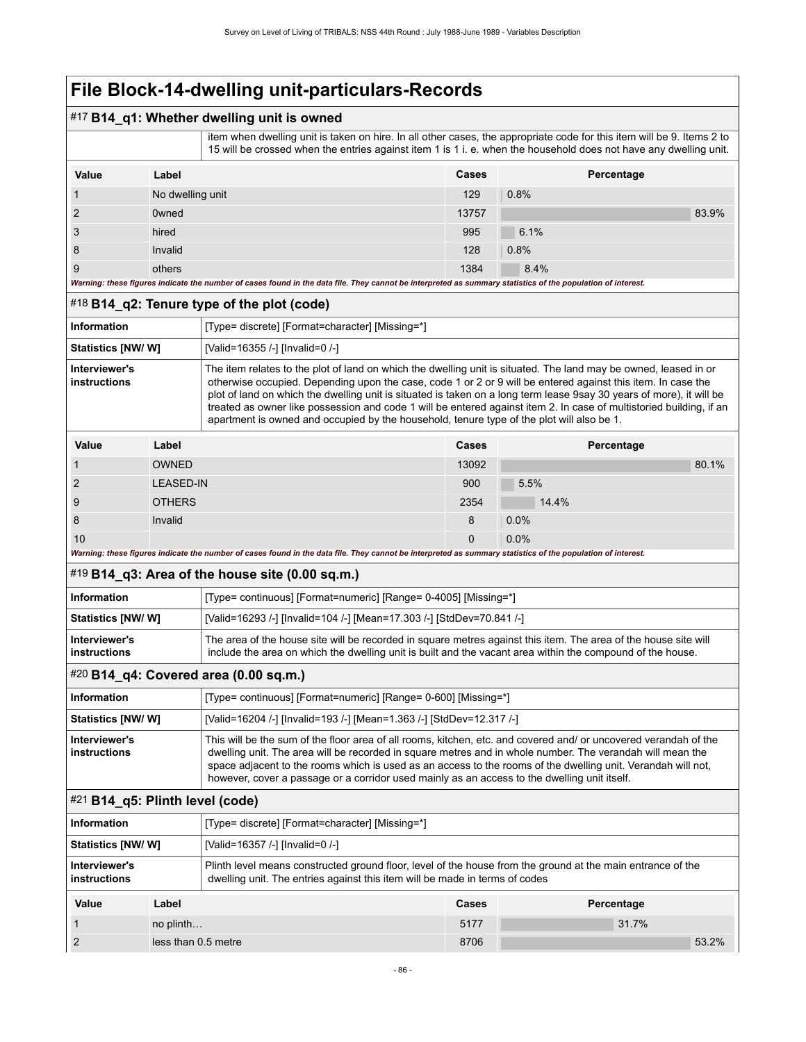# File Block-14-dwelling unit-particulars-Records

## #17 B14_q1: Whether dwelling unit is owned

| | |
|---|---|
| | item when dwelling unit is taken on hire. In all other cases, the appropriate code for this item will be 9. Items 2 to 15 will be crossed when the entries against item 1 is 1 i. e. when the household does not have any dwelling unit. |

| Value | Label | Cases | Percentage |
|---|---|---|---|
| 1 | No dwelling unit | 129 | 0.8% |
| 2 | 0wned | 13757 | 83.9% |
| 3 | hired | 995 | 6.1% |
| 8 | Invalid | 128 | 0.8% |
| 9 | others | 1384 | 8.4% |

*Warning: these figures indicate the number of cases found in the data file. They cannot be interpreted as summary statistics of the population of interest.*

## #18 B14_q2: Tenure type of the plot (code)

| | |
|---|---|
| **Information** | [Type= discrete] [Format=character] [Missing=*] |
| **Statistics [NW/ W]** | [Valid=16355 /-] [Invalid=0 /-] |
| **Interviewer's instructions** | The item relates to the plot of land on which the dwelling unit is situated. The land may be owned, leased in or otherwise occupied. Depending upon the case, code 1 or 2 or 9 will be entered against this item. In case the plot of land on which the dwelling unit is situated is taken on a long term lease 9say 30 years of more), it will be treated as owner like possession and code 1 will be entered against item 2. In case of multistoried building, if an apartment is owned and occupied by the household, tenure type of the plot will also be 1. |

| Value | Label | Cases | Percentage |
|---|---|---|---|
| 1 | OWNED | 13092 | 80.1% |
| 2 | LEASED-IN | 900 | 5.5% |
| 9 | OTHERS | 2354 | 14.4% |
| 8 | Invalid | 8 | 0.0% |
| 10 | | 0 | 0.0% |

*Warning: these figures indicate the number of cases found in the data file. They cannot be interpreted as summary statistics of the population of interest.*

## #19 B14_q3: Area of the house site (0.00 sq.m.)

| | |
|---|---|
| **Information** | [Type= continuous] [Format=numeric] [Range= 0-4005] [Missing=*] |
| **Statistics [NW/ W]** | [Valid=16293 /-] [Invalid=104 /-] [Mean=17.303 /-] [StdDev=70.841 /-] |
| **Interviewer's instructions** | The area of the house site will be recorded in square metres against this item. The area of the house site will include the area on which the dwelling unit is built and the vacant area within the compound of the house. |

## #20 B14_q4: Covered area (0.00 sq.m.)

| | |
|---|---|
| **Information** | [Type= continuous] [Format=numeric] [Range= 0-600] [Missing=*] |
| **Statistics [NW/ W]** | [Valid=16204 /-] [Invalid=193 /-] [Mean=1.363 /-] [StdDev=12.317 /-] |
| **Interviewer's instructions** | This will be the sum of the floor area of all rooms, kitchen, etc. and covered and/ or uncovered verandah of the dwelling unit. The area will be recorded in square metres and in whole number. The verandah will mean the space adjacent to the rooms which is used as an access to the rooms of the dwelling unit. Verandah will not, however, cover a passage or a corridor used mainly as an access to the dwelling unit itself. |

## #21 B14_q5: Plinth level (code)

| | |
|---|---|
| **Information** | [Type= discrete] [Format=character] [Missing=*] |
| **Statistics [NW/ W]** | [Valid=16357 /-] [Invalid=0 /-] |
| **Interviewer's instructions** | Plinth level means constructed ground floor, level of the house from the ground at the main entrance of the dwelling unit. The entries against this item will be made in terms of codes |

| Value | Label | Cases | Percentage |
|---|---|---|---|
| 1 | no plinth… | 5177 | 31.7% |
| 2 | less than 0.5 metre | 8706 | 53.2% |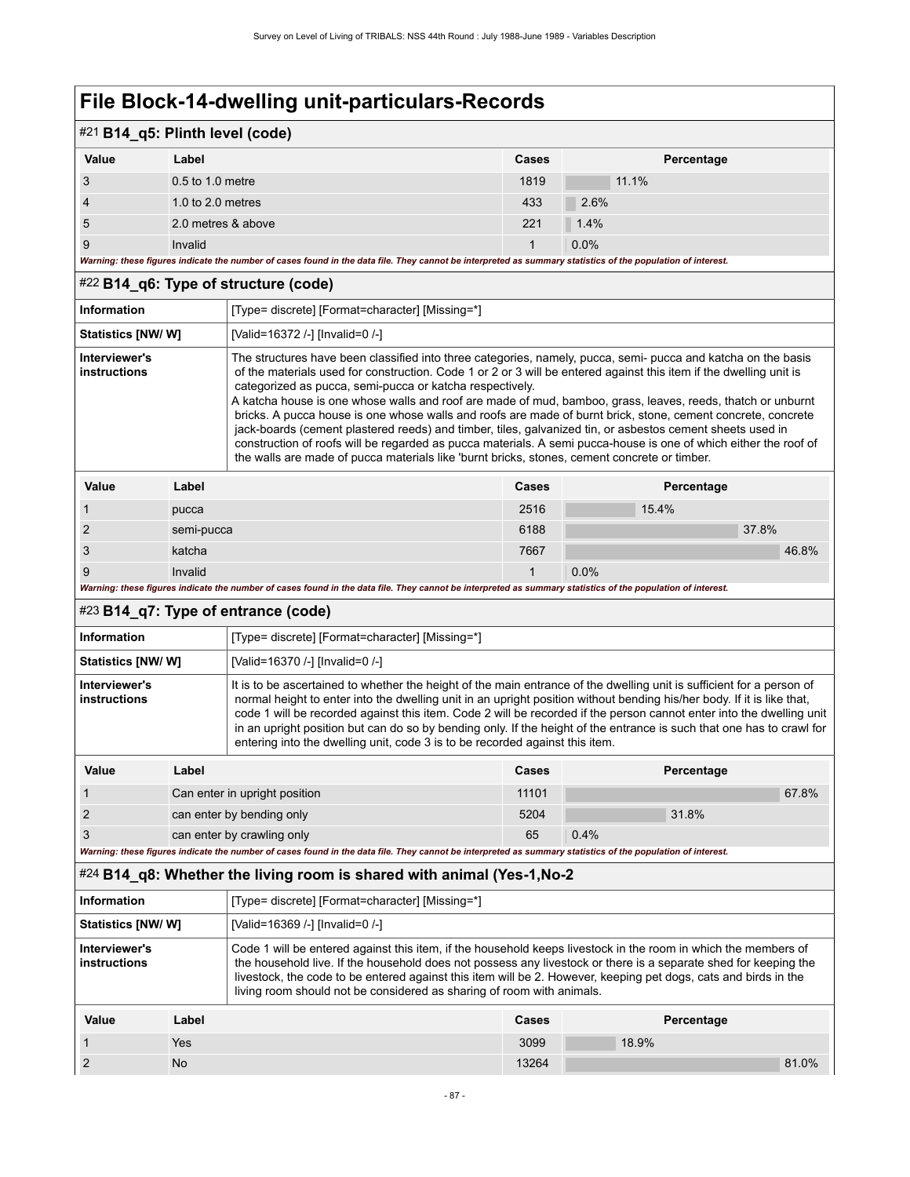# File Block-14-dwelling unit-particulars-Records

## #21 B14_q5: Plinth level (code)

| Value | Label | Cases | Percentage |
|---|---|---|---|
| 3 | 0.5 to 1.0 metre | 1819 | 11.1% |
| 4 | 1.0 to 2.0 metres | 433 | 2.6% |
| 5 | 2.0 metres & above | 221 | 1.4% |
| 9 | Invalid | 1 | 0.0% |

*Warning: these figures indicate the number of cases found in the data file. They cannot be interpreted as summary statistics of the population of interest.*

## #22 B14_q6: Type of structure (code)

| | |
|---|---|
| **Information** | [Type= discrete] [Format=character] [Missing=*] |
| **Statistics [NW/ W]** | [Valid=16372 /-] [Invalid=0 /-] |
| **Interviewer's instructions** | The structures have been classified into three categories, namely, pucca, semi- pucca and katcha on the basis of the materials used for construction. Code 1 or 2 or 3 will be entered against this item if the dwelling unit is categorized as pucca, semi-pucca or katcha respectively. A katcha house is one whose walls and roof are made of mud, bamboo, grass, leaves, reeds, thatch or unburnt bricks. A pucca house is one whose walls and roofs are made of burnt brick, stone, cement concrete, concrete jack-boards (cement plastered reeds) and timber, tiles, galvanized tin, or asbestos cement sheets used in construction of roofs will be regarded as pucca materials. A semi pucca-house is one of which either the roof of the walls are made of pucca materials like 'burnt bricks, stones, cement concrete or timber. |

| Value | Label | Cases | Percentage |
|---|---|---|---|
| 1 | pucca | 2516 | 15.4% |
| 2 | semi-pucca | 6188 | 37.8% |
| 3 | katcha | 7667 | 46.8% |
| 9 | Invalid | 1 | 0.0% |

*Warning: these figures indicate the number of cases found in the data file. They cannot be interpreted as summary statistics of the population of interest.*

## #23 B14_q7: Type of entrance (code)

| | |
|---|---|
| **Information** | [Type= discrete] [Format=character] [Missing=*] |
| **Statistics [NW/ W]** | [Valid=16370 /-] [Invalid=0 /-] |
| **Interviewer's instructions** | It is to be ascertained to whether the height of the main entrance of the dwelling unit is sufficient for a person of normal height to enter into the dwelling unit in an upright position without bending his/her body. If it is like that, code 1 will be recorded against this item. Code 2 will be recorded if the person cannot enter into the dwelling unit in an upright position but can do so by bending only. If the height of the entrance is such that one has to crawl for entering into the dwelling unit, code 3 is to be recorded against this item. |

| Value | Label | Cases | Percentage |
|---|---|---|---|
| 1 | Can enter in upright position | 11101 | 67.8% |
| 2 | can enter by bending only | 5204 | 31.8% |
| 3 | can enter by crawling only | 65 | 0.4% |

*Warning: these figures indicate the number of cases found in the data file. They cannot be interpreted as summary statistics of the population of interest.*

## #24 B14_q8: Whether the living room is shared with animal (Yes-1,No-2

| | |
|---|---|
| **Information** | [Type= discrete] [Format=character] [Missing=*] |
| **Statistics [NW/ W]** | [Valid=16369 /-] [Invalid=0 /-] |
| **Interviewer's instructions** | Code 1 will be entered against this item, if the household keeps livestock in the room in which the members of the household live. If the household does not possess any livestock or there is a separate shed for keeping the livestock, the code to be entered against this item will be 2. However, keeping pet dogs, cats and birds in the living room should not be considered as sharing of room with animals. |

| Value | Label | Cases | Percentage |
|---|---|---|---|
| 1 | Yes | 3099 | 18.9% |
| 2 | No | 13264 | 81.0% |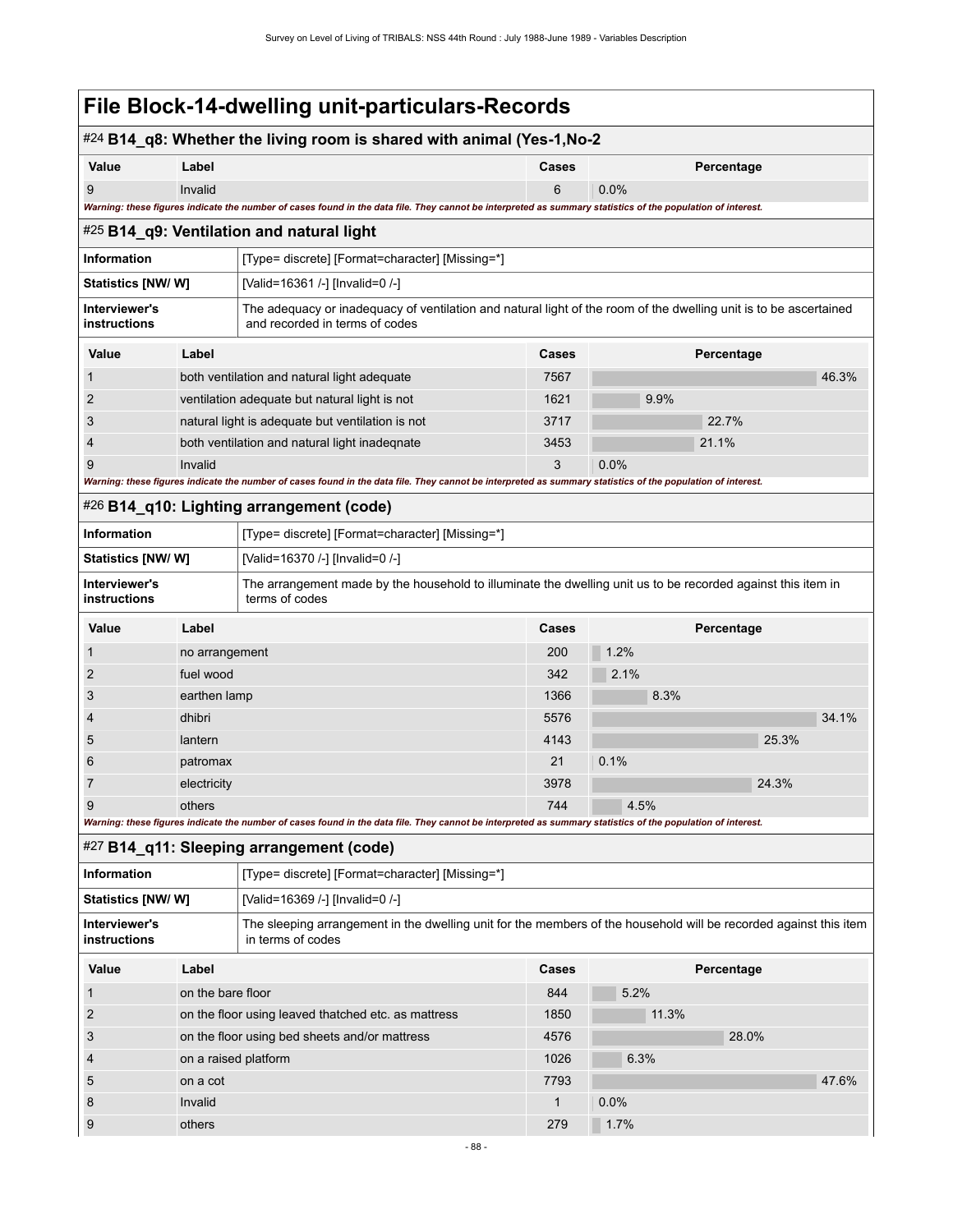# File Block-14-dwelling unit-particulars-Records

## #24 B14_q8: Whether the living room is shared with animal (Yes-1,No-2

| Value | Label | Cases | Percentage |
|---|---|---|---|
| 9 | Invalid | 6 | 0.0% |

*Warning: these figures indicate the number of cases found in the data file. They cannot be interpreted as summary statistics of the population of interest.*

## #25 B14_q9: Ventilation and natural light

| | |
|---|---|
| **Information** | [Type= discrete] [Format=character] [Missing=*] |
| **Statistics [NW/ W]** | [Valid=16361 /-] [Invalid=0 /-] |
| **Interviewer's instructions** | The adequacy or inadequacy of ventilation and natural light of the room of the dwelling unit is to be ascertained and recorded in terms of codes |

| Value | Label | Cases | Percentage |
|---|---|---|---|
| 1 | both ventilation and natural light adequate | 7567 | 46.3% |
| 2 | ventilation adequate but natural light is not | 1621 | 9.9% |
| 3 | natural light is adequate but ventilation is not | 3717 | 22.7% |
| 4 | both ventilation and natural light inadeqnate | 3453 | 21.1% |
| 9 | Invalid | 3 | 0.0% |

*Warning: these figures indicate the number of cases found in the data file. They cannot be interpreted as summary statistics of the population of interest.*

## #26 B14_q10: Lighting arrangement (code)

| | |
|---|---|
| **Information** | [Type= discrete] [Format=character] [Missing=*] |
| **Statistics [NW/ W]** | [Valid=16370 /-] [Invalid=0 /-] |
| **Interviewer's instructions** | The arrangement made by the household to illuminate the dwelling unit us to be recorded against this item in terms of codes |

| Value | Label | Cases | Percentage |
|---|---|---|---|
| 1 | no arrangement | 200 | 1.2% |
| 2 | fuel wood | 342 | 2.1% |
| 3 | earthen lamp | 1366 | 8.3% |
| 4 | dhibri | 5576 | 34.1% |
| 5 | lantern | 4143 | 25.3% |
| 6 | patromax | 21 | 0.1% |
| 7 | electricity | 3978 | 24.3% |
| 9 | others | 744 | 4.5% |

*Warning: these figures indicate the number of cases found in the data file. They cannot be interpreted as summary statistics of the population of interest.*

## #27 B14_q11: Sleeping arrangement (code)

| | |
|---|---|
| **Information** | [Type= discrete] [Format=character] [Missing=*] |
| **Statistics [NW/ W]** | [Valid=16369 /-] [Invalid=0 /-] |
| **Interviewer's instructions** | The sleeping arrangement in the dwelling unit for the members of the household will be recorded against this item in terms of codes |

| Value | Label | Cases | Percentage |
|---|---|---|---|
| 1 | on the bare floor | 844 | 5.2% |
| 2 | on the floor using leaved thatched etc. as mattress | 1850 | 11.3% |
| 3 | on the floor using bed sheets and/or mattress | 4576 | 28.0% |
| 4 | on a raised platform | 1026 | 6.3% |
| 5 | on a cot | 7793 | 47.6% |
| 8 | Invalid | 1 | 0.0% |
| 9 | others | 279 | 1.7% |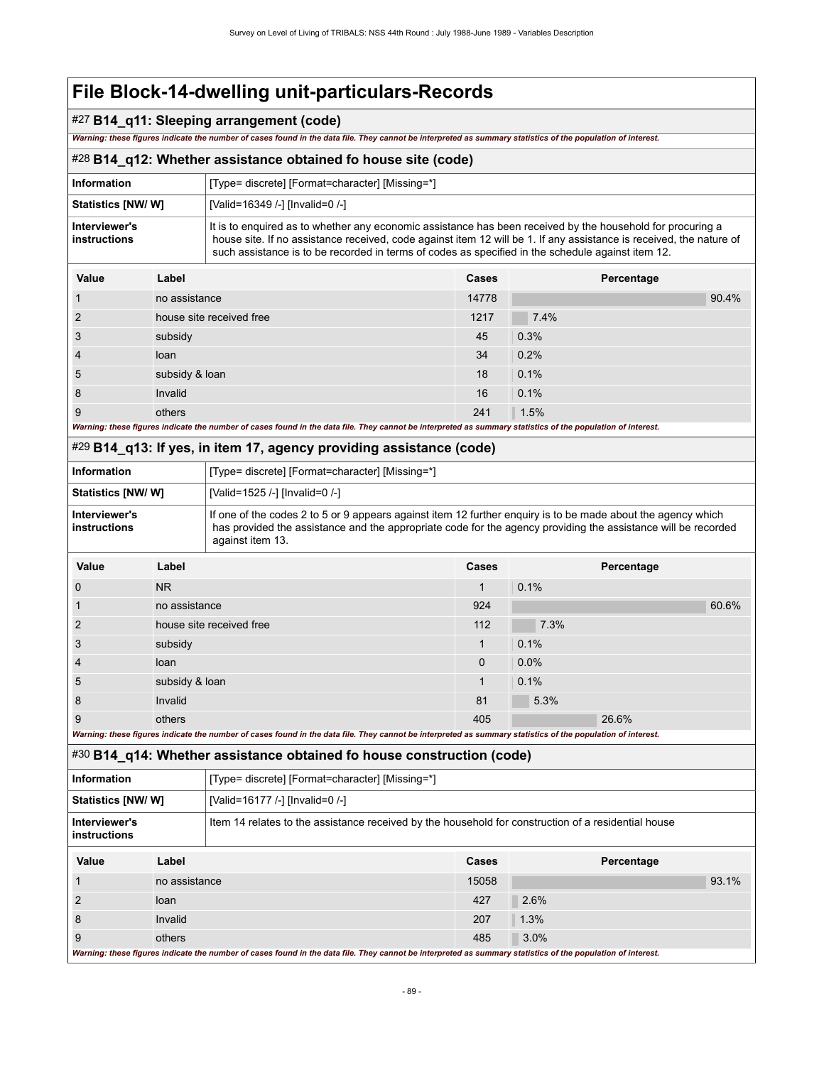# File Block-14-dwelling unit-particulars-Records

## #27 B14_q11: Sleeping arrangement (code)

*Warning: these figures indicate the number of cases found in the data file. They cannot be interpreted as summary statistics of the population of interest.*

## #28 B14_q12: Whether assistance obtained fo house site (code)

| | |
|---|---|
| **Information** | [Type= discrete] [Format=character] [Missing=*] |
| **Statistics [NW/ W]** | [Valid=16349 /-] [Invalid=0 /-] |
| **Interviewer's instructions** | It is to enquired as to whether any economic assistance has been received by the household for procuring a house site. If no assistance received, code against item 12 will be 1. If any assistance is received, the nature of such assistance is to be recorded in terms of codes as specified in the schedule against item 12. |

| Value | Label | Cases | Percentage |
|---|---|---|---|
| 1 | no assistance | 14778 | 90.4% |
| 2 | house site received free | 1217 | 7.4% |
| 3 | subsidy | 45 | 0.3% |
| 4 | loan | 34 | 0.2% |
| 5 | subsidy & loan | 18 | 0.1% |
| 8 | Invalid | 16 | 0.1% |
| 9 | others | 241 | 1.5% |

*Warning: these figures indicate the number of cases found in the data file. They cannot be interpreted as summary statistics of the population of interest.*

## #29 B14_q13: If yes, in item 17, agency providing assistance (code)

| | |
|---|---|
| **Information** | [Type= discrete] [Format=character] [Missing=*] |
| **Statistics [NW/ W]** | [Valid=1525 /-] [Invalid=0 /-] |
| **Interviewer's instructions** | If one of the codes 2 to 5 or 9 appears against item 12 further enquiry is to be made about the agency which has provided the assistance and the appropriate code for the agency providing the assistance will be recorded against item 13. |

| Value | Label | Cases | Percentage |
|---|---|---|---|
| 0 | NR | 1 | 0.1% |
| 1 | no assistance | 924 | 60.6% |
| 2 | house site received free | 112 | 7.3% |
| 3 | subsidy | 1 | 0.1% |
| 4 | loan | 0 | 0.0% |
| 5 | subsidy & loan | 1 | 0.1% |
| 8 | Invalid | 81 | 5.3% |
| 9 | others | 405 | 26.6% |

*Warning: these figures indicate the number of cases found in the data file. They cannot be interpreted as summary statistics of the population of interest.*

## #30 B14_q14: Whether assistance obtained fo house construction (code)

| | |
|---|---|
| **Information** | [Type= discrete] [Format=character] [Missing=*] |
| **Statistics [NW/ W]** | [Valid=16177 /-] [Invalid=0 /-] |
| **Interviewer's instructions** | Item 14 relates to the assistance received by the household for construction of a residential house |

| Value | Label | Cases | Percentage |
|---|---|---|---|
| 1 | no assistance | 15058 | 93.1% |
| 2 | loan | 427 | 2.6% |
| 8 | Invalid | 207 | 1.3% |
| 9 | others | 485 | 3.0% |

*Warning: these figures indicate the number of cases found in the data file. They cannot be interpreted as summary statistics of the population of interest.*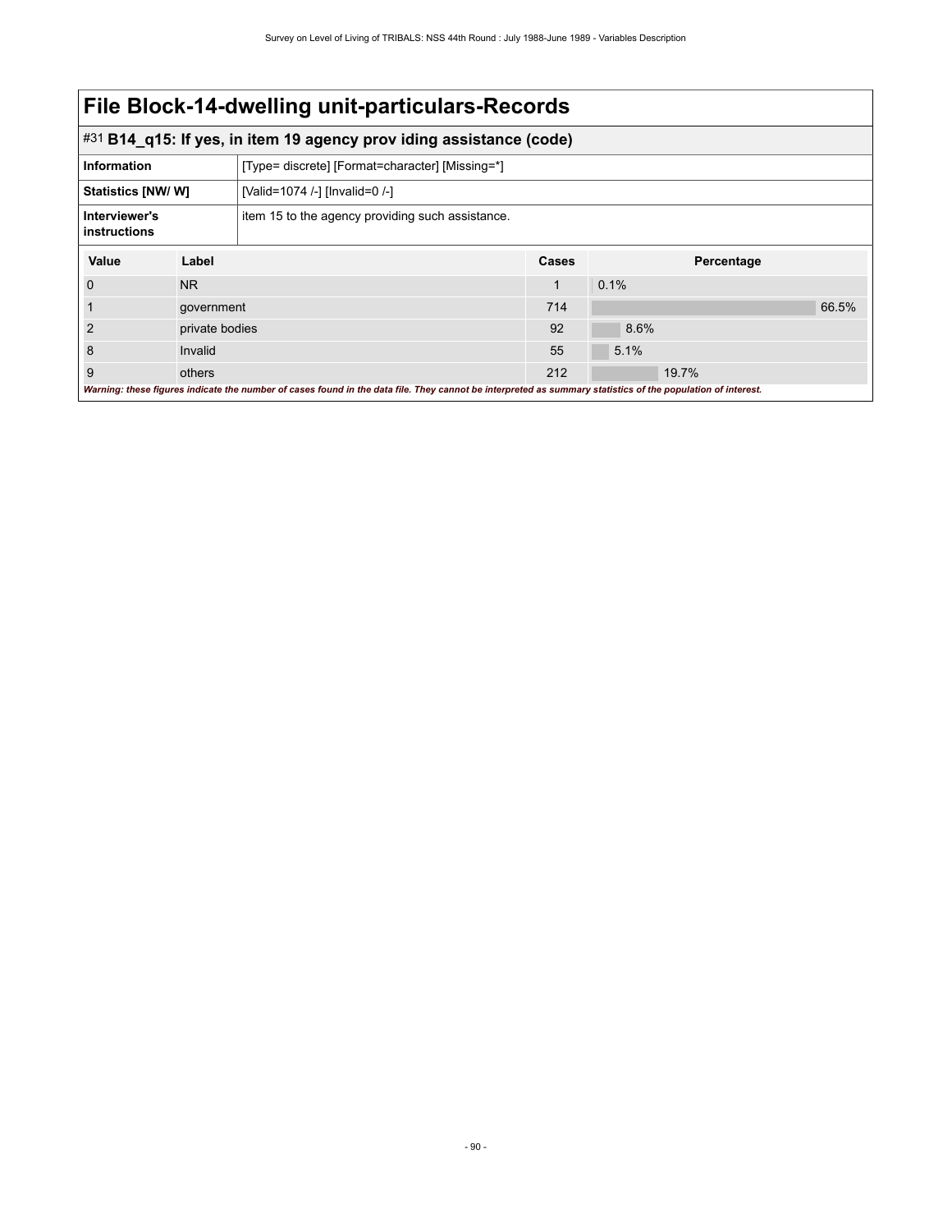# File Block-14-dwelling unit-particulars-Records

## #31 B14_q15: If yes, in item 19 agency prov iding assistance (code)

| | |
|---|---|
| **Information** | [Type= discrete] [Format=character] [Missing=*] |
| **Statistics [NW/ W]** | [Valid=1074 /-] [Invalid=0 /-] |
| **Interviewer's instructions** | item 15 to the agency providing such assistance. |

| Value | Label | Cases | Percentage |
|---|---|---|---|
| 0 | NR | 1 | 0.1% |
| 1 | government | 714 | 66.5% |
| 2 | private bodies | 92 | 8.6% |
| 8 | Invalid | 55 | 5.1% |
| 9 | others | 212 | 19.7% |

***Warning: these figures indicate the number of cases found in the data file. They cannot be interpreted as summary statistics of the population of interest.***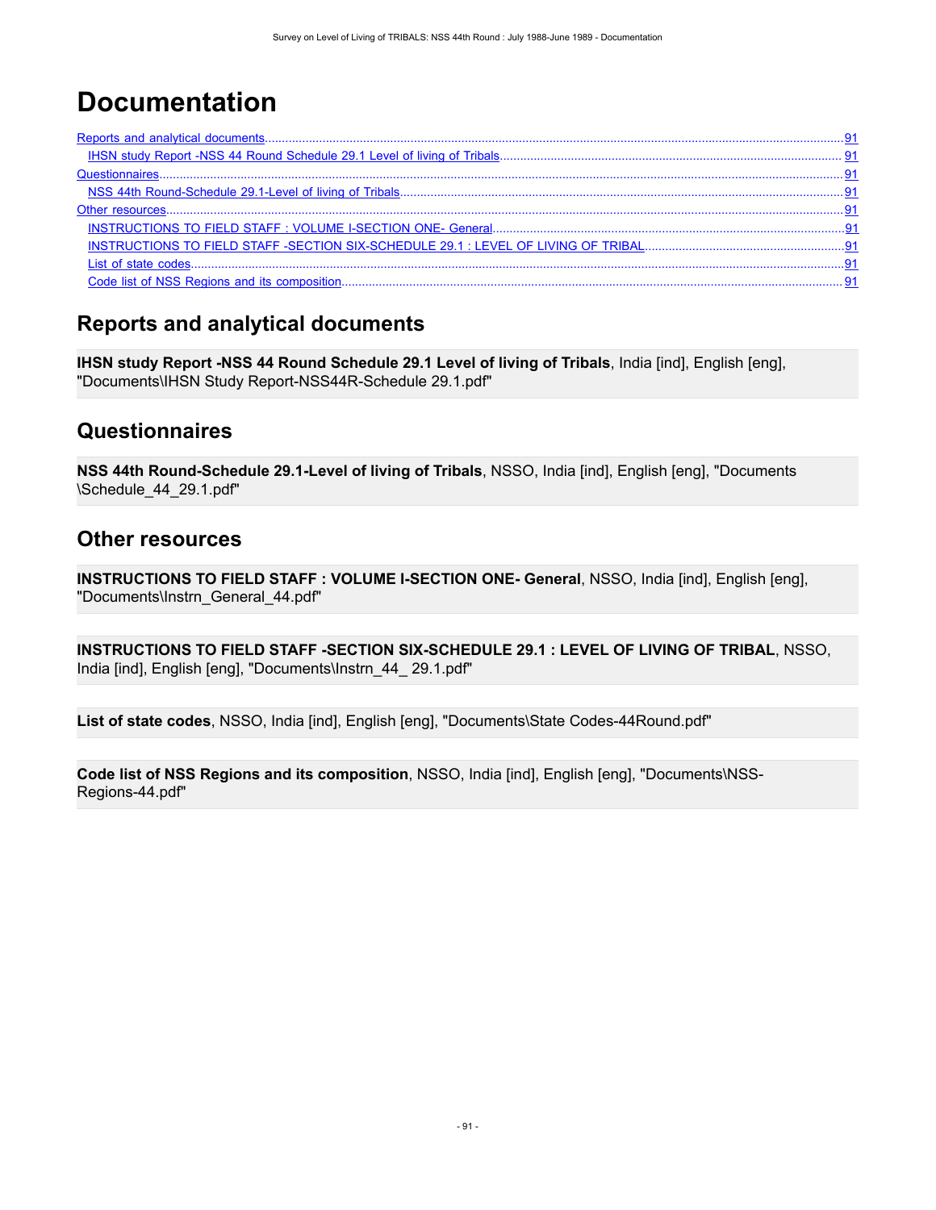# Documentation

- Reports and analytical documents ... 91
  - IHSN study Report -NSS 44 Round Schedule 29.1 Level of living of Tribals ... 91
- Questionnaires ... 91
  - NSS 44th Round-Schedule 29.1-Level of living of Tribals ... 91
- Other resources ... 91
  - INSTRUCTIONS TO FIELD STAFF : VOLUME I-SECTION ONE- General ... 91
  - INSTRUCTIONS TO FIELD STAFF -SECTION SIX-SCHEDULE 29.1 : LEVEL OF LIVING OF TRIBAL ... 91
  - List of state codes ... 91
  - Code list of NSS Regions and its composition ... 91

## Reports and analytical documents

**IHSN study Report -NSS 44 Round Schedule 29.1 Level of living of Tribals**, India [ind], English [eng], "Documents\IHSN Study Report-NSS44R-Schedule 29.1.pdf"

## Questionnaires

**NSS 44th Round-Schedule 29.1-Level of living of Tribals**, NSSO, India [ind], English [eng], "Documents\Schedule_44_29.1.pdf"

## Other resources

**INSTRUCTIONS TO FIELD STAFF : VOLUME I-SECTION ONE- General**, NSSO, India [ind], English [eng], "Documents\Instrn_General_44.pdf"

**INSTRUCTIONS TO FIELD STAFF -SECTION SIX-SCHEDULE 29.1 : LEVEL OF LIVING OF TRIBAL**, NSSO, India [ind], English [eng], "Documents\Instrn_44_ 29.1.pdf"

**List of state codes**, NSSO, India [ind], English [eng], "Documents\State Codes-44Round.pdf"

**Code list of NSS Regions and its composition**, NSSO, India [ind], English [eng], "Documents\NSS-Regions-44.pdf"